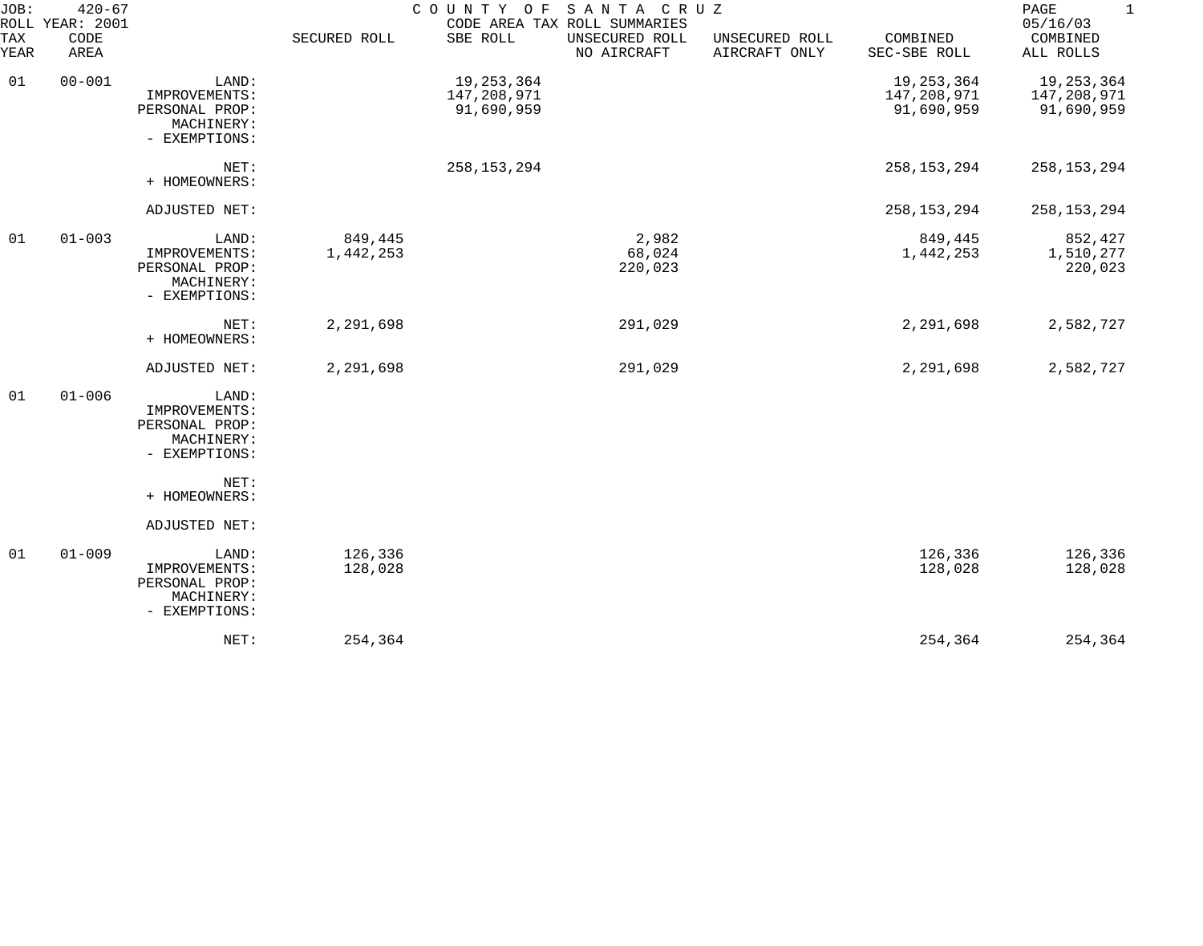JOB: 420-67
ROLL YEAR: 2001

COUNTY OF SANTA CRUZ
CODE AREA TAX ROLL SUMMARIES

05/16/03

| TAX YEAR | CODE AREA | | SECURED ROLL | SBE ROLL | UNSECURED ROLL NO AIRCRAFT | UNSECURED ROLL AIRCRAFT ONLY | COMBINED SEC-SBE ROLL | COMBINED ALL ROLLS |
|---|---|---|---|---|---|---|---|---|
| 01 | 00-001 | LAND: | | 19,253,364 | | | 19,253,364 | 19,253,364 |
| | | IMPROVEMENTS: | | 147,208,971 | | | 147,208,971 | 147,208,971 |
| | | PERSONAL PROP: | | 91,690,959 | | | 91,690,959 | 91,690,959 |
| | | MACHINERY: | | | | | | |
| | | - EXEMPTIONS: | | | | | | |
| | | NET: | | 258,153,294 | | | 258,153,294 | 258,153,294 |
| | | + HOMEOWNERS: | | | | | | |
| | | ADJUSTED NET: | | | | | 258,153,294 | 258,153,294 |
| 01 | 01-003 | LAND: | 849,445 | | 2,982 | | 849,445 | 852,427 |
| | | IMPROVEMENTS: | 1,442,253 | | 68,024 | | 1,442,253 | 1,510,277 |
| | | PERSONAL PROP: | | | 220,023 | | | 220,023 |
| | | MACHINERY: | | | | | | |
| | | - EXEMPTIONS: | | | | | | |
| | | NET: | 2,291,698 | | 291,029 | | 2,291,698 | 2,582,727 |
| | | + HOMEOWNERS: | | | | | | |
| | | ADJUSTED NET: | 2,291,698 | | 291,029 | | 2,291,698 | 2,582,727 |
| 01 | 01-006 | LAND: | | | | | | |
| | | IMPROVEMENTS: | | | | | | |
| | | PERSONAL PROP: | | | | | | |
| | | MACHINERY: | | | | | | |
| | | - EXEMPTIONS: | | | | | | |
| | | NET: | | | | | | |
| | | + HOMEOWNERS: | | | | | | |
| | | ADJUSTED NET: | | | | | | |
| 01 | 01-009 | LAND: | 126,336 | | | | 126,336 | 126,336 |
| | | IMPROVEMENTS: | 128,028 | | | | 128,028 | 128,028 |
| | | PERSONAL PROP: | | | | | | |
| | | MACHINERY: | | | | | | |
| | | - EXEMPTIONS: | | | | | | |
| | | NET: | 254,364 | | | | 254,364 | 254,364 |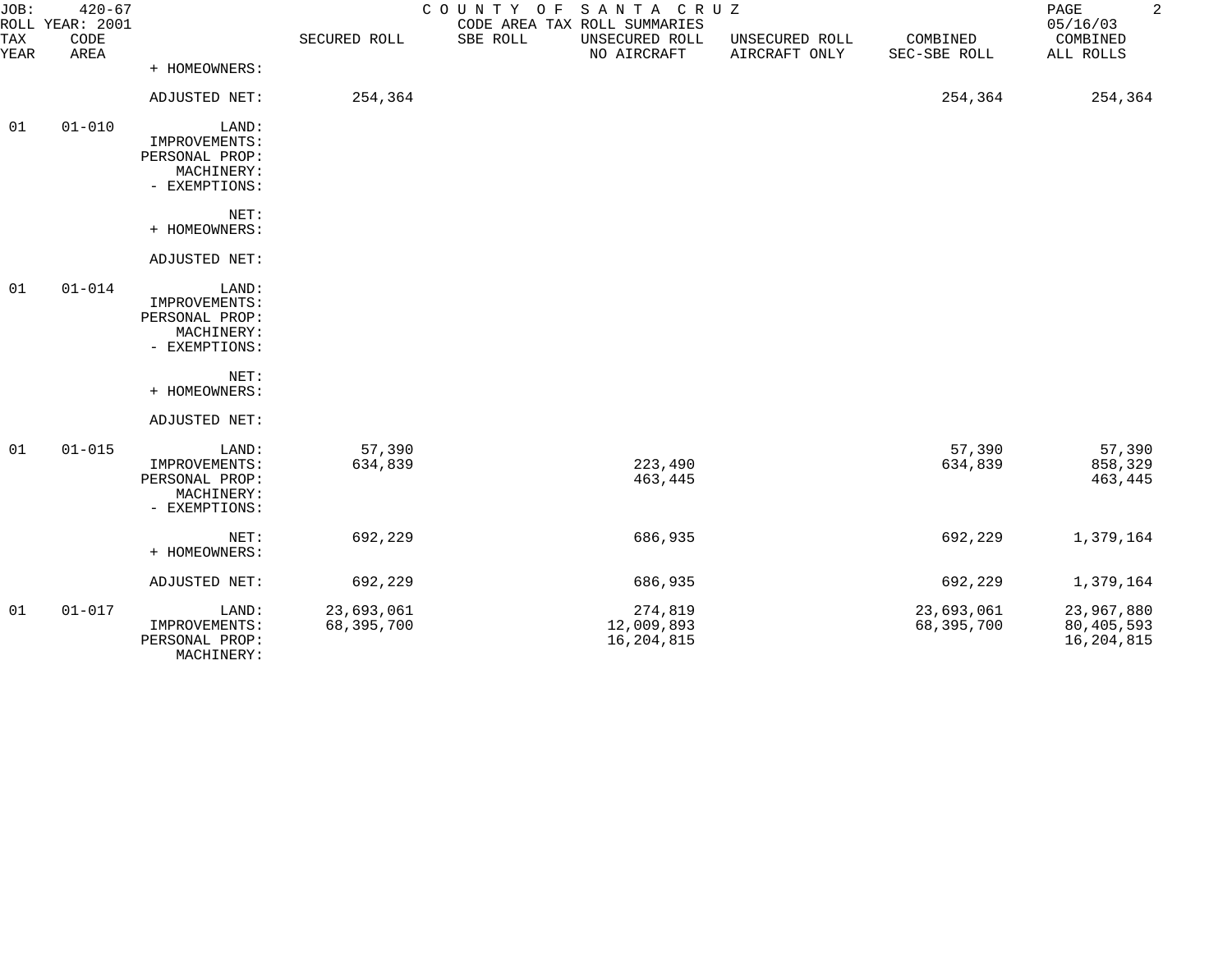JOB: 420-67 COUNTY OF SANTA CRUZ
ROLL YEAR: 2001 CODE AREA TAX ROLL SUMMARIES 05/16/03

| TAX YEAR | CODE AREA | | SECURED ROLL | SBE ROLL | UNSECURED ROLL NO AIRCRAFT | UNSECURED ROLL AIRCRAFT ONLY | COMBINED SEC-SBE ROLL | COMBINED ALL ROLLS |
|---|---|---|---|---|---|---|---|---|
| | | + HOMEOWNERS: | | | | | | |
| | | ADJUSTED NET: | 254,364 | | | | 254,364 | 254,364 |
| 01 | 01-010 | LAND: | | | | | | |
| | | IMPROVEMENTS: | | | | | | |
| | | PERSONAL PROP: | | | | | | |
| | | MACHINERY: | | | | | | |
| | | - EXEMPTIONS: | | | | | | |
| | | NET: | | | | | | |
| | | + HOMEOWNERS: | | | | | | |
| | | ADJUSTED NET: | | | | | | |
| 01 | 01-014 | LAND: | | | | | | |
| | | IMPROVEMENTS: | | | | | | |
| | | PERSONAL PROP: | | | | | | |
| | | MACHINERY: | | | | | | |
| | | - EXEMPTIONS: | | | | | | |
| | | NET: | | | | | | |
| | | + HOMEOWNERS: | | | | | | |
| | | ADJUSTED NET: | | | | | | |
| 01 | 01-015 | LAND: | 57,390 | | | | 57,390 | 57,390 |
| | | IMPROVEMENTS: | 634,839 | | 223,490 | | 634,839 | 858,329 |
| | | PERSONAL PROP: | | | 463,445 | | | 463,445 |
| | | MACHINERY: | | | | | | |
| | | - EXEMPTIONS: | | | | | | |
| | | NET: | 692,229 | | 686,935 | | 692,229 | 1,379,164 |
| | | + HOMEOWNERS: | | | | | | |
| | | ADJUSTED NET: | 692,229 | | 686,935 | | 692,229 | 1,379,164 |
| 01 | 01-017 | LAND: | 23,693,061 | | 274,819 | | 23,693,061 | 23,967,880 |
| | | IMPROVEMENTS: | 68,395,700 | | 12,009,893 | | 68,395,700 | 80,405,593 |
| | | PERSONAL PROP: | | | 16,204,815 | | | 16,204,815 |
| | | MACHINERY: | | | | | | |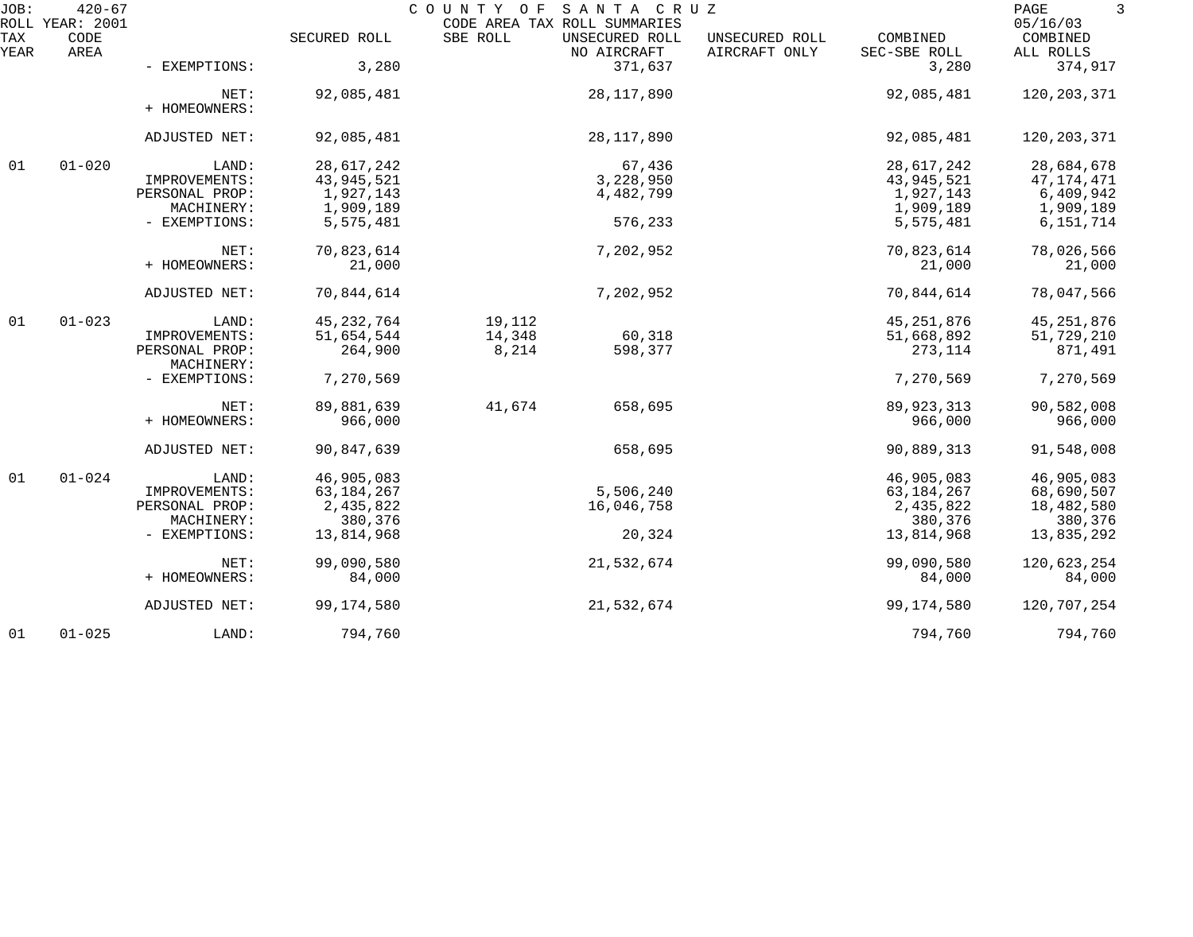JOB: 420-67 — COUNTY OF SANTA CRUZ — CODE AREA TAX ROLL SUMMARIES — 05/16/03

ROLL YEAR: 2001

| TAX YEAR | CODE AREA | | SECURED ROLL | SBE ROLL | UNSECURED ROLL NO AIRCRAFT | UNSECURED ROLL AIRCRAFT ONLY | COMBINED SEC-SBE ROLL | COMBINED ALL ROLLS |
|---|---|---|---|---|---|---|---|---|
| | | - EXEMPTIONS: | 3,280 | | 371,637 | | 3,280 | 374,917 |
| | | NET: | 92,085,481 | | 28,117,890 | | 92,085,481 | 120,203,371 |
| | | + HOMEOWNERS: | | | | | | |
| | | ADJUSTED NET: | 92,085,481 | | 28,117,890 | | 92,085,481 | 120,203,371 |
| 01 | 01-020 | LAND: | 28,617,242 | | 67,436 | | 28,617,242 | 28,684,678 |
| | | IMPROVEMENTS: | 43,945,521 | | 3,228,950 | | 43,945,521 | 47,174,471 |
| | | PERSONAL PROP: | 1,927,143 | | 4,482,799 | | 1,927,143 | 6,409,942 |
| | | MACHINERY: | 1,909,189 | | | | 1,909,189 | 1,909,189 |
| | | - EXEMPTIONS: | 5,575,481 | | 576,233 | | 5,575,481 | 6,151,714 |
| | | NET: | 70,823,614 | | 7,202,952 | | 70,823,614 | 78,026,566 |
| | | + HOMEOWNERS: | 21,000 | | | | 21,000 | 21,000 |
| | | ADJUSTED NET: | 70,844,614 | | 7,202,952 | | 70,844,614 | 78,047,566 |
| 01 | 01-023 | LAND: | 45,232,764 | 19,112 | | | 45,251,876 | 45,251,876 |
| | | IMPROVEMENTS: | 51,654,544 | 14,348 | 60,318 | | 51,668,892 | 51,729,210 |
| | | PERSONAL PROP: | 264,900 | 8,214 | 598,377 | | 273,114 | 871,491 |
| | | MACHINERY: | | | | | | |
| | | - EXEMPTIONS: | 7,270,569 | | | | 7,270,569 | 7,270,569 |
| | | NET: | 89,881,639 | 41,674 | 658,695 | | 89,923,313 | 90,582,008 |
| | | + HOMEOWNERS: | 966,000 | | | | 966,000 | 966,000 |
| | | ADJUSTED NET: | 90,847,639 | | 658,695 | | 90,889,313 | 91,548,008 |
| 01 | 01-024 | LAND: | 46,905,083 | | | | 46,905,083 | 46,905,083 |
| | | IMPROVEMENTS: | 63,184,267 | | 5,506,240 | | 63,184,267 | 68,690,507 |
| | | PERSONAL PROP: | 2,435,822 | | 16,046,758 | | 2,435,822 | 18,482,580 |
| | | MACHINERY: | 380,376 | | | | 380,376 | 380,376 |
| | | - EXEMPTIONS: | 13,814,968 | | 20,324 | | 13,814,968 | 13,835,292 |
| | | NET: | 99,090,580 | | 21,532,674 | | 99,090,580 | 120,623,254 |
| | | + HOMEOWNERS: | 84,000 | | | | 84,000 | 84,000 |
| | | ADJUSTED NET: | 99,174,580 | | 21,532,674 | | 99,174,580 | 120,707,254 |
| 01 | 01-025 | LAND: | 794,760 | | | | 794,760 | 794,760 |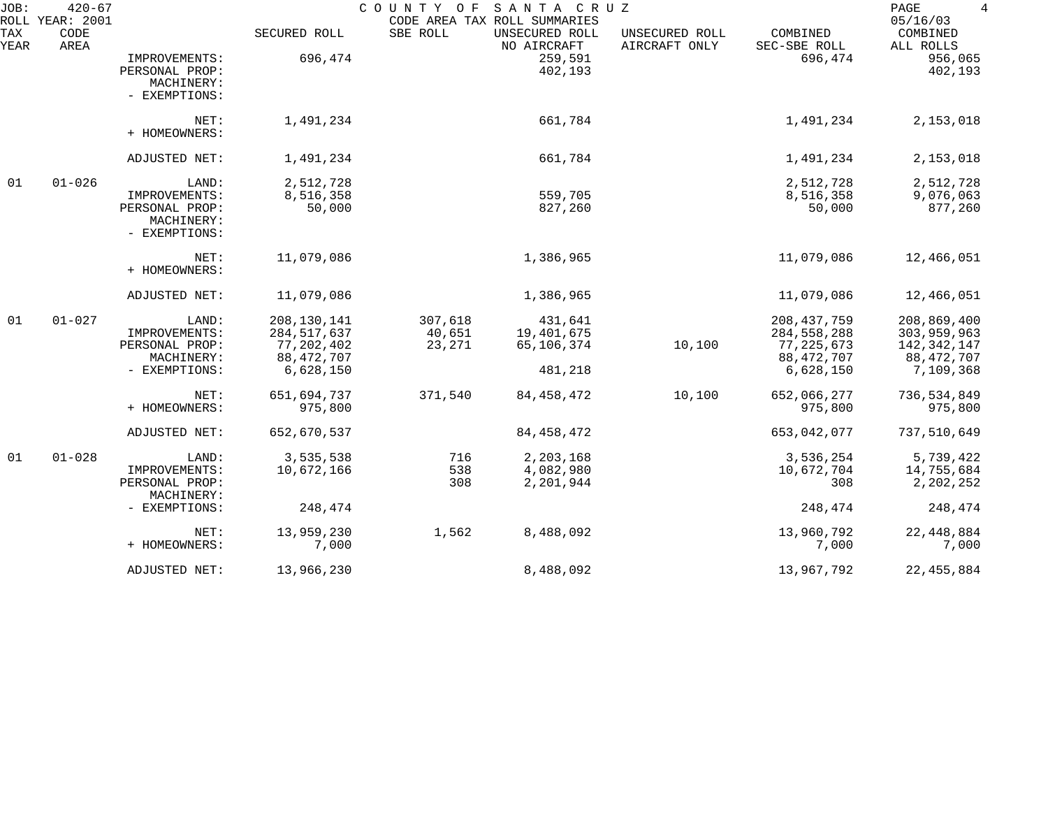JOB: 420-67 COUNTY OF SANTA CRUZ
ROLL YEAR: 2001 CODE AREA TAX ROLL SUMMARIES 05/16/03

| TAX YEAR | CODE AREA | | SECURED ROLL | SBE ROLL | UNSECURED ROLL NO AIRCRAFT | UNSECURED ROLL AIRCRAFT ONLY | COMBINED SEC-SBE ROLL | COMBINED ALL ROLLS |
|---|---|---|---|---|---|---|---|---|
| | | IMPROVEMENTS: | 696,474 | | 259,591 | | 696,474 | 956,065 |
| | | PERSONAL PROP: | | | 402,193 | | | 402,193 |
| | | MACHINERY: | | | | | | |
| | | - EXEMPTIONS: | | | | | | |
| | | NET: | 1,491,234 | | 661,784 | | 1,491,234 | 2,153,018 |
| | | + HOMEOWNERS: | | | | | | |
| | | ADJUSTED NET: | 1,491,234 | | 661,784 | | 1,491,234 | 2,153,018 |
| 01 | 01-026 | LAND: | 2,512,728 | | | | 2,512,728 | 2,512,728 |
| | | IMPROVEMENTS: | 8,516,358 | | 559,705 | | 8,516,358 | 9,076,063 |
| | | PERSONAL PROP: | 50,000 | | 827,260 | | 50,000 | 877,260 |
| | | MACHINERY: | | | | | | |
| | | - EXEMPTIONS: | | | | | | |
| | | NET: | 11,079,086 | | 1,386,965 | | 11,079,086 | 12,466,051 |
| | | + HOMEOWNERS: | | | | | | |
| | | ADJUSTED NET: | 11,079,086 | | 1,386,965 | | 11,079,086 | 12,466,051 |
| 01 | 01-027 | LAND: | 208,130,141 | 307,618 | 431,641 | | 208,437,759 | 208,869,400 |
| | | IMPROVEMENTS: | 284,517,637 | 40,651 | 19,401,675 | | 284,558,288 | 303,959,963 |
| | | PERSONAL PROP: | 77,202,402 | 23,271 | 65,106,374 | 10,100 | 77,225,673 | 142,342,147 |
| | | MACHINERY: | 88,472,707 | | | | 88,472,707 | 88,472,707 |
| | | - EXEMPTIONS: | 6,628,150 | | 481,218 | | 6,628,150 | 7,109,368 |
| | | NET: | 651,694,737 | 371,540 | 84,458,472 | 10,100 | 652,066,277 | 736,534,849 |
| | | + HOMEOWNERS: | 975,800 | | | | 975,800 | 975,800 |
| | | ADJUSTED NET: | 652,670,537 | | 84,458,472 | | 653,042,077 | 737,510,649 |
| 01 | 01-028 | LAND: | 3,535,538 | 716 | 2,203,168 | | 3,536,254 | 5,739,422 |
| | | IMPROVEMENTS: | 10,672,166 | 538 | 4,082,980 | | 10,672,704 | 14,755,684 |
| | | PERSONAL PROP: | | 308 | 2,201,944 | | 308 | 2,202,252 |
| | | MACHINERY: | | | | | | |
| | | - EXEMPTIONS: | 248,474 | | | | 248,474 | 248,474 |
| | | NET: | 13,959,230 | 1,562 | 8,488,092 | | 13,960,792 | 22,448,884 |
| | | + HOMEOWNERS: | 7,000 | | | | 7,000 | 7,000 |
| | | ADJUSTED NET: | 13,966,230 | | 8,488,092 | | 13,967,792 | 22,455,884 |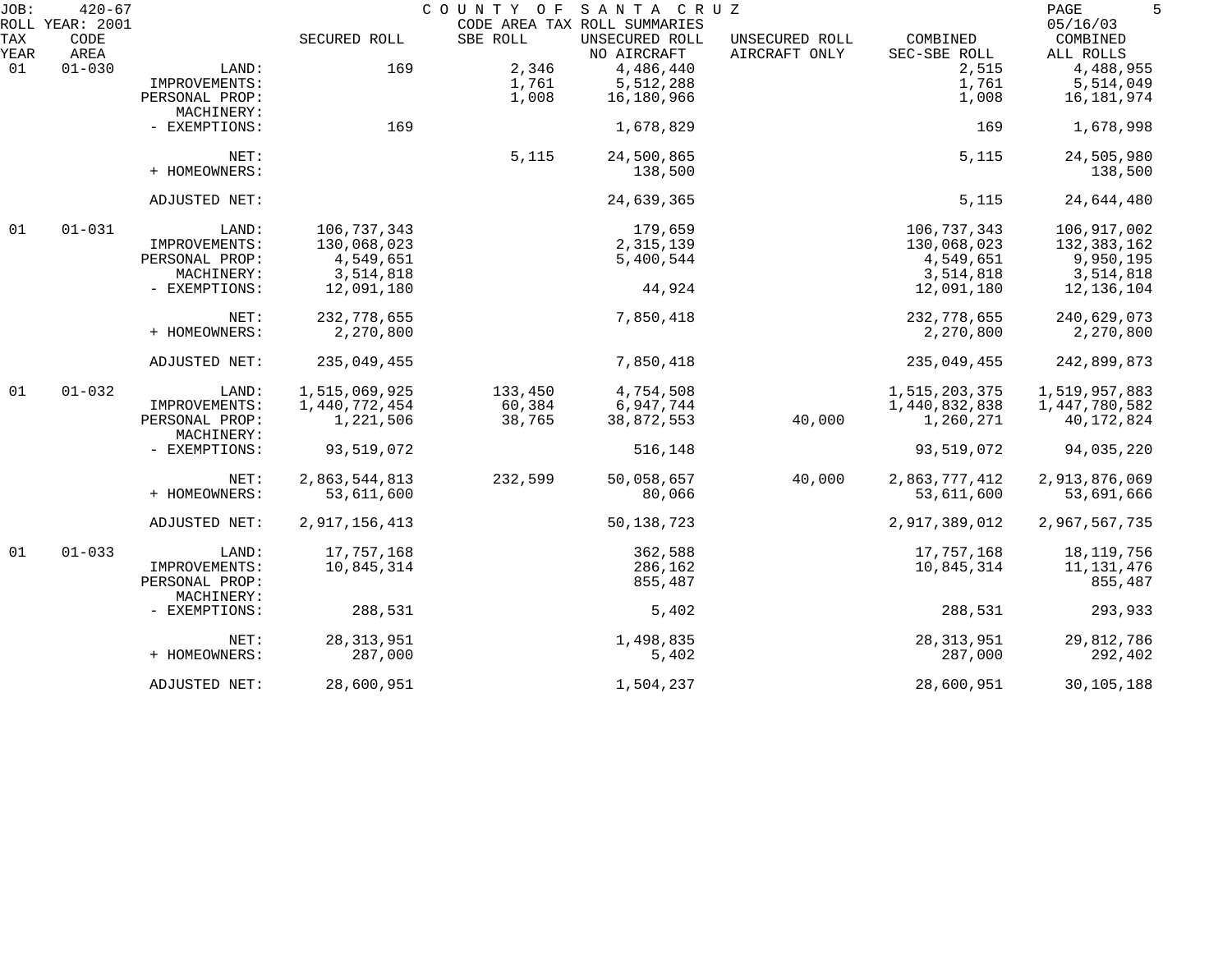JOB: 420-67
ROLL YEAR: 2001

COUNTY OF SANTA CRUZ
CODE AREA TAX ROLL SUMMARIES

05/16/03

| TAX YEAR | CODE AREA | | SECURED ROLL | SBE ROLL | UNSECURED ROLL NO AIRCRAFT | UNSECURED ROLL AIRCRAFT ONLY | COMBINED SEC-SBE ROLL | COMBINED ALL ROLLS |
|---|---|---|---|---|---|---|---|---|
| 01 | 01-030 | LAND: | 169 | 2,346 | 4,486,440 | | 2,515 | 4,488,955 |
| | | IMPROVEMENTS: | | 1,761 | 5,512,288 | | 1,761 | 5,514,049 |
| | | PERSONAL PROP: | | 1,008 | 16,180,966 | | 1,008 | 16,181,974 |
| | | MACHINERY: | | | | | | |
| | | - EXEMPTIONS: | 169 | | 1,678,829 | | 169 | 1,678,998 |
| | | NET: | | 5,115 | 24,500,865 | | 5,115 | 24,505,980 |
| | | + HOMEOWNERS: | | | 138,500 | | | 138,500 |
| | | ADJUSTED NET: | | | 24,639,365 | | 5,115 | 24,644,480 |
| 01 | 01-031 | LAND: | 106,737,343 | | 179,659 | | 106,737,343 | 106,917,002 |
| | | IMPROVEMENTS: | 130,068,023 | | 2,315,139 | | 130,068,023 | 132,383,162 |
| | | PERSONAL PROP: | 4,549,651 | | 5,400,544 | | 4,549,651 | 9,950,195 |
| | | MACHINERY: | 3,514,818 | | | | 3,514,818 | 3,514,818 |
| | | - EXEMPTIONS: | 12,091,180 | | 44,924 | | 12,091,180 | 12,136,104 |
| | | NET: | 232,778,655 | | 7,850,418 | | 232,778,655 | 240,629,073 |
| | | + HOMEOWNERS: | 2,270,800 | | | | 2,270,800 | 2,270,800 |
| | | ADJUSTED NET: | 235,049,455 | | 7,850,418 | | 235,049,455 | 242,899,873 |
| 01 | 01-032 | LAND: | 1,515,069,925 | 133,450 | 4,754,508 | | 1,515,203,375 | 1,519,957,883 |
| | | IMPROVEMENTS: | 1,440,772,454 | 60,384 | 6,947,744 | | 1,440,832,838 | 1,447,780,582 |
| | | PERSONAL PROP: | 1,221,506 | 38,765 | 38,872,553 | 40,000 | 1,260,271 | 40,172,824 |
| | | MACHINERY: | | | | | | |
| | | - EXEMPTIONS: | 93,519,072 | | 516,148 | | 93,519,072 | 94,035,220 |
| | | NET: | 2,863,544,813 | 232,599 | 50,058,657 | 40,000 | 2,863,777,412 | 2,913,876,069 |
| | | + HOMEOWNERS: | 53,611,600 | | 80,066 | | 53,611,600 | 53,691,666 |
| | | ADJUSTED NET: | 2,917,156,413 | | 50,138,723 | | 2,917,389,012 | 2,967,567,735 |
| 01 | 01-033 | LAND: | 17,757,168 | | 362,588 | | 17,757,168 | 18,119,756 |
| | | IMPROVEMENTS: | 10,845,314 | | 286,162 | | 10,845,314 | 11,131,476 |
| | | PERSONAL PROP: | | | 855,487 | | | 855,487 |
| | | MACHINERY: | | | | | | |
| | | - EXEMPTIONS: | 288,531 | | 5,402 | | 288,531 | 293,933 |
| | | NET: | 28,313,951 | | 1,498,835 | | 28,313,951 | 29,812,786 |
| | | + HOMEOWNERS: | 287,000 | | 5,402 | | 287,000 | 292,402 |
| | | ADJUSTED NET: | 28,600,951 | | 1,504,237 | | 28,600,951 | 30,105,188 |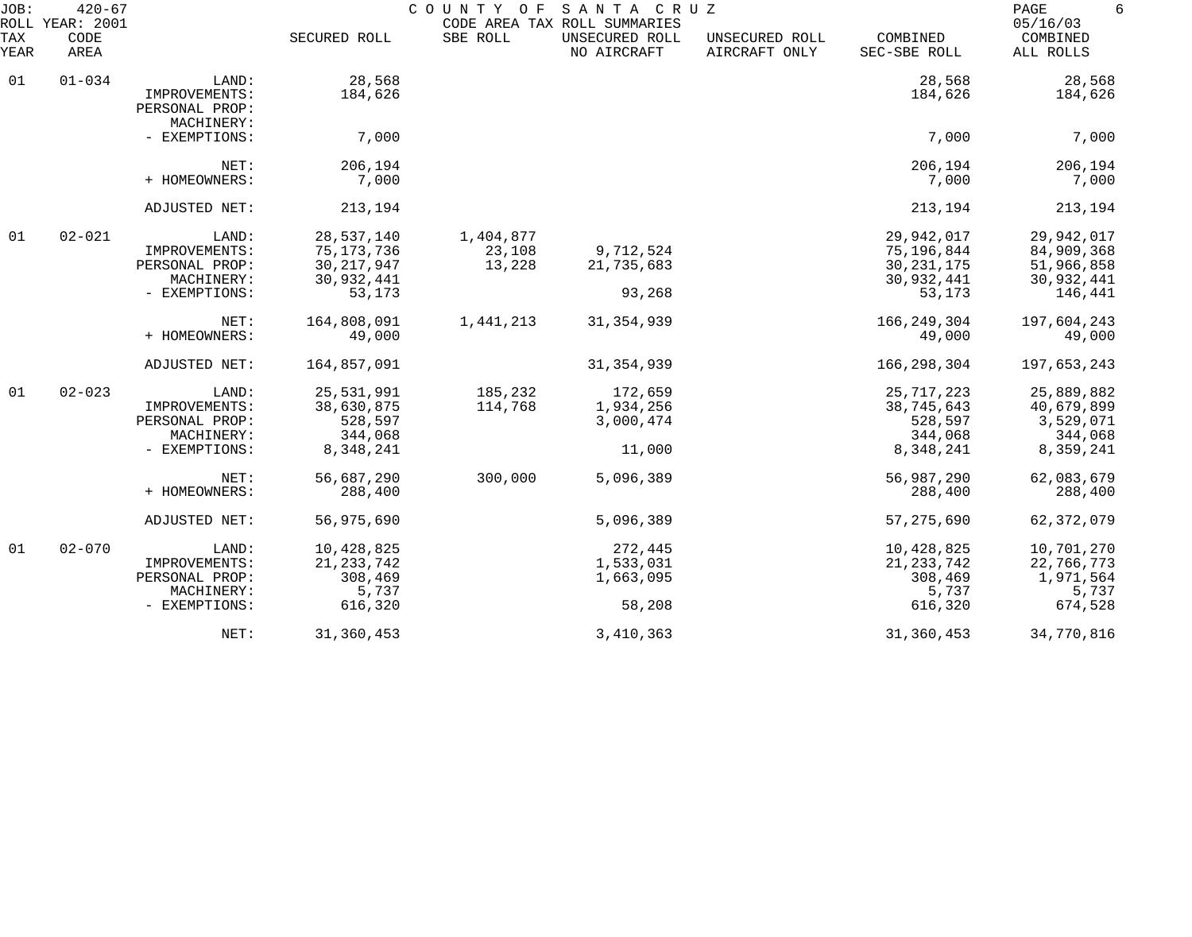JOB: 420-67 COUNTY OF SANTA CRUZ 05/16/03
ROLL YEAR: 2001 CODE AREA TAX ROLL SUMMARIES

| TAX YEAR | CODE AREA | | SECURED ROLL | SBE ROLL | UNSECURED ROLL NO AIRCRAFT | UNSECURED ROLL AIRCRAFT ONLY | COMBINED SEC-SBE ROLL | COMBINED ALL ROLLS |
|---|---|---|---|---|---|---|---|---|
| 01 | 01-034 | LAND: | 28,568 | | | | 28,568 | 28,568 |
| | | IMPROVEMENTS: | 184,626 | | | | 184,626 | 184,626 |
| | | PERSONAL PROP: | | | | | | |
| | | MACHINERY: | | | | | | |
| | | - EXEMPTIONS: | 7,000 | | | | 7,000 | 7,000 |
| | | NET: | 206,194 | | | | 206,194 | 206,194 |
| | | + HOMEOWNERS: | 7,000 | | | | 7,000 | 7,000 |
| | | ADJUSTED NET: | 213,194 | | | | 213,194 | 213,194 |
| 01 | 02-021 | LAND: | 28,537,140 | 1,404,877 | | | 29,942,017 | 29,942,017 |
| | | IMPROVEMENTS: | 75,173,736 | 23,108 | 9,712,524 | | 75,196,844 | 84,909,368 |
| | | PERSONAL PROP: | 30,217,947 | 13,228 | 21,735,683 | | 30,231,175 | 51,966,858 |
| | | MACHINERY: | 30,932,441 | | | | 30,932,441 | 30,932,441 |
| | | - EXEMPTIONS: | 53,173 | | 93,268 | | 53,173 | 146,441 |
| | | NET: | 164,808,091 | 1,441,213 | 31,354,939 | | 166,249,304 | 197,604,243 |
| | | + HOMEOWNERS: | 49,000 | | | | 49,000 | 49,000 |
| | | ADJUSTED NET: | 164,857,091 | | 31,354,939 | | 166,298,304 | 197,653,243 |
| 01 | 02-023 | LAND: | 25,531,991 | 185,232 | 172,659 | | 25,717,223 | 25,889,882 |
| | | IMPROVEMENTS: | 38,630,875 | 114,768 | 1,934,256 | | 38,745,643 | 40,679,899 |
| | | PERSONAL PROP: | 528,597 | | 3,000,474 | | 528,597 | 3,529,071 |
| | | MACHINERY: | 344,068 | | | | 344,068 | 344,068 |
| | | - EXEMPTIONS: | 8,348,241 | | 11,000 | | 8,348,241 | 8,359,241 |
| | | NET: | 56,687,290 | 300,000 | 5,096,389 | | 56,987,290 | 62,083,679 |
| | | + HOMEOWNERS: | 288,400 | | | | 288,400 | 288,400 |
| | | ADJUSTED NET: | 56,975,690 | | 5,096,389 | | 57,275,690 | 62,372,079 |
| 01 | 02-070 | LAND: | 10,428,825 | | 272,445 | | 10,428,825 | 10,701,270 |
| | | IMPROVEMENTS: | 21,233,742 | | 1,533,031 | | 21,233,742 | 22,766,773 |
| | | PERSONAL PROP: | 308,469 | | 1,663,095 | | 308,469 | 1,971,564 |
| | | MACHINERY: | 5,737 | | | | 5,737 | 5,737 |
| | | - EXEMPTIONS: | 616,320 | | 58,208 | | 616,320 | 674,528 |
| | | NET: | 31,360,453 | | 3,410,363 | | 31,360,453 | 34,770,816 |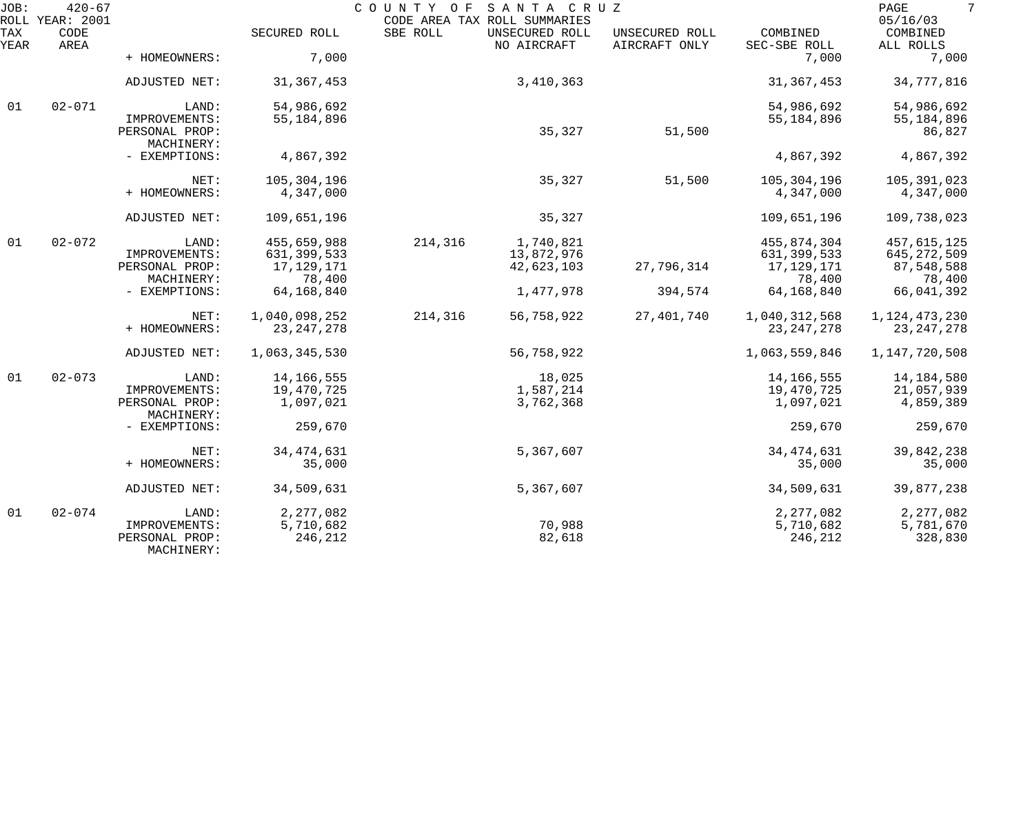| TAX YEAR | CODE AREA | | SECURED ROLL | SBE ROLL | UNSECURED ROLL NO AIRCRAFT | UNSECURED ROLL AIRCRAFT ONLY | COMBINED SEC-SBE ROLL | COMBINED ALL ROLLS |
|---|---|---|---|---|---|---|---|---|
| | | + HOMEOWNERS: | 7,000 | | | | 7,000 | 7,000 |
| | | ADJUSTED NET: | 31,367,453 | | 3,410,363 | | 31,367,453 | 34,777,816 |
| 01 | 02-071 | LAND: | 54,986,692 | | | | 54,986,692 | 54,986,692 |
| | | IMPROVEMENTS: | 55,184,896 | | | | 55,184,896 | 55,184,896 |
| | | PERSONAL PROP: | | | 35,327 | 51,500 | | 86,827 |
| | | MACHINERY: | | | | | | |
| | | - EXEMPTIONS: | 4,867,392 | | | | 4,867,392 | 4,867,392 |
| | | NET: | 105,304,196 | | 35,327 | 51,500 | 105,304,196 | 105,391,023 |
| | | + HOMEOWNERS: | 4,347,000 | | | | 4,347,000 | 4,347,000 |
| | | ADJUSTED NET: | 109,651,196 | | 35,327 | | 109,651,196 | 109,738,023 |
| 01 | 02-072 | LAND: | 455,659,988 | 214,316 | 1,740,821 | | 455,874,304 | 457,615,125 |
| | | IMPROVEMENTS: | 631,399,533 | | 13,872,976 | | 631,399,533 | 645,272,509 |
| | | PERSONAL PROP: | 17,129,171 | | 42,623,103 | 27,796,314 | 17,129,171 | 87,548,588 |
| | | MACHINERY: | 78,400 | | | | 78,400 | 78,400 |
| | | - EXEMPTIONS: | 64,168,840 | | 1,477,978 | 394,574 | 64,168,840 | 66,041,392 |
| | | NET: | 1,040,098,252 | 214,316 | 56,758,922 | 27,401,740 | 1,040,312,568 | 1,124,473,230 |
| | | + HOMEOWNERS: | 23,247,278 | | | | 23,247,278 | 23,247,278 |
| | | ADJUSTED NET: | 1,063,345,530 | | 56,758,922 | | 1,063,559,846 | 1,147,720,508 |
| 01 | 02-073 | LAND: | 14,166,555 | | 18,025 | | 14,166,555 | 14,184,580 |
| | | IMPROVEMENTS: | 19,470,725 | | 1,587,214 | | 19,470,725 | 21,057,939 |
| | | PERSONAL PROP: | 1,097,021 | | 3,762,368 | | 1,097,021 | 4,859,389 |
| | | MACHINERY: | | | | | | |
| | | - EXEMPTIONS: | 259,670 | | | | 259,670 | 259,670 |
| | | NET: | 34,474,631 | | 5,367,607 | | 34,474,631 | 39,842,238 |
| | | + HOMEOWNERS: | 35,000 | | | | 35,000 | 35,000 |
| | | ADJUSTED NET: | 34,509,631 | | 5,367,607 | | 34,509,631 | 39,877,238 |
| 01 | 02-074 | LAND: | 2,277,082 | | | | 2,277,082 | 2,277,082 |
| | | IMPROVEMENTS: | 5,710,682 | | 70,988 | | 5,710,682 | 5,781,670 |
| | | PERSONAL PROP: | 246,212 | | 82,618 | | 246,212 | 328,830 |
| | | MACHINERY: | | | | | | |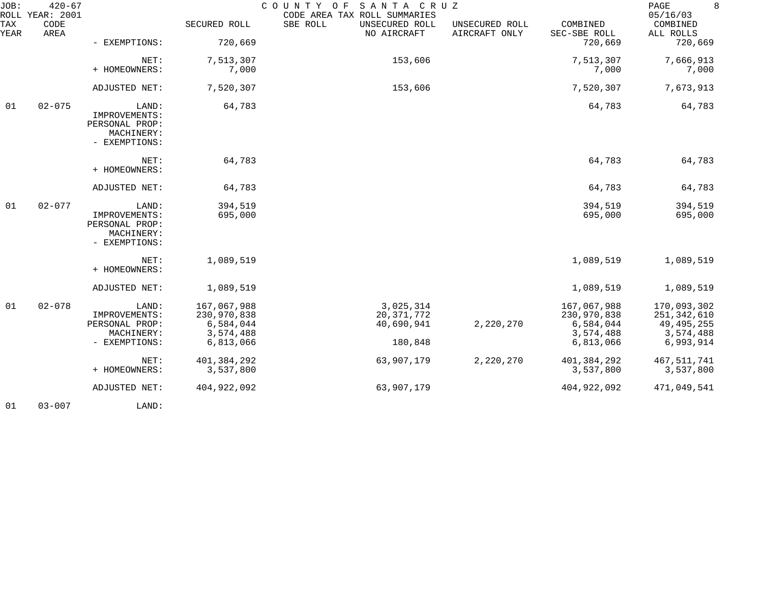| TAX YEAR | CODE AREA | | SECURED ROLL | SBE ROLL | UNSECURED ROLL NO AIRCRAFT | UNSECURED ROLL AIRCRAFT ONLY | COMBINED SEC-SBE ROLL | COMBINED ALL ROLLS |
|---|---|---|---|---|---|---|---|---|
| | | - EXEMPTIONS: | 720,669 | | | | 720,669 | 720,669 |
| | | NET: | 7,513,307 | | 153,606 | | 7,513,307 | 7,666,913 |
| | | + HOMEOWNERS: | 7,000 | | | | 7,000 | 7,000 |
| | | ADJUSTED NET: | 7,520,307 | | 153,606 | | 7,520,307 | 7,673,913 |
| 01 | 02-075 | LAND: | 64,783 | | | | 64,783 | 64,783 |
| | | IMPROVEMENTS: | | | | | | |
| | | PERSONAL PROP: | | | | | | |
| | | MACHINERY: | | | | | | |
| | | - EXEMPTIONS: | | | | | | |
| | | NET: | 64,783 | | | | 64,783 | 64,783 |
| | | + HOMEOWNERS: | | | | | | |
| | | ADJUSTED NET: | 64,783 | | | | 64,783 | 64,783 |
| 01 | 02-077 | LAND: | 394,519 | | | | 394,519 | 394,519 |
| | | IMPROVEMENTS: | 695,000 | | | | 695,000 | 695,000 |
| | | PERSONAL PROP: | | | | | | |
| | | MACHINERY: | | | | | | |
| | | - EXEMPTIONS: | | | | | | |
| | | NET: | 1,089,519 | | | | 1,089,519 | 1,089,519 |
| | | + HOMEOWNERS: | | | | | | |
| | | ADJUSTED NET: | 1,089,519 | | | | 1,089,519 | 1,089,519 |
| 01 | 02-078 | LAND: | 167,067,988 | | 3,025,314 | | 167,067,988 | 170,093,302 |
| | | IMPROVEMENTS: | 230,970,838 | | 20,371,772 | | 230,970,838 | 251,342,610 |
| | | PERSONAL PROP: | 6,584,044 | | 40,690,941 | 2,220,270 | 6,584,044 | 49,495,255 |
| | | MACHINERY: | 3,574,488 | | | | 3,574,488 | 3,574,488 |
| | | - EXEMPTIONS: | 6,813,066 | | 180,848 | | 6,813,066 | 6,993,914 |
| | | NET: | 401,384,292 | | 63,907,179 | 2,220,270 | 401,384,292 | 467,511,741 |
| | | + HOMEOWNERS: | 3,537,800 | | | | 3,537,800 | 3,537,800 |
| | | ADJUSTED NET: | 404,922,092 | | 63,907,179 | | 404,922,092 | 471,049,541 |
| 01 | 03-007 | LAND: | | | | | | |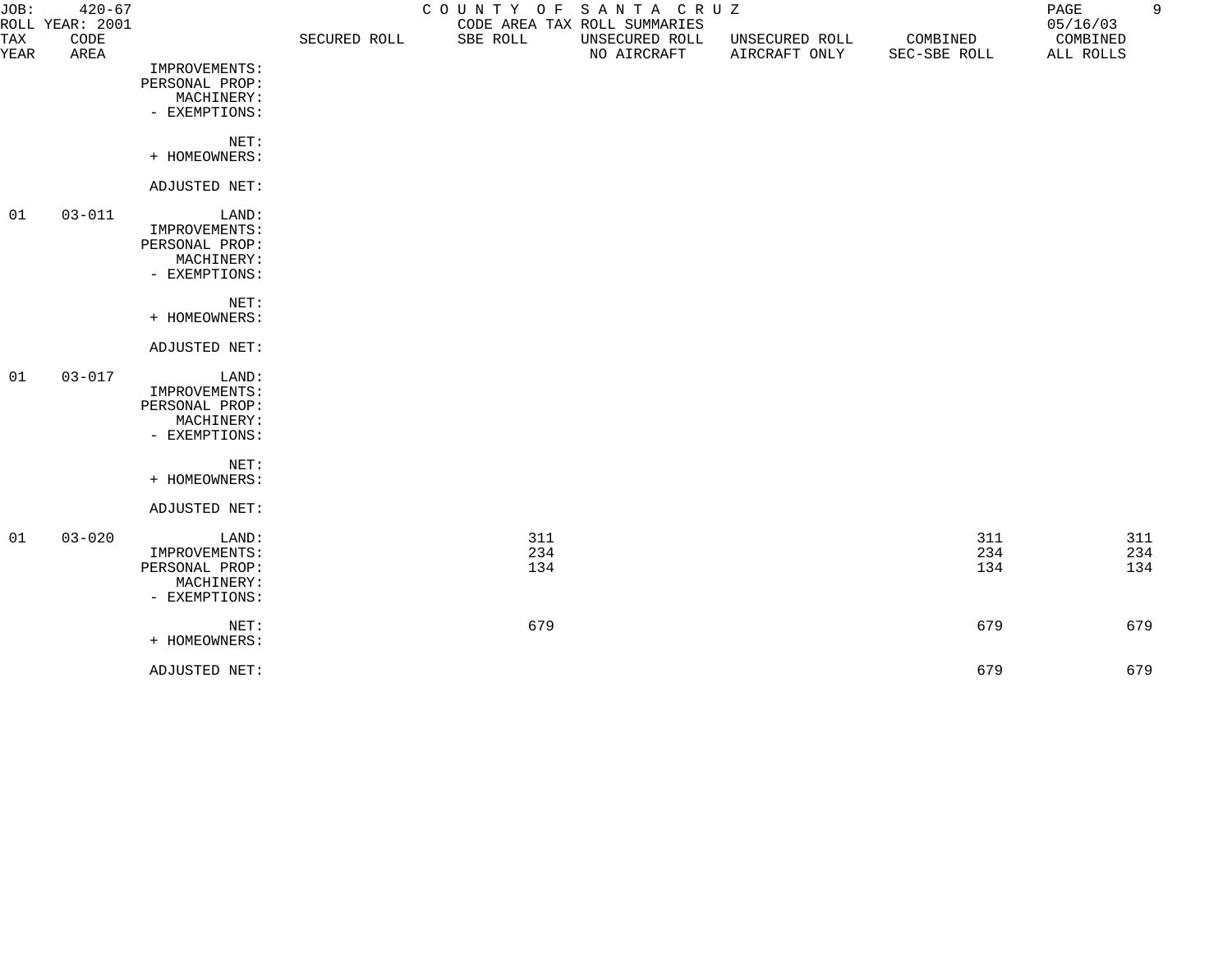JOB: 420-67 ROLL YEAR: 2001

COUNTY OF SANTA CRUZ
CODE AREA TAX ROLL SUMMARIES

05/16/03

| TAX YEAR | CODE AREA | | SECURED ROLL | SBE ROLL | UNSECURED ROLL NO AIRCRAFT | UNSECURED ROLL AIRCRAFT ONLY | COMBINED SEC-SBE ROLL | COMBINED ALL ROLLS |
|---|---|---|---|---|---|---|---|---|
| | | IMPROVEMENTS: | | | | | | |
| | | PERSONAL PROP: | | | | | | |
| | | MACHINERY: | | | | | | |
| | | - EXEMPTIONS: | | | | | | |
| | | NET: | | | | | | |
| | | + HOMEOWNERS: | | | | | | |
| | | ADJUSTED NET: | | | | | | |
| 01 | 03-011 | LAND: | | | | | | |
| | | IMPROVEMENTS: | | | | | | |
| | | PERSONAL PROP: | | | | | | |
| | | MACHINERY: | | | | | | |
| | | - EXEMPTIONS: | | | | | | |
| | | NET: | | | | | | |
| | | + HOMEOWNERS: | | | | | | |
| | | ADJUSTED NET: | | | | | | |
| 01 | 03-017 | LAND: | | | | | | |
| | | IMPROVEMENTS: | | | | | | |
| | | PERSONAL PROP: | | | | | | |
| | | MACHINERY: | | | | | | |
| | | - EXEMPTIONS: | | | | | | |
| | | NET: | | | | | | |
| | | + HOMEOWNERS: | | | | | | |
| | | ADJUSTED NET: | | | | | | |
| 01 | 03-020 | LAND: | | 311 | | | 311 | 311 |
| | | IMPROVEMENTS: | | 234 | | | 234 | 234 |
| | | PERSONAL PROP: | | 134 | | | 134 | 134 |
| | | MACHINERY: | | | | | | |
| | | - EXEMPTIONS: | | | | | | |
| | | NET: | | 679 | | | 679 | 679 |
| | | + HOMEOWNERS: | | | | | | |
| | | ADJUSTED NET: | | | | | 679 | 679 |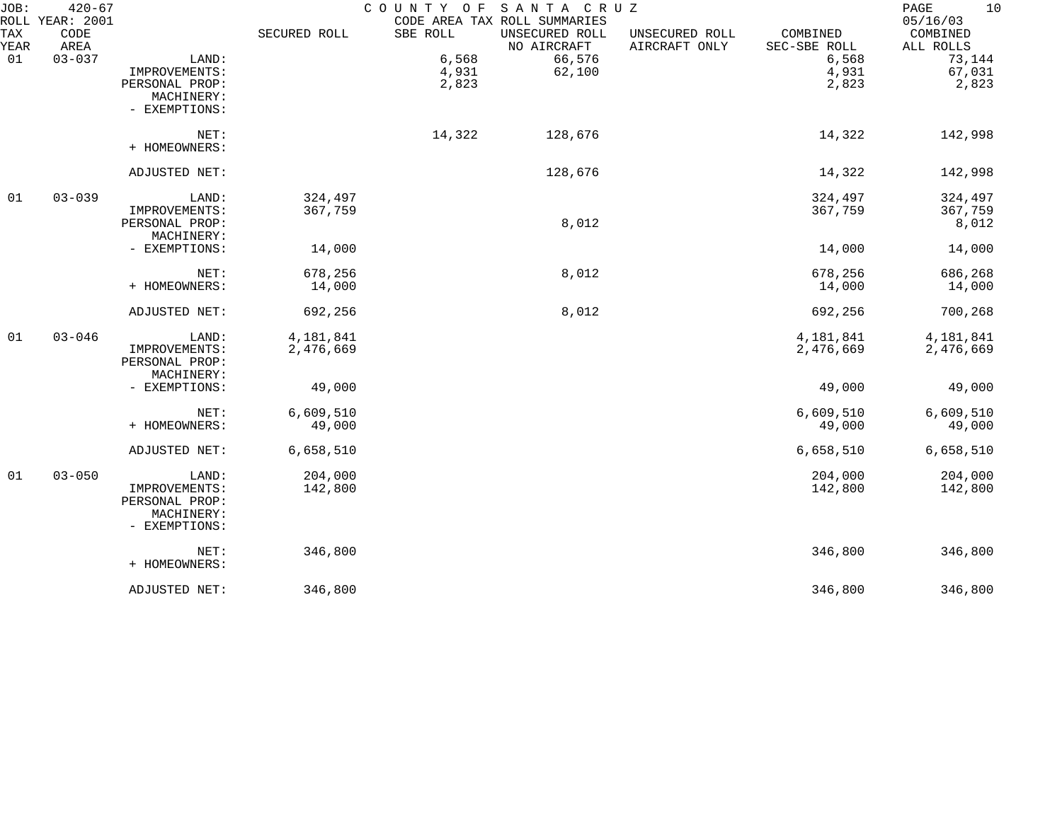JOB: 420-67 COUNTY OF SANTA CRUZ
ROLL YEAR: 2001 CODE AREA TAX ROLL SUMMARIES 05/16/03

| TAX YEAR | CODE AREA | | SECURED ROLL | SBE ROLL | UNSECURED ROLL NO AIRCRAFT | UNSECURED ROLL AIRCRAFT ONLY | COMBINED SEC-SBE ROLL | COMBINED ALL ROLLS |
|---|---|---|---|---|---|---|---|---|
| 01 | 03-037 | LAND: | | 6,568 | 66,576 | | 6,568 | 73,144 |
| | | IMPROVEMENTS: | | 4,931 | 62,100 | | 4,931 | 67,031 |
| | | PERSONAL PROP: | | 2,823 | | | 2,823 | 2,823 |
| | | MACHINERY: | | | | | | |
| | | - EXEMPTIONS: | | | | | | |
| | | NET: | | 14,322 | 128,676 | | 14,322 | 142,998 |
| | | + HOMEOWNERS: | | | | | | |
| | | ADJUSTED NET: | | | 128,676 | | 14,322 | 142,998 |
| 01 | 03-039 | LAND: | 324,497 | | | | 324,497 | 324,497 |
| | | IMPROVEMENTS: | 367,759 | | | | 367,759 | 367,759 |
| | | PERSONAL PROP: | | | 8,012 | | | 8,012 |
| | | MACHINERY: | | | | | | |
| | | - EXEMPTIONS: | 14,000 | | | | 14,000 | 14,000 |
| | | NET: | 678,256 | | 8,012 | | 678,256 | 686,268 |
| | | + HOMEOWNERS: | 14,000 | | | | 14,000 | 14,000 |
| | | ADJUSTED NET: | 692,256 | | 8,012 | | 692,256 | 700,268 |
| 01 | 03-046 | LAND: | 4,181,841 | | | | 4,181,841 | 4,181,841 |
| | | IMPROVEMENTS: | 2,476,669 | | | | 2,476,669 | 2,476,669 |
| | | PERSONAL PROP: | | | | | | |
| | | MACHINERY: | | | | | | |
| | | - EXEMPTIONS: | 49,000 | | | | 49,000 | 49,000 |
| | | NET: | 6,609,510 | | | | 6,609,510 | 6,609,510 |
| | | + HOMEOWNERS: | 49,000 | | | | 49,000 | 49,000 |
| | | ADJUSTED NET: | 6,658,510 | | | | 6,658,510 | 6,658,510 |
| 01 | 03-050 | LAND: | 204,000 | | | | 204,000 | 204,000 |
| | | IMPROVEMENTS: | 142,800 | | | | 142,800 | 142,800 |
| | | PERSONAL PROP: | | | | | | |
| | | MACHINERY: | | | | | | |
| | | - EXEMPTIONS: | | | | | | |
| | | NET: | 346,800 | | | | 346,800 | 346,800 |
| | | + HOMEOWNERS: | | | | | | |
| | | ADJUSTED NET: | 346,800 | | | | 346,800 | 346,800 |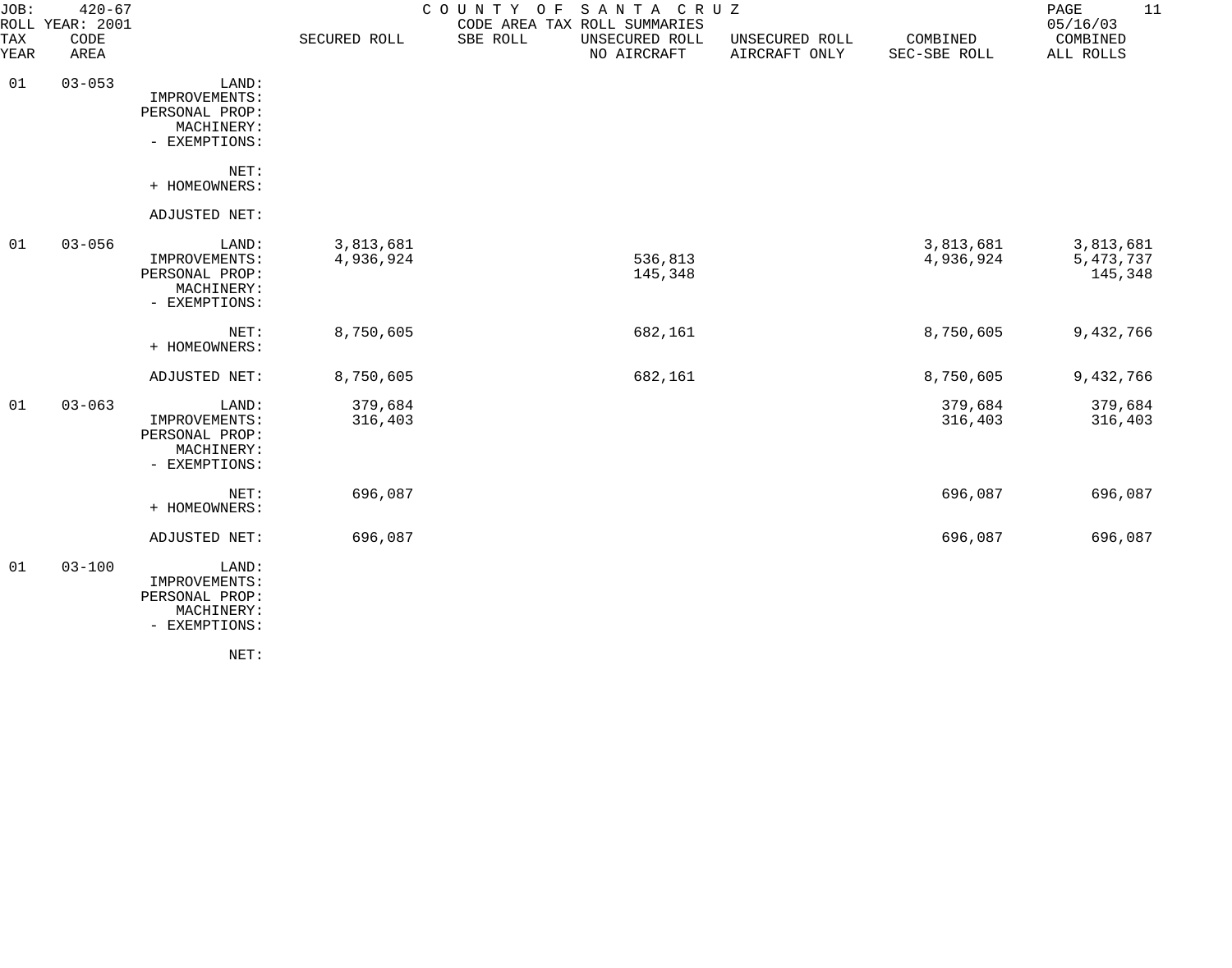JOB: 420-67 COUNTY OF SANTA CRUZ
ROLL YEAR: 2001 CODE AREA TAX ROLL SUMMARIES 05/16/03

| TAX YEAR | CODE AREA | | SECURED ROLL | SBE ROLL | UNSECURED ROLL NO AIRCRAFT | UNSECURED ROLL AIRCRAFT ONLY | COMBINED SEC-SBE ROLL | COMBINED ALL ROLLS |
|---|---|---|---|---|---|---|---|---|
| 01 | 03-053 | LAND: | | | | | | |
| | | IMPROVEMENTS: | | | | | | |
| | | PERSONAL PROP: | | | | | | |
| | | MACHINERY: | | | | | | |
| | | - EXEMPTIONS: | | | | | | |
| | | NET: | | | | | | |
| | | + HOMEOWNERS: | | | | | | |
| | | ADJUSTED NET: | | | | | | |
| 01 | 03-056 | LAND: | 3,813,681 | | | | 3,813,681 | 3,813,681 |
| | | IMPROVEMENTS: | 4,936,924 | | 536,813 | | 4,936,924 | 5,473,737 |
| | | PERSONAL PROP: | | | 145,348 | | | 145,348 |
| | | MACHINERY: | | | | | | |
| | | - EXEMPTIONS: | | | | | | |
| | | NET: | 8,750,605 | | 682,161 | | 8,750,605 | 9,432,766 |
| | | + HOMEOWNERS: | | | | | | |
| | | ADJUSTED NET: | 8,750,605 | | 682,161 | | 8,750,605 | 9,432,766 |
| 01 | 03-063 | LAND: | 379,684 | | | | 379,684 | 379,684 |
| | | IMPROVEMENTS: | 316,403 | | | | 316,403 | 316,403 |
| | | PERSONAL PROP: | | | | | | |
| | | MACHINERY: | | | | | | |
| | | - EXEMPTIONS: | | | | | | |
| | | NET: | 696,087 | | | | 696,087 | 696,087 |
| | | + HOMEOWNERS: | | | | | | |
| | | ADJUSTED NET: | 696,087 | | | | 696,087 | 696,087 |
| 01 | 03-100 | LAND: | | | | | | |
| | | IMPROVEMENTS: | | | | | | |
| | | PERSONAL PROP: | | | | | | |
| | | MACHINERY: | | | | | | |
| | | - EXEMPTIONS: | | | | | | |
| | | NET: | | | | | | |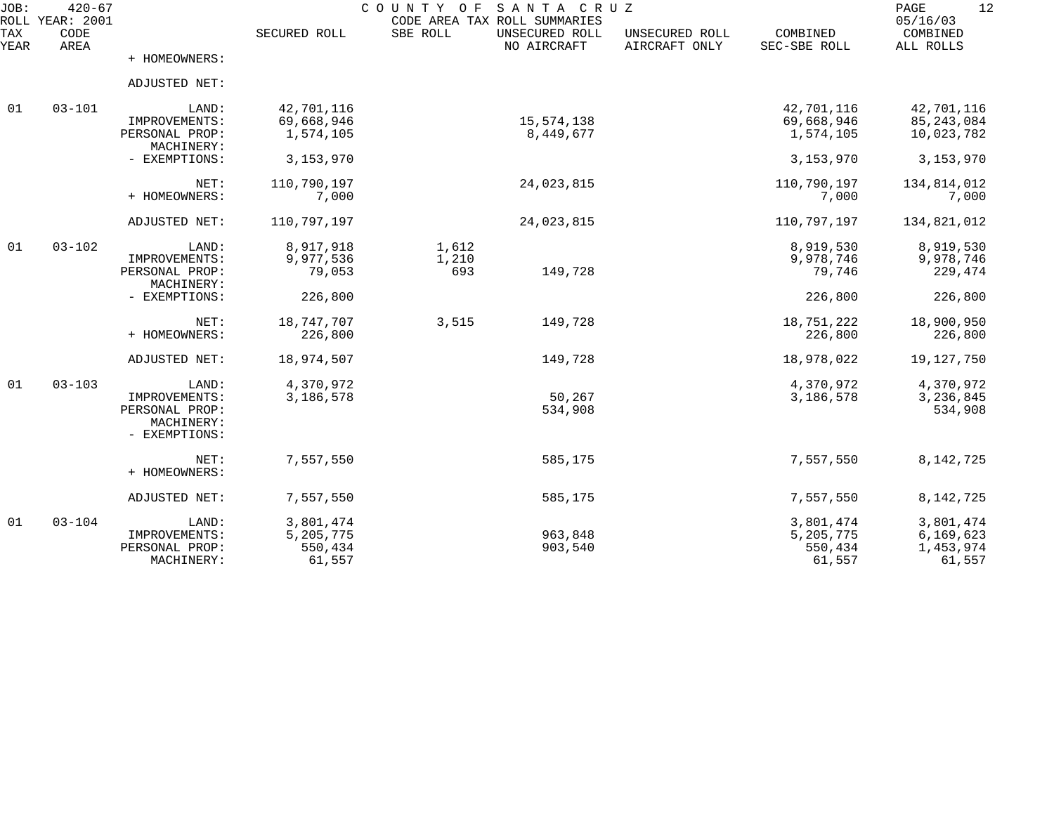JOB: 420-67 COUNTY OF SANTA CRUZ
ROLL YEAR: 2001 CODE AREA TAX ROLL SUMMARIES 05/16/03

| TAX YEAR | CODE AREA | | SECURED ROLL | SBE ROLL | UNSECURED ROLL NO AIRCRAFT | UNSECURED ROLL AIRCRAFT ONLY | COMBINED SEC-SBE ROLL | COMBINED ALL ROLLS |
|---|---|---|---|---|---|---|---|---|
| | | + HOMEOWNERS: | | | | | | |
| | | ADJUSTED NET: | | | | | | |
| 01 | 03-101 | LAND: | 42,701,116 | | | | 42,701,116 | 42,701,116 |
| | | IMPROVEMENTS: | 69,668,946 | | 15,574,138 | | 69,668,946 | 85,243,084 |
| | | PERSONAL PROP: | 1,574,105 | | 8,449,677 | | 1,574,105 | 10,023,782 |
| | | MACHINERY: | | | | | | |
| | | - EXEMPTIONS: | 3,153,970 | | | | 3,153,970 | 3,153,970 |
| | | NET: | 110,790,197 | | 24,023,815 | | 110,790,197 | 134,814,012 |
| | | + HOMEOWNERS: | 7,000 | | | | 7,000 | 7,000 |
| | | ADJUSTED NET: | 110,797,197 | | 24,023,815 | | 110,797,197 | 134,821,012 |
| 01 | 03-102 | LAND: | 8,917,918 | 1,612 | | | 8,919,530 | 8,919,530 |
| | | IMPROVEMENTS: | 9,977,536 | 1,210 | | | 9,978,746 | 9,978,746 |
| | | PERSONAL PROP: | 79,053 | 693 | 149,728 | | 79,746 | 229,474 |
| | | MACHINERY: | | | | | | |
| | | - EXEMPTIONS: | 226,800 | | | | 226,800 | 226,800 |
| | | NET: | 18,747,707 | 3,515 | 149,728 | | 18,751,222 | 18,900,950 |
| | | + HOMEOWNERS: | 226,800 | | | | 226,800 | 226,800 |
| | | ADJUSTED NET: | 18,974,507 | | 149,728 | | 18,978,022 | 19,127,750 |
| 01 | 03-103 | LAND: | 4,370,972 | | | | 4,370,972 | 4,370,972 |
| | | IMPROVEMENTS: | 3,186,578 | | 50,267 | | 3,186,578 | 3,236,845 |
| | | PERSONAL PROP: | | | 534,908 | | | 534,908 |
| | | MACHINERY: | | | | | | |
| | | - EXEMPTIONS: | | | | | | |
| | | NET: | 7,557,550 | | 585,175 | | 7,557,550 | 8,142,725 |
| | | + HOMEOWNERS: | | | | | | |
| | | ADJUSTED NET: | 7,557,550 | | 585,175 | | 7,557,550 | 8,142,725 |
| 01 | 03-104 | LAND: | 3,801,474 | | | | 3,801,474 | 3,801,474 |
| | | IMPROVEMENTS: | 5,205,775 | | 963,848 | | 5,205,775 | 6,169,623 |
| | | PERSONAL PROP: | 550,434 | | 903,540 | | 550,434 | 1,453,974 |
| | | MACHINERY: | 61,557 | | | | 61,557 | 61,557 |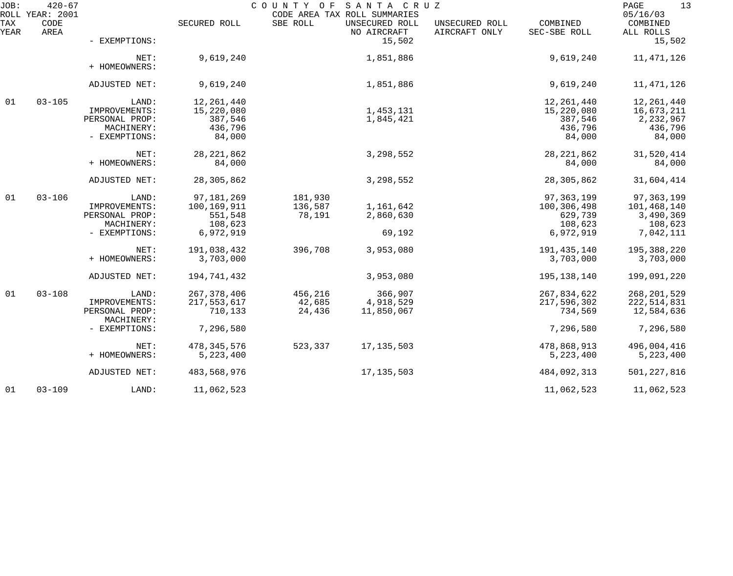JOB: 420-67 COUNTY OF SANTA CRUZ 05/16/03
ROLL YEAR: 2001 CODE AREA TAX ROLL SUMMARIES

| TAX YEAR | CODE AREA | | SECURED ROLL | SBE ROLL | UNSECURED ROLL NO AIRCRAFT | UNSECURED ROLL AIRCRAFT ONLY | COMBINED SEC-SBE ROLL | COMBINED ALL ROLLS |
|---|---|---|---|---|---|---|---|---|
| | | - EXEMPTIONS: | | | 15,502 | | | 15,502 |
| | | NET: | 9,619,240 | | 1,851,886 | | 9,619,240 | 11,471,126 |
| | | + HOMEOWNERS: | | | | | | |
| | | ADJUSTED NET: | 9,619,240 | | 1,851,886 | | 9,619,240 | 11,471,126 |
| 01 | 03-105 | LAND: | 12,261,440 | | | | 12,261,440 | 12,261,440 |
| | | IMPROVEMENTS: | 15,220,080 | | 1,453,131 | | 15,220,080 | 16,673,211 |
| | | PERSONAL PROP: | 387,546 | | 1,845,421 | | 387,546 | 2,232,967 |
| | | MACHINERY: | 436,796 | | | | 436,796 | 436,796 |
| | | - EXEMPTIONS: | 84,000 | | | | 84,000 | 84,000 |
| | | NET: | 28,221,862 | | 3,298,552 | | 28,221,862 | 31,520,414 |
| | | + HOMEOWNERS: | 84,000 | | | | 84,000 | 84,000 |
| | | ADJUSTED NET: | 28,305,862 | | 3,298,552 | | 28,305,862 | 31,604,414 |
| 01 | 03-106 | LAND: | 97,181,269 | 181,930 | | | 97,363,199 | 97,363,199 |
| | | IMPROVEMENTS: | 100,169,911 | 136,587 | 1,161,642 | | 100,306,498 | 101,468,140 |
| | | PERSONAL PROP: | 551,548 | 78,191 | 2,860,630 | | 629,739 | 3,490,369 |
| | | MACHINERY: | 108,623 | | | | 108,623 | 108,623 |
| | | - EXEMPTIONS: | 6,972,919 | | 69,192 | | 6,972,919 | 7,042,111 |
| | | NET: | 191,038,432 | 396,708 | 3,953,080 | | 191,435,140 | 195,388,220 |
| | | + HOMEOWNERS: | 3,703,000 | | | | 3,703,000 | 3,703,000 |
| | | ADJUSTED NET: | 194,741,432 | | 3,953,080 | | 195,138,140 | 199,091,220 |
| 01 | 03-108 | LAND: | 267,378,406 | 456,216 | 366,907 | | 267,834,622 | 268,201,529 |
| | | IMPROVEMENTS: | 217,553,617 | 42,685 | 4,918,529 | | 217,596,302 | 222,514,831 |
| | | PERSONAL PROP: | 710,133 | 24,436 | 11,850,067 | | 734,569 | 12,584,636 |
| | | MACHINERY: | | | | | | |
| | | - EXEMPTIONS: | 7,296,580 | | | | 7,296,580 | 7,296,580 |
| | | NET: | 478,345,576 | 523,337 | 17,135,503 | | 478,868,913 | 496,004,416 |
| | | + HOMEOWNERS: | 5,223,400 | | | | 5,223,400 | 5,223,400 |
| | | ADJUSTED NET: | 483,568,976 | | 17,135,503 | | 484,092,313 | 501,227,816 |
| 01 | 03-109 | LAND: | 11,062,523 | | | | 11,062,523 | 11,062,523 |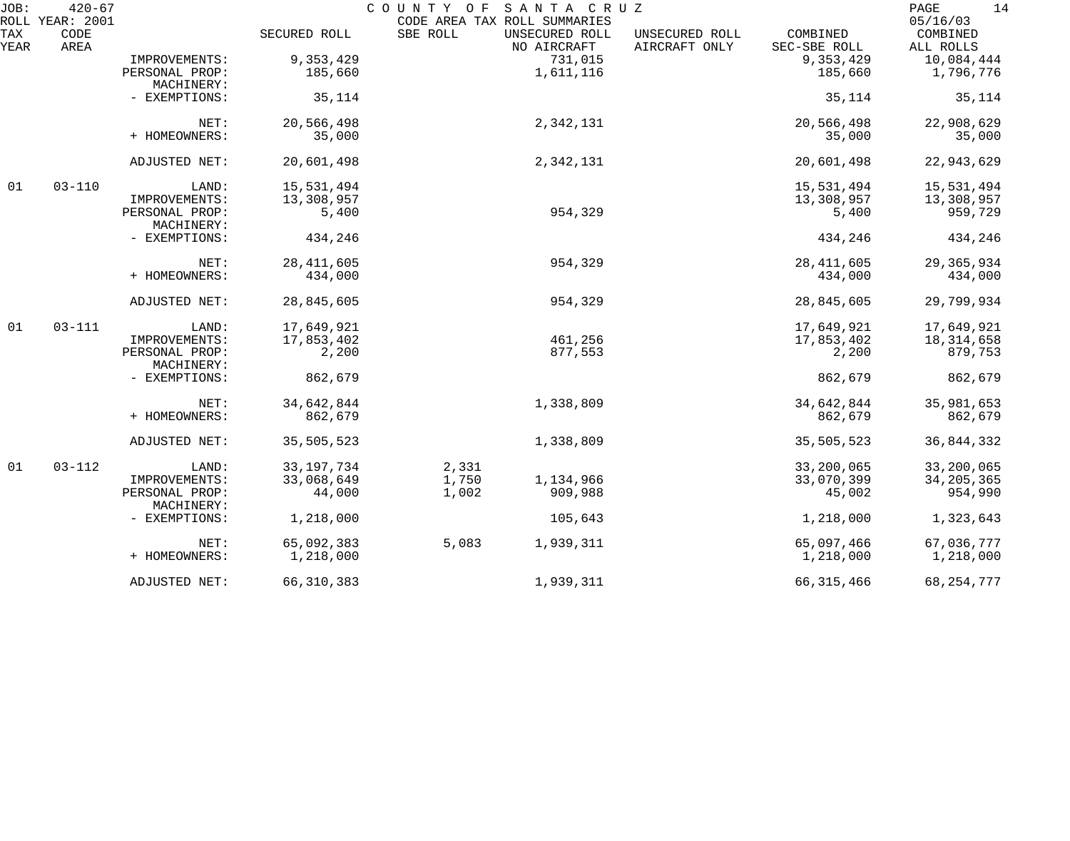JOB: 420-67 COUNTY OF SANTA CRUZ
ROLL YEAR: 2001 CODE AREA TAX ROLL SUMMARIES 05/16/03

| TAX YEAR | CODE AREA | | SECURED ROLL | SBE ROLL | UNSECURED ROLL NO AIRCRAFT | UNSECURED ROLL AIRCRAFT ONLY | COMBINED SEC-SBE ROLL | COMBINED ALL ROLLS |
|---|---|---|---|---|---|---|---|---|
| | | IMPROVEMENTS: | 9,353,429 | | 731,015 | | 9,353,429 | 10,084,444 |
| | | PERSONAL PROP: | 185,660 | | 1,611,116 | | 185,660 | 1,796,776 |
| | | MACHINERY: | | | | | | |
| | | - EXEMPTIONS: | 35,114 | | | | 35,114 | 35,114 |
| | | NET: | 20,566,498 | | 2,342,131 | | 20,566,498 | 22,908,629 |
| | | + HOMEOWNERS: | 35,000 | | | | 35,000 | 35,000 |
| | | ADJUSTED NET: | 20,601,498 | | 2,342,131 | | 20,601,498 | 22,943,629 |
| 01 | 03-110 | LAND: | 15,531,494 | | | | 15,531,494 | 15,531,494 |
| | | IMPROVEMENTS: | 13,308,957 | | | | 13,308,957 | 13,308,957 |
| | | PERSONAL PROP: | 5,400 | | 954,329 | | 5,400 | 959,729 |
| | | MACHINERY: | | | | | | |
| | | - EXEMPTIONS: | 434,246 | | | | 434,246 | 434,246 |
| | | NET: | 28,411,605 | | 954,329 | | 28,411,605 | 29,365,934 |
| | | + HOMEOWNERS: | 434,000 | | | | 434,000 | 434,000 |
| | | ADJUSTED NET: | 28,845,605 | | 954,329 | | 28,845,605 | 29,799,934 |
| 01 | 03-111 | LAND: | 17,649,921 | | | | 17,649,921 | 17,649,921 |
| | | IMPROVEMENTS: | 17,853,402 | | 461,256 | | 17,853,402 | 18,314,658 |
| | | PERSONAL PROP: | 2,200 | | 877,553 | | 2,200 | 879,753 |
| | | MACHINERY: | | | | | | |
| | | - EXEMPTIONS: | 862,679 | | | | 862,679 | 862,679 |
| | | NET: | 34,642,844 | | 1,338,809 | | 34,642,844 | 35,981,653 |
| | | + HOMEOWNERS: | 862,679 | | | | 862,679 | 862,679 |
| | | ADJUSTED NET: | 35,505,523 | | 1,338,809 | | 35,505,523 | 36,844,332 |
| 01 | 03-112 | LAND: | 33,197,734 | 2,331 | | | 33,200,065 | 33,200,065 |
| | | IMPROVEMENTS: | 33,068,649 | 1,750 | 1,134,966 | | 33,070,399 | 34,205,365 |
| | | PERSONAL PROP: | 44,000 | 1,002 | 909,988 | | 45,002 | 954,990 |
| | | MACHINERY: | | | | | | |
| | | - EXEMPTIONS: | 1,218,000 | | 105,643 | | 1,218,000 | 1,323,643 |
| | | NET: | 65,092,383 | 5,083 | 1,939,311 | | 65,097,466 | 67,036,777 |
| | | + HOMEOWNERS: | 1,218,000 | | | | 1,218,000 | 1,218,000 |
| | | ADJUSTED NET: | 66,310,383 | | 1,939,311 | | 66,315,466 | 68,254,777 |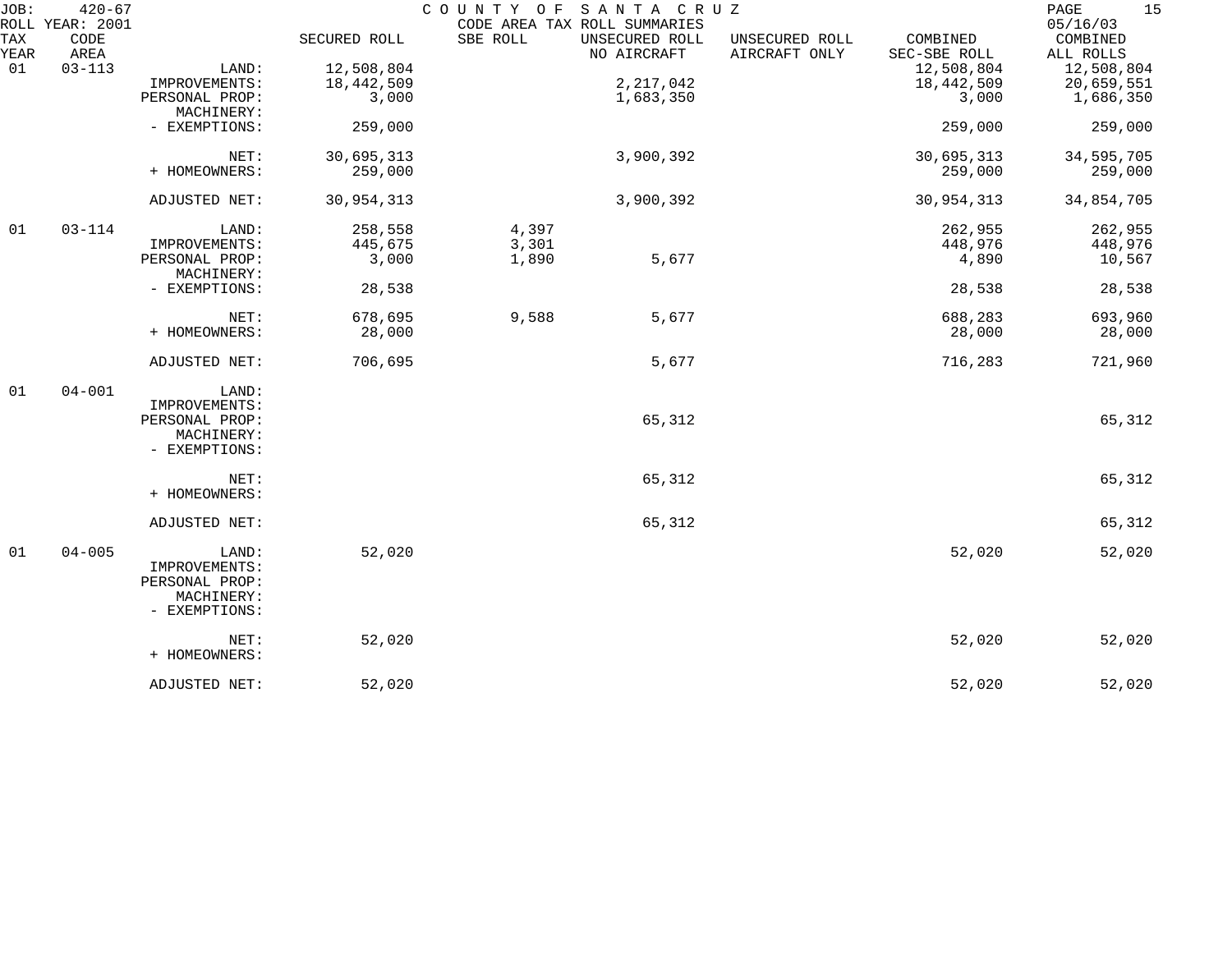JOB: 420-67 ROLL YEAR: 2001

COUNTY OF SANTA CRUZ
CODE AREA TAX ROLL SUMMARIES

05/16/03

| TAX YEAR | CODE AREA | | SECURED ROLL | SBE ROLL | UNSECURED ROLL NO AIRCRAFT | UNSECURED ROLL AIRCRAFT ONLY | COMBINED SEC-SBE ROLL | COMBINED ALL ROLLS |
|---|---|---|---|---|---|---|---|---|
| 01 | 03-113 | LAND: | 12,508,804 | | | | 12,508,804 | 12,508,804 |
| | | IMPROVEMENTS: | 18,442,509 | | 2,217,042 | | 18,442,509 | 20,659,551 |
| | | PERSONAL PROP: | 3,000 | | 1,683,350 | | 3,000 | 1,686,350 |
| | | MACHINERY: | | | | | | |
| | | - EXEMPTIONS: | 259,000 | | | | 259,000 | 259,000 |
| | | NET: | 30,695,313 | | 3,900,392 | | 30,695,313 | 34,595,705 |
| | | + HOMEOWNERS: | 259,000 | | | | 259,000 | 259,000 |
| | | ADJUSTED NET: | 30,954,313 | | 3,900,392 | | 30,954,313 | 34,854,705 |
| 01 | 03-114 | LAND: | 258,558 | 4,397 | | | 262,955 | 262,955 |
| | | IMPROVEMENTS: | 445,675 | 3,301 | | | 448,976 | 448,976 |
| | | PERSONAL PROP: | 3,000 | 1,890 | 5,677 | | 4,890 | 10,567 |
| | | MACHINERY: | | | | | | |
| | | - EXEMPTIONS: | 28,538 | | | | 28,538 | 28,538 |
| | | NET: | 678,695 | 9,588 | 5,677 | | 688,283 | 693,960 |
| | | + HOMEOWNERS: | 28,000 | | | | 28,000 | 28,000 |
| | | ADJUSTED NET: | 706,695 | | 5,677 | | 716,283 | 721,960 |
| 01 | 04-001 | LAND: | | | | | | |
| | | IMPROVEMENTS: | | | | | | |
| | | PERSONAL PROP: | | | 65,312 | | | 65,312 |
| | | MACHINERY: | | | | | | |
| | | - EXEMPTIONS: | | | | | | |
| | | NET: | | | 65,312 | | | 65,312 |
| | | + HOMEOWNERS: | | | | | | |
| | | ADJUSTED NET: | | | 65,312 | | | 65,312 |
| 01 | 04-005 | LAND: | 52,020 | | | | 52,020 | 52,020 |
| | | IMPROVEMENTS: | | | | | | |
| | | PERSONAL PROP: | | | | | | |
| | | MACHINERY: | | | | | | |
| | | - EXEMPTIONS: | | | | | | |
| | | NET: | 52,020 | | | | 52,020 | 52,020 |
| | | + HOMEOWNERS: | | | | | | |
| | | ADJUSTED NET: | 52,020 | | | | 52,020 | 52,020 |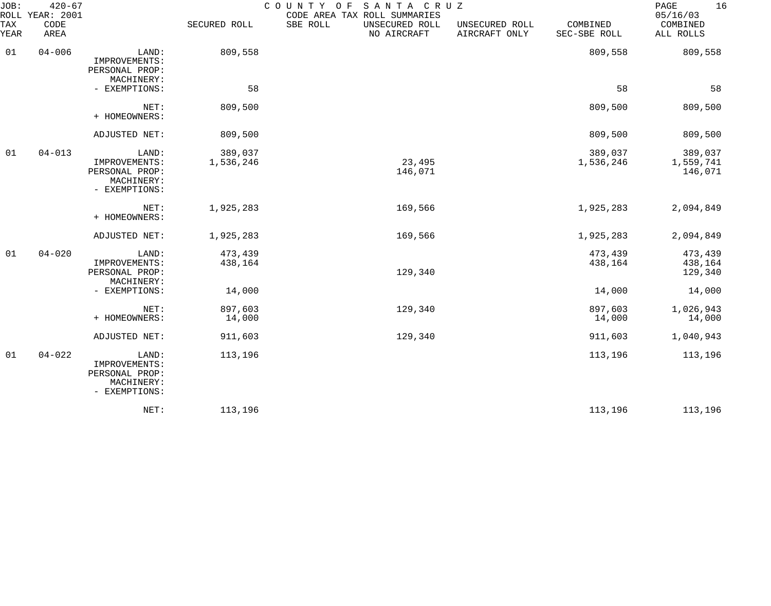COUNTY OF SANTA CRUZ
CODE AREA TAX ROLL SUMMARIES

JOB: 420-67
ROLL YEAR: 2001
05/16/03

| TAX YEAR | CODE AREA | | SECURED ROLL | SBE ROLL | UNSECURED ROLL NO AIRCRAFT | UNSECURED ROLL AIRCRAFT ONLY | COMBINED SEC-SBE ROLL | COMBINED ALL ROLLS |
|---|---|---|---|---|---|---|---|---|
| 01 | 04-006 | LAND: | 809,558 | | | | 809,558 | 809,558 |
| | | IMPROVEMENTS: | | | | | | |
| | | PERSONAL PROP: | | | | | | |
| | | MACHINERY: | | | | | | |
| | | - EXEMPTIONS: | 58 | | | | 58 | 58 |
| | | NET: | 809,500 | | | | 809,500 | 809,500 |
| | | + HOMEOWNERS: | | | | | | |
| | | ADJUSTED NET: | 809,500 | | | | 809,500 | 809,500 |
| 01 | 04-013 | LAND: | 389,037 | | | | 389,037 | 389,037 |
| | | IMPROVEMENTS: | 1,536,246 | | 23,495 | | 1,536,246 | 1,559,741 |
| | | PERSONAL PROP: | | | 146,071 | | | 146,071 |
| | | MACHINERY: | | | | | | |
| | | - EXEMPTIONS: | | | | | | |
| | | NET: | 1,925,283 | | 169,566 | | 1,925,283 | 2,094,849 |
| | | + HOMEOWNERS: | | | | | | |
| | | ADJUSTED NET: | 1,925,283 | | 169,566 | | 1,925,283 | 2,094,849 |
| 01 | 04-020 | LAND: | 473,439 | | | | 473,439 | 473,439 |
| | | IMPROVEMENTS: | 438,164 | | | | 438,164 | 438,164 |
| | | PERSONAL PROP: | | | 129,340 | | | 129,340 |
| | | MACHINERY: | | | | | | |
| | | - EXEMPTIONS: | 14,000 | | | | 14,000 | 14,000 |
| | | NET: | 897,603 | | 129,340 | | 897,603 | 1,026,943 |
| | | + HOMEOWNERS: | 14,000 | | | | 14,000 | 14,000 |
| | | ADJUSTED NET: | 911,603 | | 129,340 | | 911,603 | 1,040,943 |
| 01 | 04-022 | LAND: | 113,196 | | | | 113,196 | 113,196 |
| | | IMPROVEMENTS: | | | | | | |
| | | PERSONAL PROP: | | | | | | |
| | | MACHINERY: | | | | | | |
| | | - EXEMPTIONS: | | | | | | |
| | | NET: | 113,196 | | | | 113,196 | 113,196 |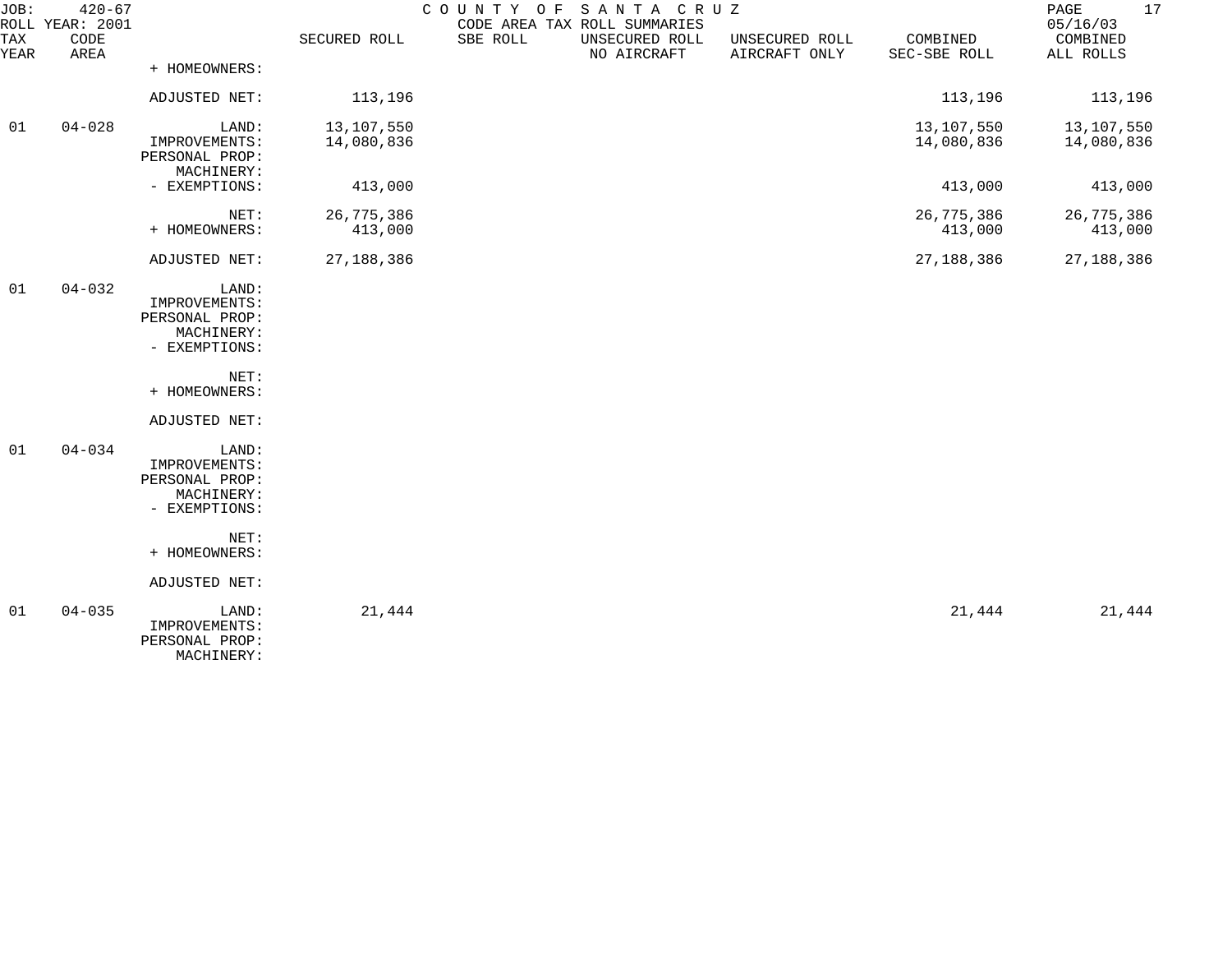JOB: 420-67 COUNTY OF SANTA CRUZ
ROLL YEAR: 2001 CODE AREA TAX ROLL SUMMARIES 05/16/03

| TAX YEAR | CODE AREA | | SECURED ROLL | SBE ROLL | UNSECURED ROLL NO AIRCRAFT | UNSECURED ROLL AIRCRAFT ONLY | COMBINED SEC-SBE ROLL | COMBINED ALL ROLLS |
|---|---|---|---|---|---|---|---|---|
| | | + HOMEOWNERS: | | | | | | |
| | | ADJUSTED NET: | 113,196 | | | | 113,196 | 113,196 |
| 01 | 04-028 | LAND: | 13,107,550 | | | | 13,107,550 | 13,107,550 |
| | | IMPROVEMENTS: | 14,080,836 | | | | 14,080,836 | 14,080,836 |
| | | PERSONAL PROP: | | | | | | |
| | | MACHINERY: | | | | | | |
| | | - EXEMPTIONS: | 413,000 | | | | 413,000 | 413,000 |
| | | NET: | 26,775,386 | | | | 26,775,386 | 26,775,386 |
| | | + HOMEOWNERS: | 413,000 | | | | 413,000 | 413,000 |
| | | ADJUSTED NET: | 27,188,386 | | | | 27,188,386 | 27,188,386 |
| 01 | 04-032 | LAND: | | | | | | |
| | | IMPROVEMENTS: | | | | | | |
| | | PERSONAL PROP: | | | | | | |
| | | MACHINERY: | | | | | | |
| | | - EXEMPTIONS: | | | | | | |
| | | NET: | | | | | | |
| | | + HOMEOWNERS: | | | | | | |
| | | ADJUSTED NET: | | | | | | |
| 01 | 04-034 | LAND: | | | | | | |
| | | IMPROVEMENTS: | | | | | | |
| | | PERSONAL PROP: | | | | | | |
| | | MACHINERY: | | | | | | |
| | | - EXEMPTIONS: | | | | | | |
| | | NET: | | | | | | |
| | | + HOMEOWNERS: | | | | | | |
| | | ADJUSTED NET: | | | | | | |
| 01 | 04-035 | LAND: | 21,444 | | | | 21,444 | 21,444 |
| | | IMPROVEMENTS: | | | | | | |
| | | PERSONAL PROP: | | | | | | |
| | | MACHINERY: | | | | | | |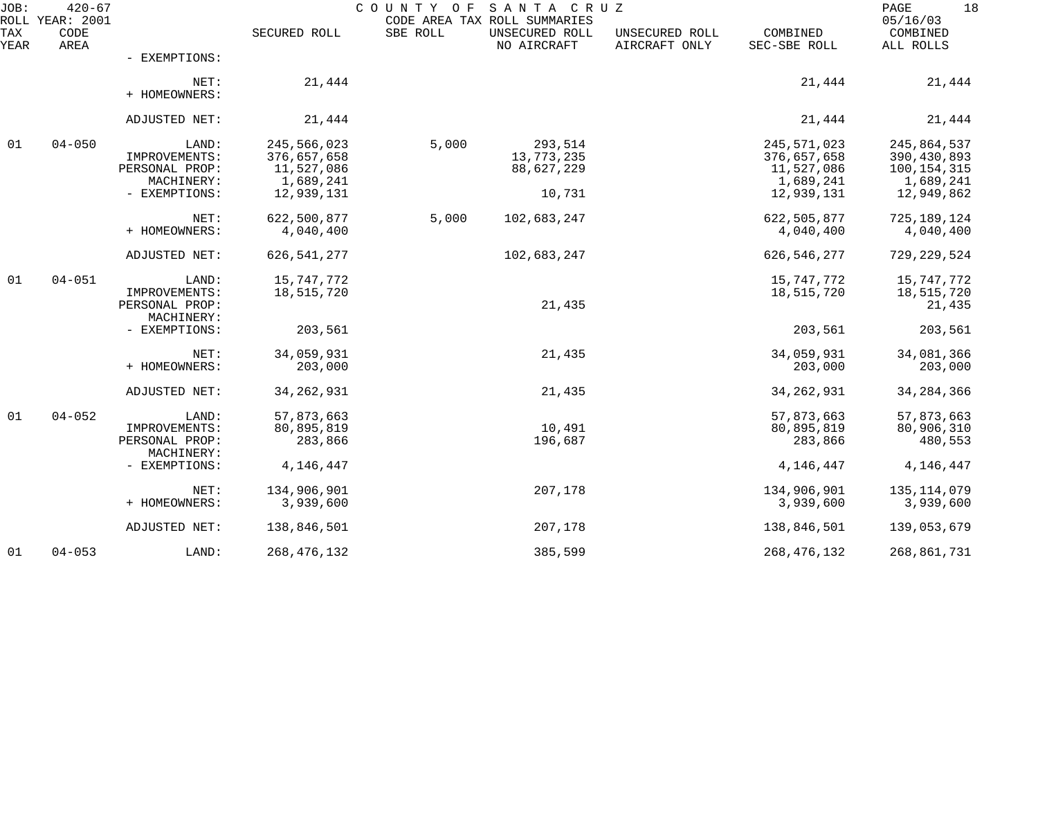JOB: 420-67 COUNTY OF SANTA CRUZ 05/16/03
ROLL YEAR: 2001 CODE AREA TAX ROLL SUMMARIES

| TAX YEAR | CODE AREA | | SECURED ROLL | SBE ROLL | UNSECURED ROLL NO AIRCRAFT | UNSECURED ROLL AIRCRAFT ONLY | COMBINED SEC-SBE ROLL | COMBINED ALL ROLLS |
|---|---|---|---|---|---|---|---|---|
| | | - EXEMPTIONS: | | | | | | |
| | | NET: | 21,444 | | | | 21,444 | 21,444 |
| | | + HOMEOWNERS: | | | | | | |
| | | ADJUSTED NET: | 21,444 | | | | 21,444 | 21,444 |
| 01 | 04-050 | LAND: | 245,566,023 | 5,000 | 293,514 | | 245,571,023 | 245,864,537 |
| | | IMPROVEMENTS: | 376,657,658 | | 13,773,235 | | 376,657,658 | 390,430,893 |
| | | PERSONAL PROP: | 11,527,086 | | 88,627,229 | | 11,527,086 | 100,154,315 |
| | | MACHINERY: | 1,689,241 | | | | 1,689,241 | 1,689,241 |
| | | - EXEMPTIONS: | 12,939,131 | | 10,731 | | 12,939,131 | 12,949,862 |
| | | NET: | 622,500,877 | 5,000 | 102,683,247 | | 622,505,877 | 725,189,124 |
| | | + HOMEOWNERS: | 4,040,400 | | | | 4,040,400 | 4,040,400 |
| | | ADJUSTED NET: | 626,541,277 | | 102,683,247 | | 626,546,277 | 729,229,524 |
| 01 | 04-051 | LAND: | 15,747,772 | | | | 15,747,772 | 15,747,772 |
| | | IMPROVEMENTS: | 18,515,720 | | | | 18,515,720 | 18,515,720 |
| | | PERSONAL PROP: | | | 21,435 | | | 21,435 |
| | | MACHINERY: | | | | | | |
| | | - EXEMPTIONS: | 203,561 | | | | 203,561 | 203,561 |
| | | NET: | 34,059,931 | | 21,435 | | 34,059,931 | 34,081,366 |
| | | + HOMEOWNERS: | 203,000 | | | | 203,000 | 203,000 |
| | | ADJUSTED NET: | 34,262,931 | | 21,435 | | 34,262,931 | 34,284,366 |
| 01 | 04-052 | LAND: | 57,873,663 | | | | 57,873,663 | 57,873,663 |
| | | IMPROVEMENTS: | 80,895,819 | | 10,491 | | 80,895,819 | 80,906,310 |
| | | PERSONAL PROP: | 283,866 | | 196,687 | | 283,866 | 480,553 |
| | | MACHINERY: | | | | | | |
| | | - EXEMPTIONS: | 4,146,447 | | | | 4,146,447 | 4,146,447 |
| | | NET: | 134,906,901 | | 207,178 | | 134,906,901 | 135,114,079 |
| | | + HOMEOWNERS: | 3,939,600 | | | | 3,939,600 | 3,939,600 |
| | | ADJUSTED NET: | 138,846,501 | | 207,178 | | 138,846,501 | 139,053,679 |
| 01 | 04-053 | LAND: | 268,476,132 | | 385,599 | | 268,476,132 | 268,861,731 |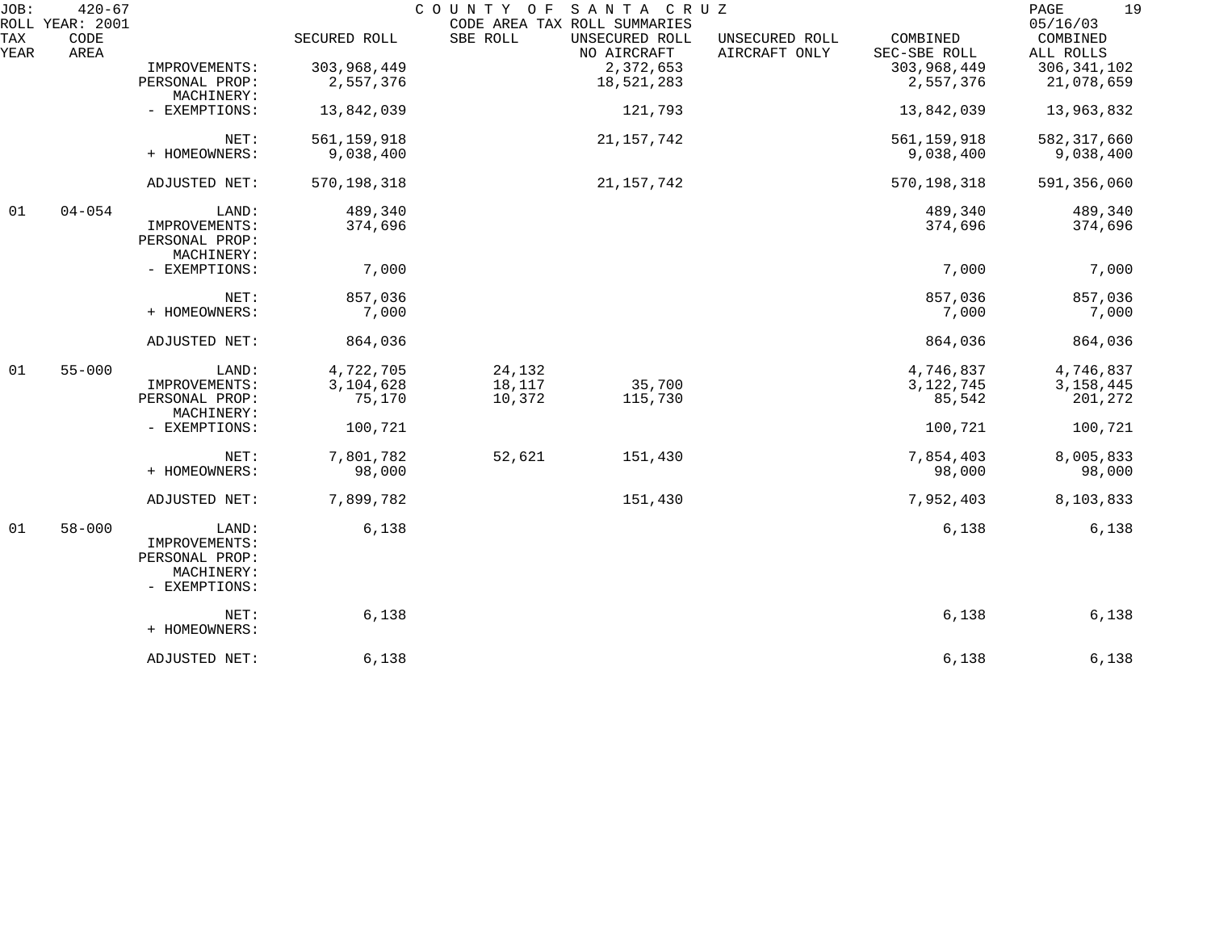JOB: 420-67 COUNTY OF SANTA CRUZ
ROLL YEAR: 2001 CODE AREA TAX ROLL SUMMARIES 05/16/03

| TAX YEAR | CODE AREA | | SECURED ROLL | SBE ROLL | UNSECURED ROLL NO AIRCRAFT | UNSECURED ROLL AIRCRAFT ONLY | COMBINED SEC-SBE ROLL | COMBINED ALL ROLLS |
|---|---|---|---|---|---|---|---|---|
| | | IMPROVEMENTS: | 303,968,449 | | 2,372,653 | | 303,968,449 | 306,341,102 |
| | | PERSONAL PROP: | 2,557,376 | | 18,521,283 | | 2,557,376 | 21,078,659 |
| | | MACHINERY: | | | | | | |
| | | - EXEMPTIONS: | 13,842,039 | | 121,793 | | 13,842,039 | 13,963,832 |
| | | NET: | 561,159,918 | | 21,157,742 | | 561,159,918 | 582,317,660 |
| | | + HOMEOWNERS: | 9,038,400 | | | | 9,038,400 | 9,038,400 |
| | | ADJUSTED NET: | 570,198,318 | | 21,157,742 | | 570,198,318 | 591,356,060 |
| 01 | 04-054 | LAND: | 489,340 | | | | 489,340 | 489,340 |
| | | IMPROVEMENTS: | 374,696 | | | | 374,696 | 374,696 |
| | | PERSONAL PROP: | | | | | | |
| | | MACHINERY: | | | | | | |
| | | - EXEMPTIONS: | 7,000 | | | | 7,000 | 7,000 |
| | | NET: | 857,036 | | | | 857,036 | 857,036 |
| | | + HOMEOWNERS: | 7,000 | | | | 7,000 | 7,000 |
| | | ADJUSTED NET: | 864,036 | | | | 864,036 | 864,036 |
| 01 | 55-000 | LAND: | 4,722,705 | 24,132 | | | 4,746,837 | 4,746,837 |
| | | IMPROVEMENTS: | 3,104,628 | 18,117 | 35,700 | | 3,122,745 | 3,158,445 |
| | | PERSONAL PROP: | 75,170 | 10,372 | 115,730 | | 85,542 | 201,272 |
| | | MACHINERY: | | | | | | |
| | | - EXEMPTIONS: | 100,721 | | | | 100,721 | 100,721 |
| | | NET: | 7,801,782 | 52,621 | 151,430 | | 7,854,403 | 8,005,833 |
| | | + HOMEOWNERS: | 98,000 | | | | 98,000 | 98,000 |
| | | ADJUSTED NET: | 7,899,782 | | 151,430 | | 7,952,403 | 8,103,833 |
| 01 | 58-000 | LAND: | 6,138 | | | | 6,138 | 6,138 |
| | | IMPROVEMENTS: | | | | | | |
| | | PERSONAL PROP: | | | | | | |
| | | MACHINERY: | | | | | | |
| | | - EXEMPTIONS: | | | | | | |
| | | NET: | 6,138 | | | | 6,138 | 6,138 |
| | | + HOMEOWNERS: | | | | | | |
| | | ADJUSTED NET: | 6,138 | | | | 6,138 | 6,138 |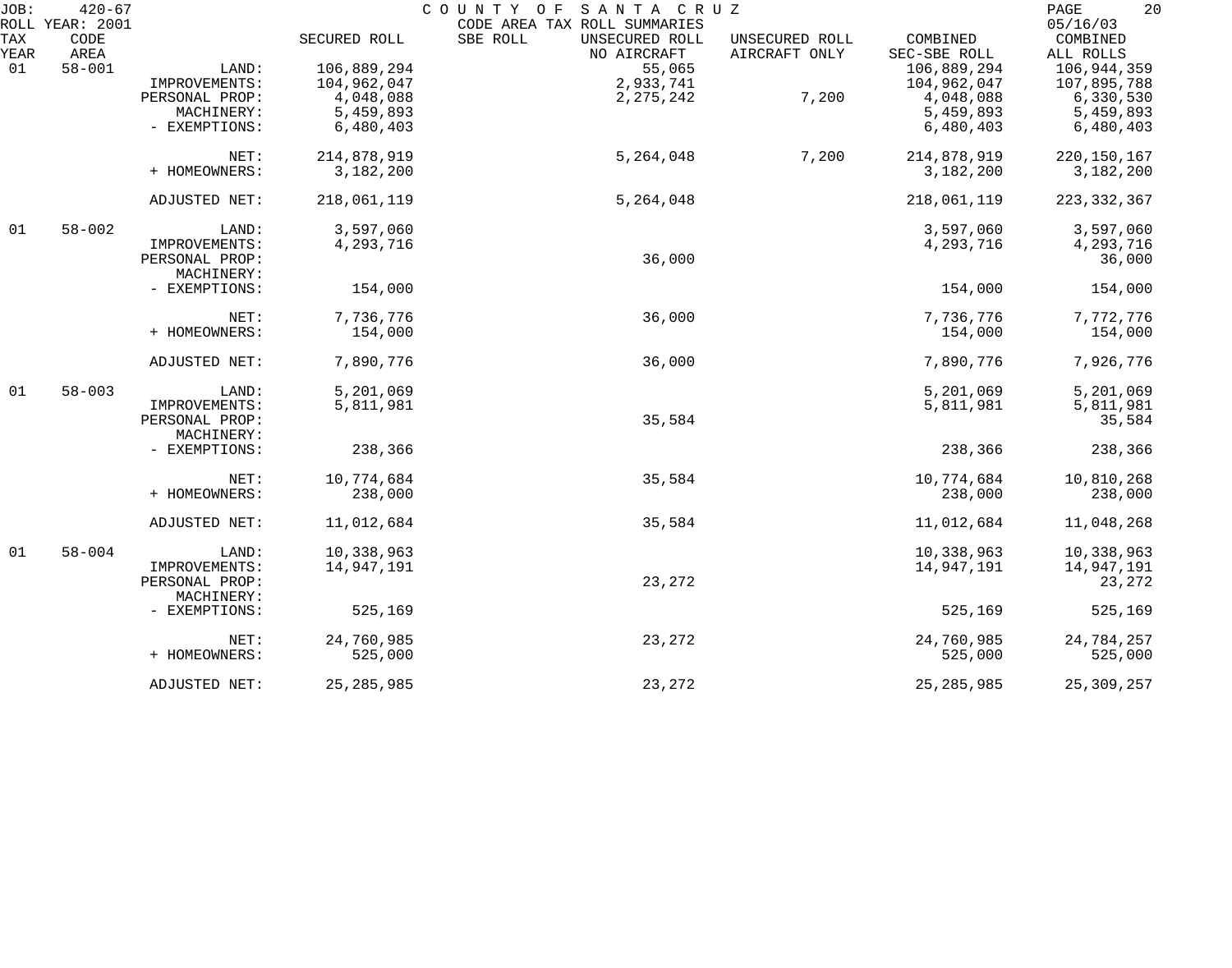JOB: 420-67 — COUNTY OF SANTA CRUZ — CODE AREA TAX ROLL SUMMARIES — ROLL YEAR: 2001 — 05/16/03

| TAX YEAR | CODE AREA | | SECURED ROLL | SBE ROLL | UNSECURED ROLL NO AIRCRAFT | UNSECURED ROLL AIRCRAFT ONLY | COMBINED SEC-SBE ROLL | COMBINED ALL ROLLS |
|---|---|---|---|---|---|---|---|---|
| 01 | 58-001 | LAND: | 106,889,294 | | 55,065 | | 106,889,294 | 106,944,359 |
| | | IMPROVEMENTS: | 104,962,047 | | 2,933,741 | | 104,962,047 | 107,895,788 |
| | | PERSONAL PROP: | 4,048,088 | | 2,275,242 | 7,200 | 4,048,088 | 6,330,530 |
| | | MACHINERY: | 5,459,893 | | | | 5,459,893 | 5,459,893 |
| | | - EXEMPTIONS: | 6,480,403 | | | | 6,480,403 | 6,480,403 |
| | | NET: | 214,878,919 | | 5,264,048 | 7,200 | 214,878,919 | 220,150,167 |
| | | + HOMEOWNERS: | 3,182,200 | | | | 3,182,200 | 3,182,200 |
| | | ADJUSTED NET: | 218,061,119 | | 5,264,048 | | 218,061,119 | 223,332,367 |
| 01 | 58-002 | LAND: | 3,597,060 | | | | 3,597,060 | 3,597,060 |
| | | IMPROVEMENTS: | 4,293,716 | | | | 4,293,716 | 4,293,716 |
| | | PERSONAL PROP: | | | 36,000 | | | 36,000 |
| | | MACHINERY: | | | | | | |
| | | - EXEMPTIONS: | 154,000 | | | | 154,000 | 154,000 |
| | | NET: | 7,736,776 | | 36,000 | | 7,736,776 | 7,772,776 |
| | | + HOMEOWNERS: | 154,000 | | | | 154,000 | 154,000 |
| | | ADJUSTED NET: | 7,890,776 | | 36,000 | | 7,890,776 | 7,926,776 |
| 01 | 58-003 | LAND: | 5,201,069 | | | | 5,201,069 | 5,201,069 |
| | | IMPROVEMENTS: | 5,811,981 | | | | 5,811,981 | 5,811,981 |
| | | PERSONAL PROP: | | | 35,584 | | | 35,584 |
| | | MACHINERY: | | | | | | |
| | | - EXEMPTIONS: | 238,366 | | | | 238,366 | 238,366 |
| | | NET: | 10,774,684 | | 35,584 | | 10,774,684 | 10,810,268 |
| | | + HOMEOWNERS: | 238,000 | | | | 238,000 | 238,000 |
| | | ADJUSTED NET: | 11,012,684 | | 35,584 | | 11,012,684 | 11,048,268 |
| 01 | 58-004 | LAND: | 10,338,963 | | | | 10,338,963 | 10,338,963 |
| | | IMPROVEMENTS: | 14,947,191 | | | | 14,947,191 | 14,947,191 |
| | | PERSONAL PROP: | | | 23,272 | | | 23,272 |
| | | MACHINERY: | | | | | | |
| | | - EXEMPTIONS: | 525,169 | | | | 525,169 | 525,169 |
| | | NET: | 24,760,985 | | 23,272 | | 24,760,985 | 24,784,257 |
| | | + HOMEOWNERS: | 525,000 | | | | 525,000 | 525,000 |
| | | ADJUSTED NET: | 25,285,985 | | 23,272 | | 25,285,985 | 25,309,257 |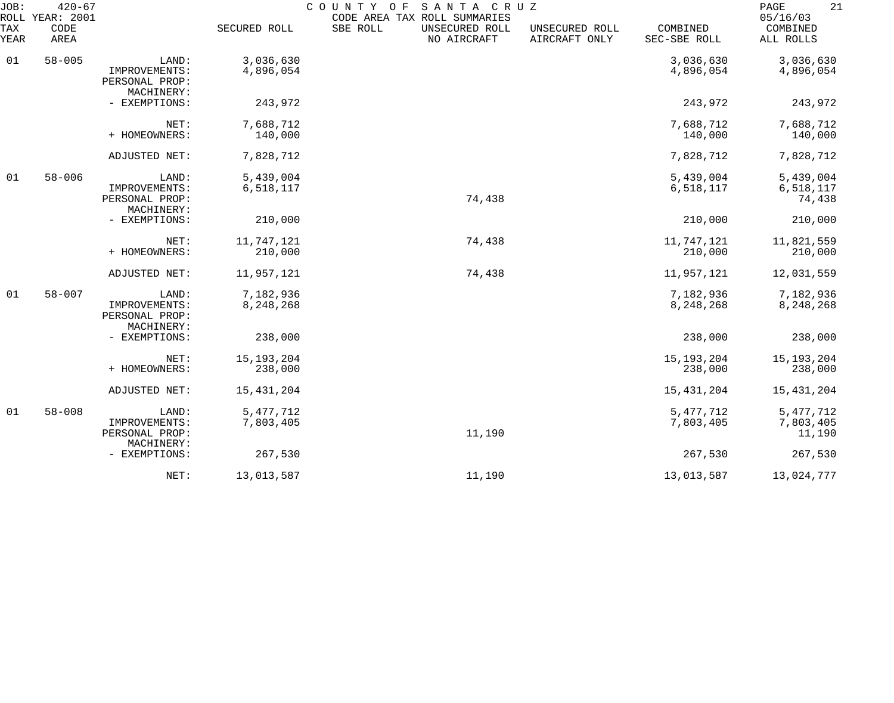JOB: 420-67 COUNTY OF SANTA CRUZ 05/16/03
ROLL YEAR: 2001 CODE AREA TAX ROLL SUMMARIES

| TAX YEAR | CODE AREA | | SECURED ROLL | SBE ROLL | UNSECURED ROLL NO AIRCRAFT | UNSECURED ROLL AIRCRAFT ONLY | COMBINED SEC-SBE ROLL | COMBINED ALL ROLLS |
|---|---|---|---|---|---|---|---|---|
| 01 | 58-005 | LAND: | 3,036,630 | | | | 3,036,630 | 3,036,630 |
| | | IMPROVEMENTS: | 4,896,054 | | | | 4,896,054 | 4,896,054 |
| | | PERSONAL PROP: | | | | | | |
| | | MACHINERY: | | | | | | |
| | | - EXEMPTIONS: | 243,972 | | | | 243,972 | 243,972 |
| | | NET: | 7,688,712 | | | | 7,688,712 | 7,688,712 |
| | | + HOMEOWNERS: | 140,000 | | | | 140,000 | 140,000 |
| | | ADJUSTED NET: | 7,828,712 | | | | 7,828,712 | 7,828,712 |
| 01 | 58-006 | LAND: | 5,439,004 | | | | 5,439,004 | 5,439,004 |
| | | IMPROVEMENTS: | 6,518,117 | | | | 6,518,117 | 6,518,117 |
| | | PERSONAL PROP: | | | 74,438 | | | 74,438 |
| | | MACHINERY: | | | | | | |
| | | - EXEMPTIONS: | 210,000 | | | | 210,000 | 210,000 |
| | | NET: | 11,747,121 | | 74,438 | | 11,747,121 | 11,821,559 |
| | | + HOMEOWNERS: | 210,000 | | | | 210,000 | 210,000 |
| | | ADJUSTED NET: | 11,957,121 | | 74,438 | | 11,957,121 | 12,031,559 |
| 01 | 58-007 | LAND: | 7,182,936 | | | | 7,182,936 | 7,182,936 |
| | | IMPROVEMENTS: | 8,248,268 | | | | 8,248,268 | 8,248,268 |
| | | PERSONAL PROP: | | | | | | |
| | | MACHINERY: | | | | | | |
| | | - EXEMPTIONS: | 238,000 | | | | 238,000 | 238,000 |
| | | NET: | 15,193,204 | | | | 15,193,204 | 15,193,204 |
| | | + HOMEOWNERS: | 238,000 | | | | 238,000 | 238,000 |
| | | ADJUSTED NET: | 15,431,204 | | | | 15,431,204 | 15,431,204 |
| 01 | 58-008 | LAND: | 5,477,712 | | | | 5,477,712 | 5,477,712 |
| | | IMPROVEMENTS: | 7,803,405 | | | | 7,803,405 | 7,803,405 |
| | | PERSONAL PROP: | | | 11,190 | | | 11,190 |
| | | MACHINERY: | | | | | | |
| | | - EXEMPTIONS: | 267,530 | | | | 267,530 | 267,530 |
| | | NET: | 13,013,587 | | 11,190 | | 13,013,587 | 13,024,777 |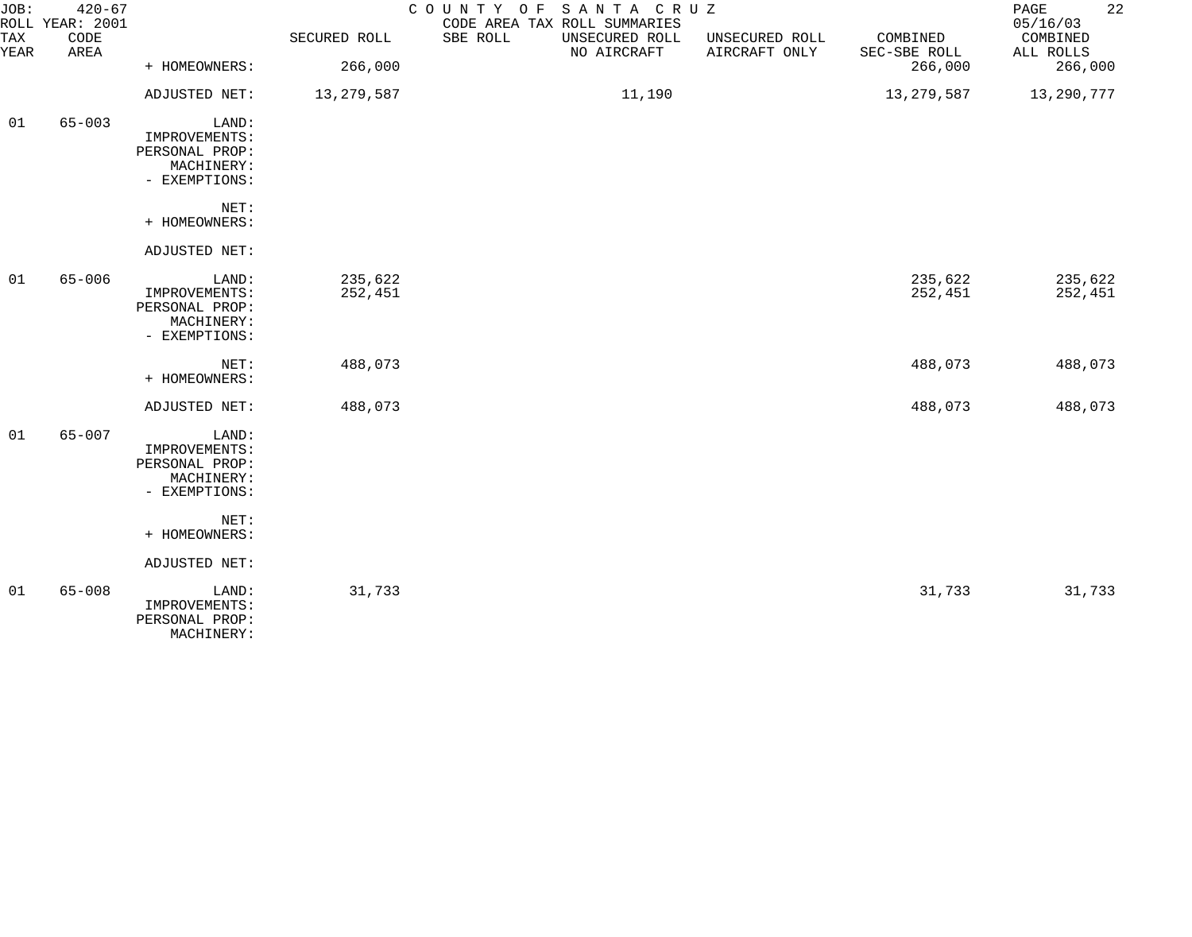JOB: 420-67 COUNTY OF SANTA CRUZ
ROLL YEAR: 2001 CODE AREA TAX ROLL SUMMARIES 05/16/03

| TAX YEAR | CODE AREA | | SECURED ROLL | SBE ROLL | UNSECURED ROLL NO AIRCRAFT | UNSECURED ROLL AIRCRAFT ONLY | COMBINED SEC-SBE ROLL | COMBINED ALL ROLLS |
|---|---|---|---|---|---|---|---|---|
| | | + HOMEOWNERS: | 266,000 | | | | 266,000 | 266,000 |
| | | ADJUSTED NET: | 13,279,587 | | 11,190 | | 13,279,587 | 13,290,777 |
| 01 | 65-003 | LAND: | | | | | | |
| | | IMPROVEMENTS: | | | | | | |
| | | PERSONAL PROP: | | | | | | |
| | | MACHINERY: | | | | | | |
| | | - EXEMPTIONS: | | | | | | |
| | | NET: | | | | | | |
| | | + HOMEOWNERS: | | | | | | |
| | | ADJUSTED NET: | | | | | | |
| 01 | 65-006 | LAND: | 235,622 | | | | 235,622 | 235,622 |
| | | IMPROVEMENTS: | 252,451 | | | | 252,451 | 252,451 |
| | | PERSONAL PROP: | | | | | | |
| | | MACHINERY: | | | | | | |
| | | - EXEMPTIONS: | | | | | | |
| | | NET: | 488,073 | | | | 488,073 | 488,073 |
| | | + HOMEOWNERS: | | | | | | |
| | | ADJUSTED NET: | 488,073 | | | | 488,073 | 488,073 |
| 01 | 65-007 | LAND: | | | | | | |
| | | IMPROVEMENTS: | | | | | | |
| | | PERSONAL PROP: | | | | | | |
| | | MACHINERY: | | | | | | |
| | | - EXEMPTIONS: | | | | | | |
| | | NET: | | | | | | |
| | | + HOMEOWNERS: | | | | | | |
| | | ADJUSTED NET: | | | | | | |
| 01 | 65-008 | LAND: | 31,733 | | | | 31,733 | 31,733 |
| | | IMPROVEMENTS: | | | | | | |
| | | PERSONAL PROP: | | | | | | |
| | | MACHINERY: | | | | | | |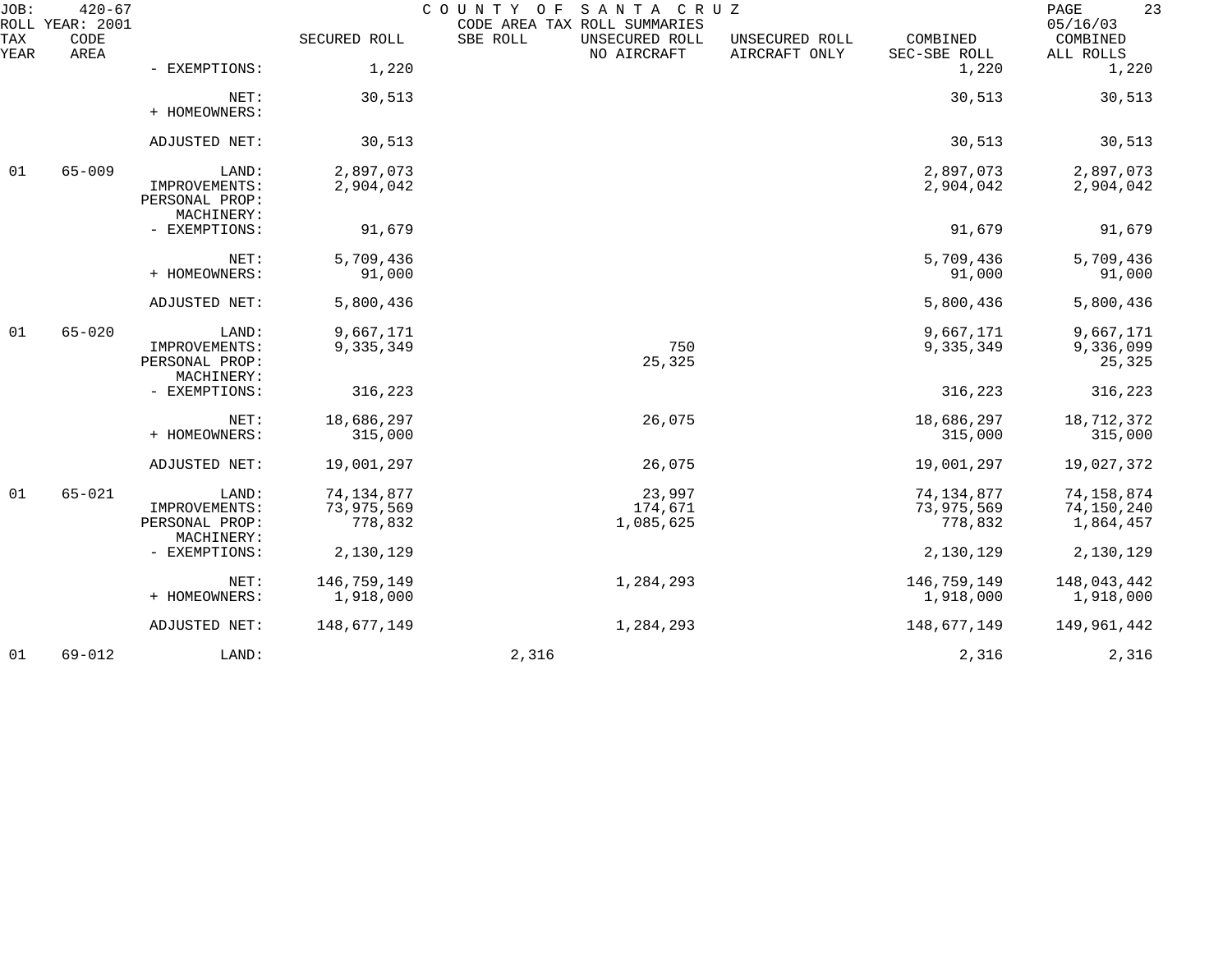JOB: 420-67 COUNTY OF SANTA CRUZ
ROLL YEAR: 2001 CODE AREA TAX ROLL SUMMARIES 05/16/03

| TAX YEAR | CODE AREA | | SECURED ROLL | SBE ROLL | UNSECURED ROLL NO AIRCRAFT | UNSECURED ROLL AIRCRAFT ONLY | COMBINED SEC-SBE ROLL | COMBINED ALL ROLLS |
|---|---|---|---|---|---|---|---|---|
| | | - EXEMPTIONS: | 1,220 | | | | 1,220 | 1,220 |
| | | NET: | 30,513 | | | | 30,513 | 30,513 |
| | | + HOMEOWNERS: | | | | | | |
| | | ADJUSTED NET: | 30,513 | | | | 30,513 | 30,513 |
| 01 | 65-009 | LAND: | 2,897,073 | | | | 2,897,073 | 2,897,073 |
| | | IMPROVEMENTS: | 2,904,042 | | | | 2,904,042 | 2,904,042 |
| | | PERSONAL PROP: | | | | | | |
| | | MACHINERY: | | | | | | |
| | | - EXEMPTIONS: | 91,679 | | | | 91,679 | 91,679 |
| | | NET: | 5,709,436 | | | | 5,709,436 | 5,709,436 |
| | | + HOMEOWNERS: | 91,000 | | | | 91,000 | 91,000 |
| | | ADJUSTED NET: | 5,800,436 | | | | 5,800,436 | 5,800,436 |
| 01 | 65-020 | LAND: | 9,667,171 | | | | 9,667,171 | 9,667,171 |
| | | IMPROVEMENTS: | 9,335,349 | | 750 | | 9,335,349 | 9,336,099 |
| | | PERSONAL PROP: | | | 25,325 | | | 25,325 |
| | | MACHINERY: | | | | | | |
| | | - EXEMPTIONS: | 316,223 | | | | 316,223 | 316,223 |
| | | NET: | 18,686,297 | | 26,075 | | 18,686,297 | 18,712,372 |
| | | + HOMEOWNERS: | 315,000 | | | | 315,000 | 315,000 |
| | | ADJUSTED NET: | 19,001,297 | | 26,075 | | 19,001,297 | 19,027,372 |
| 01 | 65-021 | LAND: | 74,134,877 | | 23,997 | | 74,134,877 | 74,158,874 |
| | | IMPROVEMENTS: | 73,975,569 | | 174,671 | | 73,975,569 | 74,150,240 |
| | | PERSONAL PROP: | 778,832 | | 1,085,625 | | 778,832 | 1,864,457 |
| | | MACHINERY: | | | | | | |
| | | - EXEMPTIONS: | 2,130,129 | | | | 2,130,129 | 2,130,129 |
| | | NET: | 146,759,149 | | 1,284,293 | | 146,759,149 | 148,043,442 |
| | | + HOMEOWNERS: | 1,918,000 | | | | 1,918,000 | 1,918,000 |
| | | ADJUSTED NET: | 148,677,149 | | 1,284,293 | | 148,677,149 | 149,961,442 |
| 01 | 69-012 | LAND: | | 2,316 | | | 2,316 | 2,316 |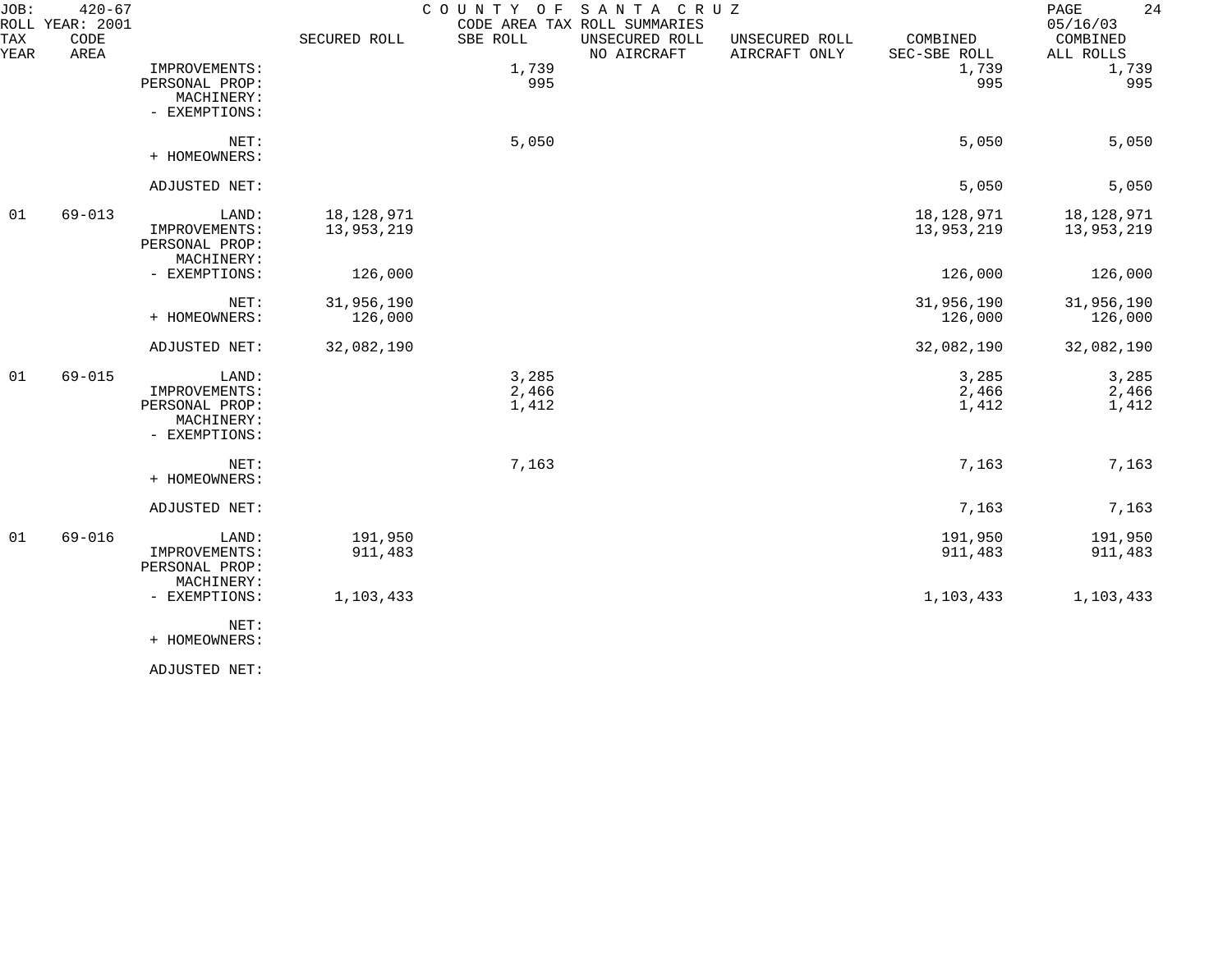| TAX YEAR | CODE AREA | | SECURED ROLL | SBE ROLL | UNSECURED ROLL NO AIRCRAFT | UNSECURED ROLL AIRCRAFT ONLY | COMBINED SEC-SBE ROLL | COMBINED ALL ROLLS |
|---|---|---|---|---|---|---|---|---|
| | | IMPROVEMENTS: | | 1,739 | | | 1,739 | 1,739 |
| | | PERSONAL PROP: | | 995 | | | 995 | 995 |
| | | MACHINERY: | | | | | | |
| | | - EXEMPTIONS: | | | | | | |
| | | NET: | | 5,050 | | | 5,050 | 5,050 |
| | | + HOMEOWNERS: | | | | | | |
| | | ADJUSTED NET: | | | | | 5,050 | 5,050 |
| 01 | 69-013 | LAND: | 18,128,971 | | | | 18,128,971 | 18,128,971 |
| | | IMPROVEMENTS: | 13,953,219 | | | | 13,953,219 | 13,953,219 |
| | | PERSONAL PROP: | | | | | | |
| | | MACHINERY: | | | | | | |
| | | - EXEMPTIONS: | 126,000 | | | | 126,000 | 126,000 |
| | | NET: | 31,956,190 | | | | 31,956,190 | 31,956,190 |
| | | + HOMEOWNERS: | 126,000 | | | | 126,000 | 126,000 |
| | | ADJUSTED NET: | 32,082,190 | | | | 32,082,190 | 32,082,190 |
| 01 | 69-015 | LAND: | | 3,285 | | | 3,285 | 3,285 |
| | | IMPROVEMENTS: | | 2,466 | | | 2,466 | 2,466 |
| | | PERSONAL PROP: | | 1,412 | | | 1,412 | 1,412 |
| | | MACHINERY: | | | | | | |
| | | - EXEMPTIONS: | | | | | | |
| | | NET: | | 7,163 | | | 7,163 | 7,163 |
| | | + HOMEOWNERS: | | | | | | |
| | | ADJUSTED NET: | | | | | 7,163 | 7,163 |
| 01 | 69-016 | LAND: | 191,950 | | | | 191,950 | 191,950 |
| | | IMPROVEMENTS: | 911,483 | | | | 911,483 | 911,483 |
| | | PERSONAL PROP: | | | | | | |
| | | MACHINERY: | | | | | | |
| | | - EXEMPTIONS: | 1,103,433 | | | | 1,103,433 | 1,103,433 |
| | | NET: | | | | | | |
| | | + HOMEOWNERS: | | | | | | |
| | | ADJUSTED NET: | | | | | | |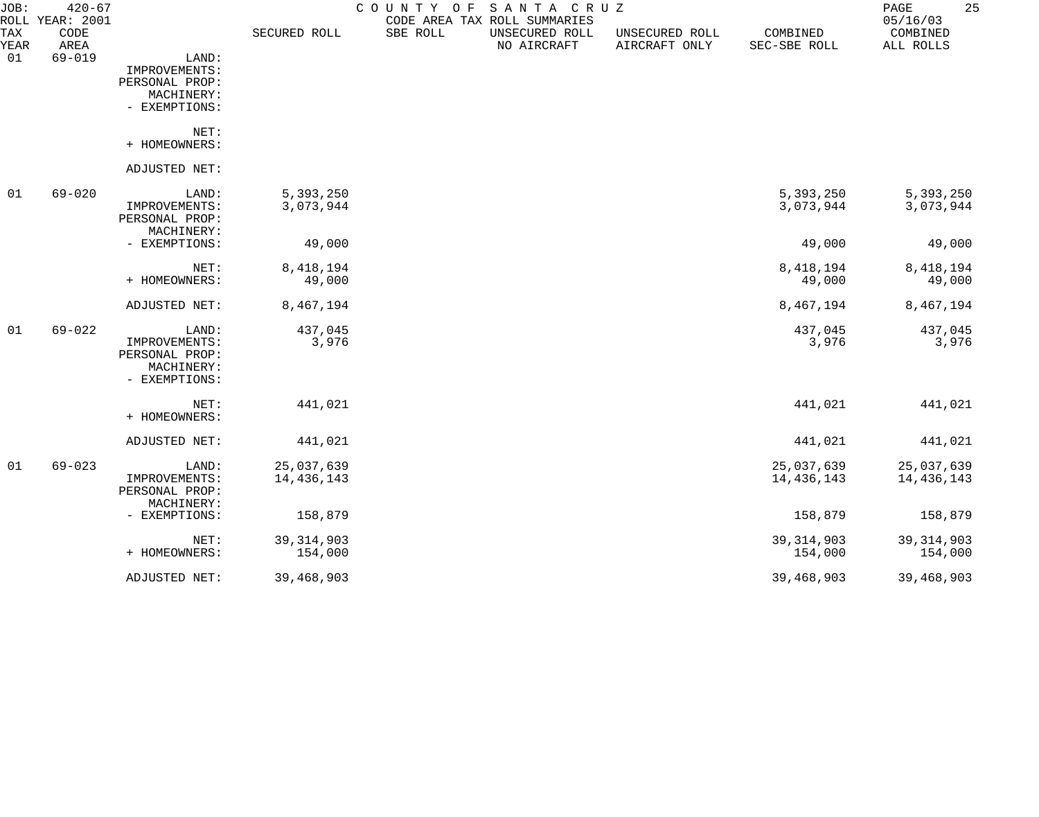JOB: 420-67 COUNTY OF SANTA CRUZ

ROLL YEAR: 2001 CODE AREA TAX ROLL SUMMARIES 05/16/03

| TAX YEAR | CODE AREA | | SECURED ROLL | SBE ROLL | UNSECURED ROLL NO AIRCRAFT | UNSECURED ROLL AIRCRAFT ONLY | COMBINED SEC-SBE ROLL | COMBINED ALL ROLLS |
|---|---|---|---|---|---|---|---|---|
| 01 | 69-019 | LAND: | | | | | | |
| | | IMPROVEMENTS: | | | | | | |
| | | PERSONAL PROP: | | | | | | |
| | | MACHINERY: | | | | | | |
| | | - EXEMPTIONS: | | | | | | |
| | | NET: | | | | | | |
| | | + HOMEOWNERS: | | | | | | |
| | | ADJUSTED NET: | | | | | | |
| 01 | 69-020 | LAND: | 5,393,250 | | | | 5,393,250 | 5,393,250 |
| | | IMPROVEMENTS: | 3,073,944 | | | | 3,073,944 | 3,073,944 |
| | | PERSONAL PROP: | | | | | | |
| | | MACHINERY: | | | | | | |
| | | - EXEMPTIONS: | 49,000 | | | | 49,000 | 49,000 |
| | | NET: | 8,418,194 | | | | 8,418,194 | 8,418,194 |
| | | + HOMEOWNERS: | 49,000 | | | | 49,000 | 49,000 |
| | | ADJUSTED NET: | 8,467,194 | | | | 8,467,194 | 8,467,194 |
| 01 | 69-022 | LAND: | 437,045 | | | | 437,045 | 437,045 |
| | | IMPROVEMENTS: | 3,976 | | | | 3,976 | 3,976 |
| | | PERSONAL PROP: | | | | | | |
| | | MACHINERY: | | | | | | |
| | | - EXEMPTIONS: | | | | | | |
| | | NET: | 441,021 | | | | 441,021 | 441,021 |
| | | + HOMEOWNERS: | | | | | | |
| | | ADJUSTED NET: | 441,021 | | | | 441,021 | 441,021 |
| 01 | 69-023 | LAND: | 25,037,639 | | | | 25,037,639 | 25,037,639 |
| | | IMPROVEMENTS: | 14,436,143 | | | | 14,436,143 | 14,436,143 |
| | | PERSONAL PROP: | | | | | | |
| | | MACHINERY: | | | | | | |
| | | - EXEMPTIONS: | 158,879 | | | | 158,879 | 158,879 |
| | | NET: | 39,314,903 | | | | 39,314,903 | 39,314,903 |
| | | + HOMEOWNERS: | 154,000 | | | | 154,000 | 154,000 |
| | | ADJUSTED NET: | 39,468,903 | | | | 39,468,903 | 39,468,903 |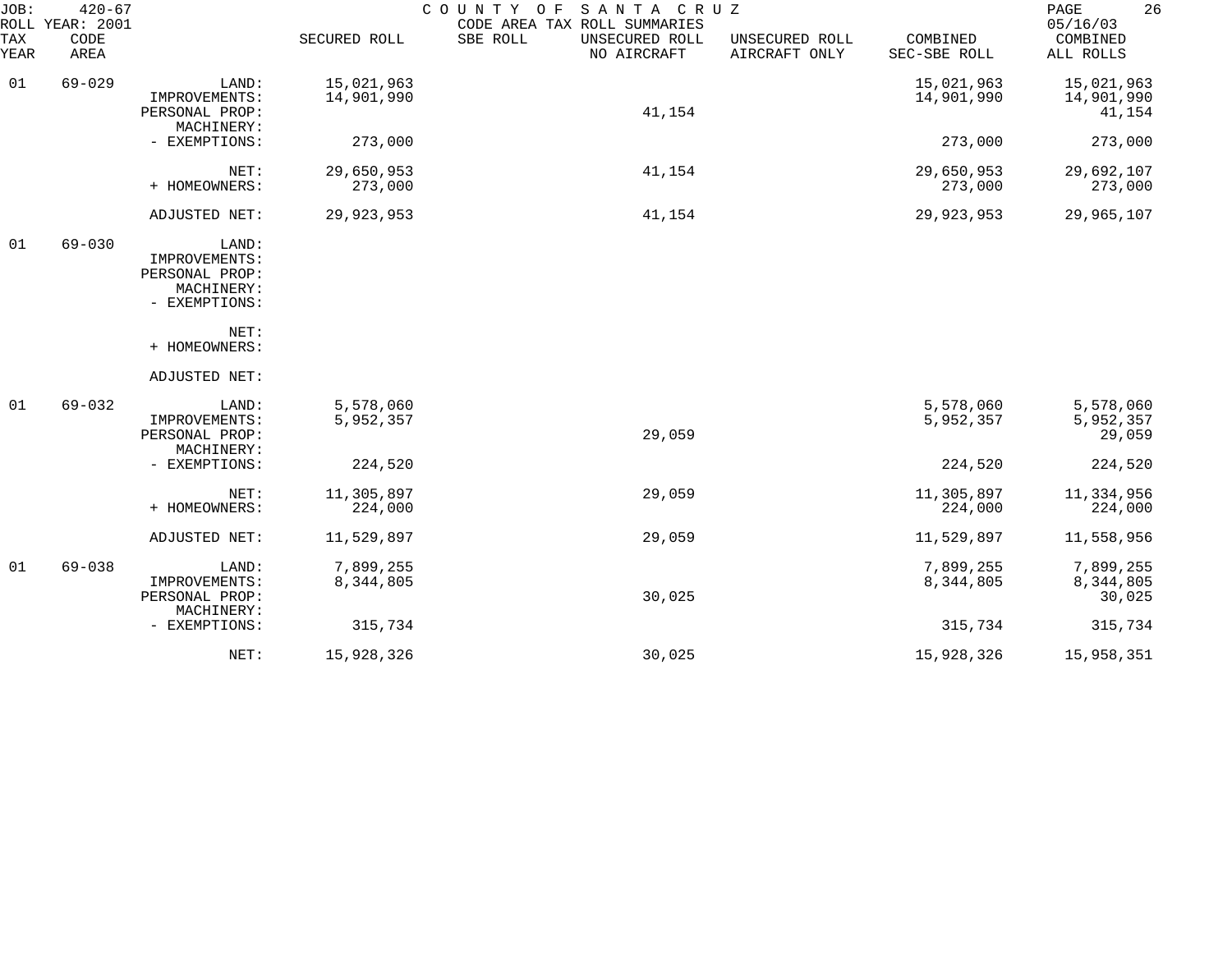JOB: 420-67
ROLL YEAR: 2001

COUNTY OF SANTA CRUZ
CODE AREA TAX ROLL SUMMARIES

05/16/03

| TAX YEAR | CODE AREA | | SECURED ROLL | SBE ROLL | UNSECURED ROLL NO AIRCRAFT | UNSECURED ROLL AIRCRAFT ONLY | COMBINED SEC-SBE ROLL | COMBINED ALL ROLLS |
|---|---|---|---|---|---|---|---|---|
| 01 | 69-029 | LAND: | 15,021,963 | | | | 15,021,963 | 15,021,963 |
| | | IMPROVEMENTS: | 14,901,990 | | | | 14,901,990 | 14,901,990 |
| | | PERSONAL PROP: | | | 41,154 | | | 41,154 |
| | | MACHINERY: | | | | | | |
| | | - EXEMPTIONS: | 273,000 | | | | 273,000 | 273,000 |
| | | NET: | 29,650,953 | | 41,154 | | 29,650,953 | 29,692,107 |
| | | + HOMEOWNERS: | 273,000 | | | | 273,000 | 273,000 |
| | | ADJUSTED NET: | 29,923,953 | | 41,154 | | 29,923,953 | 29,965,107 |
| 01 | 69-030 | LAND: | | | | | | |
| | | IMPROVEMENTS: | | | | | | |
| | | PERSONAL PROP: | | | | | | |
| | | MACHINERY: | | | | | | |
| | | - EXEMPTIONS: | | | | | | |
| | | NET: | | | | | | |
| | | + HOMEOWNERS: | | | | | | |
| | | ADJUSTED NET: | | | | | | |
| 01 | 69-032 | LAND: | 5,578,060 | | | | 5,578,060 | 5,578,060 |
| | | IMPROVEMENTS: | 5,952,357 | | | | 5,952,357 | 5,952,357 |
| | | PERSONAL PROP: | | | 29,059 | | | 29,059 |
| | | MACHINERY: | | | | | | |
| | | - EXEMPTIONS: | 224,520 | | | | 224,520 | 224,520 |
| | | NET: | 11,305,897 | | 29,059 | | 11,305,897 | 11,334,956 |
| | | + HOMEOWNERS: | 224,000 | | | | 224,000 | 224,000 |
| | | ADJUSTED NET: | 11,529,897 | | 29,059 | | 11,529,897 | 11,558,956 |
| 01 | 69-038 | LAND: | 7,899,255 | | | | 7,899,255 | 7,899,255 |
| | | IMPROVEMENTS: | 8,344,805 | | | | 8,344,805 | 8,344,805 |
| | | PERSONAL PROP: | | | 30,025 | | | 30,025 |
| | | MACHINERY: | | | | | | |
| | | - EXEMPTIONS: | 315,734 | | | | 315,734 | 315,734 |
| | | NET: | 15,928,326 | | 30,025 | | 15,928,326 | 15,958,351 |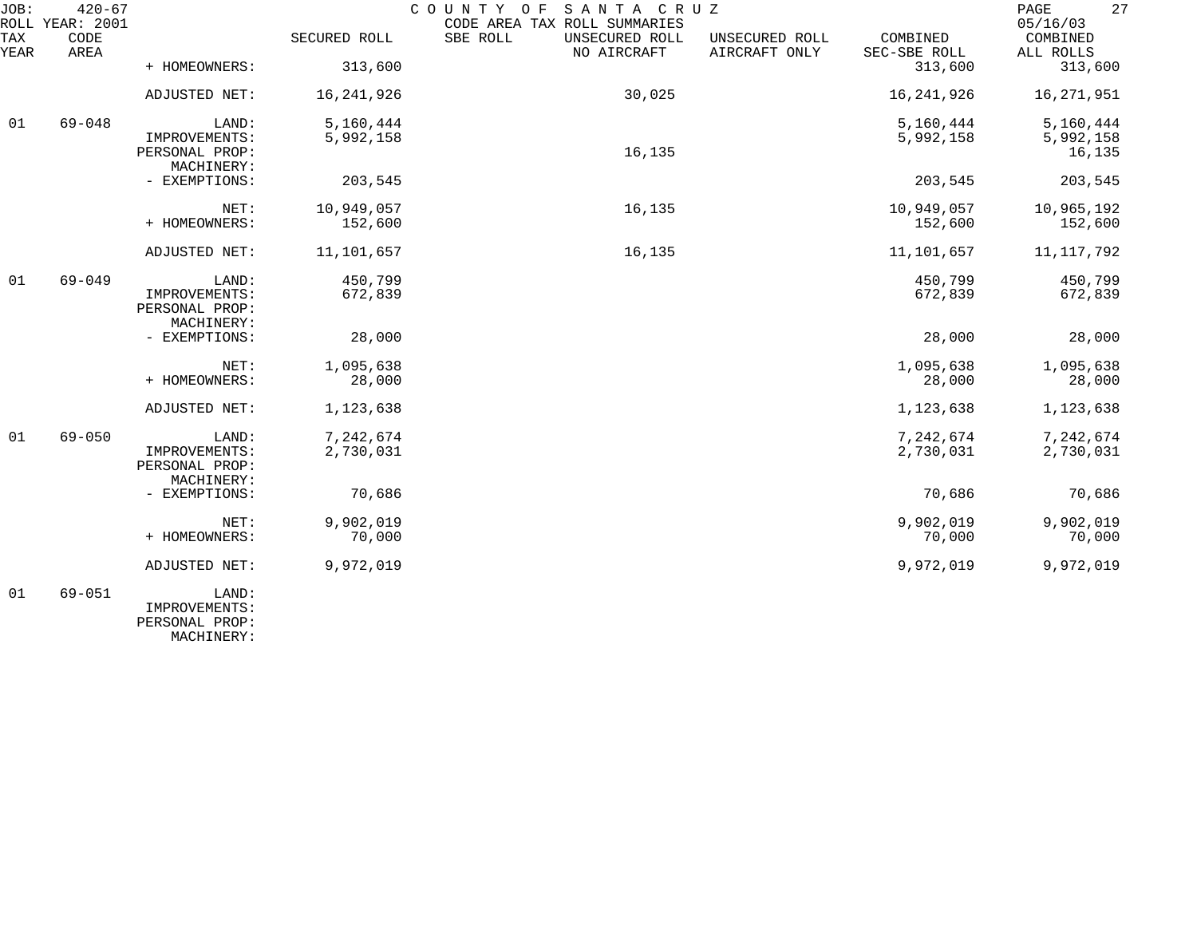| TAX YEAR | CODE AREA | | SECURED ROLL | SBE ROLL | UNSECURED ROLL NO AIRCRAFT | UNSECURED ROLL AIRCRAFT ONLY | COMBINED SEC-SBE ROLL | COMBINED ALL ROLLS |
|---|---|---|---|---|---|---|---|---|
| | | + HOMEOWNERS: | 313,600 | | | | 313,600 | 313,600 |
| | | ADJUSTED NET: | 16,241,926 | | 30,025 | | 16,241,926 | 16,271,951 |
| 01 | 69-048 | LAND: | 5,160,444 | | | | 5,160,444 | 5,160,444 |
| | | IMPROVEMENTS: | 5,992,158 | | | | 5,992,158 | 5,992,158 |
| | | PERSONAL PROP: | | | 16,135 | | | 16,135 |
| | | MACHINERY: | | | | | | |
| | | - EXEMPTIONS: | 203,545 | | | | 203,545 | 203,545 |
| | | NET: | 10,949,057 | | 16,135 | | 10,949,057 | 10,965,192 |
| | | + HOMEOWNERS: | 152,600 | | | | 152,600 | 152,600 |
| | | ADJUSTED NET: | 11,101,657 | | 16,135 | | 11,101,657 | 11,117,792 |
| 01 | 69-049 | LAND: | 450,799 | | | | 450,799 | 450,799 |
| | | IMPROVEMENTS: | 672,839 | | | | 672,839 | 672,839 |
| | | PERSONAL PROP: | | | | | | |
| | | MACHINERY: | | | | | | |
| | | - EXEMPTIONS: | 28,000 | | | | 28,000 | 28,000 |
| | | NET: | 1,095,638 | | | | 1,095,638 | 1,095,638 |
| | | + HOMEOWNERS: | 28,000 | | | | 28,000 | 28,000 |
| | | ADJUSTED NET: | 1,123,638 | | | | 1,123,638 | 1,123,638 |
| 01 | 69-050 | LAND: | 7,242,674 | | | | 7,242,674 | 7,242,674 |
| | | IMPROVEMENTS: | 2,730,031 | | | | 2,730,031 | 2,730,031 |
| | | PERSONAL PROP: | | | | | | |
| | | MACHINERY: | | | | | | |
| | | - EXEMPTIONS: | 70,686 | | | | 70,686 | 70,686 |
| | | NET: | 9,902,019 | | | | 9,902,019 | 9,902,019 |
| | | + HOMEOWNERS: | 70,000 | | | | 70,000 | 70,000 |
| | | ADJUSTED NET: | 9,972,019 | | | | 9,972,019 | 9,972,019 |
| 01 | 69-051 | LAND: | | | | | | |
| | | IMPROVEMENTS: | | | | | | |
| | | PERSONAL PROP: | | | | | | |
| | | MACHINERY: | | | | | | |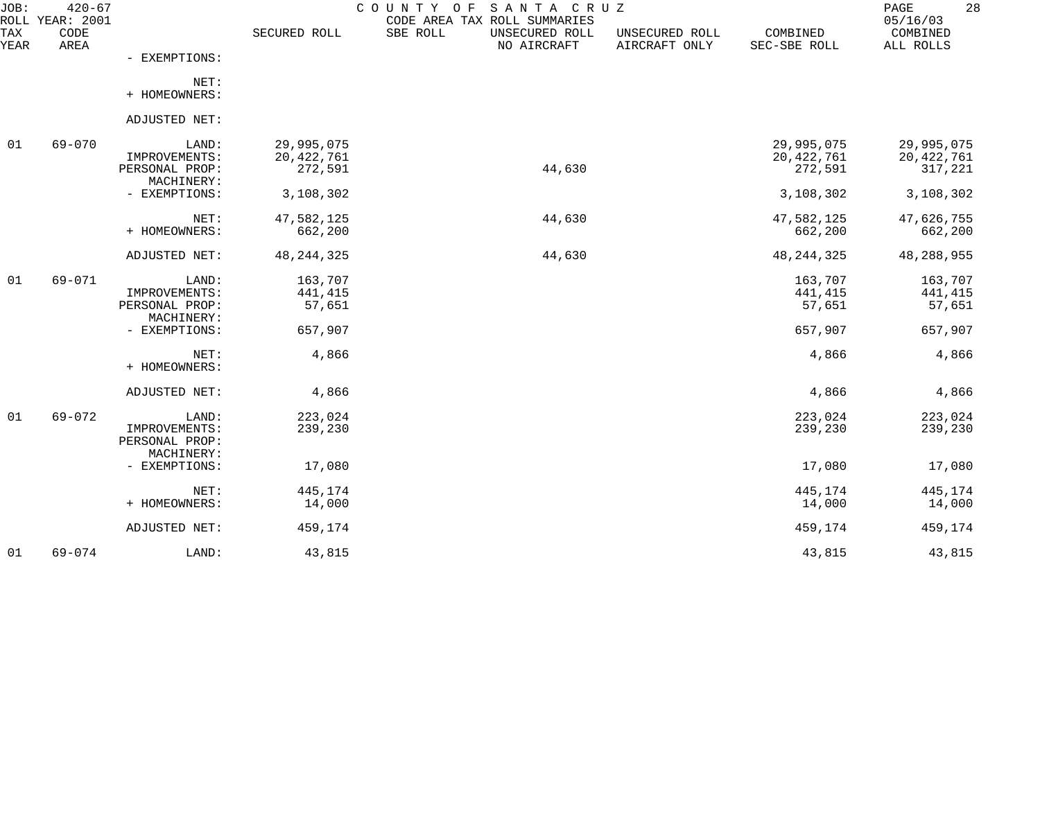JOB: 420-67 COUNTY OF SANTA CRUZ
ROLL YEAR: 2001 CODE AREA TAX ROLL SUMMARIES 05/16/03

| TAX YEAR | CODE AREA | | SECURED ROLL | SBE ROLL | UNSECURED ROLL NO AIRCRAFT | UNSECURED ROLL AIRCRAFT ONLY | COMBINED SEC-SBE ROLL | COMBINED ALL ROLLS |
|---|---|---|---|---|---|---|---|---|
| | | - EXEMPTIONS: | | | | | | |
| | | NET: | | | | | | |
| | | + HOMEOWNERS: | | | | | | |
| | | ADJUSTED NET: | | | | | | |
| 01 | 69-070 | LAND: | 29,995,075 | | | | 29,995,075 | 29,995,075 |
| | | IMPROVEMENTS: | 20,422,761 | | | | 20,422,761 | 20,422,761 |
| | | PERSONAL PROP: | 272,591 | | 44,630 | | 272,591 | 317,221 |
| | | MACHINERY: | | | | | | |
| | | - EXEMPTIONS: | 3,108,302 | | | | 3,108,302 | 3,108,302 |
| | | NET: | 47,582,125 | | 44,630 | | 47,582,125 | 47,626,755 |
| | | + HOMEOWNERS: | 662,200 | | | | 662,200 | 662,200 |
| | | ADJUSTED NET: | 48,244,325 | | 44,630 | | 48,244,325 | 48,288,955 |
| 01 | 69-071 | LAND: | 163,707 | | | | 163,707 | 163,707 |
| | | IMPROVEMENTS: | 441,415 | | | | 441,415 | 441,415 |
| | | PERSONAL PROP: | 57,651 | | | | 57,651 | 57,651 |
| | | MACHINERY: | | | | | | |
| | | - EXEMPTIONS: | 657,907 | | | | 657,907 | 657,907 |
| | | NET: | 4,866 | | | | 4,866 | 4,866 |
| | | + HOMEOWNERS: | | | | | | |
| | | ADJUSTED NET: | 4,866 | | | | 4,866 | 4,866 |
| 01 | 69-072 | LAND: | 223,024 | | | | 223,024 | 223,024 |
| | | IMPROVEMENTS: | 239,230 | | | | 239,230 | 239,230 |
| | | PERSONAL PROP: | | | | | | |
| | | MACHINERY: | | | | | | |
| | | - EXEMPTIONS: | 17,080 | | | | 17,080 | 17,080 |
| | | NET: | 445,174 | | | | 445,174 | 445,174 |
| | | + HOMEOWNERS: | 14,000 | | | | 14,000 | 14,000 |
| | | ADJUSTED NET: | 459,174 | | | | 459,174 | 459,174 |
| 01 | 69-074 | LAND: | 43,815 | | | | 43,815 | 43,815 |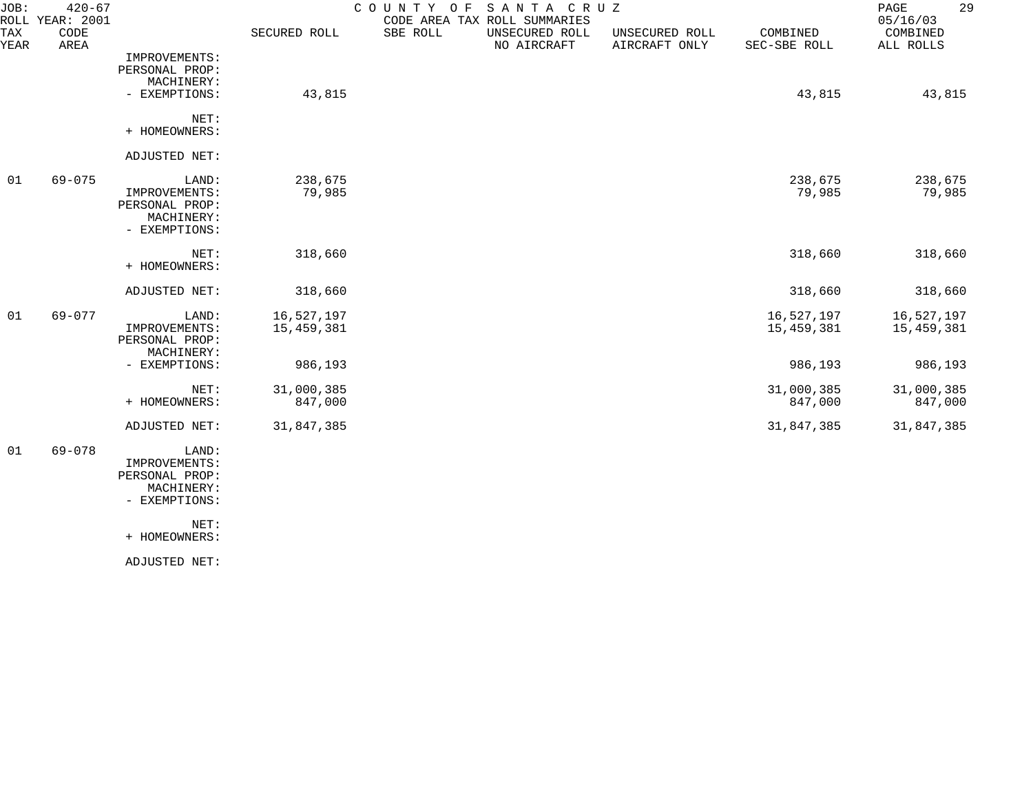| TAX YEAR | CODE AREA | | SECURED ROLL | SBE ROLL | UNSECURED ROLL NO AIRCRAFT | UNSECURED ROLL AIRCRAFT ONLY | COMBINED SEC-SBE ROLL | COMBINED ALL ROLLS |
|---|---|---|---|---|---|---|---|---|
| | | IMPROVEMENTS: | | | | | | |
| | | PERSONAL PROP: | | | | | | |
| | | MACHINERY: | | | | | | |
| | | - EXEMPTIONS: | 43,815 | | | | 43,815 | 43,815 |
| | | NET: | | | | | | |
| | | + HOMEOWNERS: | | | | | | |
| | | ADJUSTED NET: | | | | | | |
| 01 | 69-075 | LAND: | 238,675 | | | | 238,675 | 238,675 |
| | | IMPROVEMENTS: | 79,985 | | | | 79,985 | 79,985 |
| | | PERSONAL PROP: | | | | | | |
| | | MACHINERY: | | | | | | |
| | | - EXEMPTIONS: | | | | | | |
| | | NET: | 318,660 | | | | 318,660 | 318,660 |
| | | + HOMEOWNERS: | | | | | | |
| | | ADJUSTED NET: | 318,660 | | | | 318,660 | 318,660 |
| 01 | 69-077 | LAND: | 16,527,197 | | | | 16,527,197 | 16,527,197 |
| | | IMPROVEMENTS: | 15,459,381 | | | | 15,459,381 | 15,459,381 |
| | | PERSONAL PROP: | | | | | | |
| | | MACHINERY: | | | | | | |
| | | - EXEMPTIONS: | 986,193 | | | | 986,193 | 986,193 |
| | | NET: | 31,000,385 | | | | 31,000,385 | 31,000,385 |
| | | + HOMEOWNERS: | 847,000 | | | | 847,000 | 847,000 |
| | | ADJUSTED NET: | 31,847,385 | | | | 31,847,385 | 31,847,385 |
| 01 | 69-078 | LAND: | | | | | | |
| | | IMPROVEMENTS: | | | | | | |
| | | PERSONAL PROP: | | | | | | |
| | | MACHINERY: | | | | | | |
| | | - EXEMPTIONS: | | | | | | |
| | | NET: | | | | | | |
| | | + HOMEOWNERS: | | | | | | |
| | | ADJUSTED NET: | | | | | | |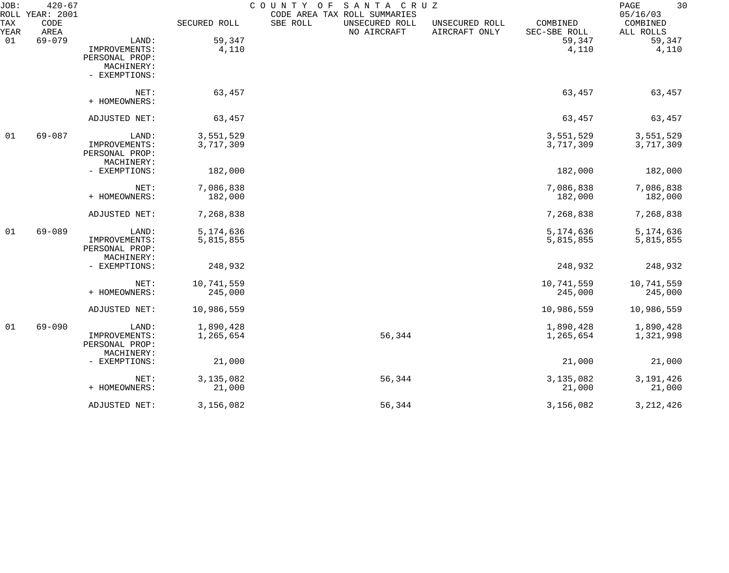JOB: 420-67
ROLL YEAR: 2001

COUNTY OF SANTA CRUZ
CODE AREA TAX ROLL SUMMARIES

05/16/03

| TAX YEAR | CODE AREA | | SECURED ROLL | SBE ROLL | UNSECURED ROLL NO AIRCRAFT | UNSECURED ROLL AIRCRAFT ONLY | COMBINED SEC-SBE ROLL | COMBINED ALL ROLLS |
|---|---|---|---|---|---|---|---|---|
| 01 | 69-079 | LAND: | 59,347 | | | | 59,347 | 59,347 |
| | | IMPROVEMENTS: | 4,110 | | | | 4,110 | 4,110 |
| | | PERSONAL PROP: | | | | | | |
| | | MACHINERY: | | | | | | |
| | | - EXEMPTIONS: | | | | | | |
| | | NET: | 63,457 | | | | 63,457 | 63,457 |
| | | + HOMEOWNERS: | | | | | | |
| | | ADJUSTED NET: | 63,457 | | | | 63,457 | 63,457 |
| 01 | 69-087 | LAND: | 3,551,529 | | | | 3,551,529 | 3,551,529 |
| | | IMPROVEMENTS: | 3,717,309 | | | | 3,717,309 | 3,717,309 |
| | | PERSONAL PROP: | | | | | | |
| | | MACHINERY: | | | | | | |
| | | - EXEMPTIONS: | 182,000 | | | | 182,000 | 182,000 |
| | | NET: | 7,086,838 | | | | 7,086,838 | 7,086,838 |
| | | + HOMEOWNERS: | 182,000 | | | | 182,000 | 182,000 |
| | | ADJUSTED NET: | 7,268,838 | | | | 7,268,838 | 7,268,838 |
| 01 | 69-089 | LAND: | 5,174,636 | | | | 5,174,636 | 5,174,636 |
| | | IMPROVEMENTS: | 5,815,855 | | | | 5,815,855 | 5,815,855 |
| | | PERSONAL PROP: | | | | | | |
| | | MACHINERY: | | | | | | |
| | | - EXEMPTIONS: | 248,932 | | | | 248,932 | 248,932 |
| | | NET: | 10,741,559 | | | | 10,741,559 | 10,741,559 |
| | | + HOMEOWNERS: | 245,000 | | | | 245,000 | 245,000 |
| | | ADJUSTED NET: | 10,986,559 | | | | 10,986,559 | 10,986,559 |
| 01 | 69-090 | LAND: | 1,890,428 | | | | 1,890,428 | 1,890,428 |
| | | IMPROVEMENTS: | 1,265,654 | | 56,344 | | 1,265,654 | 1,321,998 |
| | | PERSONAL PROP: | | | | | | |
| | | MACHINERY: | | | | | | |
| | | - EXEMPTIONS: | 21,000 | | | | 21,000 | 21,000 |
| | | NET: | 3,135,082 | | 56,344 | | 3,135,082 | 3,191,426 |
| | | + HOMEOWNERS: | 21,000 | | | | 21,000 | 21,000 |
| | | ADJUSTED NET: | 3,156,082 | | 56,344 | | 3,156,082 | 3,212,426 |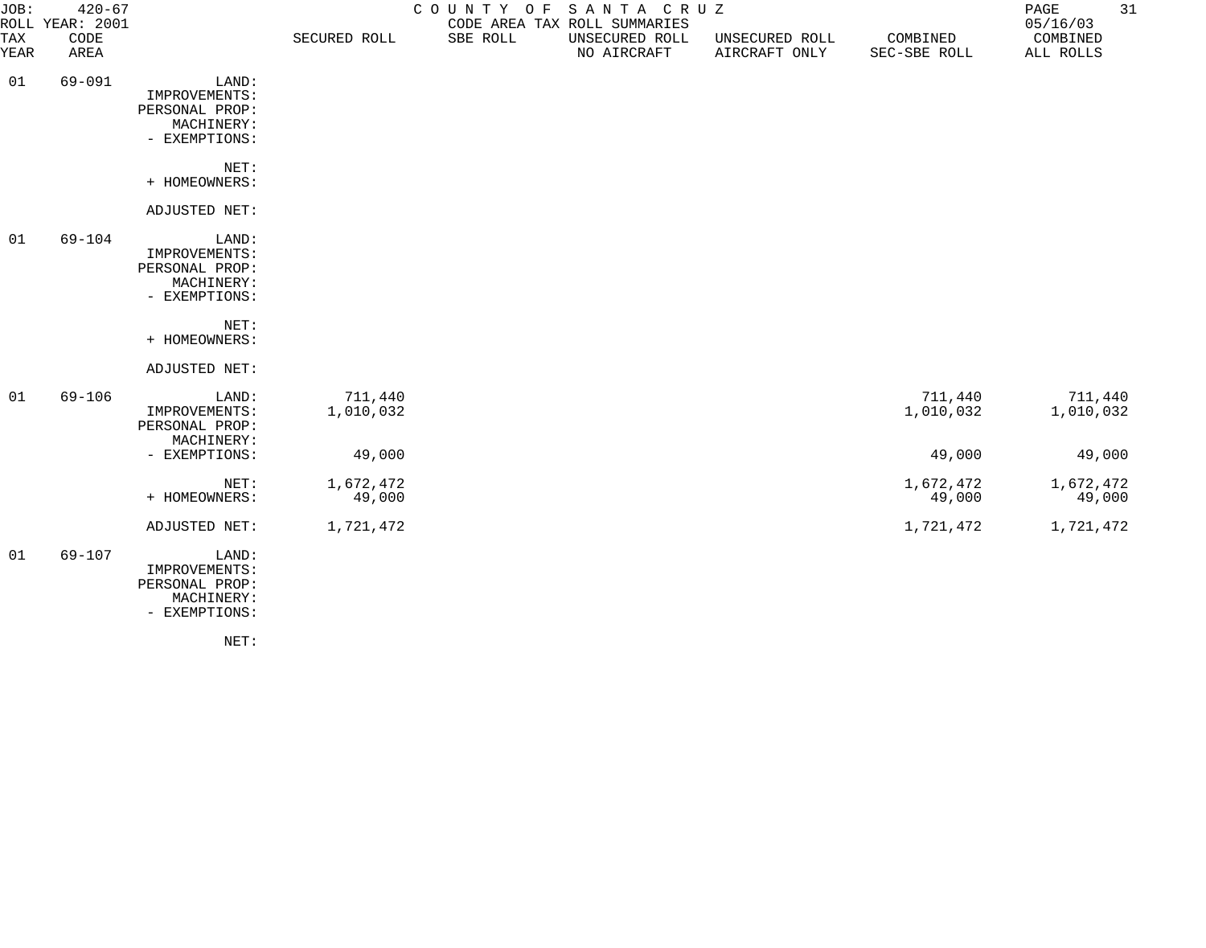JOB: 420-67
ROLL YEAR: 2001

COUNTY OF SANTA CRUZ
CODE AREA TAX ROLL SUMMARIES

05/16/03

| TAX YEAR | CODE AREA | | SECURED ROLL | SBE ROLL | UNSECURED ROLL NO AIRCRAFT | UNSECURED ROLL AIRCRAFT ONLY | COMBINED SEC-SBE ROLL | COMBINED ALL ROLLS |
|---|---|---|---|---|---|---|---|---|
| 01 | 69-091 | LAND: | | | | | | |
| | | IMPROVEMENTS: | | | | | | |
| | | PERSONAL PROP: | | | | | | |
| | | MACHINERY: | | | | | | |
| | | - EXEMPTIONS: | | | | | | |
| | | NET: | | | | | | |
| | | + HOMEOWNERS: | | | | | | |
| | | ADJUSTED NET: | | | | | | |
| 01 | 69-104 | LAND: | | | | | | |
| | | IMPROVEMENTS: | | | | | | |
| | | PERSONAL PROP: | | | | | | |
| | | MACHINERY: | | | | | | |
| | | - EXEMPTIONS: | | | | | | |
| | | NET: | | | | | | |
| | | + HOMEOWNERS: | | | | | | |
| | | ADJUSTED NET: | | | | | | |
| 01 | 69-106 | LAND: | 711,440 | | | | 711,440 | 711,440 |
| | | IMPROVEMENTS: | 1,010,032 | | | | 1,010,032 | 1,010,032 |
| | | PERSONAL PROP: | | | | | | |
| | | MACHINERY: | | | | | | |
| | | - EXEMPTIONS: | 49,000 | | | | 49,000 | 49,000 |
| | | NET: | 1,672,472 | | | | 1,672,472 | 1,672,472 |
| | | + HOMEOWNERS: | 49,000 | | | | 49,000 | 49,000 |
| | | ADJUSTED NET: | 1,721,472 | | | | 1,721,472 | 1,721,472 |
| 01 | 69-107 | LAND: | | | | | | |
| | | IMPROVEMENTS: | | | | | | |
| | | PERSONAL PROP: | | | | | | |
| | | MACHINERY: | | | | | | |
| | | - EXEMPTIONS: | | | | | | |
| | | NET: | | | | | | |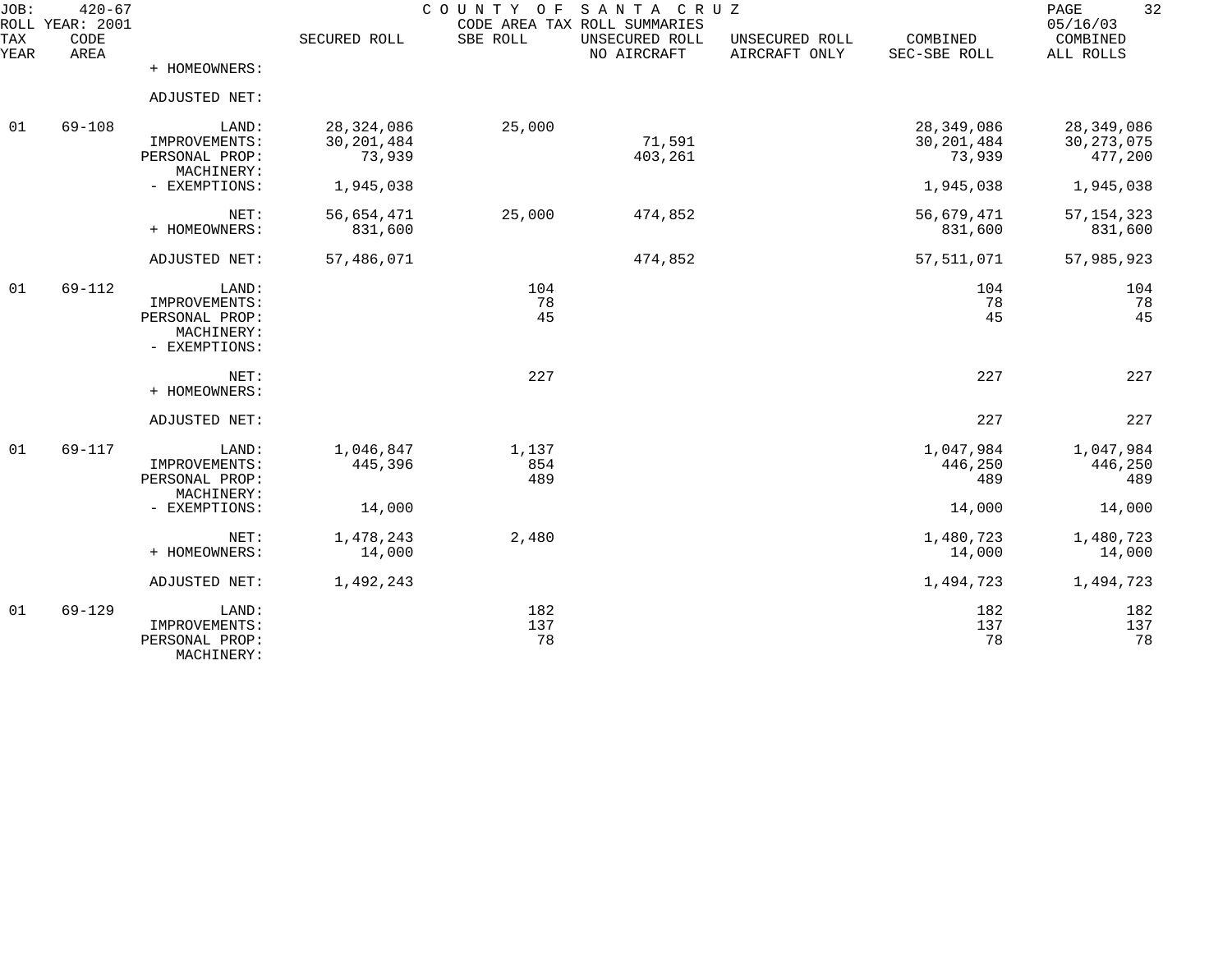JOB: 420-67 COUNTY OF SANTA CRUZ
ROLL YEAR: 2001 CODE AREA TAX ROLL SUMMARIES 05/16/03

| TAX YEAR | CODE AREA | | SECURED ROLL | SBE ROLL | UNSECURED ROLL NO AIRCRAFT | UNSECURED ROLL AIRCRAFT ONLY | COMBINED SEC-SBE ROLL | COMBINED ALL ROLLS |
|---|---|---|---|---|---|---|---|---|
| | | + HOMEOWNERS: | | | | | | |
| | | ADJUSTED NET: | | | | | | |
| 01 | 69-108 | LAND: | 28,324,086 | 25,000 | | | 28,349,086 | 28,349,086 |
| | | IMPROVEMENTS: | 30,201,484 | | 71,591 | | 30,201,484 | 30,273,075 |
| | | PERSONAL PROP: | 73,939 | | 403,261 | | 73,939 | 477,200 |
| | | MACHINERY: | | | | | | |
| | | - EXEMPTIONS: | 1,945,038 | | | | 1,945,038 | 1,945,038 |
| | | NET: | 56,654,471 | 25,000 | 474,852 | | 56,679,471 | 57,154,323 |
| | | + HOMEOWNERS: | 831,600 | | | | 831,600 | 831,600 |
| | | ADJUSTED NET: | 57,486,071 | | 474,852 | | 57,511,071 | 57,985,923 |
| 01 | 69-112 | LAND: | | 104 | | | 104 | 104 |
| | | IMPROVEMENTS: | | 78 | | | 78 | 78 |
| | | PERSONAL PROP: | | 45 | | | 45 | 45 |
| | | MACHINERY: | | | | | | |
| | | - EXEMPTIONS: | | | | | | |
| | | NET: | | 227 | | | 227 | 227 |
| | | + HOMEOWNERS: | | | | | | |
| | | ADJUSTED NET: | | | | | 227 | 227 |
| 01 | 69-117 | LAND: | 1,046,847 | 1,137 | | | 1,047,984 | 1,047,984 |
| | | IMPROVEMENTS: | 445,396 | 854 | | | 446,250 | 446,250 |
| | | PERSONAL PROP: | | 489 | | | 489 | 489 |
| | | MACHINERY: | | | | | | |
| | | - EXEMPTIONS: | 14,000 | | | | 14,000 | 14,000 |
| | | NET: | 1,478,243 | 2,480 | | | 1,480,723 | 1,480,723 |
| | | + HOMEOWNERS: | 14,000 | | | | 14,000 | 14,000 |
| | | ADJUSTED NET: | 1,492,243 | | | | 1,494,723 | 1,494,723 |
| 01 | 69-129 | LAND: | | 182 | | | 182 | 182 |
| | | IMPROVEMENTS: | | 137 | | | 137 | 137 |
| | | PERSONAL PROP: | | 78 | | | 78 | 78 |
| | | MACHINERY: | | | | | | |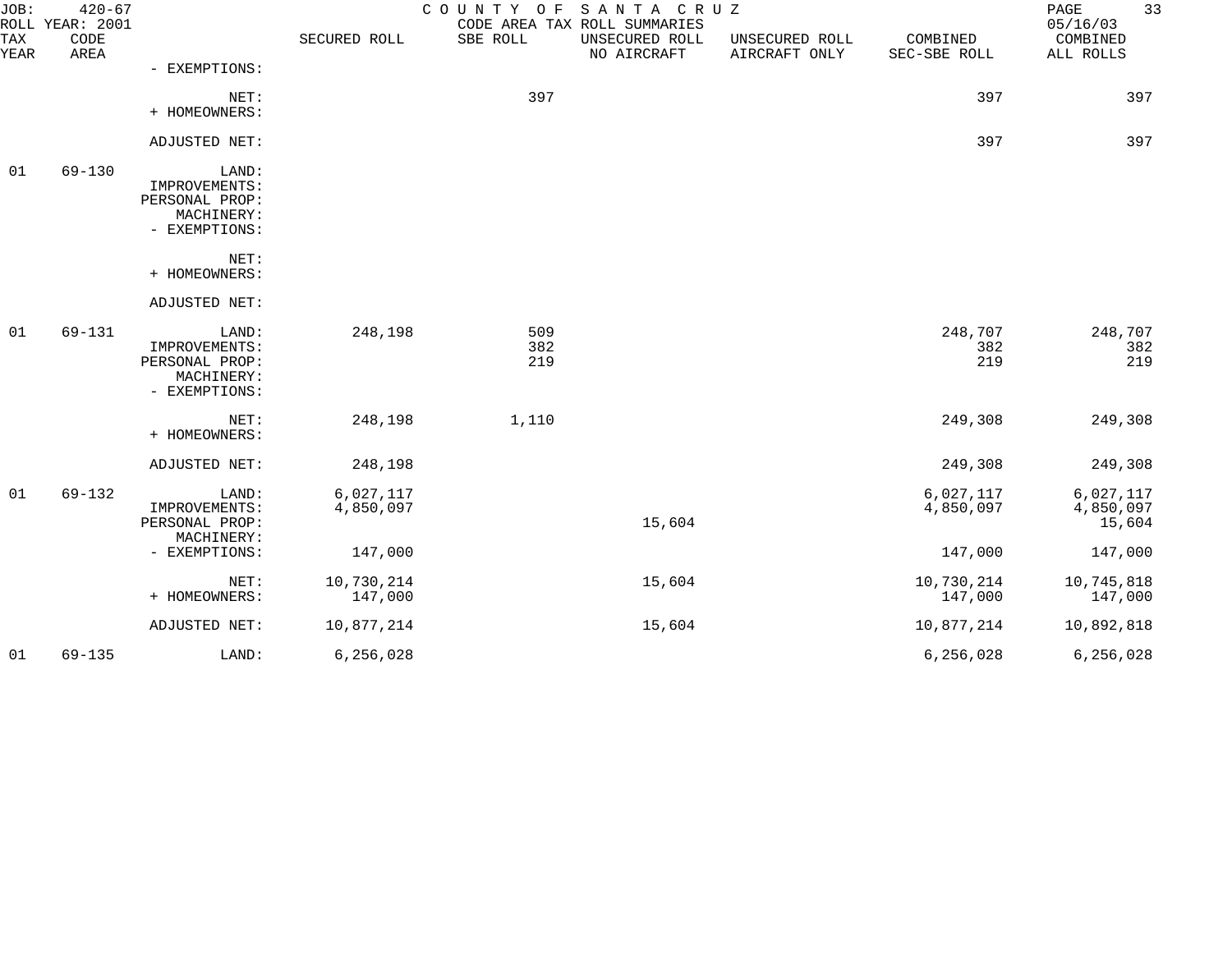JOB: 420-67 COUNTY OF SANTA CRUZ
ROLL YEAR: 2001 CODE AREA TAX ROLL SUMMARIES 05/16/03

| TAX YEAR | CODE AREA | | SECURED ROLL | SBE ROLL | UNSECURED ROLL NO AIRCRAFT | UNSECURED ROLL AIRCRAFT ONLY | COMBINED SEC-SBE ROLL | COMBINED ALL ROLLS |
|---|---|---|---|---|---|---|---|---|
| | | - EXEMPTIONS: | | | | | | |
| | | NET: | | 397 | | | 397 | 397 |
| | | + HOMEOWNERS: | | | | | | |
| | | ADJUSTED NET: | | | | | 397 | 397 |
| 01 | 69-130 | LAND: | | | | | | |
| | | IMPROVEMENTS: | | | | | | |
| | | PERSONAL PROP: | | | | | | |
| | | MACHINERY: | | | | | | |
| | | - EXEMPTIONS: | | | | | | |
| | | NET: | | | | | | |
| | | + HOMEOWNERS: | | | | | | |
| | | ADJUSTED NET: | | | | | | |
| 01 | 69-131 | LAND: | 248,198 | 509 | | | 248,707 | 248,707 |
| | | IMPROVEMENTS: | | 382 | | | 382 | 382 |
| | | PERSONAL PROP: | | 219 | | | 219 | 219 |
| | | MACHINERY: | | | | | | |
| | | - EXEMPTIONS: | | | | | | |
| | | NET: | 248,198 | 1,110 | | | 249,308 | 249,308 |
| | | + HOMEOWNERS: | | | | | | |
| | | ADJUSTED NET: | 248,198 | | | | 249,308 | 249,308 |
| 01 | 69-132 | LAND: | 6,027,117 | | | | 6,027,117 | 6,027,117 |
| | | IMPROVEMENTS: | 4,850,097 | | | | 4,850,097 | 4,850,097 |
| | | PERSONAL PROP: | | | 15,604 | | | 15,604 |
| | | MACHINERY: | | | | | | |
| | | - EXEMPTIONS: | 147,000 | | | | 147,000 | 147,000 |
| | | NET: | 10,730,214 | | 15,604 | | 10,730,214 | 10,745,818 |
| | | + HOMEOWNERS: | 147,000 | | | | 147,000 | 147,000 |
| | | ADJUSTED NET: | 10,877,214 | | 15,604 | | 10,877,214 | 10,892,818 |
| 01 | 69-135 | LAND: | 6,256,028 | | | | 6,256,028 | 6,256,028 |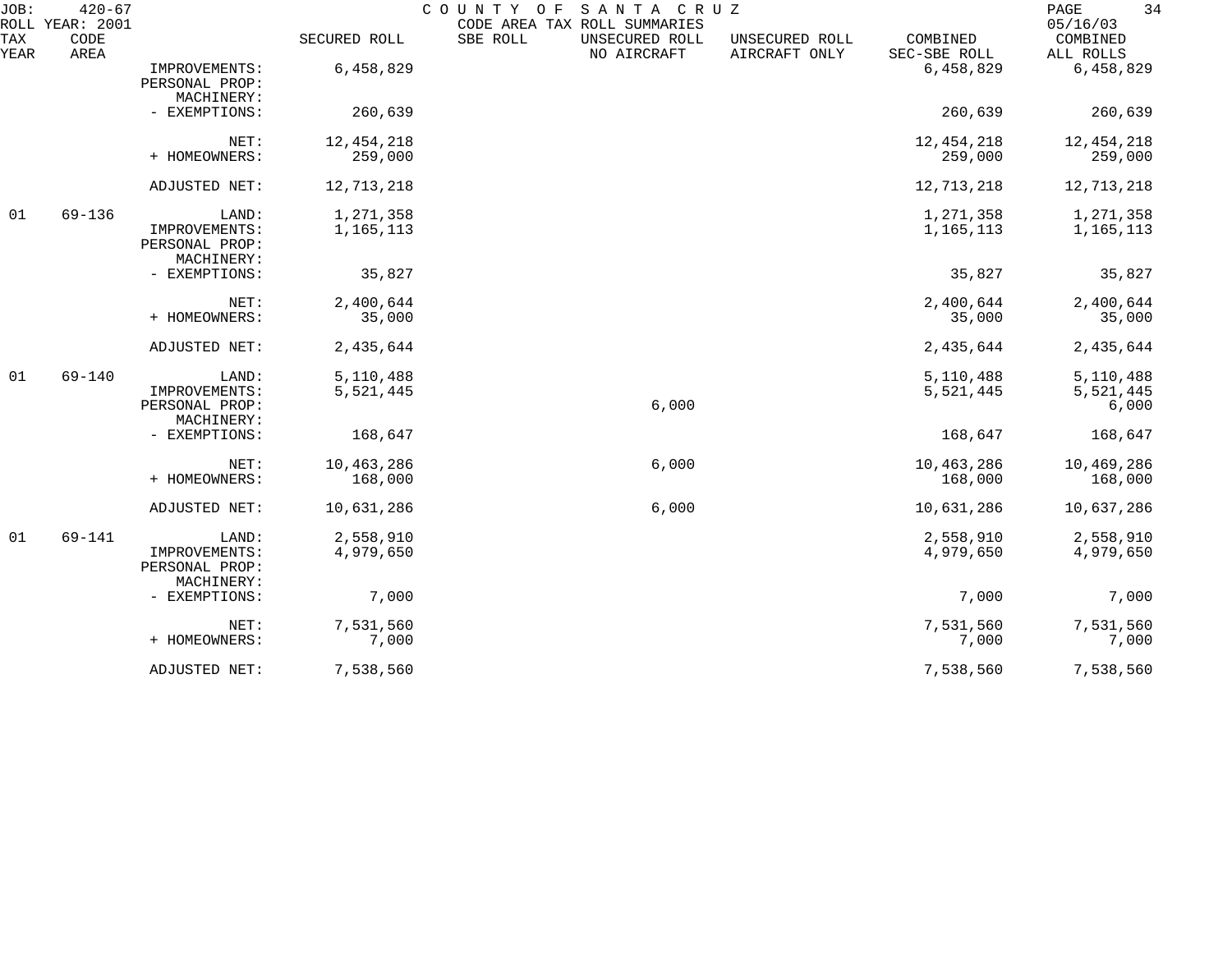JOB: 420-67 COUNTY OF SANTA CRUZ
ROLL YEAR: 2001 CODE AREA TAX ROLL SUMMARIES 05/16/03

| TAX YEAR | CODE AREA | | SECURED ROLL | SBE ROLL | UNSECURED ROLL NO AIRCRAFT | UNSECURED ROLL AIRCRAFT ONLY | COMBINED SEC-SBE ROLL | COMBINED ALL ROLLS |
|---|---|---|---|---|---|---|---|---|
| | | IMPROVEMENTS: | 6,458,829 | | | | 6,458,829 | 6,458,829 |
| | | PERSONAL PROP: | | | | | | |
| | | MACHINERY: | | | | | | |
| | | - EXEMPTIONS: | 260,639 | | | | 260,639 | 260,639 |
| | | NET: | 12,454,218 | | | | 12,454,218 | 12,454,218 |
| | | + HOMEOWNERS: | 259,000 | | | | 259,000 | 259,000 |
| | | ADJUSTED NET: | 12,713,218 | | | | 12,713,218 | 12,713,218 |
| 01 | 69-136 | LAND: | 1,271,358 | | | | 1,271,358 | 1,271,358 |
| | | IMPROVEMENTS: | 1,165,113 | | | | 1,165,113 | 1,165,113 |
| | | PERSONAL PROP: | | | | | | |
| | | MACHINERY: | | | | | | |
| | | - EXEMPTIONS: | 35,827 | | | | 35,827 | 35,827 |
| | | NET: | 2,400,644 | | | | 2,400,644 | 2,400,644 |
| | | + HOMEOWNERS: | 35,000 | | | | 35,000 | 35,000 |
| | | ADJUSTED NET: | 2,435,644 | | | | 2,435,644 | 2,435,644 |
| 01 | 69-140 | LAND: | 5,110,488 | | | | 5,110,488 | 5,110,488 |
| | | IMPROVEMENTS: | 5,521,445 | | | | 5,521,445 | 5,521,445 |
| | | PERSONAL PROP: | | | 6,000 | | | 6,000 |
| | | MACHINERY: | | | | | | |
| | | - EXEMPTIONS: | 168,647 | | | | 168,647 | 168,647 |
| | | NET: | 10,463,286 | | 6,000 | | 10,463,286 | 10,469,286 |
| | | + HOMEOWNERS: | 168,000 | | | | 168,000 | 168,000 |
| | | ADJUSTED NET: | 10,631,286 | | 6,000 | | 10,631,286 | 10,637,286 |
| 01 | 69-141 | LAND: | 2,558,910 | | | | 2,558,910 | 2,558,910 |
| | | IMPROVEMENTS: | 4,979,650 | | | | 4,979,650 | 4,979,650 |
| | | PERSONAL PROP: | | | | | | |
| | | MACHINERY: | | | | | | |
| | | - EXEMPTIONS: | 7,000 | | | | 7,000 | 7,000 |
| | | NET: | 7,531,560 | | | | 7,531,560 | 7,531,560 |
| | | + HOMEOWNERS: | 7,000 | | | | 7,000 | 7,000 |
| | | ADJUSTED NET: | 7,538,560 | | | | 7,538,560 | 7,538,560 |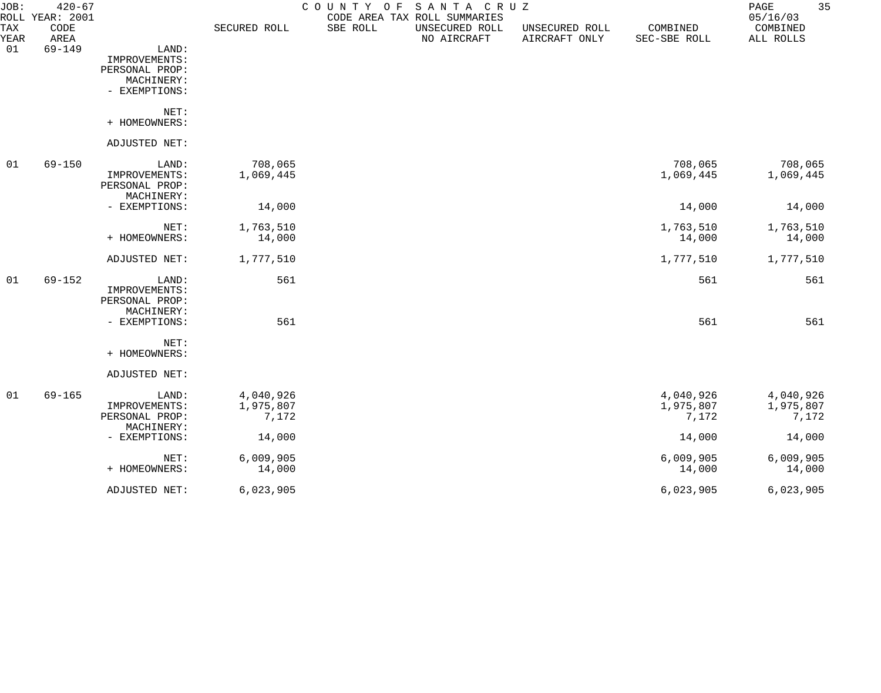JOB: 420-67 COUNTY OF SANTA CRUZ
ROLL YEAR: 2001 CODE AREA TAX ROLL SUMMARIES 05/16/03

| TAX YEAR | CODE AREA | | SECURED ROLL | SBE ROLL | UNSECURED ROLL NO AIRCRAFT | UNSECURED ROLL AIRCRAFT ONLY | COMBINED SEC-SBE ROLL | COMBINED ALL ROLLS |
|---|---|---|---|---|---|---|---|---|
| 01 | 69-149 | LAND: | | | | | | |
| | | IMPROVEMENTS: | | | | | | |
| | | PERSONAL PROP: | | | | | | |
| | | MACHINERY: | | | | | | |
| | | - EXEMPTIONS: | | | | | | |
| | | NET: | | | | | | |
| | | + HOMEOWNERS: | | | | | | |
| | | ADJUSTED NET: | | | | | | |
| 01 | 69-150 | LAND: | 708,065 | | | | 708,065 | 708,065 |
| | | IMPROVEMENTS: | 1,069,445 | | | | 1,069,445 | 1,069,445 |
| | | PERSONAL PROP: | | | | | | |
| | | MACHINERY: | | | | | | |
| | | - EXEMPTIONS: | 14,000 | | | | 14,000 | 14,000 |
| | | NET: | 1,763,510 | | | | 1,763,510 | 1,763,510 |
| | | + HOMEOWNERS: | 14,000 | | | | 14,000 | 14,000 |
| | | ADJUSTED NET: | 1,777,510 | | | | 1,777,510 | 1,777,510 |
| 01 | 69-152 | LAND: | 561 | | | | 561 | 561 |
| | | IMPROVEMENTS: | | | | | | |
| | | PERSONAL PROP: | | | | | | |
| | | MACHINERY: | | | | | | |
| | | - EXEMPTIONS: | 561 | | | | 561 | 561 |
| | | NET: | | | | | | |
| | | + HOMEOWNERS: | | | | | | |
| | | ADJUSTED NET: | | | | | | |
| 01 | 69-165 | LAND: | 4,040,926 | | | | 4,040,926 | 4,040,926 |
| | | IMPROVEMENTS: | 1,975,807 | | | | 1,975,807 | 1,975,807 |
| | | PERSONAL PROP: | 7,172 | | | | 7,172 | 7,172 |
| | | MACHINERY: | | | | | | |
| | | - EXEMPTIONS: | 14,000 | | | | 14,000 | 14,000 |
| | | NET: | 6,009,905 | | | | 6,009,905 | 6,009,905 |
| | | + HOMEOWNERS: | 14,000 | | | | 14,000 | 14,000 |
| | | ADJUSTED NET: | 6,023,905 | | | | 6,023,905 | 6,023,905 |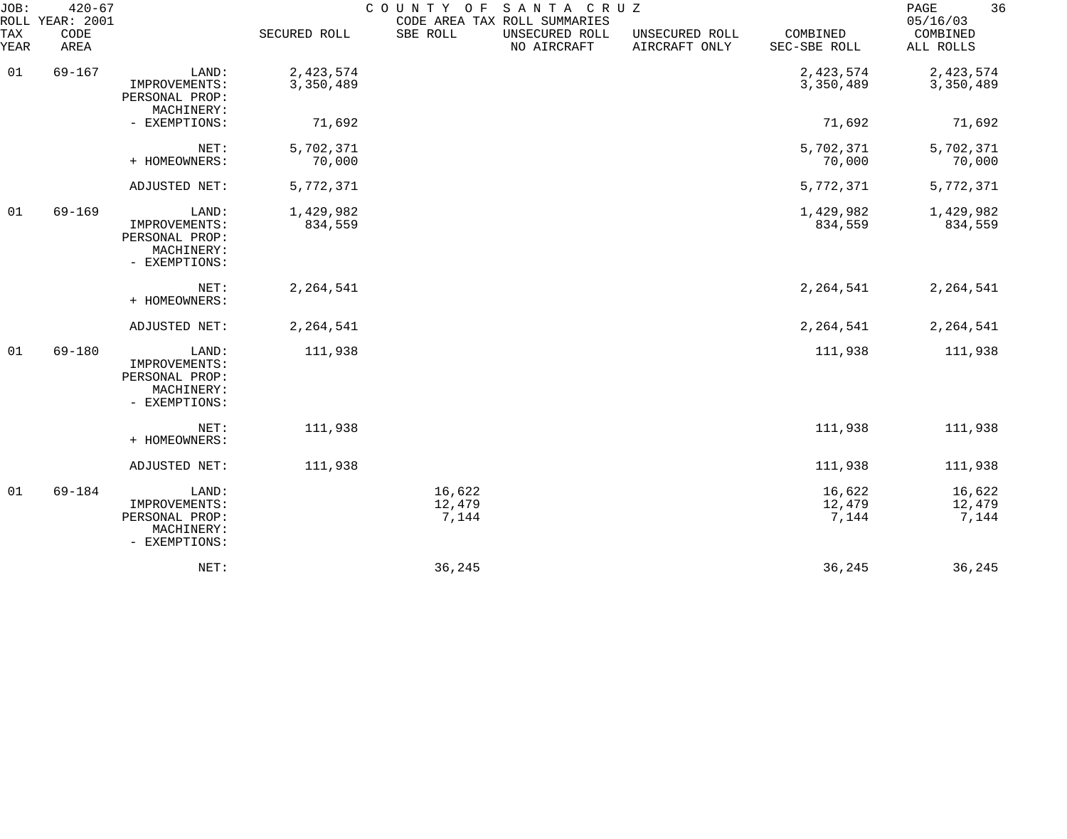JOB: 420-67 COUNTY OF SANTA CRUZ
ROLL YEAR: 2001 CODE AREA TAX ROLL SUMMARIES 05/16/03

| TAX YEAR | CODE AREA | | SECURED ROLL | SBE ROLL | UNSECURED ROLL NO AIRCRAFT | UNSECURED ROLL AIRCRAFT ONLY | COMBINED SEC-SBE ROLL | COMBINED ALL ROLLS |
|---|---|---|---|---|---|---|---|---|
| 01 | 69-167 | LAND: | 2,423,574 | | | | 2,423,574 | 2,423,574 |
| | | IMPROVEMENTS: | 3,350,489 | | | | 3,350,489 | 3,350,489 |
| | | PERSONAL PROP: | | | | | | |
| | | MACHINERY: | | | | | | |
| | | - EXEMPTIONS: | 71,692 | | | | 71,692 | 71,692 |
| | | NET: | 5,702,371 | | | | 5,702,371 | 5,702,371 |
| | | + HOMEOWNERS: | 70,000 | | | | 70,000 | 70,000 |
| | | ADJUSTED NET: | 5,772,371 | | | | 5,772,371 | 5,772,371 |
| 01 | 69-169 | LAND: | 1,429,982 | | | | 1,429,982 | 1,429,982 |
| | | IMPROVEMENTS: | 834,559 | | | | 834,559 | 834,559 |
| | | PERSONAL PROP: | | | | | | |
| | | MACHINERY: | | | | | | |
| | | - EXEMPTIONS: | | | | | | |
| | | NET: | 2,264,541 | | | | 2,264,541 | 2,264,541 |
| | | + HOMEOWNERS: | | | | | | |
| | | ADJUSTED NET: | 2,264,541 | | | | 2,264,541 | 2,264,541 |
| 01 | 69-180 | LAND: | 111,938 | | | | 111,938 | 111,938 |
| | | IMPROVEMENTS: | | | | | | |
| | | PERSONAL PROP: | | | | | | |
| | | MACHINERY: | | | | | | |
| | | - EXEMPTIONS: | | | | | | |
| | | NET: | 111,938 | | | | 111,938 | 111,938 |
| | | + HOMEOWNERS: | | | | | | |
| | | ADJUSTED NET: | 111,938 | | | | 111,938 | 111,938 |
| 01 | 69-184 | LAND: | | 16,622 | | | 16,622 | 16,622 |
| | | IMPROVEMENTS: | | 12,479 | | | 12,479 | 12,479 |
| | | PERSONAL PROP: | | 7,144 | | | 7,144 | 7,144 |
| | | MACHINERY: | | | | | | |
| | | - EXEMPTIONS: | | | | | | |
| | | NET: | | 36,245 | | | 36,245 | 36,245 |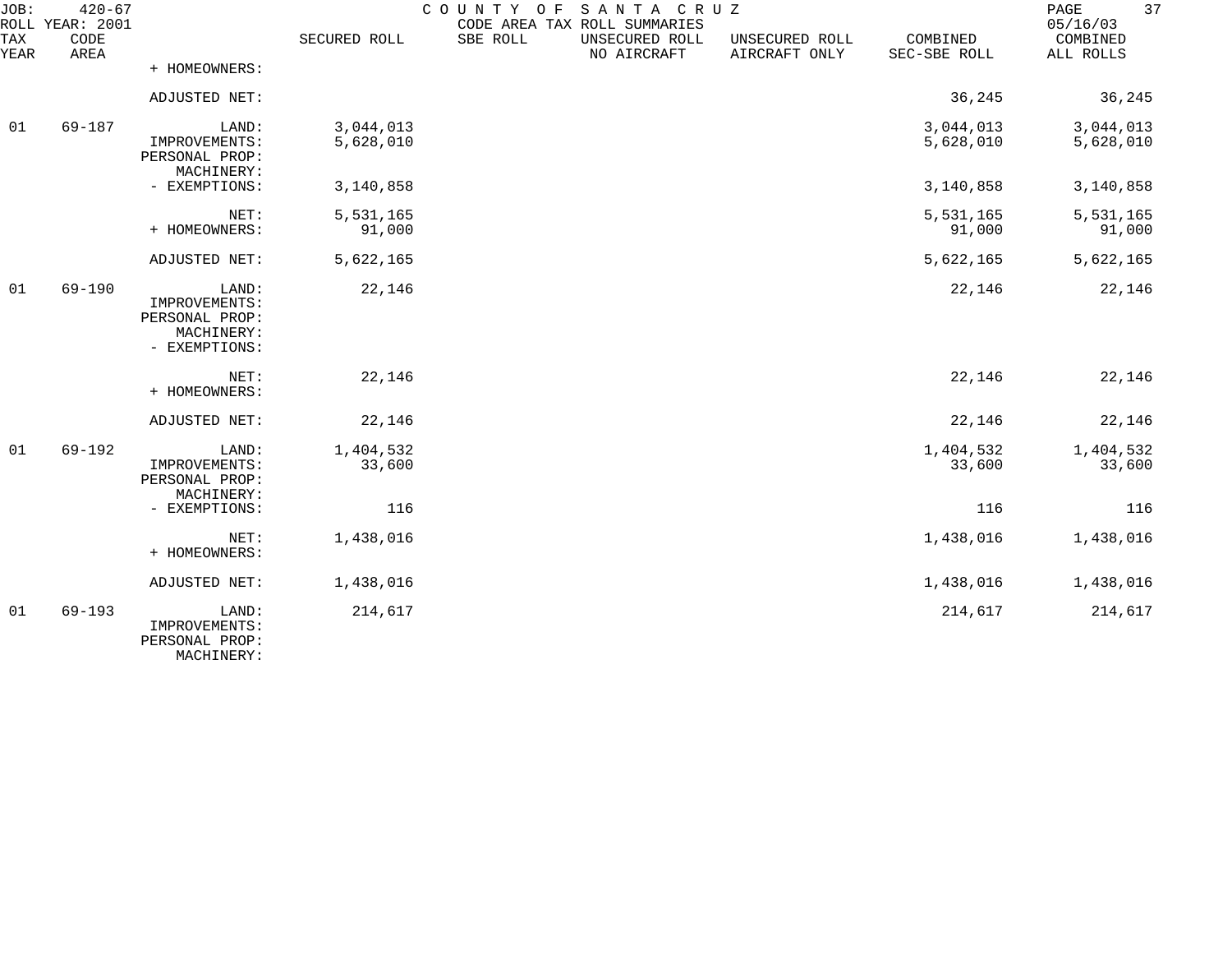JOB: 420-67 COUNTY OF SANTA CRUZ
ROLL YEAR: 2001 CODE AREA TAX ROLL SUMMARIES 05/16/03

| TAX YEAR | CODE AREA | | SECURED ROLL | SBE ROLL | UNSECURED ROLL NO AIRCRAFT | UNSECURED ROLL AIRCRAFT ONLY | COMBINED SEC-SBE ROLL | COMBINED ALL ROLLS |
|---|---|---|---|---|---|---|---|---|
| | | + HOMEOWNERS: | | | | | | |
| | | ADJUSTED NET: | | | | | 36,245 | 36,245 |
| 01 | 69-187 | LAND: | 3,044,013 | | | | 3,044,013 | 3,044,013 |
| | | IMPROVEMENTS: | 5,628,010 | | | | 5,628,010 | 5,628,010 |
| | | PERSONAL PROP: | | | | | | |
| | | MACHINERY: | | | | | | |
| | | - EXEMPTIONS: | 3,140,858 | | | | 3,140,858 | 3,140,858 |
| | | NET: | 5,531,165 | | | | 5,531,165 | 5,531,165 |
| | | + HOMEOWNERS: | 91,000 | | | | 91,000 | 91,000 |
| | | ADJUSTED NET: | 5,622,165 | | | | 5,622,165 | 5,622,165 |
| 01 | 69-190 | LAND: | 22,146 | | | | 22,146 | 22,146 |
| | | IMPROVEMENTS: | | | | | | |
| | | PERSONAL PROP: | | | | | | |
| | | MACHINERY: | | | | | | |
| | | - EXEMPTIONS: | | | | | | |
| | | NET: | 22,146 | | | | 22,146 | 22,146 |
| | | + HOMEOWNERS: | | | | | | |
| | | ADJUSTED NET: | 22,146 | | | | 22,146 | 22,146 |
| 01 | 69-192 | LAND: | 1,404,532 | | | | 1,404,532 | 1,404,532 |
| | | IMPROVEMENTS: | 33,600 | | | | 33,600 | 33,600 |
| | | PERSONAL PROP: | | | | | | |
| | | MACHINERY: | | | | | | |
| | | - EXEMPTIONS: | 116 | | | | 116 | 116 |
| | | NET: | 1,438,016 | | | | 1,438,016 | 1,438,016 |
| | | + HOMEOWNERS: | | | | | | |
| | | ADJUSTED NET: | 1,438,016 | | | | 1,438,016 | 1,438,016 |
| 01 | 69-193 | LAND: | 214,617 | | | | 214,617 | 214,617 |
| | | IMPROVEMENTS: | | | | | | |
| | | PERSONAL PROP: | | | | | | |
| | | MACHINERY: | | | | | | |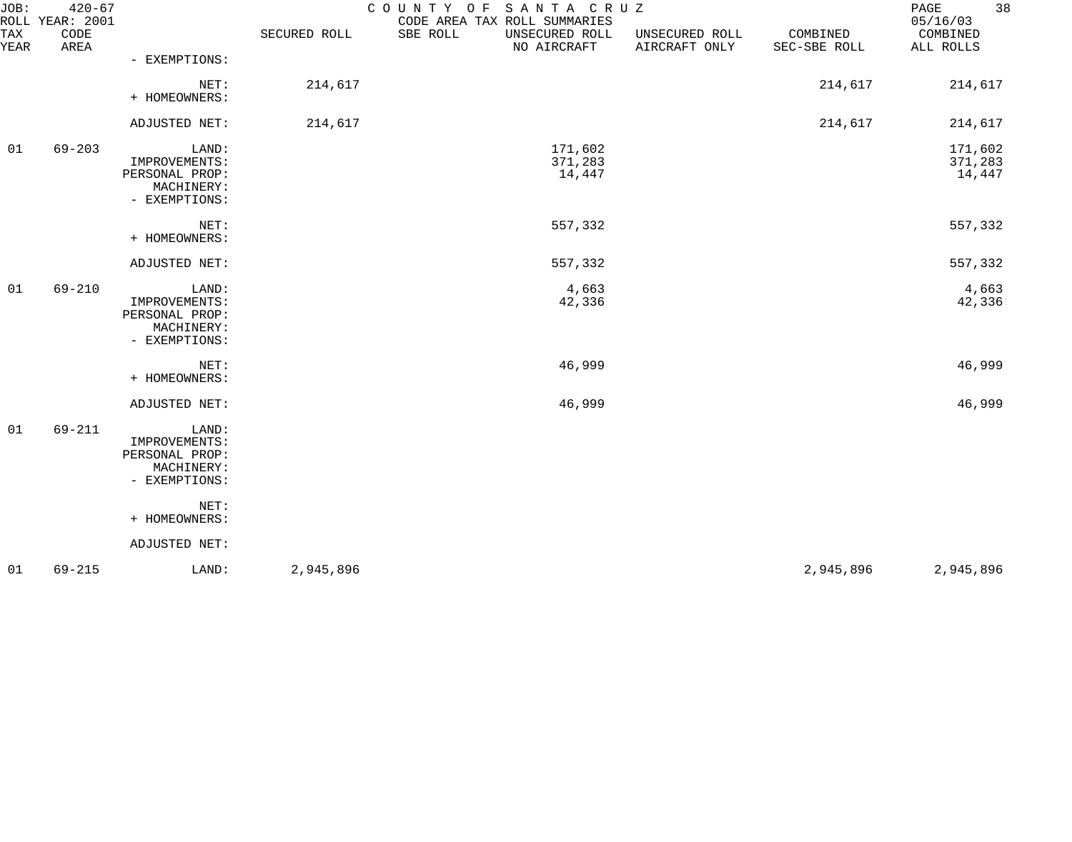JOB: 420-67 COUNTY OF SANTA CRUZ
ROLL YEAR: 2001 CODE AREA TAX ROLL SUMMARIES 05/16/03

| TAX YEAR | CODE AREA | | SECURED ROLL | SBE ROLL | UNSECURED ROLL NO AIRCRAFT | UNSECURED ROLL AIRCRAFT ONLY | COMBINED SEC-SBE ROLL | COMBINED ALL ROLLS |
|---|---|---|---|---|---|---|---|---|
| | | - EXEMPTIONS: | | | | | | |
| | | NET: | 214,617 | | | | 214,617 | 214,617 |
| | | + HOMEOWNERS: | | | | | | |
| | | ADJUSTED NET: | 214,617 | | | | 214,617 | 214,617 |
| 01 | 69-203 | LAND: | | | 171,602 | | | 171,602 |
| | | IMPROVEMENTS: | | | 371,283 | | | 371,283 |
| | | PERSONAL PROP: | | | 14,447 | | | 14,447 |
| | | MACHINERY: | | | | | | |
| | | - EXEMPTIONS: | | | | | | |
| | | NET: | | | 557,332 | | | 557,332 |
| | | + HOMEOWNERS: | | | | | | |
| | | ADJUSTED NET: | | | 557,332 | | | 557,332 |
| 01 | 69-210 | LAND: | | | 4,663 | | | 4,663 |
| | | IMPROVEMENTS: | | | 42,336 | | | 42,336 |
| | | PERSONAL PROP: | | | | | | |
| | | MACHINERY: | | | | | | |
| | | - EXEMPTIONS: | | | | | | |
| | | NET: | | | 46,999 | | | 46,999 |
| | | + HOMEOWNERS: | | | | | | |
| | | ADJUSTED NET: | | | 46,999 | | | 46,999 |
| 01 | 69-211 | LAND: | | | | | | |
| | | IMPROVEMENTS: | | | | | | |
| | | PERSONAL PROP: | | | | | | |
| | | MACHINERY: | | | | | | |
| | | - EXEMPTIONS: | | | | | | |
| | | NET: | | | | | | |
| | | + HOMEOWNERS: | | | | | | |
| | | ADJUSTED NET: | | | | | | |
| 01 | 69-215 | LAND: | 2,945,896 | | | | 2,945,896 | 2,945,896 |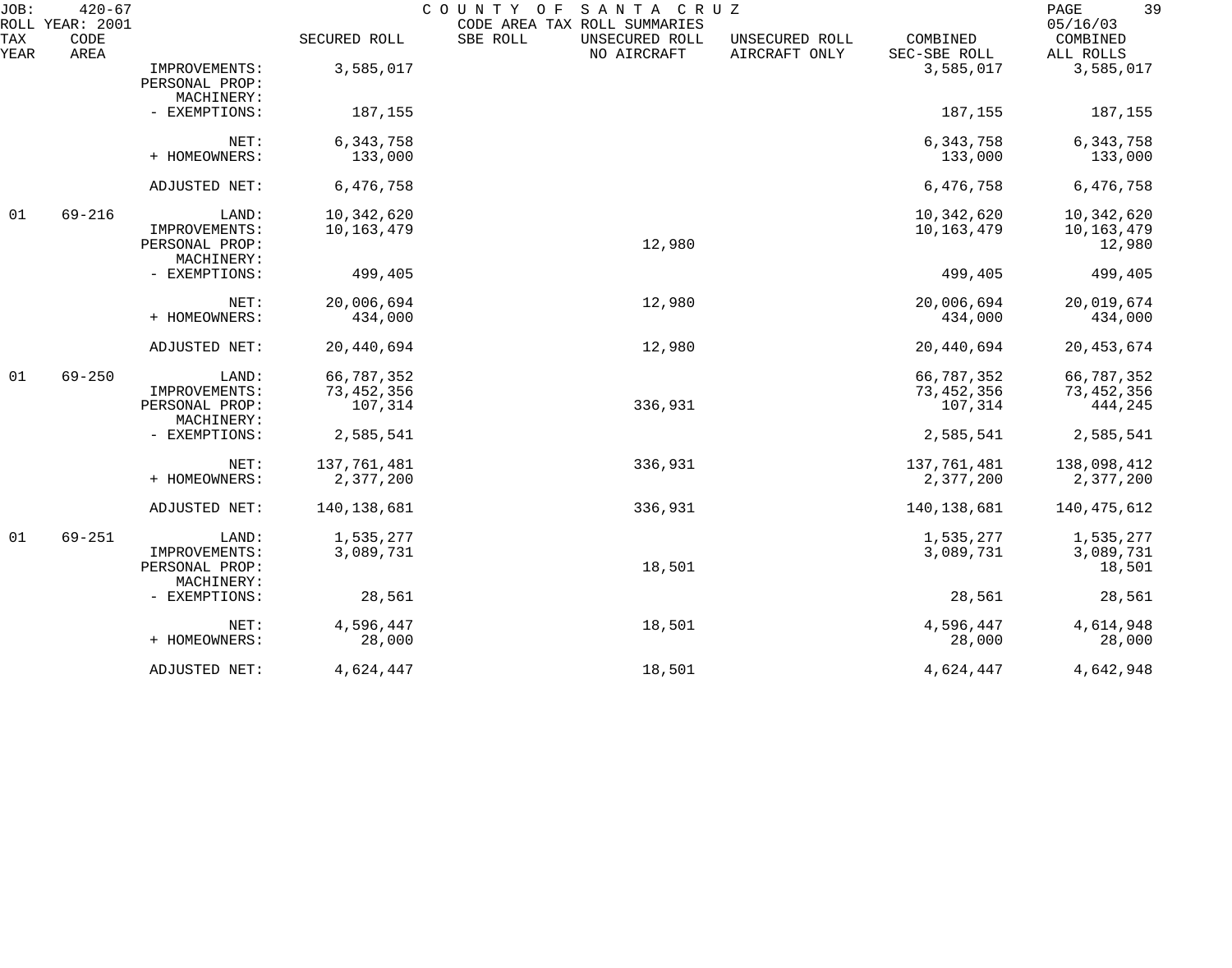JOB: 420-67 COUNTY OF SANTA CRUZ
ROLL YEAR: 2001 CODE AREA TAX ROLL SUMMARIES 05/16/03

| TAX YEAR | CODE AREA | | SECURED ROLL | SBE ROLL | UNSECURED ROLL NO AIRCRAFT | UNSECURED ROLL AIRCRAFT ONLY | COMBINED SEC-SBE ROLL | COMBINED ALL ROLLS |
|---|---|---|---|---|---|---|---|---|
| | | IMPROVEMENTS: | 3,585,017 | | | | 3,585,017 | 3,585,017 |
| | | PERSONAL PROP: | | | | | | |
| | | MACHINERY: | | | | | | |
| | | - EXEMPTIONS: | 187,155 | | | | 187,155 | 187,155 |
| | | NET: | 6,343,758 | | | | 6,343,758 | 6,343,758 |
| | | + HOMEOWNERS: | 133,000 | | | | 133,000 | 133,000 |
| | | ADJUSTED NET: | 6,476,758 | | | | 6,476,758 | 6,476,758 |
| 01 | 69-216 | LAND: | 10,342,620 | | | | 10,342,620 | 10,342,620 |
| | | IMPROVEMENTS: | 10,163,479 | | | | 10,163,479 | 10,163,479 |
| | | PERSONAL PROP: | | | 12,980 | | | 12,980 |
| | | MACHINERY: | | | | | | |
| | | - EXEMPTIONS: | 499,405 | | | | 499,405 | 499,405 |
| | | NET: | 20,006,694 | | 12,980 | | 20,006,694 | 20,019,674 |
| | | + HOMEOWNERS: | 434,000 | | | | 434,000 | 434,000 |
| | | ADJUSTED NET: | 20,440,694 | | 12,980 | | 20,440,694 | 20,453,674 |
| 01 | 69-250 | LAND: | 66,787,352 | | | | 66,787,352 | 66,787,352 |
| | | IMPROVEMENTS: | 73,452,356 | | | | 73,452,356 | 73,452,356 |
| | | PERSONAL PROP: | 107,314 | | 336,931 | | 107,314 | 444,245 |
| | | MACHINERY: | | | | | | |
| | | - EXEMPTIONS: | 2,585,541 | | | | 2,585,541 | 2,585,541 |
| | | NET: | 137,761,481 | | 336,931 | | 137,761,481 | 138,098,412 |
| | | + HOMEOWNERS: | 2,377,200 | | | | 2,377,200 | 2,377,200 |
| | | ADJUSTED NET: | 140,138,681 | | 336,931 | | 140,138,681 | 140,475,612 |
| 01 | 69-251 | LAND: | 1,535,277 | | | | 1,535,277 | 1,535,277 |
| | | IMPROVEMENTS: | 3,089,731 | | | | 3,089,731 | 3,089,731 |
| | | PERSONAL PROP: | | | 18,501 | | | 18,501 |
| | | MACHINERY: | | | | | | |
| | | - EXEMPTIONS: | 28,561 | | | | 28,561 | 28,561 |
| | | NET: | 4,596,447 | | 18,501 | | 4,596,447 | 4,614,948 |
| | | + HOMEOWNERS: | 28,000 | | | | 28,000 | 28,000 |
| | | ADJUSTED NET: | 4,624,447 | | 18,501 | | 4,624,447 | 4,642,948 |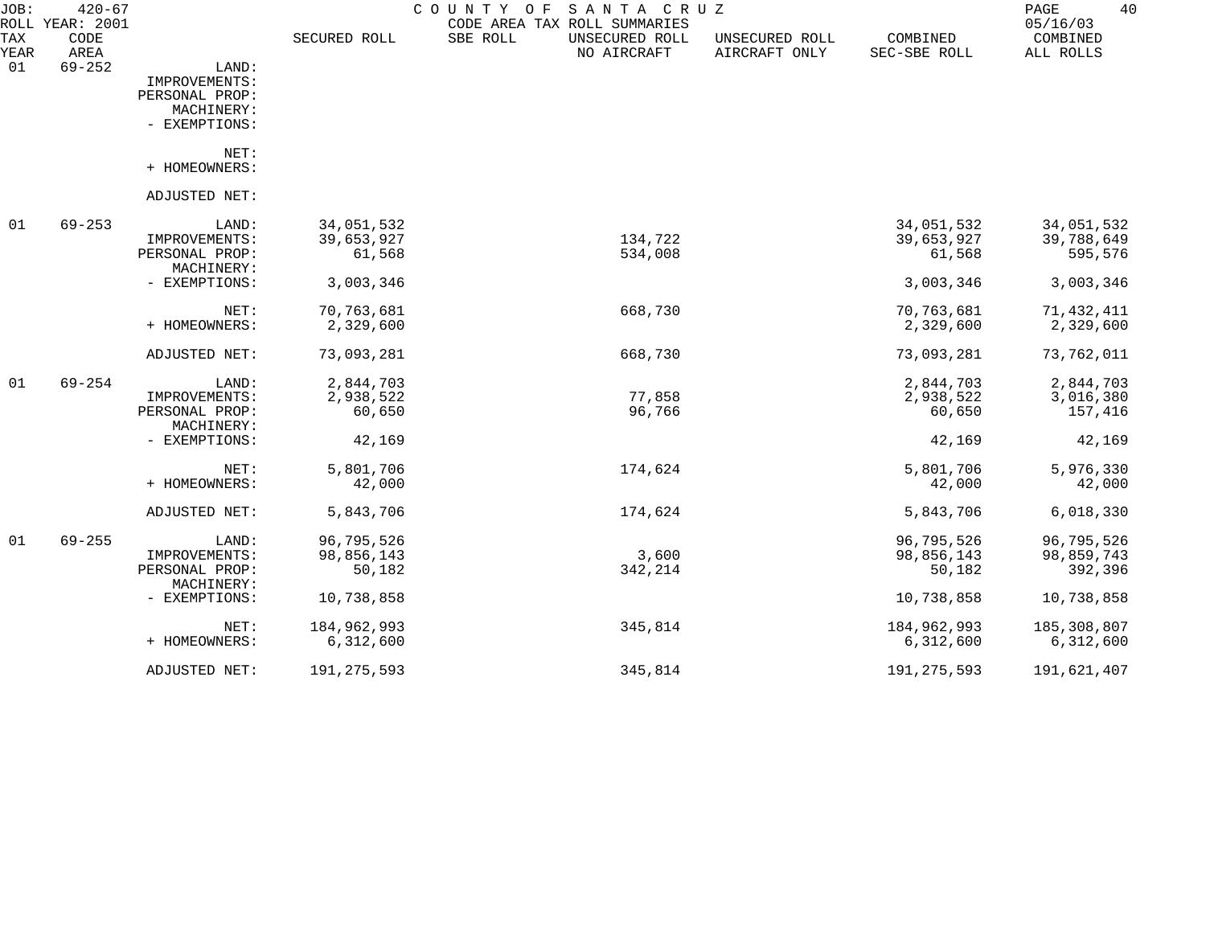JOB: 420-67 COUNTY OF SANTA CRUZ
ROLL YEAR: 2001 CODE AREA TAX ROLL SUMMARIES 05/16/03

| TAX YEAR | CODE AREA | | SECURED ROLL | SBE ROLL | UNSECURED ROLL NO AIRCRAFT | UNSECURED ROLL AIRCRAFT ONLY | COMBINED SEC-SBE ROLL | COMBINED ALL ROLLS |
|---|---|---|---|---|---|---|---|---|
| 01 | 69-252 | LAND: | | | | | | |
| | | IMPROVEMENTS: | | | | | | |
| | | PERSONAL PROP: | | | | | | |
| | | MACHINERY: | | | | | | |
| | | - EXEMPTIONS: | | | | | | |
| | | NET: | | | | | | |
| | | + HOMEOWNERS: | | | | | | |
| | | ADJUSTED NET: | | | | | | |
| 01 | 69-253 | LAND: | 34,051,532 | | | | 34,051,532 | 34,051,532 |
| | | IMPROVEMENTS: | 39,653,927 | | 134,722 | | 39,653,927 | 39,788,649 |
| | | PERSONAL PROP: | 61,568 | | 534,008 | | 61,568 | 595,576 |
| | | MACHINERY: | | | | | | |
| | | - EXEMPTIONS: | 3,003,346 | | | | 3,003,346 | 3,003,346 |
| | | NET: | 70,763,681 | | 668,730 | | 70,763,681 | 71,432,411 |
| | | + HOMEOWNERS: | 2,329,600 | | | | 2,329,600 | 2,329,600 |
| | | ADJUSTED NET: | 73,093,281 | | 668,730 | | 73,093,281 | 73,762,011 |
| 01 | 69-254 | LAND: | 2,844,703 | | | | 2,844,703 | 2,844,703 |
| | | IMPROVEMENTS: | 2,938,522 | | 77,858 | | 2,938,522 | 3,016,380 |
| | | PERSONAL PROP: | 60,650 | | 96,766 | | 60,650 | 157,416 |
| | | MACHINERY: | | | | | | |
| | | - EXEMPTIONS: | 42,169 | | | | 42,169 | 42,169 |
| | | NET: | 5,801,706 | | 174,624 | | 5,801,706 | 5,976,330 |
| | | + HOMEOWNERS: | 42,000 | | | | 42,000 | 42,000 |
| | | ADJUSTED NET: | 5,843,706 | | 174,624 | | 5,843,706 | 6,018,330 |
| 01 | 69-255 | LAND: | 96,795,526 | | | | 96,795,526 | 96,795,526 |
| | | IMPROVEMENTS: | 98,856,143 | | 3,600 | | 98,856,143 | 98,859,743 |
| | | PERSONAL PROP: | 50,182 | | 342,214 | | 50,182 | 392,396 |
| | | MACHINERY: | | | | | | |
| | | - EXEMPTIONS: | 10,738,858 | | | | 10,738,858 | 10,738,858 |
| | | NET: | 184,962,993 | | 345,814 | | 184,962,993 | 185,308,807 |
| | | + HOMEOWNERS: | 6,312,600 | | | | 6,312,600 | 6,312,600 |
| | | ADJUSTED NET: | 191,275,593 | | 345,814 | | 191,275,593 | 191,621,407 |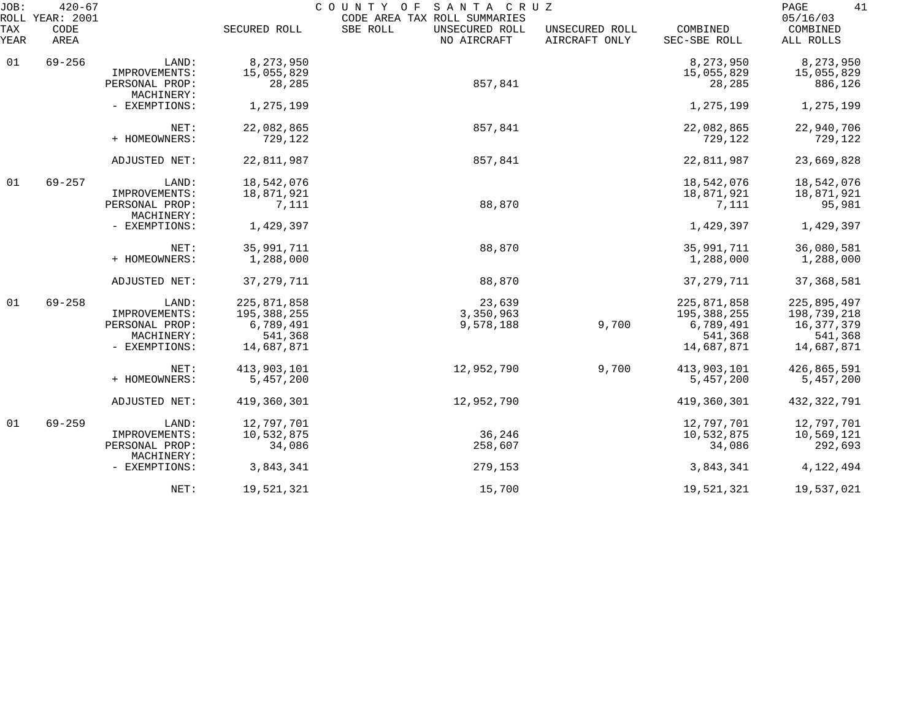JOB: 420-67 COUNTY OF SANTA CRUZ
ROLL YEAR: 2001 CODE AREA TAX ROLL SUMMARIES 05/16/03

| TAX YEAR | CODE AREA | | SECURED ROLL | SBE ROLL | UNSECURED ROLL NO AIRCRAFT | UNSECURED ROLL AIRCRAFT ONLY | COMBINED SEC-SBE ROLL | COMBINED ALL ROLLS |
|---|---|---|---|---|---|---|---|---|
| 01 | 69-256 | LAND: | 8,273,950 | | | | 8,273,950 | 8,273,950 |
| | | IMPROVEMENTS: | 15,055,829 | | | | 15,055,829 | 15,055,829 |
| | | PERSONAL PROP: | 28,285 | | 857,841 | | 28,285 | 886,126 |
| | | MACHINERY: | | | | | | |
| | | - EXEMPTIONS: | 1,275,199 | | | | 1,275,199 | 1,275,199 |
| | | NET: | 22,082,865 | | 857,841 | | 22,082,865 | 22,940,706 |
| | | + HOMEOWNERS: | 729,122 | | | | 729,122 | 729,122 |
| | | ADJUSTED NET: | 22,811,987 | | 857,841 | | 22,811,987 | 23,669,828 |
| 01 | 69-257 | LAND: | 18,542,076 | | | | 18,542,076 | 18,542,076 |
| | | IMPROVEMENTS: | 18,871,921 | | | | 18,871,921 | 18,871,921 |
| | | PERSONAL PROP: | 7,111 | | 88,870 | | 7,111 | 95,981 |
| | | MACHINERY: | | | | | | |
| | | - EXEMPTIONS: | 1,429,397 | | | | 1,429,397 | 1,429,397 |
| | | NET: | 35,991,711 | | 88,870 | | 35,991,711 | 36,080,581 |
| | | + HOMEOWNERS: | 1,288,000 | | | | 1,288,000 | 1,288,000 |
| | | ADJUSTED NET: | 37,279,711 | | 88,870 | | 37,279,711 | 37,368,581 |
| 01 | 69-258 | LAND: | 225,871,858 | | 23,639 | | 225,871,858 | 225,895,497 |
| | | IMPROVEMENTS: | 195,388,255 | | 3,350,963 | | 195,388,255 | 198,739,218 |
| | | PERSONAL PROP: | 6,789,491 | | 9,578,188 | 9,700 | 6,789,491 | 16,377,379 |
| | | MACHINERY: | 541,368 | | | | 541,368 | 541,368 |
| | | - EXEMPTIONS: | 14,687,871 | | | | 14,687,871 | 14,687,871 |
| | | NET: | 413,903,101 | | 12,952,790 | 9,700 | 413,903,101 | 426,865,591 |
| | | + HOMEOWNERS: | 5,457,200 | | | | 5,457,200 | 5,457,200 |
| | | ADJUSTED NET: | 419,360,301 | | 12,952,790 | | 419,360,301 | 432,322,791 |
| 01 | 69-259 | LAND: | 12,797,701 | | | | 12,797,701 | 12,797,701 |
| | | IMPROVEMENTS: | 10,532,875 | | 36,246 | | 10,532,875 | 10,569,121 |
| | | PERSONAL PROP: | 34,086 | | 258,607 | | 34,086 | 292,693 |
| | | MACHINERY: | | | | | | |
| | | - EXEMPTIONS: | 3,843,341 | | 279,153 | | 3,843,341 | 4,122,494 |
| | | NET: | 19,521,321 | | 15,700 | | 19,521,321 | 19,537,021 |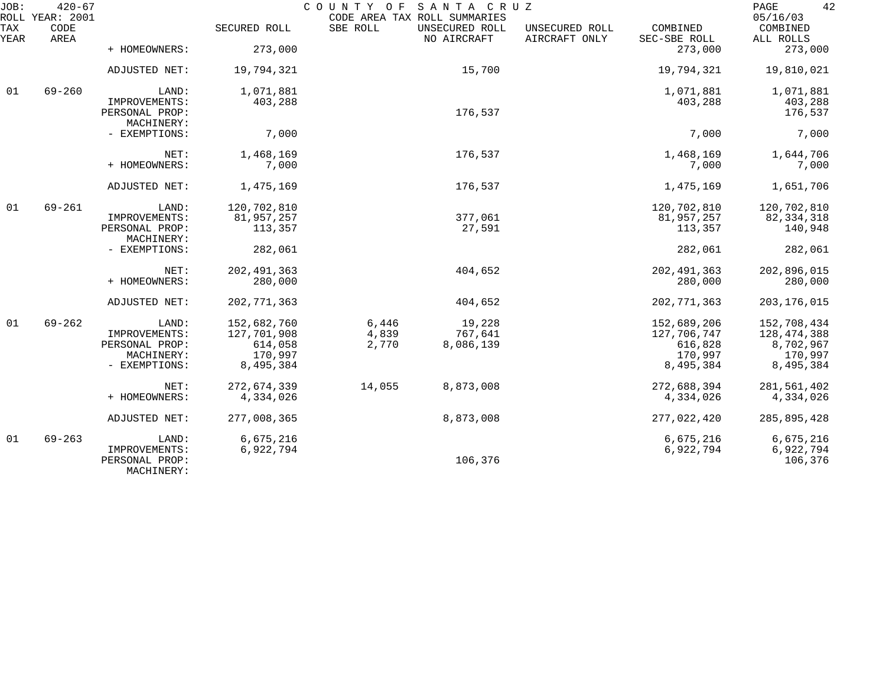JOB: 420-67 COUNTY OF SANTA CRUZ
ROLL YEAR: 2001 CODE AREA TAX ROLL SUMMARIES 05/16/03

| TAX YEAR | CODE AREA | | SECURED ROLL | SBE ROLL | UNSECURED ROLL NO AIRCRAFT | UNSECURED ROLL AIRCRAFT ONLY | COMBINED SEC-SBE ROLL | COMBINED ALL ROLLS |
|---|---|---|---|---|---|---|---|---|
| | | + HOMEOWNERS: | 273,000 | | | | 273,000 | 273,000 |
| | | ADJUSTED NET: | 19,794,321 | | 15,700 | | 19,794,321 | 19,810,021 |
| 01 | 69-260 | LAND: | 1,071,881 | | | | 1,071,881 | 1,071,881 |
| | | IMPROVEMENTS: | 403,288 | | | | 403,288 | 403,288 |
| | | PERSONAL PROP: | | | 176,537 | | | 176,537 |
| | | MACHINERY: | | | | | | |
| | | - EXEMPTIONS: | 7,000 | | | | 7,000 | 7,000 |
| | | NET: | 1,468,169 | | 176,537 | | 1,468,169 | 1,644,706 |
| | | + HOMEOWNERS: | 7,000 | | | | 7,000 | 7,000 |
| | | ADJUSTED NET: | 1,475,169 | | 176,537 | | 1,475,169 | 1,651,706 |
| 01 | 69-261 | LAND: | 120,702,810 | | | | 120,702,810 | 120,702,810 |
| | | IMPROVEMENTS: | 81,957,257 | | 377,061 | | 81,957,257 | 82,334,318 |
| | | PERSONAL PROP: | 113,357 | | 27,591 | | 113,357 | 140,948 |
| | | MACHINERY: | | | | | | |
| | | - EXEMPTIONS: | 282,061 | | | | 282,061 | 282,061 |
| | | NET: | 202,491,363 | | 404,652 | | 202,491,363 | 202,896,015 |
| | | + HOMEOWNERS: | 280,000 | | | | 280,000 | 280,000 |
| | | ADJUSTED NET: | 202,771,363 | | 404,652 | | 202,771,363 | 203,176,015 |
| 01 | 69-262 | LAND: | 152,682,760 | 6,446 | 19,228 | | 152,689,206 | 152,708,434 |
| | | IMPROVEMENTS: | 127,701,908 | 4,839 | 767,641 | | 127,706,747 | 128,474,388 |
| | | PERSONAL PROP: | 614,058 | 2,770 | 8,086,139 | | 616,828 | 8,702,967 |
| | | MACHINERY: | 170,997 | | | | 170,997 | 170,997 |
| | | - EXEMPTIONS: | 8,495,384 | | | | 8,495,384 | 8,495,384 |
| | | NET: | 272,674,339 | 14,055 | 8,873,008 | | 272,688,394 | 281,561,402 |
| | | + HOMEOWNERS: | 4,334,026 | | | | 4,334,026 | 4,334,026 |
| | | ADJUSTED NET: | 277,008,365 | | 8,873,008 | | 277,022,420 | 285,895,428 |
| 01 | 69-263 | LAND: | 6,675,216 | | | | 6,675,216 | 6,675,216 |
| | | IMPROVEMENTS: | 6,922,794 | | | | 6,922,794 | 6,922,794 |
| | | PERSONAL PROP: | | | 106,376 | | | 106,376 |
| | | MACHINERY: | | | | | | |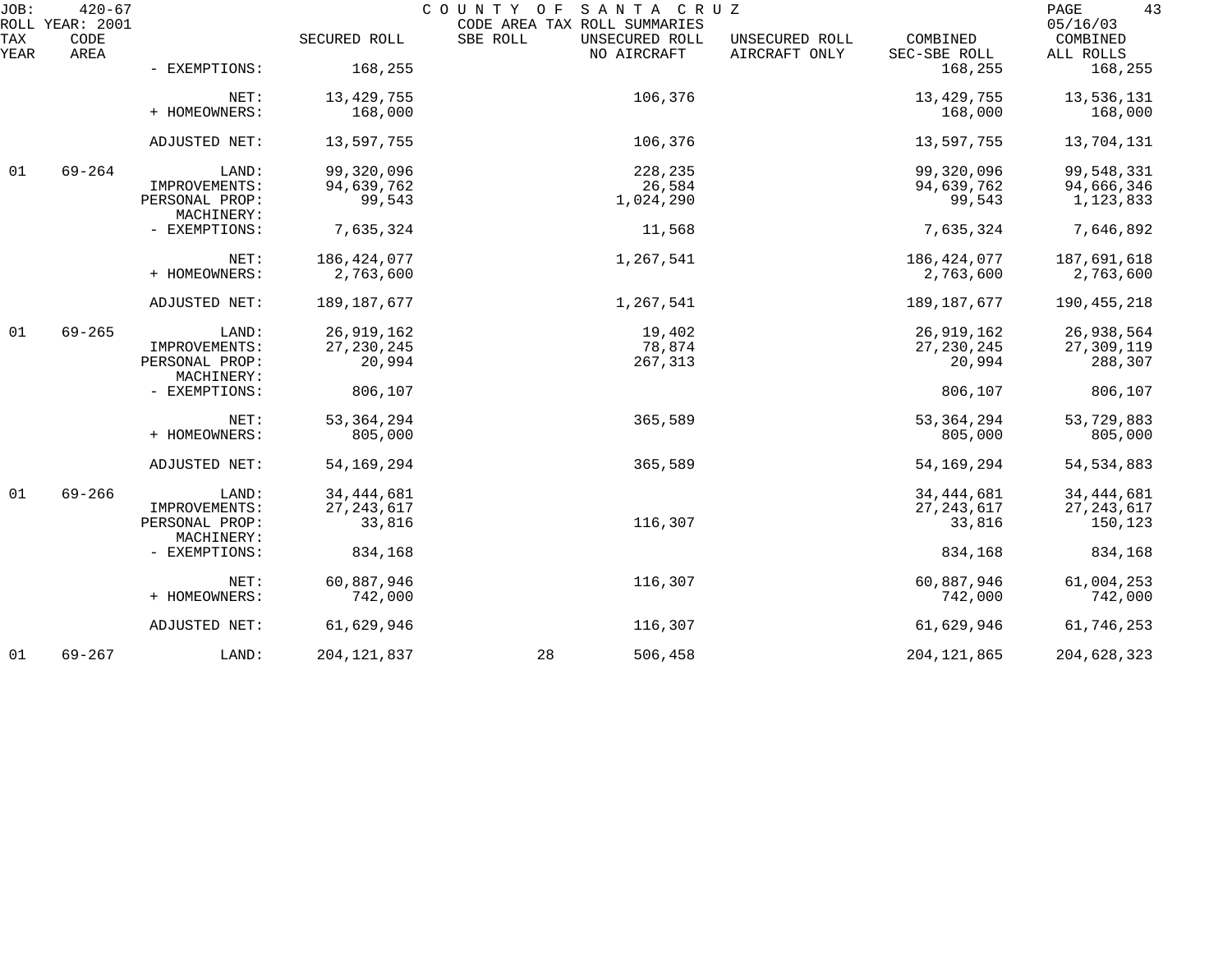JOB: 420-67 COUNTY OF SANTA CRUZ
ROLL YEAR: 2001 CODE AREA TAX ROLL SUMMARIES 05/16/03

| TAX YEAR | CODE AREA | | SECURED ROLL | SBE ROLL | UNSECURED ROLL NO AIRCRAFT | UNSECURED ROLL AIRCRAFT ONLY | COMBINED SEC-SBE ROLL | COMBINED ALL ROLLS |
|---|---|---|---|---|---|---|---|---|
| | | - EXEMPTIONS: | 168,255 | | | | 168,255 | 168,255 |
| | | NET: | 13,429,755 | | 106,376 | | 13,429,755 | 13,536,131 |
| | | + HOMEOWNERS: | 168,000 | | | | 168,000 | 168,000 |
| | | ADJUSTED NET: | 13,597,755 | | 106,376 | | 13,597,755 | 13,704,131 |
| 01 | 69-264 | LAND: | 99,320,096 | | 228,235 | | 99,320,096 | 99,548,331 |
| | | IMPROVEMENTS: | 94,639,762 | | 26,584 | | 94,639,762 | 94,666,346 |
| | | PERSONAL PROP: | 99,543 | | 1,024,290 | | 99,543 | 1,123,833 |
| | | MACHINERY: | | | | | | |
| | | - EXEMPTIONS: | 7,635,324 | | 11,568 | | 7,635,324 | 7,646,892 |
| | | NET: | 186,424,077 | | 1,267,541 | | 186,424,077 | 187,691,618 |
| | | + HOMEOWNERS: | 2,763,600 | | | | 2,763,600 | 2,763,600 |
| | | ADJUSTED NET: | 189,187,677 | | 1,267,541 | | 189,187,677 | 190,455,218 |
| 01 | 69-265 | LAND: | 26,919,162 | | 19,402 | | 26,919,162 | 26,938,564 |
| | | IMPROVEMENTS: | 27,230,245 | | 78,874 | | 27,230,245 | 27,309,119 |
| | | PERSONAL PROP: | 20,994 | | 267,313 | | 20,994 | 288,307 |
| | | MACHINERY: | | | | | | |
| | | - EXEMPTIONS: | 806,107 | | | | 806,107 | 806,107 |
| | | NET: | 53,364,294 | | 365,589 | | 53,364,294 | 53,729,883 |
| | | + HOMEOWNERS: | 805,000 | | | | 805,000 | 805,000 |
| | | ADJUSTED NET: | 54,169,294 | | 365,589 | | 54,169,294 | 54,534,883 |
| 01 | 69-266 | LAND: | 34,444,681 | | | | 34,444,681 | 34,444,681 |
| | | IMPROVEMENTS: | 27,243,617 | | | | 27,243,617 | 27,243,617 |
| | | PERSONAL PROP: | 33,816 | | 116,307 | | 33,816 | 150,123 |
| | | MACHINERY: | | | | | | |
| | | - EXEMPTIONS: | 834,168 | | | | 834,168 | 834,168 |
| | | NET: | 60,887,946 | | 116,307 | | 60,887,946 | 61,004,253 |
| | | + HOMEOWNERS: | 742,000 | | | | 742,000 | 742,000 |
| | | ADJUSTED NET: | 61,629,946 | | 116,307 | | 61,629,946 | 61,746,253 |
| 01 | 69-267 | LAND: | 204,121,837 | 28 | 506,458 | | 204,121,865 | 204,628,323 |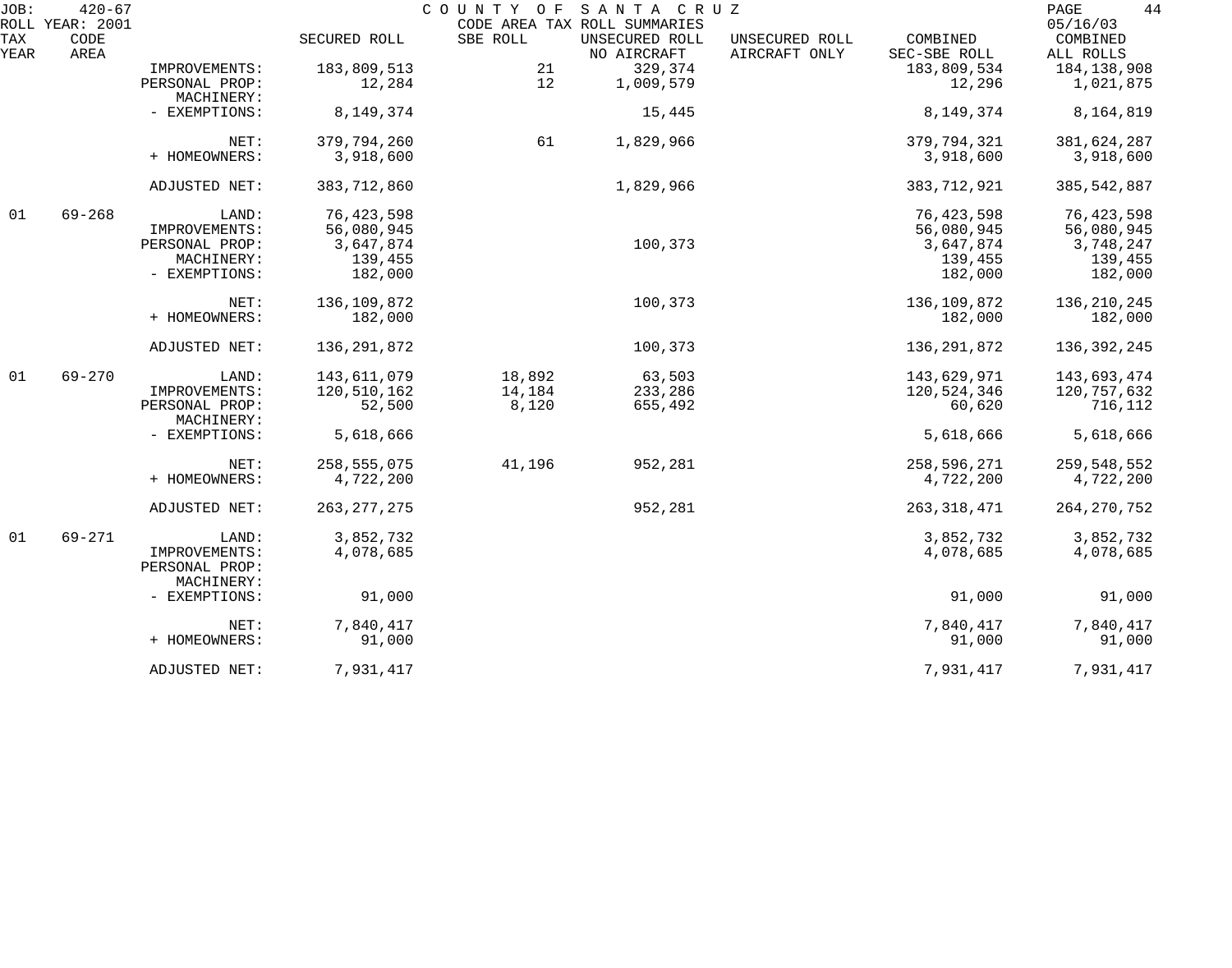JOB: 420-67 COUNTY OF SANTA CRUZ
ROLL YEAR: 2001 CODE AREA TAX ROLL SUMMARIES 05/16/03

| TAX YEAR | CODE AREA | | SECURED ROLL | SBE ROLL | UNSECURED ROLL NO AIRCRAFT | UNSECURED ROLL AIRCRAFT ONLY | COMBINED SEC-SBE ROLL | COMBINED ALL ROLLS |
|---|---|---|---|---|---|---|---|---|
| | | IMPROVEMENTS: | 183,809,513 | 21 | 329,374 | | 183,809,534 | 184,138,908 |
| | | PERSONAL PROP: | 12,284 | 12 | 1,009,579 | | 12,296 | 1,021,875 |
| | | MACHINERY: | | | | | | |
| | | - EXEMPTIONS: | 8,149,374 | | 15,445 | | 8,149,374 | 8,164,819 |
| | | NET: | 379,794,260 | 61 | 1,829,966 | | 379,794,321 | 381,624,287 |
| | | + HOMEOWNERS: | 3,918,600 | | | | 3,918,600 | 3,918,600 |
| | | ADJUSTED NET: | 383,712,860 | | 1,829,966 | | 383,712,921 | 385,542,887 |
| 01 | 69-268 | LAND: | 76,423,598 | | | | 76,423,598 | 76,423,598 |
| | | IMPROVEMENTS: | 56,080,945 | | | | 56,080,945 | 56,080,945 |
| | | PERSONAL PROP: | 3,647,874 | | 100,373 | | 3,647,874 | 3,748,247 |
| | | MACHINERY: | 139,455 | | | | 139,455 | 139,455 |
| | | - EXEMPTIONS: | 182,000 | | | | 182,000 | 182,000 |
| | | NET: | 136,109,872 | | 100,373 | | 136,109,872 | 136,210,245 |
| | | + HOMEOWNERS: | 182,000 | | | | 182,000 | 182,000 |
| | | ADJUSTED NET: | 136,291,872 | | 100,373 | | 136,291,872 | 136,392,245 |
| 01 | 69-270 | LAND: | 143,611,079 | 18,892 | 63,503 | | 143,629,971 | 143,693,474 |
| | | IMPROVEMENTS: | 120,510,162 | 14,184 | 233,286 | | 120,524,346 | 120,757,632 |
| | | PERSONAL PROP: | 52,500 | 8,120 | 655,492 | | 60,620 | 716,112 |
| | | MACHINERY: | | | | | | |
| | | - EXEMPTIONS: | 5,618,666 | | | | 5,618,666 | 5,618,666 |
| | | NET: | 258,555,075 | 41,196 | 952,281 | | 258,596,271 | 259,548,552 |
| | | + HOMEOWNERS: | 4,722,200 | | | | 4,722,200 | 4,722,200 |
| | | ADJUSTED NET: | 263,277,275 | | 952,281 | | 263,318,471 | 264,270,752 |
| 01 | 69-271 | LAND: | 3,852,732 | | | | 3,852,732 | 3,852,732 |
| | | IMPROVEMENTS: | 4,078,685 | | | | 4,078,685 | 4,078,685 |
| | | PERSONAL PROP: | | | | | | |
| | | MACHINERY: | | | | | | |
| | | - EXEMPTIONS: | 91,000 | | | | 91,000 | 91,000 |
| | | NET: | 7,840,417 | | | | 7,840,417 | 7,840,417 |
| | | + HOMEOWNERS: | 91,000 | | | | 91,000 | 91,000 |
| | | ADJUSTED NET: | 7,931,417 | | | | 7,931,417 | 7,931,417 |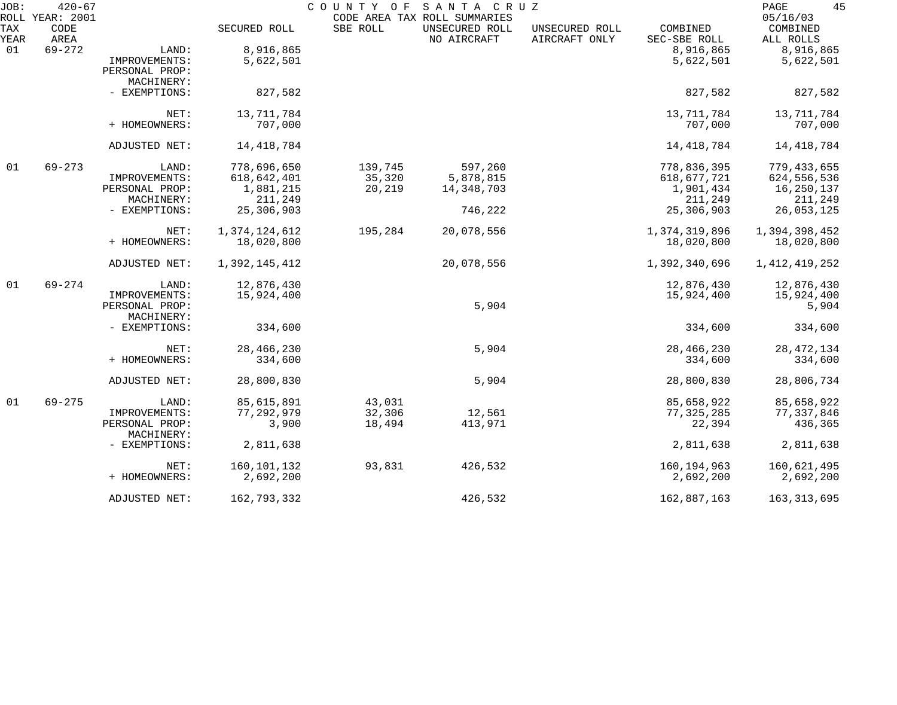JOB: 420-67 COUNTY OF SANTA CRUZ
ROLL YEAR: 2001 CODE AREA TAX ROLL SUMMARIES 05/16/03

| TAX YEAR | CODE AREA | | SECURED ROLL | SBE ROLL | UNSECURED ROLL NO AIRCRAFT | UNSECURED ROLL AIRCRAFT ONLY | COMBINED SEC-SBE ROLL | COMBINED ALL ROLLS |
|---|---|---|---|---|---|---|---|---|
| 01 | 69-272 | LAND: | 8,916,865 | | | | 8,916,865 | 8,916,865 |
| | | IMPROVEMENTS: | 5,622,501 | | | | 5,622,501 | 5,622,501 |
| | | PERSONAL PROP: | | | | | | |
| | | MACHINERY: | | | | | | |
| | | - EXEMPTIONS: | 827,582 | | | | 827,582 | 827,582 |
| | | NET: | 13,711,784 | | | | 13,711,784 | 13,711,784 |
| | | + HOMEOWNERS: | 707,000 | | | | 707,000 | 707,000 |
| | | ADJUSTED NET: | 14,418,784 | | | | 14,418,784 | 14,418,784 |
| 01 | 69-273 | LAND: | 778,696,650 | 139,745 | 597,260 | | 778,836,395 | 779,433,655 |
| | | IMPROVEMENTS: | 618,642,401 | 35,320 | 5,878,815 | | 618,677,721 | 624,556,536 |
| | | PERSONAL PROP: | 1,881,215 | 20,219 | 14,348,703 | | 1,901,434 | 16,250,137 |
| | | MACHINERY: | 211,249 | | | | 211,249 | 211,249 |
| | | - EXEMPTIONS: | 25,306,903 | | 746,222 | | 25,306,903 | 26,053,125 |
| | | NET: | 1,374,124,612 | 195,284 | 20,078,556 | | 1,374,319,896 | 1,394,398,452 |
| | | + HOMEOWNERS: | 18,020,800 | | | | 18,020,800 | 18,020,800 |
| | | ADJUSTED NET: | 1,392,145,412 | | 20,078,556 | | 1,392,340,696 | 1,412,419,252 |
| 01 | 69-274 | LAND: | 12,876,430 | | | | 12,876,430 | 12,876,430 |
| | | IMPROVEMENTS: | 15,924,400 | | | | 15,924,400 | 15,924,400 |
| | | PERSONAL PROP: | | | 5,904 | | | 5,904 |
| | | MACHINERY: | | | | | | |
| | | - EXEMPTIONS: | 334,600 | | | | 334,600 | 334,600 |
| | | NET: | 28,466,230 | | 5,904 | | 28,466,230 | 28,472,134 |
| | | + HOMEOWNERS: | 334,600 | | | | 334,600 | 334,600 |
| | | ADJUSTED NET: | 28,800,830 | | 5,904 | | 28,800,830 | 28,806,734 |
| 01 | 69-275 | LAND: | 85,615,891 | 43,031 | | | 85,658,922 | 85,658,922 |
| | | IMPROVEMENTS: | 77,292,979 | 32,306 | 12,561 | | 77,325,285 | 77,337,846 |
| | | PERSONAL PROP: | 3,900 | 18,494 | 413,971 | | 22,394 | 436,365 |
| | | MACHINERY: | | | | | | |
| | | - EXEMPTIONS: | 2,811,638 | | | | 2,811,638 | 2,811,638 |
| | | NET: | 160,101,132 | 93,831 | 426,532 | | 160,194,963 | 160,621,495 |
| | | + HOMEOWNERS: | 2,692,200 | | | | 2,692,200 | 2,692,200 |
| | | ADJUSTED NET: | 162,793,332 | | 426,532 | | 162,887,163 | 163,313,695 |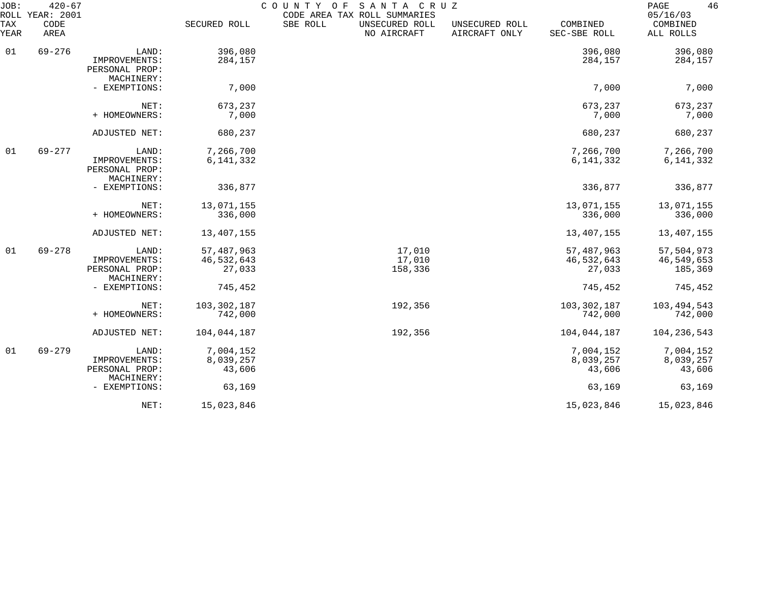JOB: 420-67 COUNTY OF SANTA CRUZ
ROLL YEAR: 2001 CODE AREA TAX ROLL SUMMARIES 05/16/03

| TAX YEAR | CODE AREA | | SECURED ROLL | SBE ROLL | UNSECURED ROLL NO AIRCRAFT | UNSECURED ROLL AIRCRAFT ONLY | COMBINED SEC-SBE ROLL | COMBINED ALL ROLLS |
|---|---|---|---|---|---|---|---|---|
| 01 | 69-276 | LAND: | 396,080 | | | | 396,080 | 396,080 |
| | | IMPROVEMENTS: | 284,157 | | | | 284,157 | 284,157 |
| | | PERSONAL PROP: | | | | | | |
| | | MACHINERY: | | | | | | |
| | | - EXEMPTIONS: | 7,000 | | | | 7,000 | 7,000 |
| | | NET: | 673,237 | | | | 673,237 | 673,237 |
| | | + HOMEOWNERS: | 7,000 | | | | 7,000 | 7,000 |
| | | ADJUSTED NET: | 680,237 | | | | 680,237 | 680,237 |
| 01 | 69-277 | LAND: | 7,266,700 | | | | 7,266,700 | 7,266,700 |
| | | IMPROVEMENTS: | 6,141,332 | | | | 6,141,332 | 6,141,332 |
| | | PERSONAL PROP: | | | | | | |
| | | MACHINERY: | | | | | | |
| | | - EXEMPTIONS: | 336,877 | | | | 336,877 | 336,877 |
| | | NET: | 13,071,155 | | | | 13,071,155 | 13,071,155 |
| | | + HOMEOWNERS: | 336,000 | | | | 336,000 | 336,000 |
| | | ADJUSTED NET: | 13,407,155 | | | | 13,407,155 | 13,407,155 |
| 01 | 69-278 | LAND: | 57,487,963 | | 17,010 | | 57,487,963 | 57,504,973 |
| | | IMPROVEMENTS: | 46,532,643 | | 17,010 | | 46,532,643 | 46,549,653 |
| | | PERSONAL PROP: | 27,033 | | 158,336 | | 27,033 | 185,369 |
| | | MACHINERY: | | | | | | |
| | | - EXEMPTIONS: | 745,452 | | | | 745,452 | 745,452 |
| | | NET: | 103,302,187 | | 192,356 | | 103,302,187 | 103,494,543 |
| | | + HOMEOWNERS: | 742,000 | | | | 742,000 | 742,000 |
| | | ADJUSTED NET: | 104,044,187 | | 192,356 | | 104,044,187 | 104,236,543 |
| 01 | 69-279 | LAND: | 7,004,152 | | | | 7,004,152 | 7,004,152 |
| | | IMPROVEMENTS: | 8,039,257 | | | | 8,039,257 | 8,039,257 |
| | | PERSONAL PROP: | 43,606 | | | | 43,606 | 43,606 |
| | | MACHINERY: | | | | | | |
| | | - EXEMPTIONS: | 63,169 | | | | 63,169 | 63,169 |
| | | NET: | 15,023,846 | | | | 15,023,846 | 15,023,846 |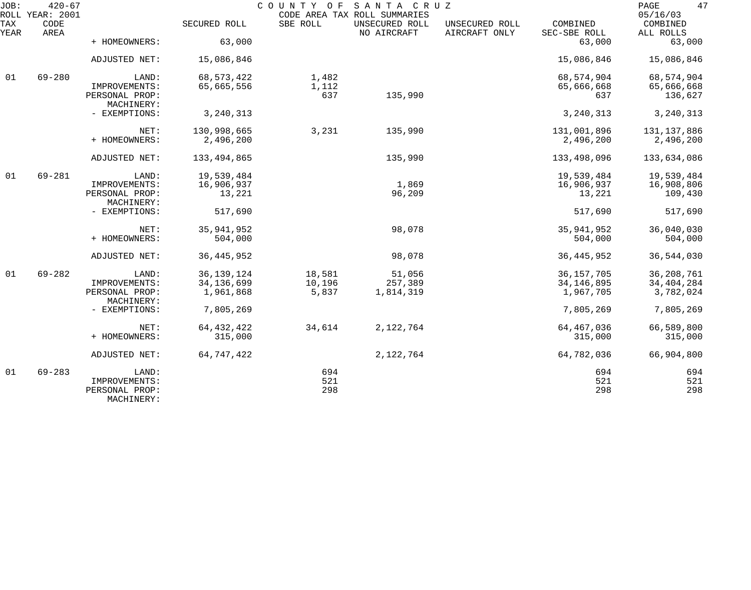JOB: 420-67 COUNTY OF SANTA CRUZ
ROLL YEAR: 2001 CODE AREA TAX ROLL SUMMARIES 05/16/03

| TAX YEAR | CODE AREA | | SECURED ROLL | SBE ROLL | UNSECURED ROLL NO AIRCRAFT | UNSECURED ROLL AIRCRAFT ONLY | COMBINED SEC-SBE ROLL | COMBINED ALL ROLLS |
|---|---|---|---|---|---|---|---|---|
| | | + HOMEOWNERS: | 63,000 | | | | 63,000 | 63,000 |
| | | ADJUSTED NET: | 15,086,846 | | | | 15,086,846 | 15,086,846 |
| 01 | 69-280 | LAND: | 68,573,422 | 1,482 | | | 68,574,904 | 68,574,904 |
| | | IMPROVEMENTS: | 65,665,556 | 1,112 | | | 65,666,668 | 65,666,668 |
| | | PERSONAL PROP: | | 637 | 135,990 | | 637 | 136,627 |
| | | MACHINERY: | | | | | | |
| | | - EXEMPTIONS: | 3,240,313 | | | | 3,240,313 | 3,240,313 |
| | | NET: | 130,998,665 | 3,231 | 135,990 | | 131,001,896 | 131,137,886 |
| | | + HOMEOWNERS: | 2,496,200 | | | | 2,496,200 | 2,496,200 |
| | | ADJUSTED NET: | 133,494,865 | | 135,990 | | 133,498,096 | 133,634,086 |
| 01 | 69-281 | LAND: | 19,539,484 | | | | 19,539,484 | 19,539,484 |
| | | IMPROVEMENTS: | 16,906,937 | | 1,869 | | 16,906,937 | 16,908,806 |
| | | PERSONAL PROP: | 13,221 | | 96,209 | | 13,221 | 109,430 |
| | | MACHINERY: | | | | | | |
| | | - EXEMPTIONS: | 517,690 | | | | 517,690 | 517,690 |
| | | NET: | 35,941,952 | | 98,078 | | 35,941,952 | 36,040,030 |
| | | + HOMEOWNERS: | 504,000 | | | | 504,000 | 504,000 |
| | | ADJUSTED NET: | 36,445,952 | | 98,078 | | 36,445,952 | 36,544,030 |
| 01 | 69-282 | LAND: | 36,139,124 | 18,581 | 51,056 | | 36,157,705 | 36,208,761 |
| | | IMPROVEMENTS: | 34,136,699 | 10,196 | 257,389 | | 34,146,895 | 34,404,284 |
| | | PERSONAL PROP: | 1,961,868 | 5,837 | 1,814,319 | | 1,967,705 | 3,782,024 |
| | | MACHINERY: | | | | | | |
| | | - EXEMPTIONS: | 7,805,269 | | | | 7,805,269 | 7,805,269 |
| | | NET: | 64,432,422 | 34,614 | 2,122,764 | | 64,467,036 | 66,589,800 |
| | | + HOMEOWNERS: | 315,000 | | | | 315,000 | 315,000 |
| | | ADJUSTED NET: | 64,747,422 | | 2,122,764 | | 64,782,036 | 66,904,800 |
| 01 | 69-283 | LAND: | | 694 | | | 694 | 694 |
| | | IMPROVEMENTS: | | 521 | | | 521 | 521 |
| | | PERSONAL PROP: | | 298 | | | 298 | 298 |
| | | MACHINERY: | | | | | | |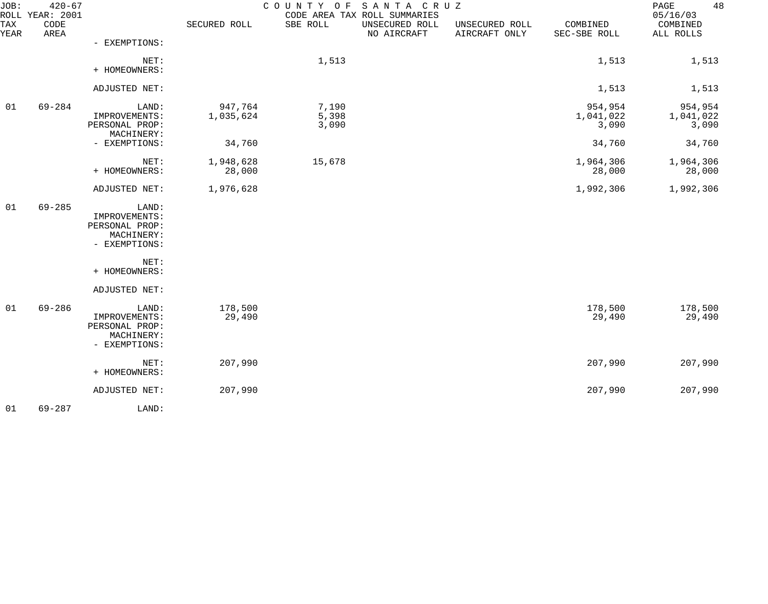| TAX YEAR | CODE AREA | | SECURED ROLL | SBE ROLL | UNSECURED ROLL NO AIRCRAFT | UNSECURED ROLL AIRCRAFT ONLY | COMBINED SEC-SBE ROLL | COMBINED ALL ROLLS |
|---|---|---|---|---|---|---|---|---|
| | | - EXEMPTIONS: | | | | | | |
| | | NET: | | 1,513 | | | 1,513 | 1,513 |
| | | + HOMEOWNERS: | | | | | | |
| | | ADJUSTED NET: | | | | | 1,513 | 1,513 |
| 01 | 69-284 | LAND: | 947,764 | 7,190 | | | 954,954 | 954,954 |
| | | IMPROVEMENTS: | 1,035,624 | 5,398 | | | 1,041,022 | 1,041,022 |
| | | PERSONAL PROP: | | 3,090 | | | 3,090 | 3,090 |
| | | MACHINERY: | | | | | | |
| | | - EXEMPTIONS: | 34,760 | | | | 34,760 | 34,760 |
| | | NET: | 1,948,628 | 15,678 | | | 1,964,306 | 1,964,306 |
| | | + HOMEOWNERS: | 28,000 | | | | 28,000 | 28,000 |
| | | ADJUSTED NET: | 1,976,628 | | | | 1,992,306 | 1,992,306 |
| 01 | 69-285 | LAND: | | | | | | |
| | | IMPROVEMENTS: | | | | | | |
| | | PERSONAL PROP: | | | | | | |
| | | MACHINERY: | | | | | | |
| | | - EXEMPTIONS: | | | | | | |
| | | NET: | | | | | | |
| | | + HOMEOWNERS: | | | | | | |
| | | ADJUSTED NET: | | | | | | |
| 01 | 69-286 | LAND: | 178,500 | | | | 178,500 | 178,500 |
| | | IMPROVEMENTS: | 29,490 | | | | 29,490 | 29,490 |
| | | PERSONAL PROP: | | | | | | |
| | | MACHINERY: | | | | | | |
| | | - EXEMPTIONS: | | | | | | |
| | | NET: | 207,990 | | | | 207,990 | 207,990 |
| | | + HOMEOWNERS: | | | | | | |
| | | ADJUSTED NET: | 207,990 | | | | 207,990 | 207,990 |
| 01 | 69-287 | LAND: | | | | | | |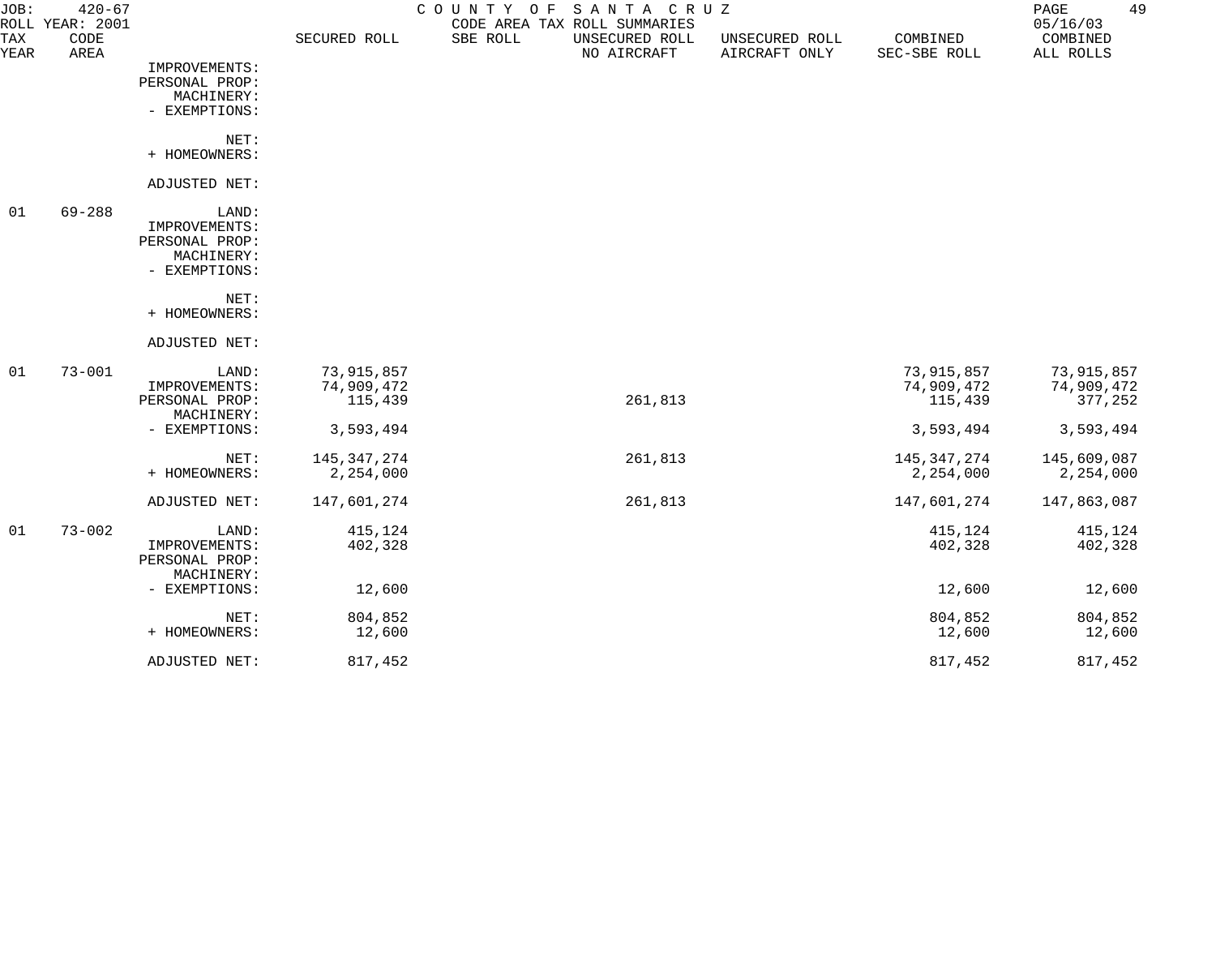JOB: 420-67 COUNTY OF SANTA CRUZ
ROLL YEAR: 2001 CODE AREA TAX ROLL SUMMARIES 05/16/03

| TAX YEAR | CODE AREA | | SECURED ROLL | SBE ROLL | UNSECURED ROLL NO AIRCRAFT | UNSECURED ROLL AIRCRAFT ONLY | COMBINED SEC-SBE ROLL | COMBINED ALL ROLLS |
|---|---|---|---|---|---|---|---|---|
| | | IMPROVEMENTS: | | | | | | |
| | | PERSONAL PROP: | | | | | | |
| | | MACHINERY: | | | | | | |
| | | - EXEMPTIONS: | | | | | | |
| | | NET: | | | | | | |
| | | + HOMEOWNERS: | | | | | | |
| | | ADJUSTED NET: | | | | | | |
| 01 | 69-288 | LAND: | | | | | | |
| | | IMPROVEMENTS: | | | | | | |
| | | PERSONAL PROP: | | | | | | |
| | | MACHINERY: | | | | | | |
| | | - EXEMPTIONS: | | | | | | |
| | | NET: | | | | | | |
| | | + HOMEOWNERS: | | | | | | |
| | | ADJUSTED NET: | | | | | | |
| 01 | 73-001 | LAND: | 73,915,857 | | | | 73,915,857 | 73,915,857 |
| | | IMPROVEMENTS: | 74,909,472 | | | | 74,909,472 | 74,909,472 |
| | | PERSONAL PROP: | 115,439 | | 261,813 | | 115,439 | 377,252 |
| | | MACHINERY: | | | | | | |
| | | - EXEMPTIONS: | 3,593,494 | | | | 3,593,494 | 3,593,494 |
| | | NET: | 145,347,274 | | 261,813 | | 145,347,274 | 145,609,087 |
| | | + HOMEOWNERS: | 2,254,000 | | | | 2,254,000 | 2,254,000 |
| | | ADJUSTED NET: | 147,601,274 | | 261,813 | | 147,601,274 | 147,863,087 |
| 01 | 73-002 | LAND: | 415,124 | | | | 415,124 | 415,124 |
| | | IMPROVEMENTS: | 402,328 | | | | 402,328 | 402,328 |
| | | PERSONAL PROP: | | | | | | |
| | | MACHINERY: | | | | | | |
| | | - EXEMPTIONS: | 12,600 | | | | 12,600 | 12,600 |
| | | NET: | 804,852 | | | | 804,852 | 804,852 |
| | | + HOMEOWNERS: | 12,600 | | | | 12,600 | 12,600 |
| | | ADJUSTED NET: | 817,452 | | | | 817,452 | 817,452 |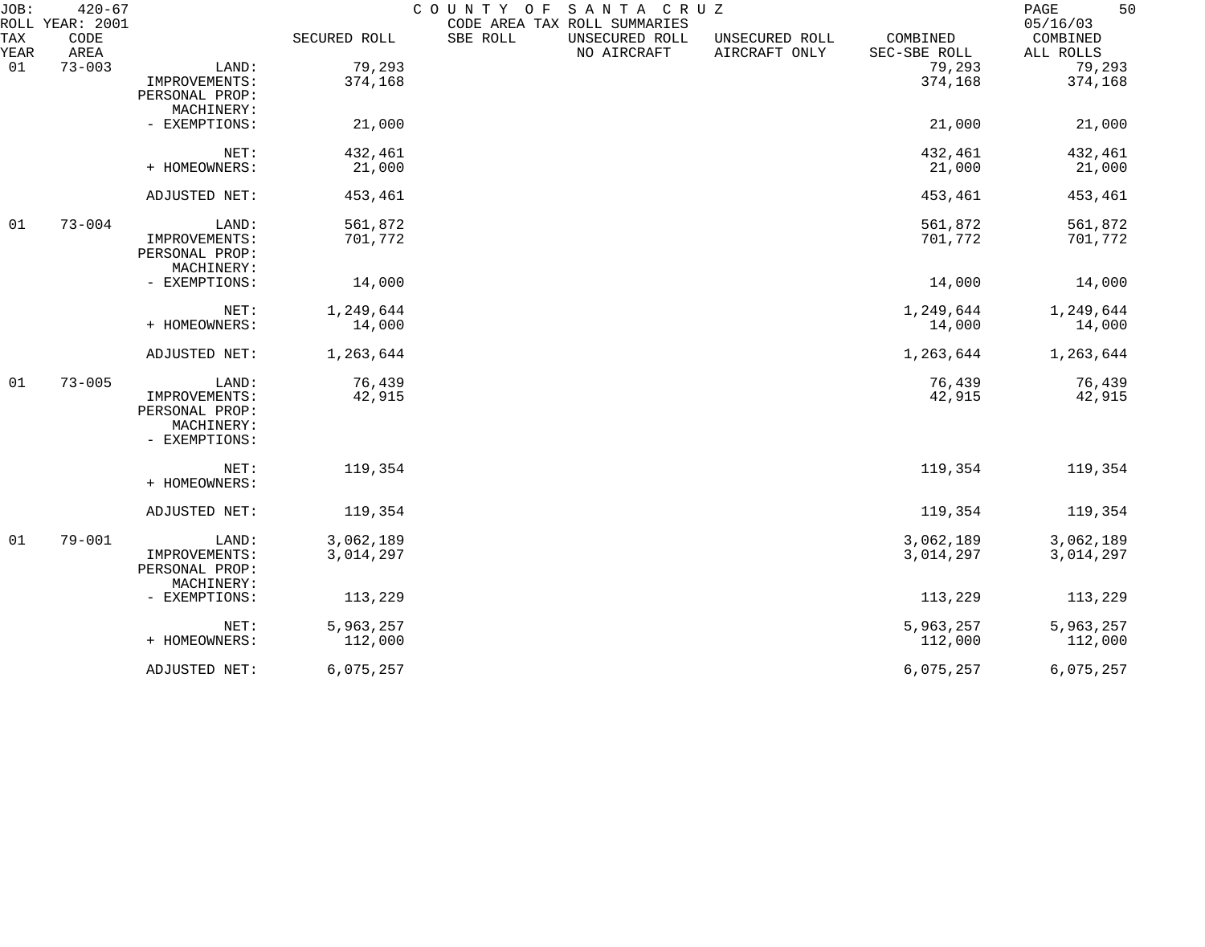JOB: 420-67 COUNTY OF SANTA CRUZ

ROLL YEAR: 2001 CODE AREA TAX ROLL SUMMARIES 05/16/03

| TAX YEAR | CODE AREA | | SECURED ROLL | SBE ROLL | UNSECURED ROLL NO AIRCRAFT | UNSECURED ROLL AIRCRAFT ONLY | COMBINED SEC-SBE ROLL | COMBINED ALL ROLLS |
|---|---|---|---|---|---|---|---|---|
| 01 | 73-003 | LAND: | 79,293 | | | | 79,293 | 79,293 |
| | | IMPROVEMENTS: | 374,168 | | | | 374,168 | 374,168 |
| | | PERSONAL PROP: | | | | | | |
| | | MACHINERY: | | | | | | |
| | | - EXEMPTIONS: | 21,000 | | | | 21,000 | 21,000 |
| | | NET: | 432,461 | | | | 432,461 | 432,461 |
| | | + HOMEOWNERS: | 21,000 | | | | 21,000 | 21,000 |
| | | ADJUSTED NET: | 453,461 | | | | 453,461 | 453,461 |
| 01 | 73-004 | LAND: | 561,872 | | | | 561,872 | 561,872 |
| | | IMPROVEMENTS: | 701,772 | | | | 701,772 | 701,772 |
| | | PERSONAL PROP: | | | | | | |
| | | MACHINERY: | | | | | | |
| | | - EXEMPTIONS: | 14,000 | | | | 14,000 | 14,000 |
| | | NET: | 1,249,644 | | | | 1,249,644 | 1,249,644 |
| | | + HOMEOWNERS: | 14,000 | | | | 14,000 | 14,000 |
| | | ADJUSTED NET: | 1,263,644 | | | | 1,263,644 | 1,263,644 |
| 01 | 73-005 | LAND: | 76,439 | | | | 76,439 | 76,439 |
| | | IMPROVEMENTS: | 42,915 | | | | 42,915 | 42,915 |
| | | PERSONAL PROP: | | | | | | |
| | | MACHINERY: | | | | | | |
| | | - EXEMPTIONS: | | | | | | |
| | | NET: | 119,354 | | | | 119,354 | 119,354 |
| | | + HOMEOWNERS: | | | | | | |
| | | ADJUSTED NET: | 119,354 | | | | 119,354 | 119,354 |
| 01 | 79-001 | LAND: | 3,062,189 | | | | 3,062,189 | 3,062,189 |
| | | IMPROVEMENTS: | 3,014,297 | | | | 3,014,297 | 3,014,297 |
| | | PERSONAL PROP: | | | | | | |
| | | MACHINERY: | | | | | | |
| | | - EXEMPTIONS: | 113,229 | | | | 113,229 | 113,229 |
| | | NET: | 5,963,257 | | | | 5,963,257 | 5,963,257 |
| | | + HOMEOWNERS: | 112,000 | | | | 112,000 | 112,000 |
| | | ADJUSTED NET: | 6,075,257 | | | | 6,075,257 | 6,075,257 |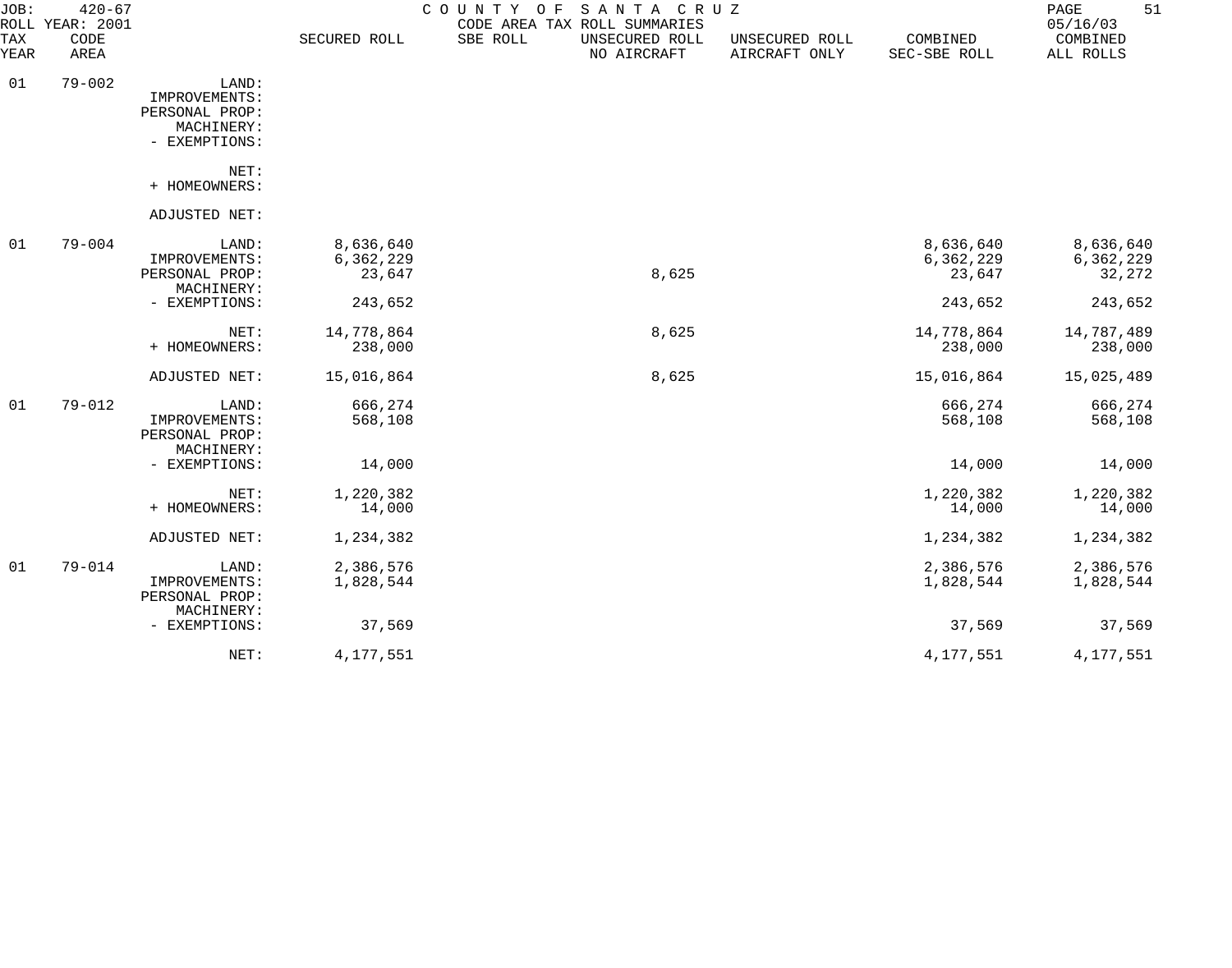JOB: 420-67 COUNTY OF SANTA CRUZ
ROLL YEAR: 2001 CODE AREA TAX ROLL SUMMARIES 05/16/03

| TAX YEAR | CODE AREA | | SECURED ROLL | SBE ROLL | UNSECURED ROLL NO AIRCRAFT | UNSECURED ROLL AIRCRAFT ONLY | COMBINED SEC-SBE ROLL | COMBINED ALL ROLLS |
|---|---|---|---|---|---|---|---|---|
| 01 | 79-002 | LAND: | | | | | | |
| | | IMPROVEMENTS: | | | | | | |
| | | PERSONAL PROP: | | | | | | |
| | | MACHINERY: | | | | | | |
| | | - EXEMPTIONS: | | | | | | |
| | | NET: | | | | | | |
| | | + HOMEOWNERS: | | | | | | |
| | | ADJUSTED NET: | | | | | | |
| 01 | 79-004 | LAND: | 8,636,640 | | | | 8,636,640 | 8,636,640 |
| | | IMPROVEMENTS: | 6,362,229 | | | | 6,362,229 | 6,362,229 |
| | | PERSONAL PROP: | 23,647 | | 8,625 | | 23,647 | 32,272 |
| | | MACHINERY: | | | | | | |
| | | - EXEMPTIONS: | 243,652 | | | | 243,652 | 243,652 |
| | | NET: | 14,778,864 | | 8,625 | | 14,778,864 | 14,787,489 |
| | | + HOMEOWNERS: | 238,000 | | | | 238,000 | 238,000 |
| | | ADJUSTED NET: | 15,016,864 | | 8,625 | | 15,016,864 | 15,025,489 |
| 01 | 79-012 | LAND: | 666,274 | | | | 666,274 | 666,274 |
| | | IMPROVEMENTS: | 568,108 | | | | 568,108 | 568,108 |
| | | PERSONAL PROP: | | | | | | |
| | | MACHINERY: | | | | | | |
| | | - EXEMPTIONS: | 14,000 | | | | 14,000 | 14,000 |
| | | NET: | 1,220,382 | | | | 1,220,382 | 1,220,382 |
| | | + HOMEOWNERS: | 14,000 | | | | 14,000 | 14,000 |
| | | ADJUSTED NET: | 1,234,382 | | | | 1,234,382 | 1,234,382 |
| 01 | 79-014 | LAND: | 2,386,576 | | | | 2,386,576 | 2,386,576 |
| | | IMPROVEMENTS: | 1,828,544 | | | | 1,828,544 | 1,828,544 |
| | | PERSONAL PROP: | | | | | | |
| | | MACHINERY: | | | | | | |
| | | - EXEMPTIONS: | 37,569 | | | | 37,569 | 37,569 |
| | | NET: | 4,177,551 | | | | 4,177,551 | 4,177,551 |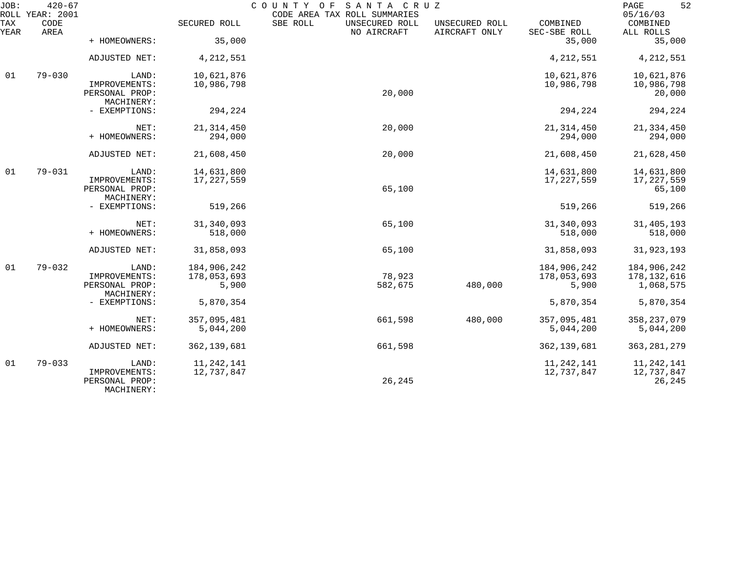JOB: 420-67 COUNTY OF SANTA CRUZ
ROLL YEAR: 2001 CODE AREA TAX ROLL SUMMARIES 05/16/03

| TAX YEAR | CODE AREA | | SECURED ROLL | SBE ROLL | UNSECURED ROLL NO AIRCRAFT | UNSECURED ROLL AIRCRAFT ONLY | COMBINED SEC-SBE ROLL | COMBINED ALL ROLLS |
|---|---|---|---|---|---|---|---|---|
| | | + HOMEOWNERS: | 35,000 | | | | 35,000 | 35,000 |
| | | ADJUSTED NET: | 4,212,551 | | | | 4,212,551 | 4,212,551 |
| 01 | 79-030 | LAND: | 10,621,876 | | | | 10,621,876 | 10,621,876 |
| | | IMPROVEMENTS: | 10,986,798 | | | | 10,986,798 | 10,986,798 |
| | | PERSONAL PROP: | | | 20,000 | | | 20,000 |
| | | MACHINERY: | | | | | | |
| | | - EXEMPTIONS: | 294,224 | | | | 294,224 | 294,224 |
| | | NET: | 21,314,450 | | 20,000 | | 21,314,450 | 21,334,450 |
| | | + HOMEOWNERS: | 294,000 | | | | 294,000 | 294,000 |
| | | ADJUSTED NET: | 21,608,450 | | 20,000 | | 21,608,450 | 21,628,450 |
| 01 | 79-031 | LAND: | 14,631,800 | | | | 14,631,800 | 14,631,800 |
| | | IMPROVEMENTS: | 17,227,559 | | | | 17,227,559 | 17,227,559 |
| | | PERSONAL PROP: | | | 65,100 | | | 65,100 |
| | | MACHINERY: | | | | | | |
| | | - EXEMPTIONS: | 519,266 | | | | 519,266 | 519,266 |
| | | NET: | 31,340,093 | | 65,100 | | 31,340,093 | 31,405,193 |
| | | + HOMEOWNERS: | 518,000 | | | | 518,000 | 518,000 |
| | | ADJUSTED NET: | 31,858,093 | | 65,100 | | 31,858,093 | 31,923,193 |
| 01 | 79-032 | LAND: | 184,906,242 | | | | 184,906,242 | 184,906,242 |
| | | IMPROVEMENTS: | 178,053,693 | | 78,923 | | 178,053,693 | 178,132,616 |
| | | PERSONAL PROP: | 5,900 | | 582,675 | 480,000 | 5,900 | 1,068,575 |
| | | MACHINERY: | | | | | | |
| | | - EXEMPTIONS: | 5,870,354 | | | | 5,870,354 | 5,870,354 |
| | | NET: | 357,095,481 | | 661,598 | 480,000 | 357,095,481 | 358,237,079 |
| | | + HOMEOWNERS: | 5,044,200 | | | | 5,044,200 | 5,044,200 |
| | | ADJUSTED NET: | 362,139,681 | | 661,598 | | 362,139,681 | 363,281,279 |
| 01 | 79-033 | LAND: | 11,242,141 | | | | 11,242,141 | 11,242,141 |
| | | IMPROVEMENTS: | 12,737,847 | | | | 12,737,847 | 12,737,847 |
| | | PERSONAL PROP: | | | 26,245 | | | 26,245 |
| | | MACHINERY: | | | | | | |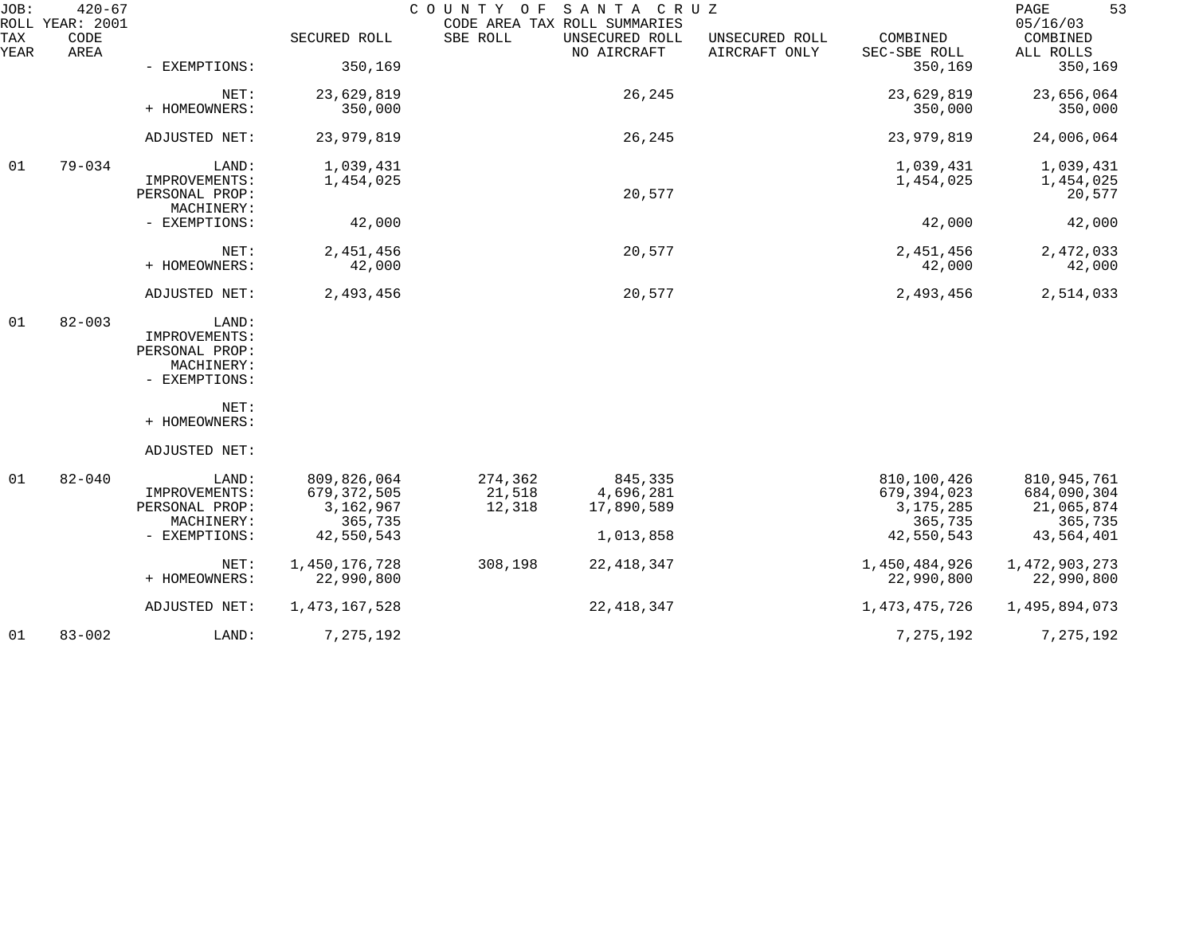| TAX YEAR | CODE AREA | | SECURED ROLL | SBE ROLL | UNSECURED ROLL NO AIRCRAFT | UNSECURED ROLL AIRCRAFT ONLY | COMBINED SEC-SBE ROLL | COMBINED ALL ROLLS |
|---|---|---|---|---|---|---|---|---|
| | | - EXEMPTIONS: | 350,169 | | | | 350,169 | 350,169 |
| | | NET: | 23,629,819 | | 26,245 | | 23,629,819 | 23,656,064 |
| | | + HOMEOWNERS: | 350,000 | | | | 350,000 | 350,000 |
| | | ADJUSTED NET: | 23,979,819 | | 26,245 | | 23,979,819 | 24,006,064 |
| 01 | 79-034 | LAND: | 1,039,431 | | | | 1,039,431 | 1,039,431 |
| | | IMPROVEMENTS: | 1,454,025 | | | | 1,454,025 | 1,454,025 |
| | | PERSONAL PROP: | | | 20,577 | | | 20,577 |
| | | MACHINERY: | | | | | | |
| | | - EXEMPTIONS: | 42,000 | | | | 42,000 | 42,000 |
| | | NET: | 2,451,456 | | 20,577 | | 2,451,456 | 2,472,033 |
| | | + HOMEOWNERS: | 42,000 | | | | 42,000 | 42,000 |
| | | ADJUSTED NET: | 2,493,456 | | 20,577 | | 2,493,456 | 2,514,033 |
| 01 | 82-003 | LAND: | | | | | | |
| | | IMPROVEMENTS: | | | | | | |
| | | PERSONAL PROP: | | | | | | |
| | | MACHINERY: | | | | | | |
| | | - EXEMPTIONS: | | | | | | |
| | | NET: | | | | | | |
| | | + HOMEOWNERS: | | | | | | |
| | | ADJUSTED NET: | | | | | | |
| 01 | 82-040 | LAND: | 809,826,064 | 274,362 | 845,335 | | 810,100,426 | 810,945,761 |
| | | IMPROVEMENTS: | 679,372,505 | 21,518 | 4,696,281 | | 679,394,023 | 684,090,304 |
| | | PERSONAL PROP: | 3,162,967 | 12,318 | 17,890,589 | | 3,175,285 | 21,065,874 |
| | | MACHINERY: | 365,735 | | | | 365,735 | 365,735 |
| | | - EXEMPTIONS: | 42,550,543 | | 1,013,858 | | 42,550,543 | 43,564,401 |
| | | NET: | 1,450,176,728 | 308,198 | 22,418,347 | | 1,450,484,926 | 1,472,903,273 |
| | | + HOMEOWNERS: | 22,990,800 | | | | 22,990,800 | 22,990,800 |
| | | ADJUSTED NET: | 1,473,167,528 | | 22,418,347 | | 1,473,475,726 | 1,495,894,073 |
| 01 | 83-002 | LAND: | 7,275,192 | | | | 7,275,192 | 7,275,192 |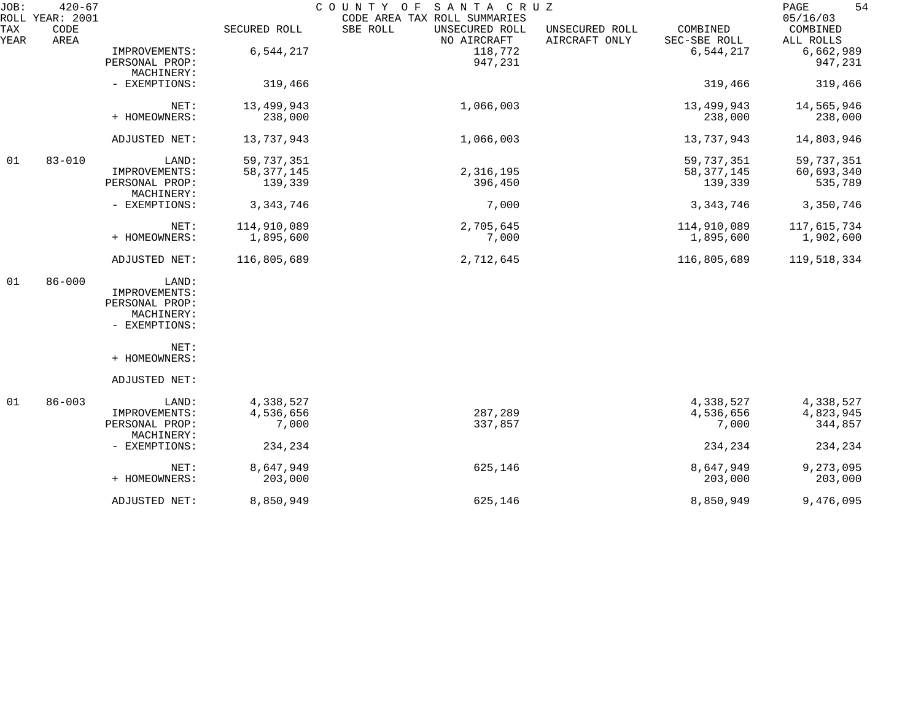JOB: 420-67 COUNTY OF SANTA CRUZ
ROLL YEAR: 2001 CODE AREA TAX ROLL SUMMARIES 05/16/03

| TAX YEAR | CODE AREA | | SECURED ROLL | SBE ROLL | UNSECURED ROLL NO AIRCRAFT | UNSECURED ROLL AIRCRAFT ONLY | COMBINED SEC-SBE ROLL | COMBINED ALL ROLLS |
|---|---|---|---|---|---|---|---|---|
| | | IMPROVEMENTS: | 6,544,217 | | 118,772 | | 6,544,217 | 6,662,989 |
| | | PERSONAL PROP: | | | 947,231 | | | 947,231 |
| | | MACHINERY: | | | | | | |
| | | - EXEMPTIONS: | 319,466 | | | | 319,466 | 319,466 |
| | | NET: | 13,499,943 | | 1,066,003 | | 13,499,943 | 14,565,946 |
| | | + HOMEOWNERS: | 238,000 | | | | 238,000 | 238,000 |
| | | ADJUSTED NET: | 13,737,943 | | 1,066,003 | | 13,737,943 | 14,803,946 |
| 01 | 83-010 | LAND: | 59,737,351 | | | | 59,737,351 | 59,737,351 |
| | | IMPROVEMENTS: | 58,377,145 | | 2,316,195 | | 58,377,145 | 60,693,340 |
| | | PERSONAL PROP: | 139,339 | | 396,450 | | 139,339 | 535,789 |
| | | MACHINERY: | | | | | | |
| | | - EXEMPTIONS: | 3,343,746 | | 7,000 | | 3,343,746 | 3,350,746 |
| | | NET: | 114,910,089 | | 2,705,645 | | 114,910,089 | 117,615,734 |
| | | + HOMEOWNERS: | 1,895,600 | | 7,000 | | 1,895,600 | 1,902,600 |
| | | ADJUSTED NET: | 116,805,689 | | 2,712,645 | | 116,805,689 | 119,518,334 |
| 01 | 86-000 | LAND: | | | | | | |
| | | IMPROVEMENTS: | | | | | | |
| | | PERSONAL PROP: | | | | | | |
| | | MACHINERY: | | | | | | |
| | | - EXEMPTIONS: | | | | | | |
| | | NET: | | | | | | |
| | | + HOMEOWNERS: | | | | | | |
| | | ADJUSTED NET: | | | | | | |
| 01 | 86-003 | LAND: | 4,338,527 | | | | 4,338,527 | 4,338,527 |
| | | IMPROVEMENTS: | 4,536,656 | | 287,289 | | 4,536,656 | 4,823,945 |
| | | PERSONAL PROP: | 7,000 | | 337,857 | | 7,000 | 344,857 |
| | | MACHINERY: | | | | | | |
| | | - EXEMPTIONS: | 234,234 | | | | 234,234 | 234,234 |
| | | NET: | 8,647,949 | | 625,146 | | 8,647,949 | 9,273,095 |
| | | + HOMEOWNERS: | 203,000 | | | | 203,000 | 203,000 |
| | | ADJUSTED NET: | 8,850,949 | | 625,146 | | 8,850,949 | 9,476,095 |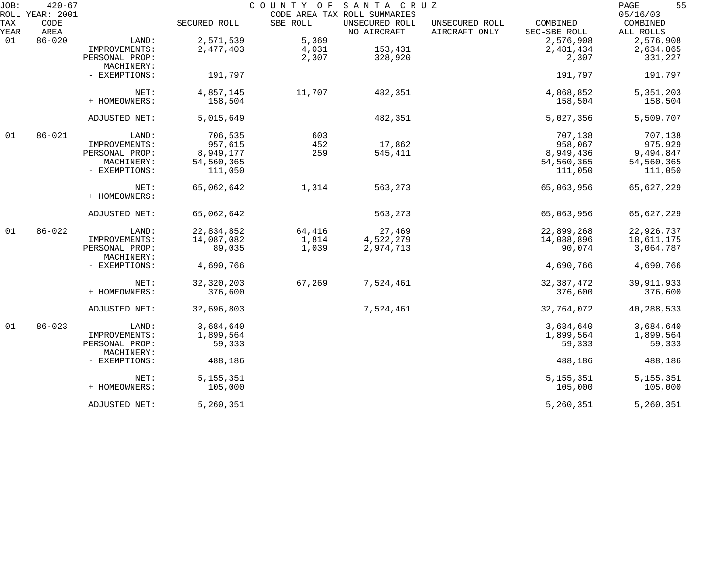JOB: 420-67 COUNTY OF SANTA CRUZ PAGE 55
ROLL YEAR: 2001 CODE AREA TAX ROLL SUMMARIES 05/16/03

| TAX YEAR | CODE AREA | | SECURED ROLL | SBE ROLL | UNSECURED ROLL NO AIRCRAFT | UNSECURED ROLL AIRCRAFT ONLY | COMBINED SEC-SBE ROLL | COMBINED ALL ROLLS |
|---|---|---|---|---|---|---|---|---|
| 01 | 86-020 | LAND: | 2,571,539 | 5,369 | | | 2,576,908 | 2,576,908 |
| | | IMPROVEMENTS: | 2,477,403 | 4,031 | 153,431 | | 2,481,434 | 2,634,865 |
| | | PERSONAL PROP: | | 2,307 | 328,920 | | 2,307 | 331,227 |
| | | MACHINERY: | | | | | | |
| | | - EXEMPTIONS: | 191,797 | | | | 191,797 | 191,797 |
| | | NET: | 4,857,145 | 11,707 | 482,351 | | 4,868,852 | 5,351,203 |
| | | + HOMEOWNERS: | 158,504 | | | | 158,504 | 158,504 |
| | | ADJUSTED NET: | 5,015,649 | | 482,351 | | 5,027,356 | 5,509,707 |
| 01 | 86-021 | LAND: | 706,535 | 603 | | | 707,138 | 707,138 |
| | | IMPROVEMENTS: | 957,615 | 452 | 17,862 | | 958,067 | 975,929 |
| | | PERSONAL PROP: | 8,949,177 | 259 | 545,411 | | 8,949,436 | 9,494,847 |
| | | MACHINERY: | 54,560,365 | | | | 54,560,365 | 54,560,365 |
| | | - EXEMPTIONS: | 111,050 | | | | 111,050 | 111,050 |
| | | NET: | 65,062,642 | 1,314 | 563,273 | | 65,063,956 | 65,627,229 |
| | | + HOMEOWNERS: | | | | | | |
| | | ADJUSTED NET: | 65,062,642 | | 563,273 | | 65,063,956 | 65,627,229 |
| 01 | 86-022 | LAND: | 22,834,852 | 64,416 | 27,469 | | 22,899,268 | 22,926,737 |
| | | IMPROVEMENTS: | 14,087,082 | 1,814 | 4,522,279 | | 14,088,896 | 18,611,175 |
| | | PERSONAL PROP: | 89,035 | 1,039 | 2,974,713 | | 90,074 | 3,064,787 |
| | | MACHINERY: | | | | | | |
| | | - EXEMPTIONS: | 4,690,766 | | | | 4,690,766 | 4,690,766 |
| | | NET: | 32,320,203 | 67,269 | 7,524,461 | | 32,387,472 | 39,911,933 |
| | | + HOMEOWNERS: | 376,600 | | | | 376,600 | 376,600 |
| | | ADJUSTED NET: | 32,696,803 | | 7,524,461 | | 32,764,072 | 40,288,533 |
| 01 | 86-023 | LAND: | 3,684,640 | | | | 3,684,640 | 3,684,640 |
| | | IMPROVEMENTS: | 1,899,564 | | | | 1,899,564 | 1,899,564 |
| | | PERSONAL PROP: | 59,333 | | | | 59,333 | 59,333 |
| | | MACHINERY: | | | | | | |
| | | - EXEMPTIONS: | 488,186 | | | | 488,186 | 488,186 |
| | | NET: | 5,155,351 | | | | 5,155,351 | 5,155,351 |
| | | + HOMEOWNERS: | 105,000 | | | | 105,000 | 105,000 |
| | | ADJUSTED NET: | 5,260,351 | | | | 5,260,351 | 5,260,351 |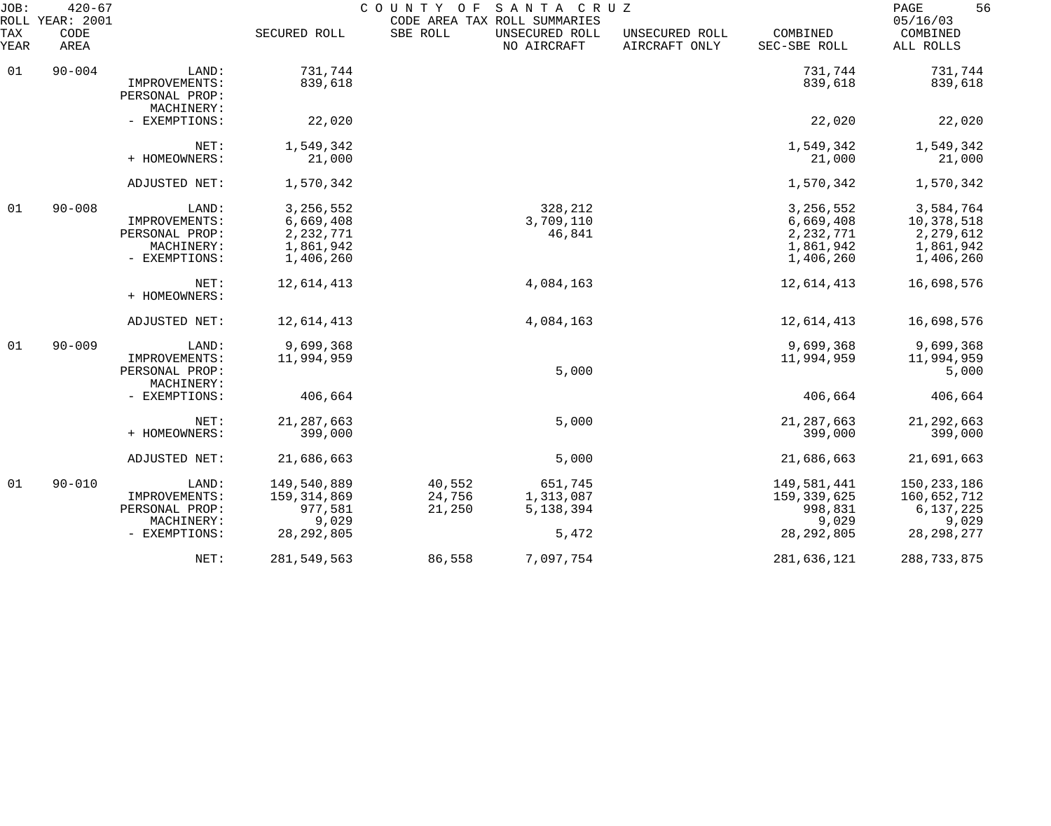| TAX YEAR | CODE AREA | | SECURED ROLL | SBE ROLL | UNSECURED ROLL NO AIRCRAFT | UNSECURED ROLL AIRCRAFT ONLY | COMBINED SEC-SBE ROLL | COMBINED ALL ROLLS |
|---|---|---|---|---|---|---|---|---|
| 01 | 90-004 | LAND: | 731,744 | | | | 731,744 | 731,744 |
| | | IMPROVEMENTS: | 839,618 | | | | 839,618 | 839,618 |
| | | PERSONAL PROP: | | | | | | |
| | | MACHINERY: | | | | | | |
| | | - EXEMPTIONS: | 22,020 | | | | 22,020 | 22,020 |
| | | NET: | 1,549,342 | | | | 1,549,342 | 1,549,342 |
| | | + HOMEOWNERS: | 21,000 | | | | 21,000 | 21,000 |
| | | ADJUSTED NET: | 1,570,342 | | | | 1,570,342 | 1,570,342 |
| 01 | 90-008 | LAND: | 3,256,552 | | 328,212 | | 3,256,552 | 3,584,764 |
| | | IMPROVEMENTS: | 6,669,408 | | 3,709,110 | | 6,669,408 | 10,378,518 |
| | | PERSONAL PROP: | 2,232,771 | | 46,841 | | 2,232,771 | 2,279,612 |
| | | MACHINERY: | 1,861,942 | | | | 1,861,942 | 1,861,942 |
| | | - EXEMPTIONS: | 1,406,260 | | | | 1,406,260 | 1,406,260 |
| | | NET: | 12,614,413 | | 4,084,163 | | 12,614,413 | 16,698,576 |
| | | + HOMEOWNERS: | | | | | | |
| | | ADJUSTED NET: | 12,614,413 | | 4,084,163 | | 12,614,413 | 16,698,576 |
| 01 | 90-009 | LAND: | 9,699,368 | | | | 9,699,368 | 9,699,368 |
| | | IMPROVEMENTS: | 11,994,959 | | | | 11,994,959 | 11,994,959 |
| | | PERSONAL PROP: | | | 5,000 | | | 5,000 |
| | | MACHINERY: | | | | | | |
| | | - EXEMPTIONS: | 406,664 | | | | 406,664 | 406,664 |
| | | NET: | 21,287,663 | | 5,000 | | 21,287,663 | 21,292,663 |
| | | + HOMEOWNERS: | 399,000 | | | | 399,000 | 399,000 |
| | | ADJUSTED NET: | 21,686,663 | | 5,000 | | 21,686,663 | 21,691,663 |
| 01 | 90-010 | LAND: | 149,540,889 | 40,552 | 651,745 | | 149,581,441 | 150,233,186 |
| | | IMPROVEMENTS: | 159,314,869 | 24,756 | 1,313,087 | | 159,339,625 | 160,652,712 |
| | | PERSONAL PROP: | 977,581 | 21,250 | 5,138,394 | | 998,831 | 6,137,225 |
| | | MACHINERY: | 9,029 | | | | 9,029 | 9,029 |
| | | - EXEMPTIONS: | 28,292,805 | | 5,472 | | 28,292,805 | 28,298,277 |
| | | NET: | 281,549,563 | 86,558 | 7,097,754 | | 281,636,121 | 288,733,875 |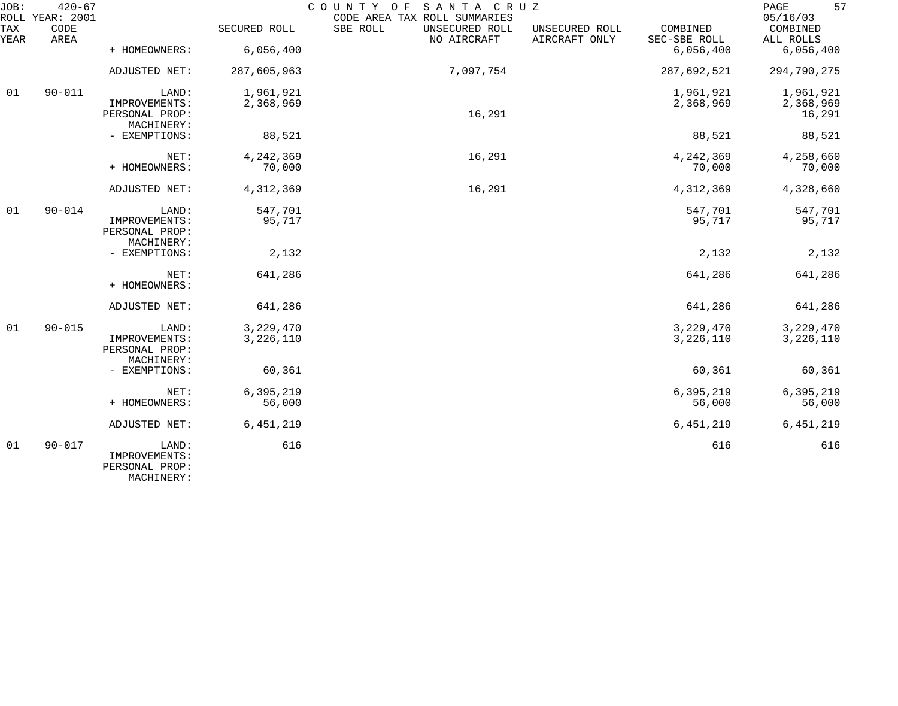JOB: 420-67 COUNTY OF SANTA CRUZ 05/16/03
ROLL YEAR: 2001 CODE AREA TAX ROLL SUMMARIES

| TAX YEAR | CODE AREA | | SECURED ROLL | SBE ROLL | UNSECURED ROLL NO AIRCRAFT | UNSECURED ROLL AIRCRAFT ONLY | COMBINED SEC-SBE ROLL | COMBINED ALL ROLLS |
|---|---|---|---|---|---|---|---|---|
| | | + HOMEOWNERS: | 6,056,400 | | | | 6,056,400 | 6,056,400 |
| | | ADJUSTED NET: | 287,605,963 | | 7,097,754 | | 287,692,521 | 294,790,275 |
| 01 | 90-011 | LAND: | 1,961,921 | | | | 1,961,921 | 1,961,921 |
| | | IMPROVEMENTS: | 2,368,969 | | | | 2,368,969 | 2,368,969 |
| | | PERSONAL PROP: | | | 16,291 | | | 16,291 |
| | | MACHINERY: | | | | | | |
| | | - EXEMPTIONS: | 88,521 | | | | 88,521 | 88,521 |
| | | NET: | 4,242,369 | | 16,291 | | 4,242,369 | 4,258,660 |
| | | + HOMEOWNERS: | 70,000 | | | | 70,000 | 70,000 |
| | | ADJUSTED NET: | 4,312,369 | | 16,291 | | 4,312,369 | 4,328,660 |
| 01 | 90-014 | LAND: | 547,701 | | | | 547,701 | 547,701 |
| | | IMPROVEMENTS: | 95,717 | | | | 95,717 | 95,717 |
| | | PERSONAL PROP: | | | | | | |
| | | MACHINERY: | | | | | | |
| | | - EXEMPTIONS: | 2,132 | | | | 2,132 | 2,132 |
| | | NET: | 641,286 | | | | 641,286 | 641,286 |
| | | + HOMEOWNERS: | | | | | | |
| | | ADJUSTED NET: | 641,286 | | | | 641,286 | 641,286 |
| 01 | 90-015 | LAND: | 3,229,470 | | | | 3,229,470 | 3,229,470 |
| | | IMPROVEMENTS: | 3,226,110 | | | | 3,226,110 | 3,226,110 |
| | | PERSONAL PROP: | | | | | | |
| | | MACHINERY: | | | | | | |
| | | - EXEMPTIONS: | 60,361 | | | | 60,361 | 60,361 |
| | | NET: | 6,395,219 | | | | 6,395,219 | 6,395,219 |
| | | + HOMEOWNERS: | 56,000 | | | | 56,000 | 56,000 |
| | | ADJUSTED NET: | 6,451,219 | | | | 6,451,219 | 6,451,219 |
| 01 | 90-017 | LAND: | 616 | | | | 616 | 616 |
| | | IMPROVEMENTS: | | | | | | |
| | | PERSONAL PROP: | | | | | | |
| | | MACHINERY: | | | | | | |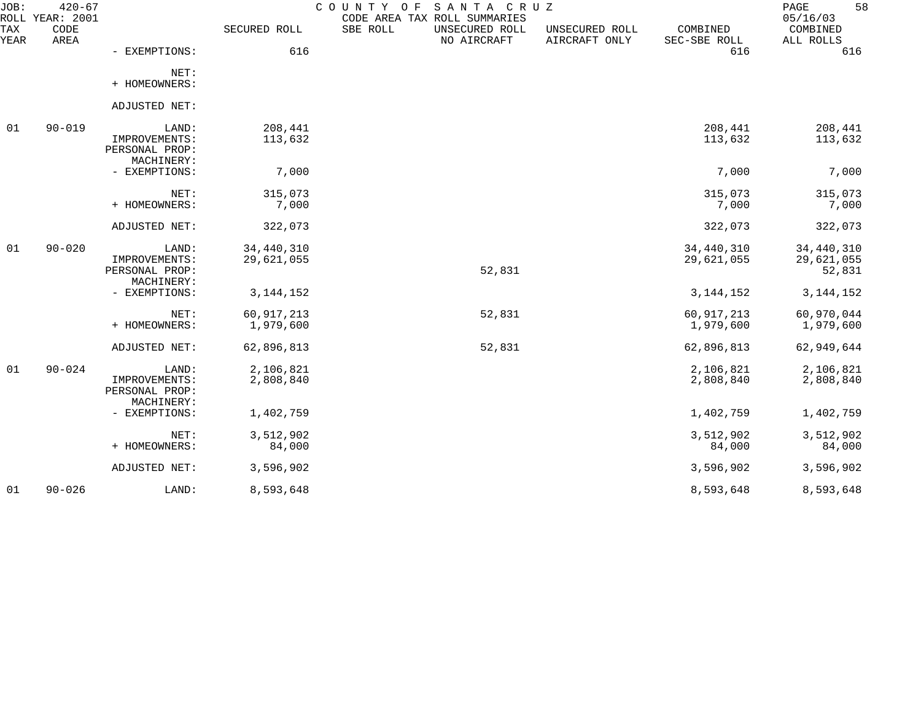| TAX YEAR | CODE AREA | | SECURED ROLL | SBE ROLL | UNSECURED ROLL NO AIRCRAFT | UNSECURED ROLL AIRCRAFT ONLY | COMBINED SEC-SBE ROLL | COMBINED ALL ROLLS |
|---|---|---|---|---|---|---|---|---|
| | | - EXEMPTIONS: | 616 | | | | 616 | 616 |
| | | NET: | | | | | | |
| | | + HOMEOWNERS: | | | | | | |
| | | ADJUSTED NET: | | | | | | |
| 01 | 90-019 | LAND: | 208,441 | | | | 208,441 | 208,441 |
| | | IMPROVEMENTS: | 113,632 | | | | 113,632 | 113,632 |
| | | PERSONAL PROP: | | | | | | |
| | | MACHINERY: | | | | | | |
| | | - EXEMPTIONS: | 7,000 | | | | 7,000 | 7,000 |
| | | NET: | 315,073 | | | | 315,073 | 315,073 |
| | | + HOMEOWNERS: | 7,000 | | | | 7,000 | 7,000 |
| | | ADJUSTED NET: | 322,073 | | | | 322,073 | 322,073 |
| 01 | 90-020 | LAND: | 34,440,310 | | | | 34,440,310 | 34,440,310 |
| | | IMPROVEMENTS: | 29,621,055 | | | | 29,621,055 | 29,621,055 |
| | | PERSONAL PROP: | | | 52,831 | | | 52,831 |
| | | MACHINERY: | | | | | | |
| | | - EXEMPTIONS: | 3,144,152 | | | | 3,144,152 | 3,144,152 |
| | | NET: | 60,917,213 | | 52,831 | | 60,917,213 | 60,970,044 |
| | | + HOMEOWNERS: | 1,979,600 | | | | 1,979,600 | 1,979,600 |
| | | ADJUSTED NET: | 62,896,813 | | 52,831 | | 62,896,813 | 62,949,644 |
| 01 | 90-024 | LAND: | 2,106,821 | | | | 2,106,821 | 2,106,821 |
| | | IMPROVEMENTS: | 2,808,840 | | | | 2,808,840 | 2,808,840 |
| | | PERSONAL PROP: | | | | | | |
| | | MACHINERY: | | | | | | |
| | | - EXEMPTIONS: | 1,402,759 | | | | 1,402,759 | 1,402,759 |
| | | NET: | 3,512,902 | | | | 3,512,902 | 3,512,902 |
| | | + HOMEOWNERS: | 84,000 | | | | 84,000 | 84,000 |
| | | ADJUSTED NET: | 3,596,902 | | | | 3,596,902 | 3,596,902 |
| 01 | 90-026 | LAND: | 8,593,648 | | | | 8,593,648 | 8,593,648 |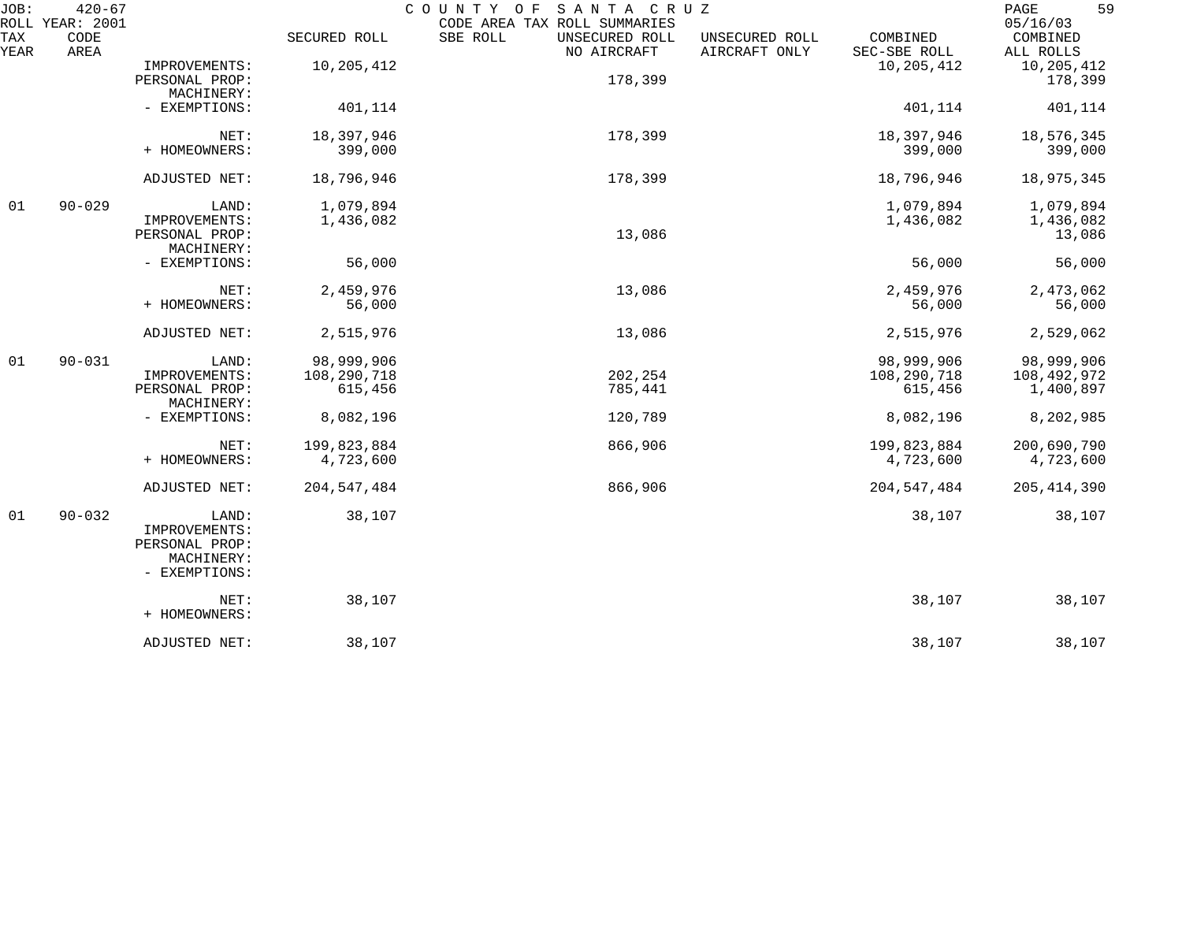JOB: 420-67 COUNTY OF SANTA CRUZ
ROLL YEAR: 2001 CODE AREA TAX ROLL SUMMARIES 05/16/03

| TAX YEAR | CODE AREA | | SECURED ROLL | SBE ROLL | UNSECURED ROLL NO AIRCRAFT | UNSECURED ROLL AIRCRAFT ONLY | COMBINED SEC-SBE ROLL | COMBINED ALL ROLLS |
|---|---|---|---|---|---|---|---|---|
| | | IMPROVEMENTS: | 10,205,412 | | | | 10,205,412 | 10,205,412 |
| | | PERSONAL PROP: | | | 178,399 | | | 178,399 |
| | | MACHINERY: | | | | | | |
| | | - EXEMPTIONS: | 401,114 | | | | 401,114 | 401,114 |
| | | NET: | 18,397,946 | | 178,399 | | 18,397,946 | 18,576,345 |
| | | + HOMEOWNERS: | 399,000 | | | | 399,000 | 399,000 |
| | | ADJUSTED NET: | 18,796,946 | | 178,399 | | 18,796,946 | 18,975,345 |
| 01 | 90-029 | LAND: | 1,079,894 | | | | 1,079,894 | 1,079,894 |
| | | IMPROVEMENTS: | 1,436,082 | | | | 1,436,082 | 1,436,082 |
| | | PERSONAL PROP: | | | 13,086 | | | 13,086 |
| | | MACHINERY: | | | | | | |
| | | - EXEMPTIONS: | 56,000 | | | | 56,000 | 56,000 |
| | | NET: | 2,459,976 | | 13,086 | | 2,459,976 | 2,473,062 |
| | | + HOMEOWNERS: | 56,000 | | | | 56,000 | 56,000 |
| | | ADJUSTED NET: | 2,515,976 | | 13,086 | | 2,515,976 | 2,529,062 |
| 01 | 90-031 | LAND: | 98,999,906 | | | | 98,999,906 | 98,999,906 |
| | | IMPROVEMENTS: | 108,290,718 | | 202,254 | | 108,290,718 | 108,492,972 |
| | | PERSONAL PROP: | 615,456 | | 785,441 | | 615,456 | 1,400,897 |
| | | MACHINERY: | | | | | | |
| | | - EXEMPTIONS: | 8,082,196 | | 120,789 | | 8,082,196 | 8,202,985 |
| | | NET: | 199,823,884 | | 866,906 | | 199,823,884 | 200,690,790 |
| | | + HOMEOWNERS: | 4,723,600 | | | | 4,723,600 | 4,723,600 |
| | | ADJUSTED NET: | 204,547,484 | | 866,906 | | 204,547,484 | 205,414,390 |
| 01 | 90-032 | LAND: | 38,107 | | | | 38,107 | 38,107 |
| | | IMPROVEMENTS: | | | | | | |
| | | PERSONAL PROP: | | | | | | |
| | | MACHINERY: | | | | | | |
| | | - EXEMPTIONS: | | | | | | |
| | | NET: | 38,107 | | | | 38,107 | 38,107 |
| | | + HOMEOWNERS: | | | | | | |
| | | ADJUSTED NET: | 38,107 | | | | 38,107 | 38,107 |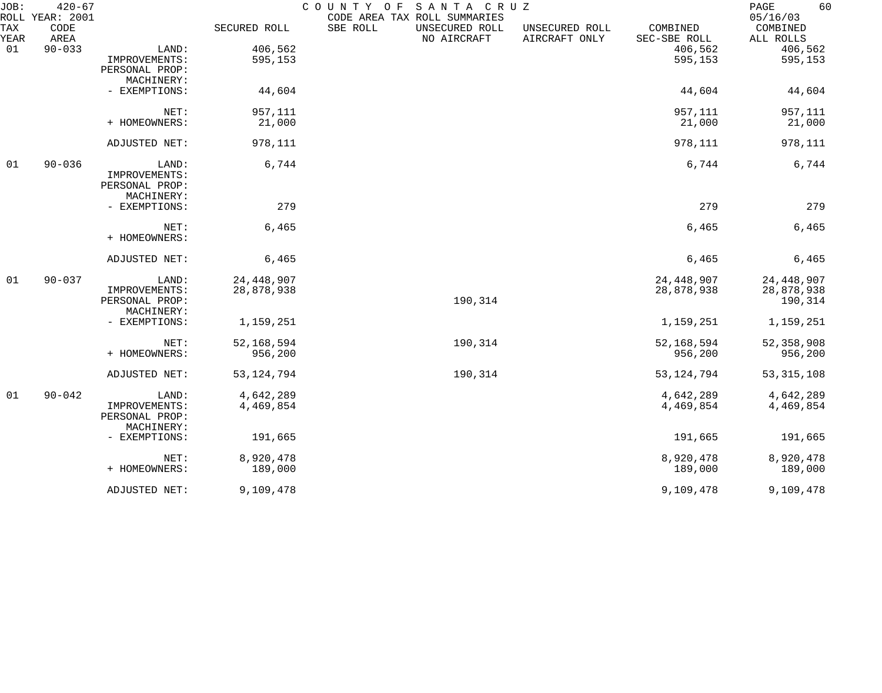JOB: 420-67 — COUNTY OF SANTA CRUZ — CODE AREA TAX ROLL SUMMARIES — ROLL YEAR: 2001 — 05/16/03

| TAX YEAR | CODE AREA | | SECURED ROLL | SBE ROLL | UNSECURED ROLL NO AIRCRAFT | UNSECURED ROLL AIRCRAFT ONLY | COMBINED SEC-SBE ROLL | COMBINED ALL ROLLS |
|---|---|---|---|---|---|---|---|---|
| 01 | 90-033 | LAND: | 406,562 | | | | 406,562 | 406,562 |
| | | IMPROVEMENTS: | 595,153 | | | | 595,153 | 595,153 |
| | | PERSONAL PROP: | | | | | | |
| | | MACHINERY: | | | | | | |
| | | - EXEMPTIONS: | 44,604 | | | | 44,604 | 44,604 |
| | | NET: | 957,111 | | | | 957,111 | 957,111 |
| | | + HOMEOWNERS: | 21,000 | | | | 21,000 | 21,000 |
| | | ADJUSTED NET: | 978,111 | | | | 978,111 | 978,111 |
| 01 | 90-036 | LAND: | 6,744 | | | | 6,744 | 6,744 |
| | | IMPROVEMENTS: | | | | | | |
| | | PERSONAL PROP: | | | | | | |
| | | MACHINERY: | | | | | | |
| | | - EXEMPTIONS: | 279 | | | | 279 | 279 |
| | | NET: | 6,465 | | | | 6,465 | 6,465 |
| | | + HOMEOWNERS: | | | | | | |
| | | ADJUSTED NET: | 6,465 | | | | 6,465 | 6,465 |
| 01 | 90-037 | LAND: | 24,448,907 | | | | 24,448,907 | 24,448,907 |
| | | IMPROVEMENTS: | 28,878,938 | | | | 28,878,938 | 28,878,938 |
| | | PERSONAL PROP: | | | 190,314 | | | 190,314 |
| | | MACHINERY: | | | | | | |
| | | - EXEMPTIONS: | 1,159,251 | | | | 1,159,251 | 1,159,251 |
| | | NET: | 52,168,594 | | 190,314 | | 52,168,594 | 52,358,908 |
| | | + HOMEOWNERS: | 956,200 | | | | 956,200 | 956,200 |
| | | ADJUSTED NET: | 53,124,794 | | 190,314 | | 53,124,794 | 53,315,108 |
| 01 | 90-042 | LAND: | 4,642,289 | | | | 4,642,289 | 4,642,289 |
| | | IMPROVEMENTS: | 4,469,854 | | | | 4,469,854 | 4,469,854 |
| | | PERSONAL PROP: | | | | | | |
| | | MACHINERY: | | | | | | |
| | | - EXEMPTIONS: | 191,665 | | | | 191,665 | 191,665 |
| | | NET: | 8,920,478 | | | | 8,920,478 | 8,920,478 |
| | | + HOMEOWNERS: | 189,000 | | | | 189,000 | 189,000 |
| | | ADJUSTED NET: | 9,109,478 | | | | 9,109,478 | 9,109,478 |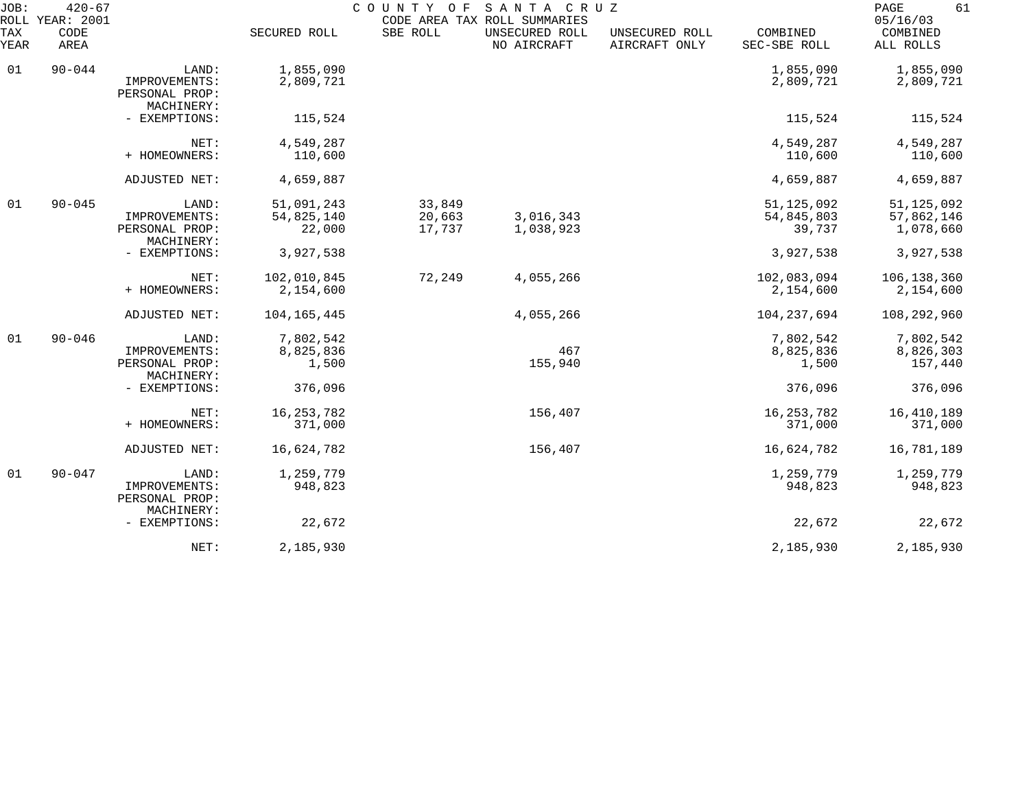JOB: 420-67 COUNTY OF SANTA CRUZ
ROLL YEAR: 2001 CODE AREA TAX ROLL SUMMARIES 05/16/03

| TAX YEAR | CODE AREA | | SECURED ROLL | SBE ROLL | UNSECURED ROLL NO AIRCRAFT | UNSECURED ROLL AIRCRAFT ONLY | COMBINED SEC-SBE ROLL | COMBINED ALL ROLLS |
|---|---|---|---|---|---|---|---|---|
| 01 | 90-044 | LAND: | 1,855,090 | | | | 1,855,090 | 1,855,090 |
| | | IMPROVEMENTS: | 2,809,721 | | | | 2,809,721 | 2,809,721 |
| | | PERSONAL PROP: | | | | | | |
| | | MACHINERY: | | | | | | |
| | | - EXEMPTIONS: | 115,524 | | | | 115,524 | 115,524 |
| | | NET: | 4,549,287 | | | | 4,549,287 | 4,549,287 |
| | | + HOMEOWNERS: | 110,600 | | | | 110,600 | 110,600 |
| | | ADJUSTED NET: | 4,659,887 | | | | 4,659,887 | 4,659,887 |
| 01 | 90-045 | LAND: | 51,091,243 | 33,849 | | | 51,125,092 | 51,125,092 |
| | | IMPROVEMENTS: | 54,825,140 | 20,663 | 3,016,343 | | 54,845,803 | 57,862,146 |
| | | PERSONAL PROP: | 22,000 | 17,737 | 1,038,923 | | 39,737 | 1,078,660 |
| | | MACHINERY: | | | | | | |
| | | - EXEMPTIONS: | 3,927,538 | | | | 3,927,538 | 3,927,538 |
| | | NET: | 102,010,845 | 72,249 | 4,055,266 | | 102,083,094 | 106,138,360 |
| | | + HOMEOWNERS: | 2,154,600 | | | | 2,154,600 | 2,154,600 |
| | | ADJUSTED NET: | 104,165,445 | | 4,055,266 | | 104,237,694 | 108,292,960 |
| 01 | 90-046 | LAND: | 7,802,542 | | | | 7,802,542 | 7,802,542 |
| | | IMPROVEMENTS: | 8,825,836 | | 467 | | 8,825,836 | 8,826,303 |
| | | PERSONAL PROP: | 1,500 | | 155,940 | | 1,500 | 157,440 |
| | | MACHINERY: | | | | | | |
| | | - EXEMPTIONS: | 376,096 | | | | 376,096 | 376,096 |
| | | NET: | 16,253,782 | | 156,407 | | 16,253,782 | 16,410,189 |
| | | + HOMEOWNERS: | 371,000 | | | | 371,000 | 371,000 |
| | | ADJUSTED NET: | 16,624,782 | | 156,407 | | 16,624,782 | 16,781,189 |
| 01 | 90-047 | LAND: | 1,259,779 | | | | 1,259,779 | 1,259,779 |
| | | IMPROVEMENTS: | 948,823 | | | | 948,823 | 948,823 |
| | | PERSONAL PROP: | | | | | | |
| | | MACHINERY: | | | | | | |
| | | - EXEMPTIONS: | 22,672 | | | | 22,672 | 22,672 |
| | | NET: | 2,185,930 | | | | 2,185,930 | 2,185,930 |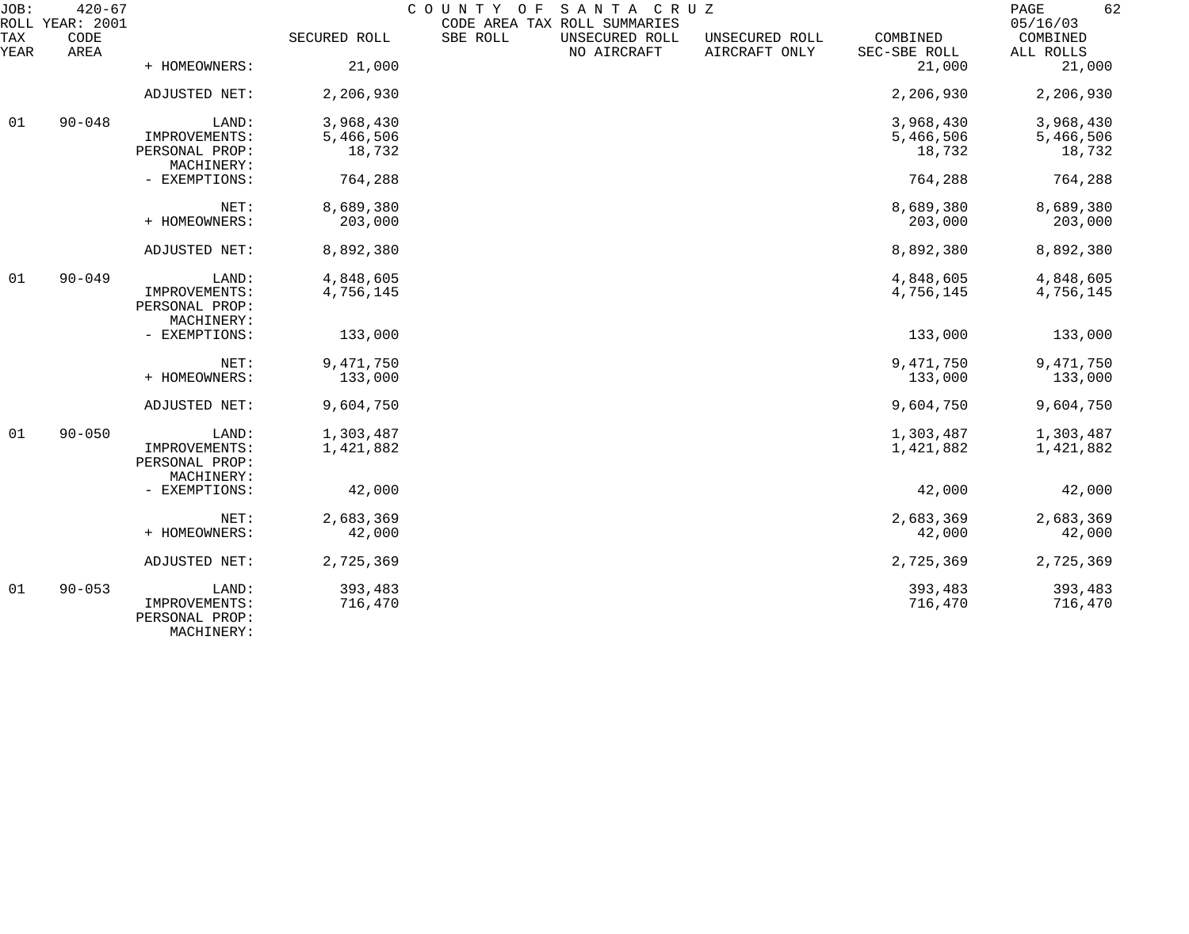JOB: 420-67 COUNTY OF SANTA CRUZ
ROLL YEAR: 2001 CODE AREA TAX ROLL SUMMARIES 05/16/03

| TAX YEAR | CODE AREA | | SECURED ROLL | SBE ROLL | UNSECURED ROLL NO AIRCRAFT | UNSECURED ROLL AIRCRAFT ONLY | COMBINED SEC-SBE ROLL | COMBINED ALL ROLLS |
|---|---|---|---|---|---|---|---|---|
| | | + HOMEOWNERS: | 21,000 | | | | 21,000 | 21,000 |
| | | ADJUSTED NET: | 2,206,930 | | | | 2,206,930 | 2,206,930 |
| 01 | 90-048 | LAND: | 3,968,430 | | | | 3,968,430 | 3,968,430 |
| | | IMPROVEMENTS: | 5,466,506 | | | | 5,466,506 | 5,466,506 |
| | | PERSONAL PROP: | 18,732 | | | | 18,732 | 18,732 |
| | | MACHINERY: | | | | | | |
| | | - EXEMPTIONS: | 764,288 | | | | 764,288 | 764,288 |
| | | NET: | 8,689,380 | | | | 8,689,380 | 8,689,380 |
| | | + HOMEOWNERS: | 203,000 | | | | 203,000 | 203,000 |
| | | ADJUSTED NET: | 8,892,380 | | | | 8,892,380 | 8,892,380 |
| 01 | 90-049 | LAND: | 4,848,605 | | | | 4,848,605 | 4,848,605 |
| | | IMPROVEMENTS: | 4,756,145 | | | | 4,756,145 | 4,756,145 |
| | | PERSONAL PROP: | | | | | | |
| | | MACHINERY: | | | | | | |
| | | - EXEMPTIONS: | 133,000 | | | | 133,000 | 133,000 |
| | | NET: | 9,471,750 | | | | 9,471,750 | 9,471,750 |
| | | + HOMEOWNERS: | 133,000 | | | | 133,000 | 133,000 |
| | | ADJUSTED NET: | 9,604,750 | | | | 9,604,750 | 9,604,750 |
| 01 | 90-050 | LAND: | 1,303,487 | | | | 1,303,487 | 1,303,487 |
| | | IMPROVEMENTS: | 1,421,882 | | | | 1,421,882 | 1,421,882 |
| | | PERSONAL PROP: | | | | | | |
| | | MACHINERY: | | | | | | |
| | | - EXEMPTIONS: | 42,000 | | | | 42,000 | 42,000 |
| | | NET: | 2,683,369 | | | | 2,683,369 | 2,683,369 |
| | | + HOMEOWNERS: | 42,000 | | | | 42,000 | 42,000 |
| | | ADJUSTED NET: | 2,725,369 | | | | 2,725,369 | 2,725,369 |
| 01 | 90-053 | LAND: | 393,483 | | | | 393,483 | 393,483 |
| | | IMPROVEMENTS: | 716,470 | | | | 716,470 | 716,470 |
| | | PERSONAL PROP: | | | | | | |
| | | MACHINERY: | | | | | | |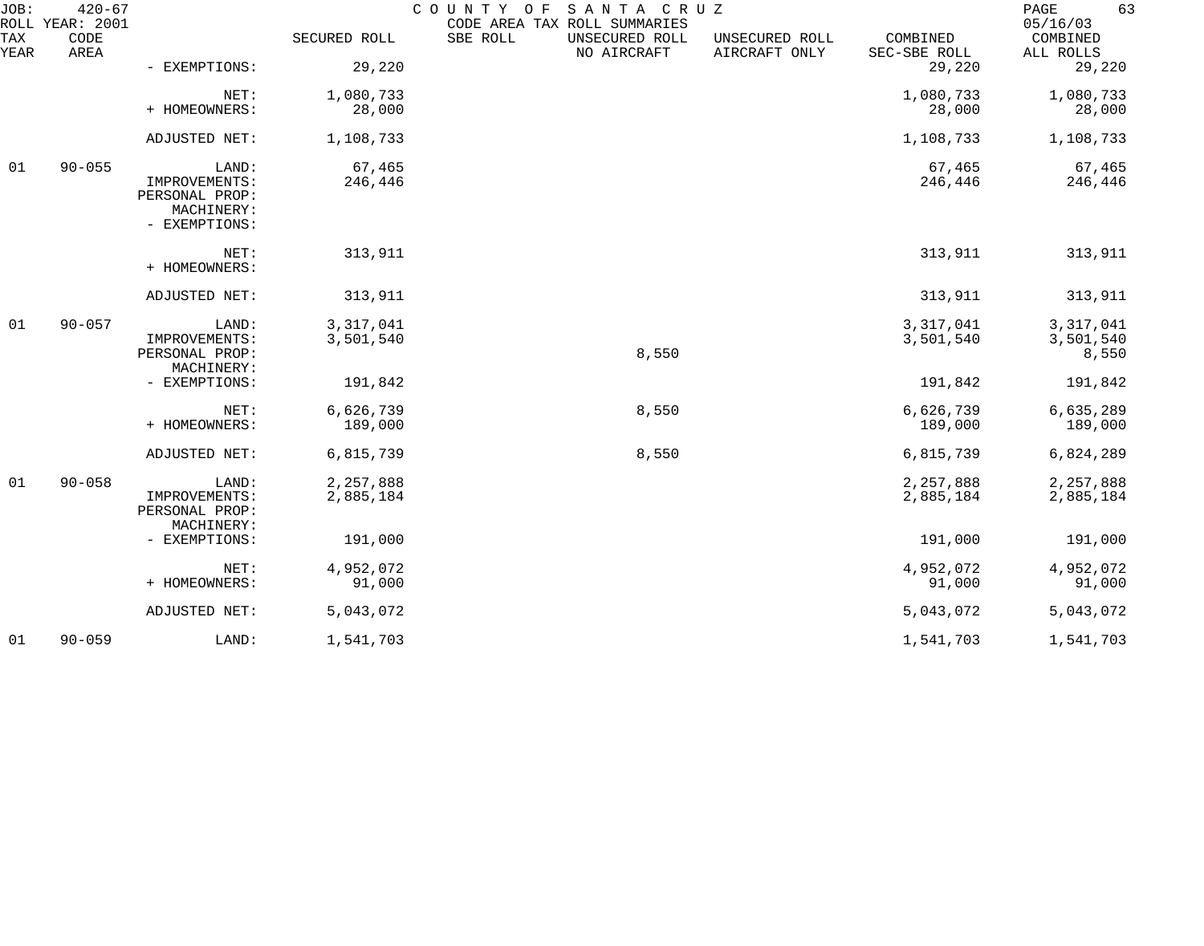| TAX YEAR | CODE AREA | | SECURED ROLL | SBE ROLL | UNSECURED ROLL NO AIRCRAFT | UNSECURED ROLL AIRCRAFT ONLY | COMBINED SEC-SBE ROLL | COMBINED ALL ROLLS |
|---|---|---|---|---|---|---|---|---|
| | | - EXEMPTIONS: | 29,220 | | | | 29,220 | 29,220 |
| | | NET: | 1,080,733 | | | | 1,080,733 | 1,080,733 |
| | | + HOMEOWNERS: | 28,000 | | | | 28,000 | 28,000 |
| | | ADJUSTED NET: | 1,108,733 | | | | 1,108,733 | 1,108,733 |
| 01 | 90-055 | LAND: | 67,465 | | | | 67,465 | 67,465 |
| | | IMPROVEMENTS: | 246,446 | | | | 246,446 | 246,446 |
| | | PERSONAL PROP: | | | | | | |
| | | MACHINERY: | | | | | | |
| | | - EXEMPTIONS: | | | | | | |
| | | NET: | 313,911 | | | | 313,911 | 313,911 |
| | | + HOMEOWNERS: | | | | | | |
| | | ADJUSTED NET: | 313,911 | | | | 313,911 | 313,911 |
| 01 | 90-057 | LAND: | 3,317,041 | | | | 3,317,041 | 3,317,041 |
| | | IMPROVEMENTS: | 3,501,540 | | | | 3,501,540 | 3,501,540 |
| | | PERSONAL PROP: | | | 8,550 | | | 8,550 |
| | | MACHINERY: | | | | | | |
| | | - EXEMPTIONS: | 191,842 | | | | 191,842 | 191,842 |
| | | NET: | 6,626,739 | | 8,550 | | 6,626,739 | 6,635,289 |
| | | + HOMEOWNERS: | 189,000 | | | | 189,000 | 189,000 |
| | | ADJUSTED NET: | 6,815,739 | | 8,550 | | 6,815,739 | 6,824,289 |
| 01 | 90-058 | LAND: | 2,257,888 | | | | 2,257,888 | 2,257,888 |
| | | IMPROVEMENTS: | 2,885,184 | | | | 2,885,184 | 2,885,184 |
| | | PERSONAL PROP: | | | | | | |
| | | MACHINERY: | | | | | | |
| | | - EXEMPTIONS: | 191,000 | | | | 191,000 | 191,000 |
| | | NET: | 4,952,072 | | | | 4,952,072 | 4,952,072 |
| | | + HOMEOWNERS: | 91,000 | | | | 91,000 | 91,000 |
| | | ADJUSTED NET: | 5,043,072 | | | | 5,043,072 | 5,043,072 |
| 01 | 90-059 | LAND: | 1,541,703 | | | | 1,541,703 | 1,541,703 |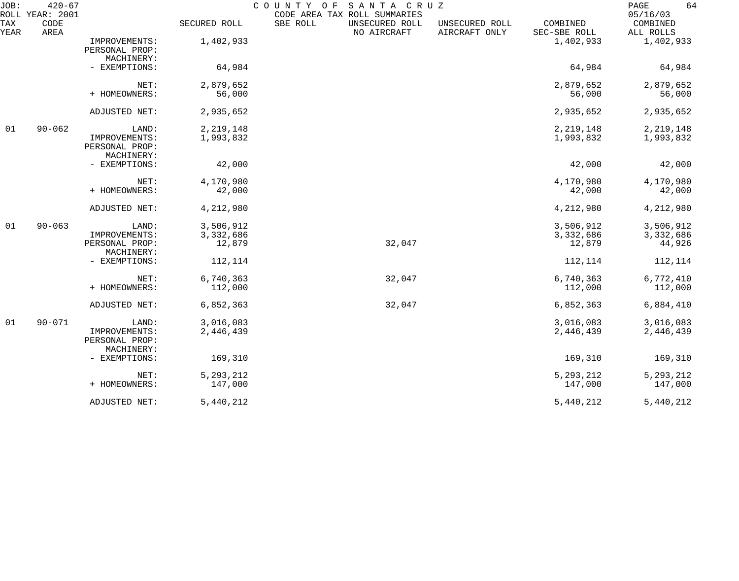JOB: 420-67 COUNTY OF SANTA CRUZ
ROLL YEAR: 2001 CODE AREA TAX ROLL SUMMARIES 05/16/03

| TAX YEAR | CODE AREA | | SECURED ROLL | SBE ROLL | UNSECURED ROLL NO AIRCRAFT | UNSECURED ROLL AIRCRAFT ONLY | COMBINED SEC-SBE ROLL | COMBINED ALL ROLLS |
|---|---|---|---|---|---|---|---|---|
| | | IMPROVEMENTS: | 1,402,933 | | | | 1,402,933 | 1,402,933 |
| | | PERSONAL PROP: | | | | | | |
| | | MACHINERY: | | | | | | |
| | | - EXEMPTIONS: | 64,984 | | | | 64,984 | 64,984 |
| | | NET: | 2,879,652 | | | | 2,879,652 | 2,879,652 |
| | | + HOMEOWNERS: | 56,000 | | | | 56,000 | 56,000 |
| | | ADJUSTED NET: | 2,935,652 | | | | 2,935,652 | 2,935,652 |
| 01 | 90-062 | LAND: | 2,219,148 | | | | 2,219,148 | 2,219,148 |
| | | IMPROVEMENTS: | 1,993,832 | | | | 1,993,832 | 1,993,832 |
| | | PERSONAL PROP: | | | | | | |
| | | MACHINERY: | | | | | | |
| | | - EXEMPTIONS: | 42,000 | | | | 42,000 | 42,000 |
| | | NET: | 4,170,980 | | | | 4,170,980 | 4,170,980 |
| | | + HOMEOWNERS: | 42,000 | | | | 42,000 | 42,000 |
| | | ADJUSTED NET: | 4,212,980 | | | | 4,212,980 | 4,212,980 |
| 01 | 90-063 | LAND: | 3,506,912 | | | | 3,506,912 | 3,506,912 |
| | | IMPROVEMENTS: | 3,332,686 | | | | 3,332,686 | 3,332,686 |
| | | PERSONAL PROP: | 12,879 | | 32,047 | | 12,879 | 44,926 |
| | | MACHINERY: | | | | | | |
| | | - EXEMPTIONS: | 112,114 | | | | 112,114 | 112,114 |
| | | NET: | 6,740,363 | | 32,047 | | 6,740,363 | 6,772,410 |
| | | + HOMEOWNERS: | 112,000 | | | | 112,000 | 112,000 |
| | | ADJUSTED NET: | 6,852,363 | | 32,047 | | 6,852,363 | 6,884,410 |
| 01 | 90-071 | LAND: | 3,016,083 | | | | 3,016,083 | 3,016,083 |
| | | IMPROVEMENTS: | 2,446,439 | | | | 2,446,439 | 2,446,439 |
| | | PERSONAL PROP: | | | | | | |
| | | MACHINERY: | | | | | | |
| | | - EXEMPTIONS: | 169,310 | | | | 169,310 | 169,310 |
| | | NET: | 5,293,212 | | | | 5,293,212 | 5,293,212 |
| | | + HOMEOWNERS: | 147,000 | | | | 147,000 | 147,000 |
| | | ADJUSTED NET: | 5,440,212 | | | | 5,440,212 | 5,440,212 |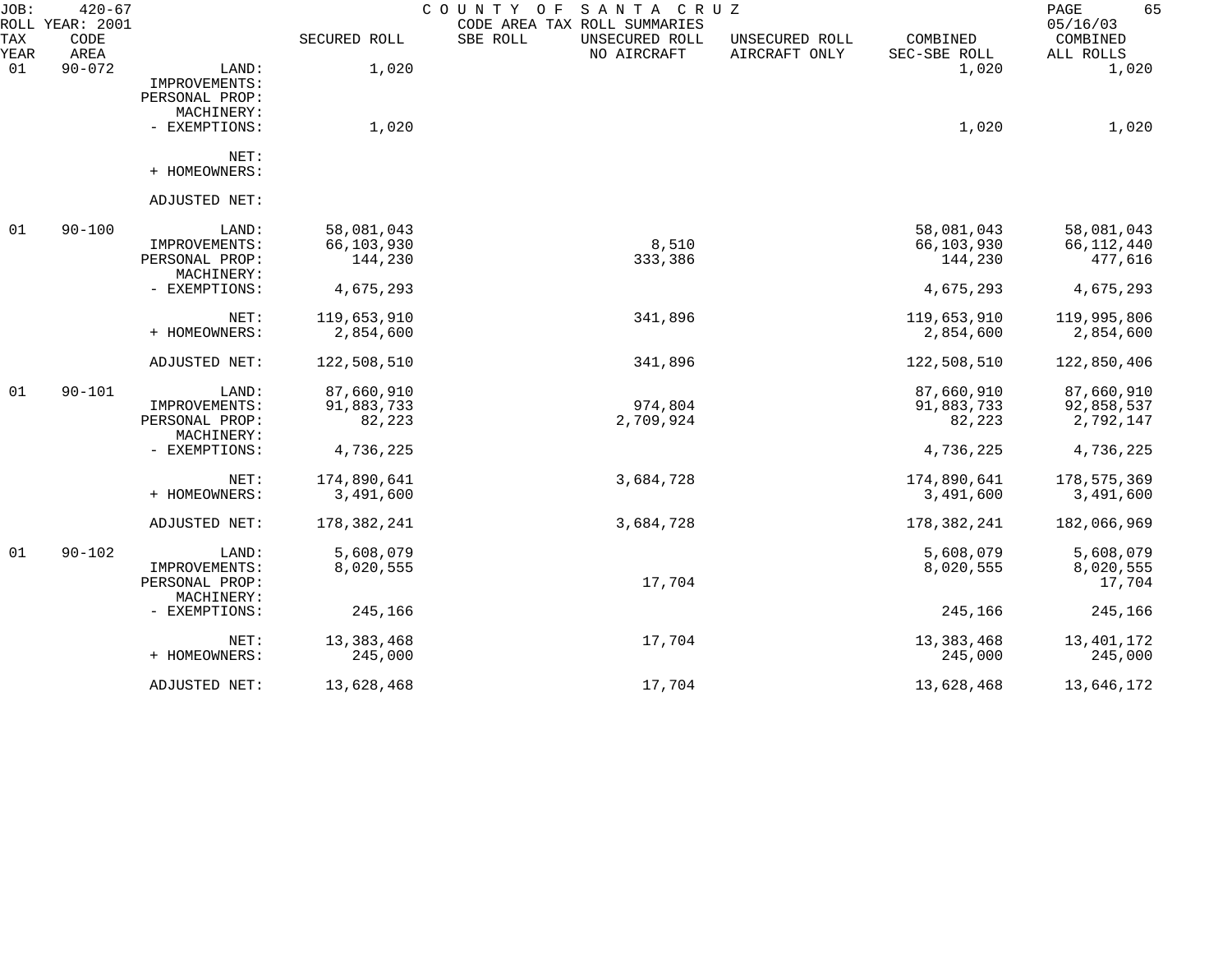JOB: 420-67 COUNTY OF SANTA CRUZ
ROLL YEAR: 2001 CODE AREA TAX ROLL SUMMARIES 05/16/03

| TAX YEAR | CODE AREA | | SECURED ROLL | SBE ROLL | UNSECURED ROLL NO AIRCRAFT | UNSECURED ROLL AIRCRAFT ONLY | COMBINED SEC-SBE ROLL | COMBINED ALL ROLLS |
|---|---|---|---|---|---|---|---|---|
| 01 | 90-072 | LAND: | 1,020 | | | | 1,020 | 1,020 |
| | | IMPROVEMENTS: | | | | | | |
| | | PERSONAL PROP: | | | | | | |
| | | MACHINERY: | | | | | | |
| | | - EXEMPTIONS: | 1,020 | | | | 1,020 | 1,020 |
| | | NET: | | | | | | |
| | | + HOMEOWNERS: | | | | | | |
| | | ADJUSTED NET: | | | | | | |
| 01 | 90-100 | LAND: | 58,081,043 | | | | 58,081,043 | 58,081,043 |
| | | IMPROVEMENTS: | 66,103,930 | | 8,510 | | 66,103,930 | 66,112,440 |
| | | PERSONAL PROP: | 144,230 | | 333,386 | | 144,230 | 477,616 |
| | | MACHINERY: | | | | | | |
| | | - EXEMPTIONS: | 4,675,293 | | | | 4,675,293 | 4,675,293 |
| | | NET: | 119,653,910 | | 341,896 | | 119,653,910 | 119,995,806 |
| | | + HOMEOWNERS: | 2,854,600 | | | | 2,854,600 | 2,854,600 |
| | | ADJUSTED NET: | 122,508,510 | | 341,896 | | 122,508,510 | 122,850,406 |
| 01 | 90-101 | LAND: | 87,660,910 | | | | 87,660,910 | 87,660,910 |
| | | IMPROVEMENTS: | 91,883,733 | | 974,804 | | 91,883,733 | 92,858,537 |
| | | PERSONAL PROP: | 82,223 | | 2,709,924 | | 82,223 | 2,792,147 |
| | | MACHINERY: | | | | | | |
| | | - EXEMPTIONS: | 4,736,225 | | | | 4,736,225 | 4,736,225 |
| | | NET: | 174,890,641 | | 3,684,728 | | 174,890,641 | 178,575,369 |
| | | + HOMEOWNERS: | 3,491,600 | | | | 3,491,600 | 3,491,600 |
| | | ADJUSTED NET: | 178,382,241 | | 3,684,728 | | 178,382,241 | 182,066,969 |
| 01 | 90-102 | LAND: | 5,608,079 | | | | 5,608,079 | 5,608,079 |
| | | IMPROVEMENTS: | 8,020,555 | | | | 8,020,555 | 8,020,555 |
| | | PERSONAL PROP: | | | 17,704 | | | 17,704 |
| | | MACHINERY: | | | | | | |
| | | - EXEMPTIONS: | 245,166 | | | | 245,166 | 245,166 |
| | | NET: | 13,383,468 | | 17,704 | | 13,383,468 | 13,401,172 |
| | | + HOMEOWNERS: | 245,000 | | | | 245,000 | 245,000 |
| | | ADJUSTED NET: | 13,628,468 | | 17,704 | | 13,628,468 | 13,646,172 |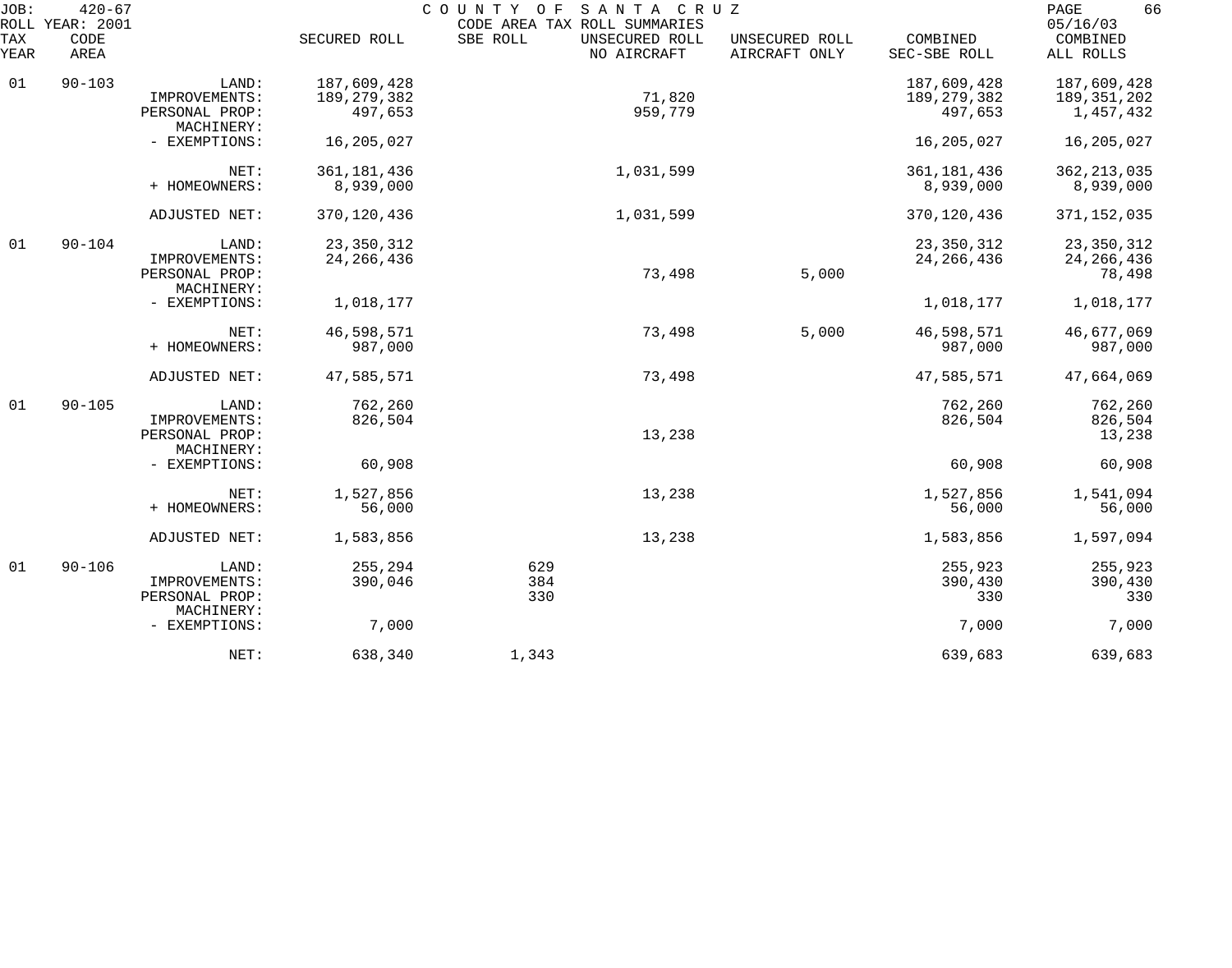JOB: 420-67 COUNTY OF SANTA CRUZ
ROLL YEAR: 2001 CODE AREA TAX ROLL SUMMARIES 05/16/03

| TAX YEAR | CODE AREA | | SECURED ROLL | SBE ROLL | UNSECURED ROLL NO AIRCRAFT | UNSECURED ROLL AIRCRAFT ONLY | COMBINED SEC-SBE ROLL | COMBINED ALL ROLLS |
|---|---|---|---|---|---|---|---|---|
| 01 | 90-103 | LAND: | 187,609,428 | | | | 187,609,428 | 187,609,428 |
| | | IMPROVEMENTS: | 189,279,382 | | 71,820 | | 189,279,382 | 189,351,202 |
| | | PERSONAL PROP: | 497,653 | | 959,779 | | 497,653 | 1,457,432 |
| | | MACHINERY: | | | | | | |
| | | - EXEMPTIONS: | 16,205,027 | | | | 16,205,027 | 16,205,027 |
| | | NET: | 361,181,436 | | 1,031,599 | | 361,181,436 | 362,213,035 |
| | | + HOMEOWNERS: | 8,939,000 | | | | 8,939,000 | 8,939,000 |
| | | ADJUSTED NET: | 370,120,436 | | 1,031,599 | | 370,120,436 | 371,152,035 |
| 01 | 90-104 | LAND: | 23,350,312 | | | | 23,350,312 | 23,350,312 |
| | | IMPROVEMENTS: | 24,266,436 | | | | 24,266,436 | 24,266,436 |
| | | PERSONAL PROP: | | | 73,498 | 5,000 | | 78,498 |
| | | MACHINERY: | | | | | | |
| | | - EXEMPTIONS: | 1,018,177 | | | | 1,018,177 | 1,018,177 |
| | | NET: | 46,598,571 | | 73,498 | 5,000 | 46,598,571 | 46,677,069 |
| | | + HOMEOWNERS: | 987,000 | | | | 987,000 | 987,000 |
| | | ADJUSTED NET: | 47,585,571 | | 73,498 | | 47,585,571 | 47,664,069 |
| 01 | 90-105 | LAND: | 762,260 | | | | 762,260 | 762,260 |
| | | IMPROVEMENTS: | 826,504 | | | | 826,504 | 826,504 |
| | | PERSONAL PROP: | | | 13,238 | | | 13,238 |
| | | MACHINERY: | | | | | | |
| | | - EXEMPTIONS: | 60,908 | | | | 60,908 | 60,908 |
| | | NET: | 1,527,856 | | 13,238 | | 1,527,856 | 1,541,094 |
| | | + HOMEOWNERS: | 56,000 | | | | 56,000 | 56,000 |
| | | ADJUSTED NET: | 1,583,856 | | 13,238 | | 1,583,856 | 1,597,094 |
| 01 | 90-106 | LAND: | 255,294 | 629 | | | 255,923 | 255,923 |
| | | IMPROVEMENTS: | 390,046 | 384 | | | 390,430 | 390,430 |
| | | PERSONAL PROP: | | 330 | | | 330 | 330 |
| | | MACHINERY: | | | | | | |
| | | - EXEMPTIONS: | 7,000 | | | | 7,000 | 7,000 |
| | | NET: | 638,340 | 1,343 | | | 639,683 | 639,683 |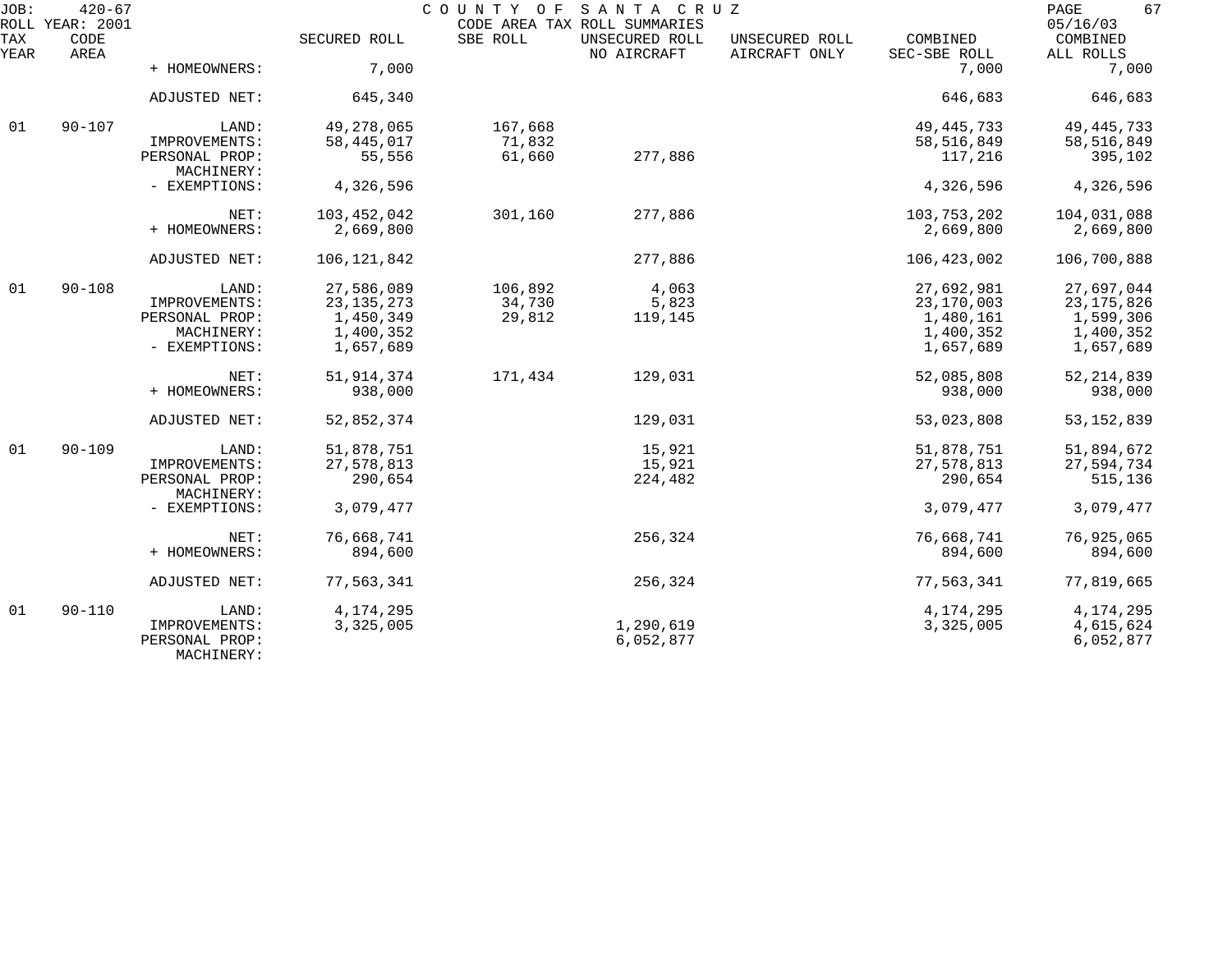JOB: 420-67 COUNTY OF SANTA CRUZ
ROLL YEAR: 2001 CODE AREA TAX ROLL SUMMARIES 05/16/03

| TAX YEAR | CODE AREA | | SECURED ROLL | SBE ROLL | UNSECURED ROLL NO AIRCRAFT | UNSECURED ROLL AIRCRAFT ONLY | COMBINED SEC-SBE ROLL | COMBINED ALL ROLLS |
|---|---|---|---|---|---|---|---|---|
| | | + HOMEOWNERS: | 7,000 | | | | 7,000 | 7,000 |
| | | ADJUSTED NET: | 645,340 | | | | 646,683 | 646,683 |
| 01 | 90-107 | LAND: | 49,278,065 | 167,668 | | | 49,445,733 | 49,445,733 |
| | | IMPROVEMENTS: | 58,445,017 | 71,832 | | | 58,516,849 | 58,516,849 |
| | | PERSONAL PROP: | 55,556 | 61,660 | 277,886 | | 117,216 | 395,102 |
| | | MACHINERY: | | | | | | |
| | | - EXEMPTIONS: | 4,326,596 | | | | 4,326,596 | 4,326,596 |
| | | NET: | 103,452,042 | 301,160 | 277,886 | | 103,753,202 | 104,031,088 |
| | | + HOMEOWNERS: | 2,669,800 | | | | 2,669,800 | 2,669,800 |
| | | ADJUSTED NET: | 106,121,842 | | 277,886 | | 106,423,002 | 106,700,888 |
| 01 | 90-108 | LAND: | 27,586,089 | 106,892 | 4,063 | | 27,692,981 | 27,697,044 |
| | | IMPROVEMENTS: | 23,135,273 | 34,730 | 5,823 | | 23,170,003 | 23,175,826 |
| | | PERSONAL PROP: | 1,450,349 | 29,812 | 119,145 | | 1,480,161 | 1,599,306 |
| | | MACHINERY: | 1,400,352 | | | | 1,400,352 | 1,400,352 |
| | | - EXEMPTIONS: | 1,657,689 | | | | 1,657,689 | 1,657,689 |
| | | NET: | 51,914,374 | 171,434 | 129,031 | | 52,085,808 | 52,214,839 |
| | | + HOMEOWNERS: | 938,000 | | | | 938,000 | 938,000 |
| | | ADJUSTED NET: | 52,852,374 | | 129,031 | | 53,023,808 | 53,152,839 |
| 01 | 90-109 | LAND: | 51,878,751 | | 15,921 | | 51,878,751 | 51,894,672 |
| | | IMPROVEMENTS: | 27,578,813 | | 15,921 | | 27,578,813 | 27,594,734 |
| | | PERSONAL PROP: | 290,654 | | 224,482 | | 290,654 | 515,136 |
| | | MACHINERY: | | | | | | |
| | | - EXEMPTIONS: | 3,079,477 | | | | 3,079,477 | 3,079,477 |
| | | NET: | 76,668,741 | | 256,324 | | 76,668,741 | 76,925,065 |
| | | + HOMEOWNERS: | 894,600 | | | | 894,600 | 894,600 |
| | | ADJUSTED NET: | 77,563,341 | | 256,324 | | 77,563,341 | 77,819,665 |
| 01 | 90-110 | LAND: | 4,174,295 | | | | 4,174,295 | 4,174,295 |
| | | IMPROVEMENTS: | 3,325,005 | | 1,290,619 | | 3,325,005 | 4,615,624 |
| | | PERSONAL PROP: | | | 6,052,877 | | | 6,052,877 |
| | | MACHINERY: | | | | | | |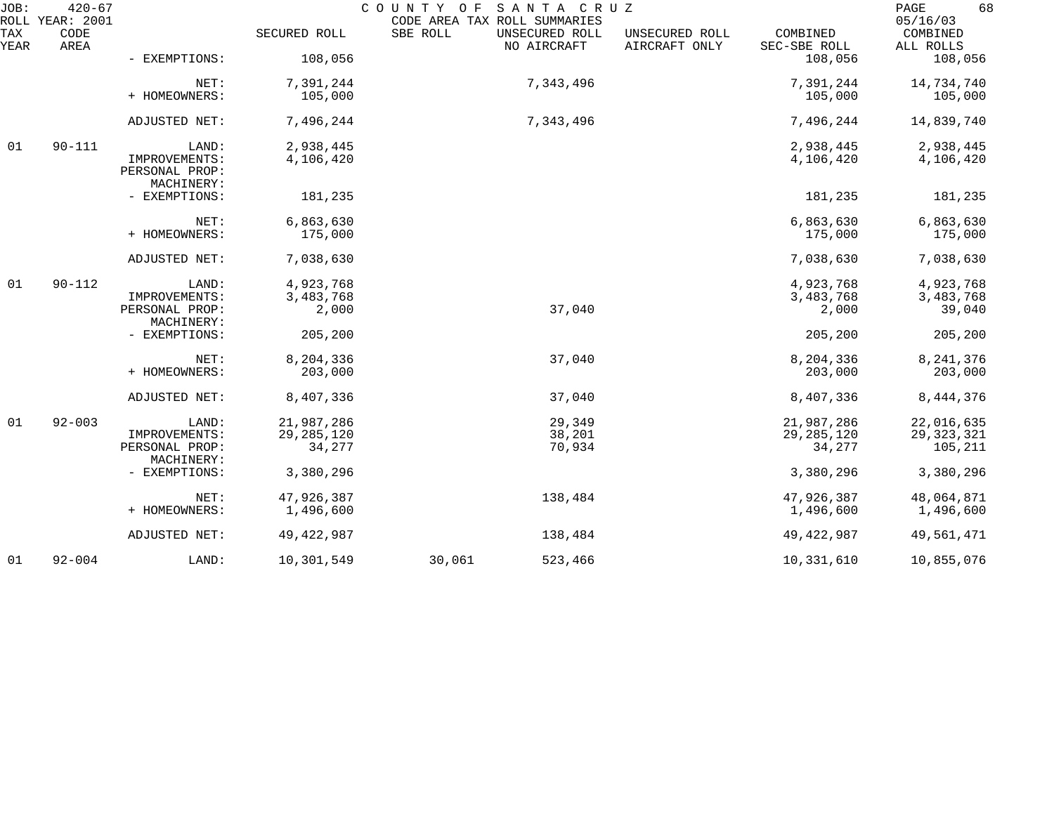JOB: 420-67 COUNTY OF SANTA CRUZ PAGE 68
ROLL YEAR: 2001 CODE AREA TAX ROLL SUMMARIES 05/16/03

| TAX YEAR | CODE AREA | | SECURED ROLL | SBE ROLL | UNSECURED ROLL NO AIRCRAFT | UNSECURED ROLL AIRCRAFT ONLY | COMBINED SEC-SBE ROLL | COMBINED ALL ROLLS |
|---|---|---|---|---|---|---|---|---|
| | | - EXEMPTIONS: | 108,056 | | | | 108,056 | 108,056 |
| | | NET: | 7,391,244 | | 7,343,496 | | 7,391,244 | 14,734,740 |
| | | + HOMEOWNERS: | 105,000 | | | | 105,000 | 105,000 |
| | | ADJUSTED NET: | 7,496,244 | | 7,343,496 | | 7,496,244 | 14,839,740 |
| 01 | 90-111 | LAND: | 2,938,445 | | | | 2,938,445 | 2,938,445 |
| | | IMPROVEMENTS: | 4,106,420 | | | | 4,106,420 | 4,106,420 |
| | | PERSONAL PROP: | | | | | | |
| | | MACHINERY: | | | | | | |
| | | - EXEMPTIONS: | 181,235 | | | | 181,235 | 181,235 |
| | | NET: | 6,863,630 | | | | 6,863,630 | 6,863,630 |
| | | + HOMEOWNERS: | 175,000 | | | | 175,000 | 175,000 |
| | | ADJUSTED NET: | 7,038,630 | | | | 7,038,630 | 7,038,630 |
| 01 | 90-112 | LAND: | 4,923,768 | | | | 4,923,768 | 4,923,768 |
| | | IMPROVEMENTS: | 3,483,768 | | | | 3,483,768 | 3,483,768 |
| | | PERSONAL PROP: | 2,000 | | 37,040 | | 2,000 | 39,040 |
| | | MACHINERY: | | | | | | |
| | | - EXEMPTIONS: | 205,200 | | | | 205,200 | 205,200 |
| | | NET: | 8,204,336 | | 37,040 | | 8,204,336 | 8,241,376 |
| | | + HOMEOWNERS: | 203,000 | | | | 203,000 | 203,000 |
| | | ADJUSTED NET: | 8,407,336 | | 37,040 | | 8,407,336 | 8,444,376 |
| 01 | 92-003 | LAND: | 21,987,286 | | 29,349 | | 21,987,286 | 22,016,635 |
| | | IMPROVEMENTS: | 29,285,120 | | 38,201 | | 29,285,120 | 29,323,321 |
| | | PERSONAL PROP: | 34,277 | | 70,934 | | 34,277 | 105,211 |
| | | MACHINERY: | | | | | | |
| | | - EXEMPTIONS: | 3,380,296 | | | | 3,380,296 | 3,380,296 |
| | | NET: | 47,926,387 | | 138,484 | | 47,926,387 | 48,064,871 |
| | | + HOMEOWNERS: | 1,496,600 | | | | 1,496,600 | 1,496,600 |
| | | ADJUSTED NET: | 49,422,987 | | 138,484 | | 49,422,987 | 49,561,471 |
| 01 | 92-004 | LAND: | 10,301,549 | 30,061 | 523,466 | | 10,331,610 | 10,855,076 |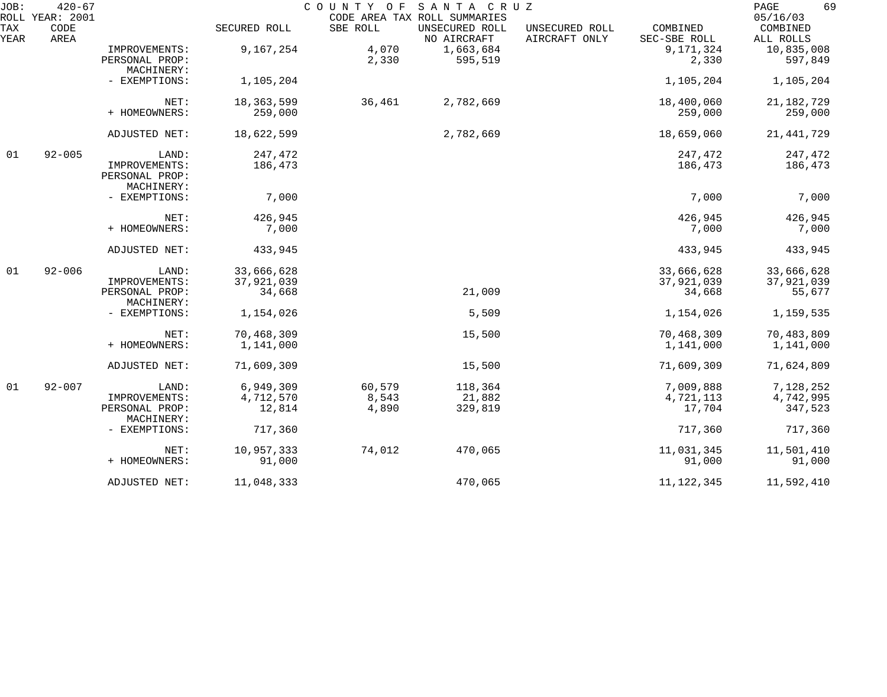JOB: 420-67 COUNTY OF SANTA CRUZ
ROLL YEAR: 2001 CODE AREA TAX ROLL SUMMARIES 05/16/03

| TAX YEAR | CODE AREA | | SECURED ROLL | SBE ROLL | UNSECURED ROLL NO AIRCRAFT | UNSECURED ROLL AIRCRAFT ONLY | COMBINED SEC-SBE ROLL | COMBINED ALL ROLLS |
|---|---|---|---|---|---|---|---|---|
| | | IMPROVEMENTS: | 9,167,254 | 4,070 | 1,663,684 | | 9,171,324 | 10,835,008 |
| | | PERSONAL PROP: | | 2,330 | 595,519 | | 2,330 | 597,849 |
| | | MACHINERY: | | | | | | |
| | | - EXEMPTIONS: | 1,105,204 | | | | 1,105,204 | 1,105,204 |
| | | NET: | 18,363,599 | 36,461 | 2,782,669 | | 18,400,060 | 21,182,729 |
| | | + HOMEOWNERS: | 259,000 | | | | 259,000 | 259,000 |
| | | ADJUSTED NET: | 18,622,599 | | 2,782,669 | | 18,659,060 | 21,441,729 |
| 01 | 92-005 | LAND: | 247,472 | | | | 247,472 | 247,472 |
| | | IMPROVEMENTS: | 186,473 | | | | 186,473 | 186,473 |
| | | PERSONAL PROP: | | | | | | |
| | | MACHINERY: | | | | | | |
| | | - EXEMPTIONS: | 7,000 | | | | 7,000 | 7,000 |
| | | NET: | 426,945 | | | | 426,945 | 426,945 |
| | | + HOMEOWNERS: | 7,000 | | | | 7,000 | 7,000 |
| | | ADJUSTED NET: | 433,945 | | | | 433,945 | 433,945 |
| 01 | 92-006 | LAND: | 33,666,628 | | | | 33,666,628 | 33,666,628 |
| | | IMPROVEMENTS: | 37,921,039 | | | | 37,921,039 | 37,921,039 |
| | | PERSONAL PROP: | 34,668 | | 21,009 | | 34,668 | 55,677 |
| | | MACHINERY: | | | | | | |
| | | - EXEMPTIONS: | 1,154,026 | | 5,509 | | 1,154,026 | 1,159,535 |
| | | NET: | 70,468,309 | | 15,500 | | 70,468,309 | 70,483,809 |
| | | + HOMEOWNERS: | 1,141,000 | | | | 1,141,000 | 1,141,000 |
| | | ADJUSTED NET: | 71,609,309 | | 15,500 | | 71,609,309 | 71,624,809 |
| 01 | 92-007 | LAND: | 6,949,309 | 60,579 | 118,364 | | 7,009,888 | 7,128,252 |
| | | IMPROVEMENTS: | 4,712,570 | 8,543 | 21,882 | | 4,721,113 | 4,742,995 |
| | | PERSONAL PROP: | 12,814 | 4,890 | 329,819 | | 17,704 | 347,523 |
| | | MACHINERY: | | | | | | |
| | | - EXEMPTIONS: | 717,360 | | | | 717,360 | 717,360 |
| | | NET: | 10,957,333 | 74,012 | 470,065 | | 11,031,345 | 11,501,410 |
| | | + HOMEOWNERS: | 91,000 | | | | 91,000 | 91,000 |
| | | ADJUSTED NET: | 11,048,333 | | 470,065 | | 11,122,345 | 11,592,410 |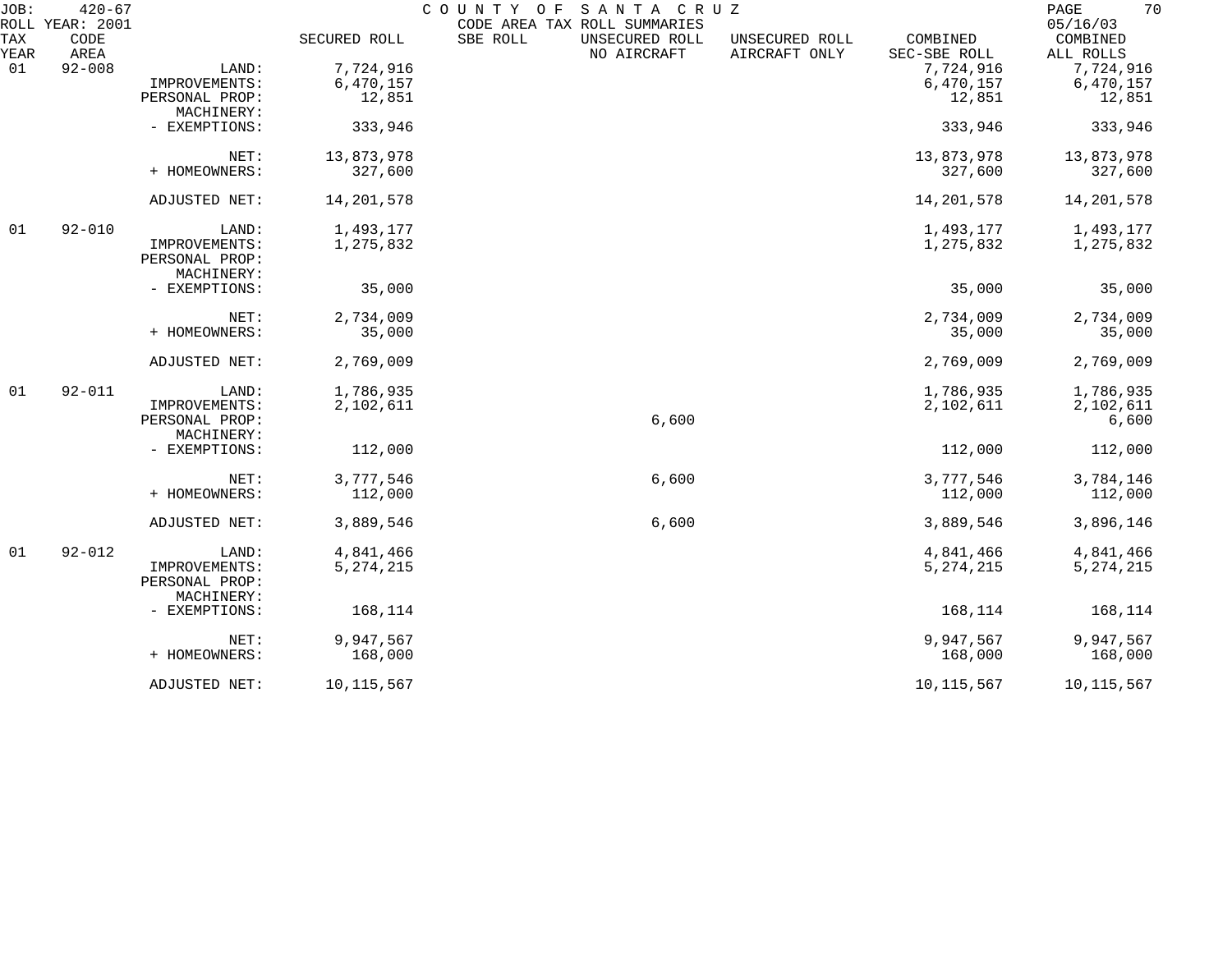JOB: 420-67 COUNTY OF SANTA CRUZ
ROLL YEAR: 2001 CODE AREA TAX ROLL SUMMARIES 05/16/03

| TAX YEAR | CODE AREA | | SECURED ROLL | SBE ROLL | UNSECURED ROLL NO AIRCRAFT | UNSECURED ROLL AIRCRAFT ONLY | COMBINED SEC-SBE ROLL | COMBINED ALL ROLLS |
|---|---|---|---|---|---|---|---|---|
| 01 | 92-008 | LAND: | 7,724,916 | | | | 7,724,916 | 7,724,916 |
| | | IMPROVEMENTS: | 6,470,157 | | | | 6,470,157 | 6,470,157 |
| | | PERSONAL PROP: | 12,851 | | | | 12,851 | 12,851 |
| | | MACHINERY: | | | | | | |
| | | - EXEMPTIONS: | 333,946 | | | | 333,946 | 333,946 |
| | | NET: | 13,873,978 | | | | 13,873,978 | 13,873,978 |
| | | + HOMEOWNERS: | 327,600 | | | | 327,600 | 327,600 |
| | | ADJUSTED NET: | 14,201,578 | | | | 14,201,578 | 14,201,578 |
| 01 | 92-010 | LAND: | 1,493,177 | | | | 1,493,177 | 1,493,177 |
| | | IMPROVEMENTS: | 1,275,832 | | | | 1,275,832 | 1,275,832 |
| | | PERSONAL PROP: | | | | | | |
| | | MACHINERY: | | | | | | |
| | | - EXEMPTIONS: | 35,000 | | | | 35,000 | 35,000 |
| | | NET: | 2,734,009 | | | | 2,734,009 | 2,734,009 |
| | | + HOMEOWNERS: | 35,000 | | | | 35,000 | 35,000 |
| | | ADJUSTED NET: | 2,769,009 | | | | 2,769,009 | 2,769,009 |
| 01 | 92-011 | LAND: | 1,786,935 | | | | 1,786,935 | 1,786,935 |
| | | IMPROVEMENTS: | 2,102,611 | | | | 2,102,611 | 2,102,611 |
| | | PERSONAL PROP: | | | 6,600 | | | 6,600 |
| | | MACHINERY: | | | | | | |
| | | - EXEMPTIONS: | 112,000 | | | | 112,000 | 112,000 |
| | | NET: | 3,777,546 | | 6,600 | | 3,777,546 | 3,784,146 |
| | | + HOMEOWNERS: | 112,000 | | | | 112,000 | 112,000 |
| | | ADJUSTED NET: | 3,889,546 | | 6,600 | | 3,889,546 | 3,896,146 |
| 01 | 92-012 | LAND: | 4,841,466 | | | | 4,841,466 | 4,841,466 |
| | | IMPROVEMENTS: | 5,274,215 | | | | 5,274,215 | 5,274,215 |
| | | PERSONAL PROP: | | | | | | |
| | | MACHINERY: | | | | | | |
| | | - EXEMPTIONS: | 168,114 | | | | 168,114 | 168,114 |
| | | NET: | 9,947,567 | | | | 9,947,567 | 9,947,567 |
| | | + HOMEOWNERS: | 168,000 | | | | 168,000 | 168,000 |
| | | ADJUSTED NET: | 10,115,567 | | | | 10,115,567 | 10,115,567 |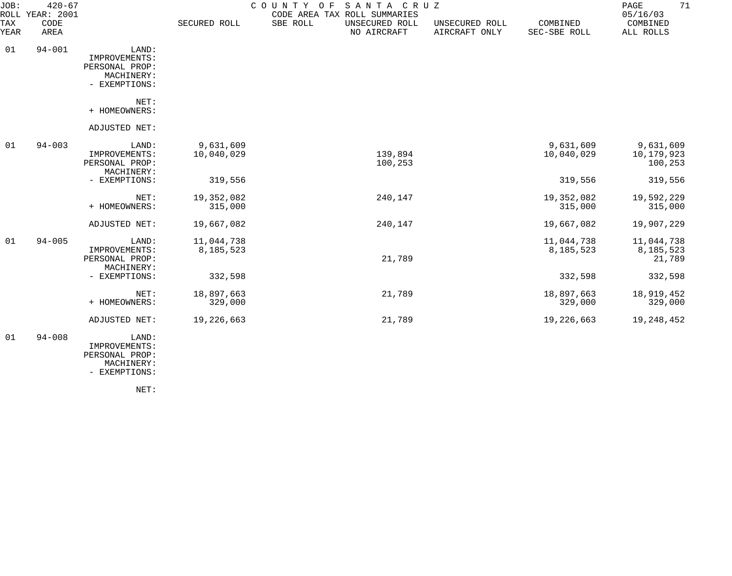JOB: 420-67 COUNTY OF SANTA CRUZ
ROLL YEAR: 2001 CODE AREA TAX ROLL SUMMARIES 05/16/03

| TAX YEAR | CODE AREA | | SECURED ROLL | SBE ROLL | UNSECURED ROLL NO AIRCRAFT | UNSECURED ROLL AIRCRAFT ONLY | COMBINED SEC-SBE ROLL | COMBINED ALL ROLLS |
|---|---|---|---|---|---|---|---|---|
| 01 | 94-001 | LAND: | | | | | | |
| | | IMPROVEMENTS: | | | | | | |
| | | PERSONAL PROP: | | | | | | |
| | | MACHINERY: | | | | | | |
| | | - EXEMPTIONS: | | | | | | |
| | | NET: | | | | | | |
| | | + HOMEOWNERS: | | | | | | |
| | | ADJUSTED NET: | | | | | | |
| 01 | 94-003 | LAND: | 9,631,609 | | | | 9,631,609 | 9,631,609 |
| | | IMPROVEMENTS: | 10,040,029 | | 139,894 | | 10,040,029 | 10,179,923 |
| | | PERSONAL PROP: | | | 100,253 | | | 100,253 |
| | | MACHINERY: | | | | | | |
| | | - EXEMPTIONS: | 319,556 | | | | 319,556 | 319,556 |
| | | NET: | 19,352,082 | | 240,147 | | 19,352,082 | 19,592,229 |
| | | + HOMEOWNERS: | 315,000 | | | | 315,000 | 315,000 |
| | | ADJUSTED NET: | 19,667,082 | | 240,147 | | 19,667,082 | 19,907,229 |
| 01 | 94-005 | LAND: | 11,044,738 | | | | 11,044,738 | 11,044,738 |
| | | IMPROVEMENTS: | 8,185,523 | | | | 8,185,523 | 8,185,523 |
| | | PERSONAL PROP: | | | 21,789 | | | 21,789 |
| | | MACHINERY: | | | | | | |
| | | - EXEMPTIONS: | 332,598 | | | | 332,598 | 332,598 |
| | | NET: | 18,897,663 | | 21,789 | | 18,897,663 | 18,919,452 |
| | | + HOMEOWNERS: | 329,000 | | | | 329,000 | 329,000 |
| | | ADJUSTED NET: | 19,226,663 | | 21,789 | | 19,226,663 | 19,248,452 |
| 01 | 94-008 | LAND: | | | | | | |
| | | IMPROVEMENTS: | | | | | | |
| | | PERSONAL PROP: | | | | | | |
| | | MACHINERY: | | | | | | |
| | | - EXEMPTIONS: | | | | | | |
| | | NET: | | | | | | |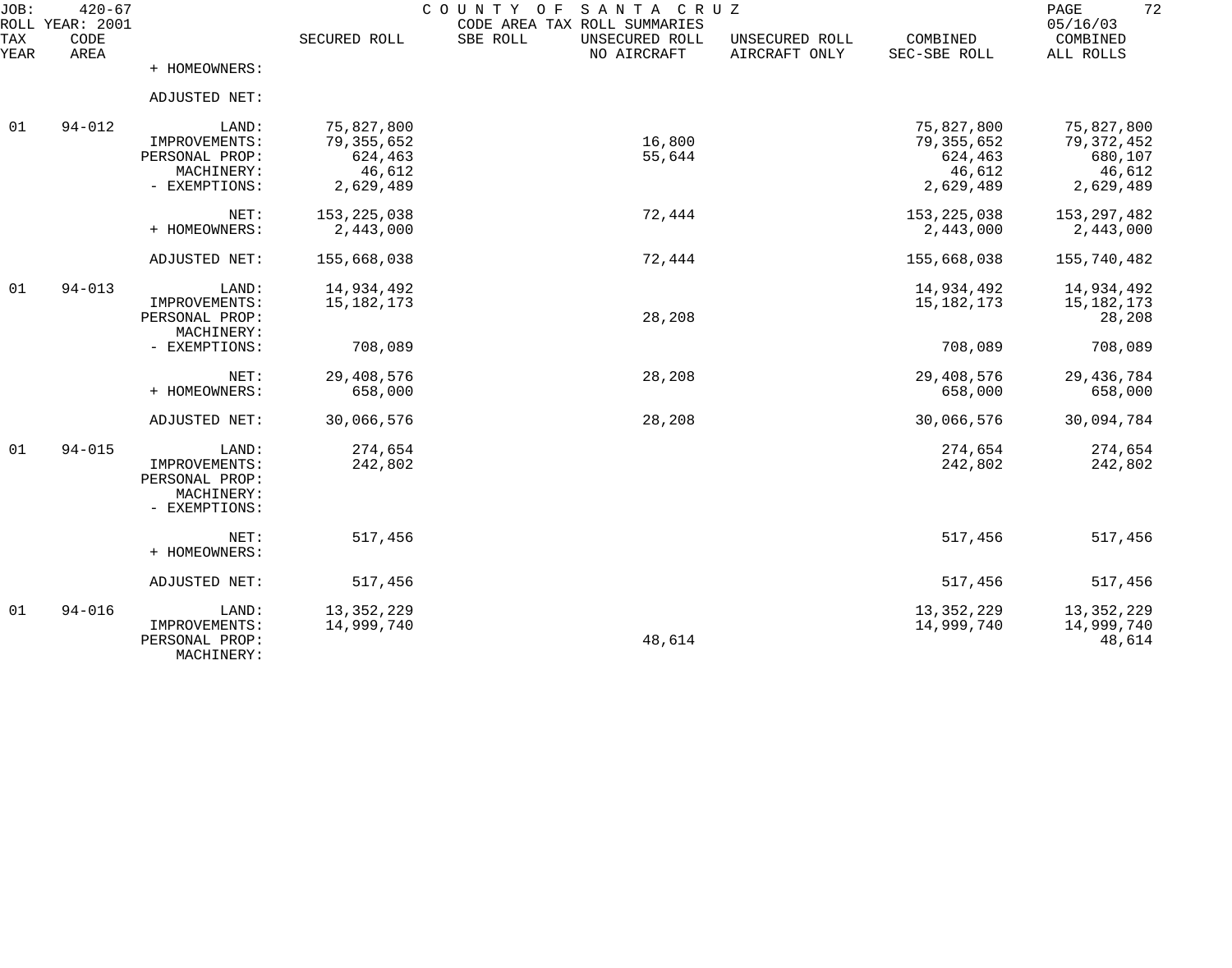JOB: 420-67 COUNTY OF SANTA CRUZ
ROLL YEAR: 2001 CODE AREA TAX ROLL SUMMARIES 05/16/03

| TAX YEAR | CODE AREA | | SECURED ROLL | SBE ROLL | UNSECURED ROLL NO AIRCRAFT | UNSECURED ROLL AIRCRAFT ONLY | COMBINED SEC-SBE ROLL | COMBINED ALL ROLLS |
|---|---|---|---|---|---|---|---|---|
| | | + HOMEOWNERS: | | | | | | |
| | | ADJUSTED NET: | | | | | | |
| 01 | 94-012 | LAND: | 75,827,800 | | | | 75,827,800 | 75,827,800 |
| | | IMPROVEMENTS: | 79,355,652 | | 16,800 | | 79,355,652 | 79,372,452 |
| | | PERSONAL PROP: | 624,463 | | 55,644 | | 624,463 | 680,107 |
| | | MACHINERY: | 46,612 | | | | 46,612 | 46,612 |
| | | - EXEMPTIONS: | 2,629,489 | | | | 2,629,489 | 2,629,489 |
| | | NET: | 153,225,038 | | 72,444 | | 153,225,038 | 153,297,482 |
| | | + HOMEOWNERS: | 2,443,000 | | | | 2,443,000 | 2,443,000 |
| | | ADJUSTED NET: | 155,668,038 | | 72,444 | | 155,668,038 | 155,740,482 |
| 01 | 94-013 | LAND: | 14,934,492 | | | | 14,934,492 | 14,934,492 |
| | | IMPROVEMENTS: | 15,182,173 | | | | 15,182,173 | 15,182,173 |
| | | PERSONAL PROP: | | | 28,208 | | | 28,208 |
| | | MACHINERY: | | | | | | |
| | | - EXEMPTIONS: | 708,089 | | | | 708,089 | 708,089 |
| | | NET: | 29,408,576 | | 28,208 | | 29,408,576 | 29,436,784 |
| | | + HOMEOWNERS: | 658,000 | | | | 658,000 | 658,000 |
| | | ADJUSTED NET: | 30,066,576 | | 28,208 | | 30,066,576 | 30,094,784 |
| 01 | 94-015 | LAND: | 274,654 | | | | 274,654 | 274,654 |
| | | IMPROVEMENTS: | 242,802 | | | | 242,802 | 242,802 |
| | | PERSONAL PROP: | | | | | | |
| | | MACHINERY: | | | | | | |
| | | - EXEMPTIONS: | | | | | | |
| | | NET: | 517,456 | | | | 517,456 | 517,456 |
| | | + HOMEOWNERS: | | | | | | |
| | | ADJUSTED NET: | 517,456 | | | | 517,456 | 517,456 |
| 01 | 94-016 | LAND: | 13,352,229 | | | | 13,352,229 | 13,352,229 |
| | | IMPROVEMENTS: | 14,999,740 | | | | 14,999,740 | 14,999,740 |
| | | PERSONAL PROP: | | | 48,614 | | | 48,614 |
| | | MACHINERY: | | | | | | |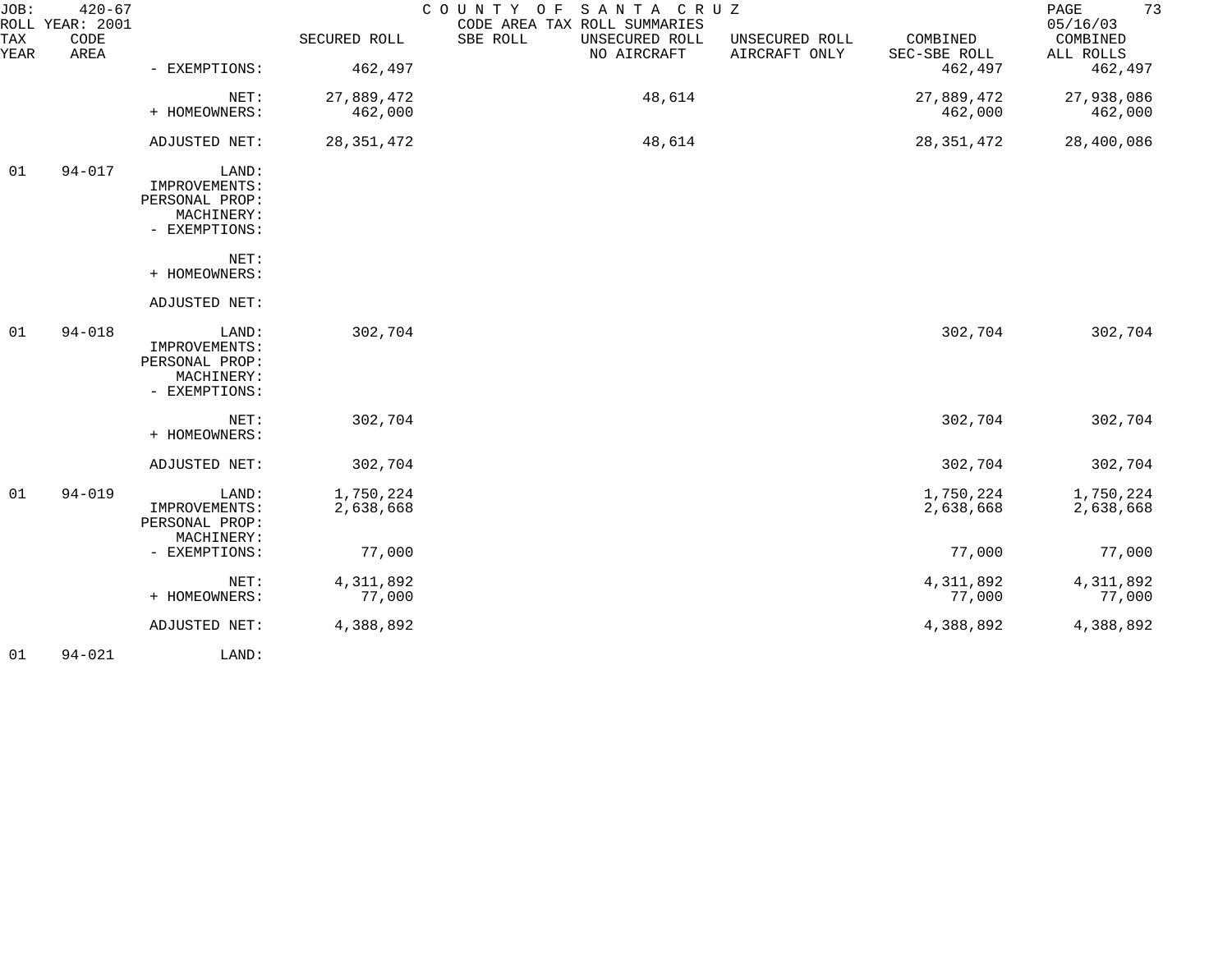| TAX YEAR | CODE AREA | | SECURED ROLL | SBE ROLL | UNSECURED ROLL NO AIRCRAFT | UNSECURED ROLL AIRCRAFT ONLY | COMBINED SEC-SBE ROLL | COMBINED ALL ROLLS |
|---|---|---|---|---|---|---|---|---|
| | | - EXEMPTIONS: | 462,497 | | | | 462,497 | 462,497 |
| | | NET: | 27,889,472 | | 48,614 | | 27,889,472 | 27,938,086 |
| | | + HOMEOWNERS: | 462,000 | | | | 462,000 | 462,000 |
| | | ADJUSTED NET: | 28,351,472 | | 48,614 | | 28,351,472 | 28,400,086 |
| 01 | 94-017 | LAND: | | | | | | |
| | | IMPROVEMENTS: | | | | | | |
| | | PERSONAL PROP: | | | | | | |
| | | MACHINERY: | | | | | | |
| | | - EXEMPTIONS: | | | | | | |
| | | NET: | | | | | | |
| | | + HOMEOWNERS: | | | | | | |
| | | ADJUSTED NET: | | | | | | |
| 01 | 94-018 | LAND: | 302,704 | | | | 302,704 | 302,704 |
| | | IMPROVEMENTS: | | | | | | |
| | | PERSONAL PROP: | | | | | | |
| | | MACHINERY: | | | | | | |
| | | - EXEMPTIONS: | | | | | | |
| | | NET: | 302,704 | | | | 302,704 | 302,704 |
| | | + HOMEOWNERS: | | | | | | |
| | | ADJUSTED NET: | 302,704 | | | | 302,704 | 302,704 |
| 01 | 94-019 | LAND: | 1,750,224 | | | | 1,750,224 | 1,750,224 |
| | | IMPROVEMENTS: | 2,638,668 | | | | 2,638,668 | 2,638,668 |
| | | PERSONAL PROP: | | | | | | |
| | | MACHINERY: | | | | | | |
| | | - EXEMPTIONS: | 77,000 | | | | 77,000 | 77,000 |
| | | NET: | 4,311,892 | | | | 4,311,892 | 4,311,892 |
| | | + HOMEOWNERS: | 77,000 | | | | 77,000 | 77,000 |
| | | ADJUSTED NET: | 4,388,892 | | | | 4,388,892 | 4,388,892 |
| 01 | 94-021 | LAND: | | | | | | |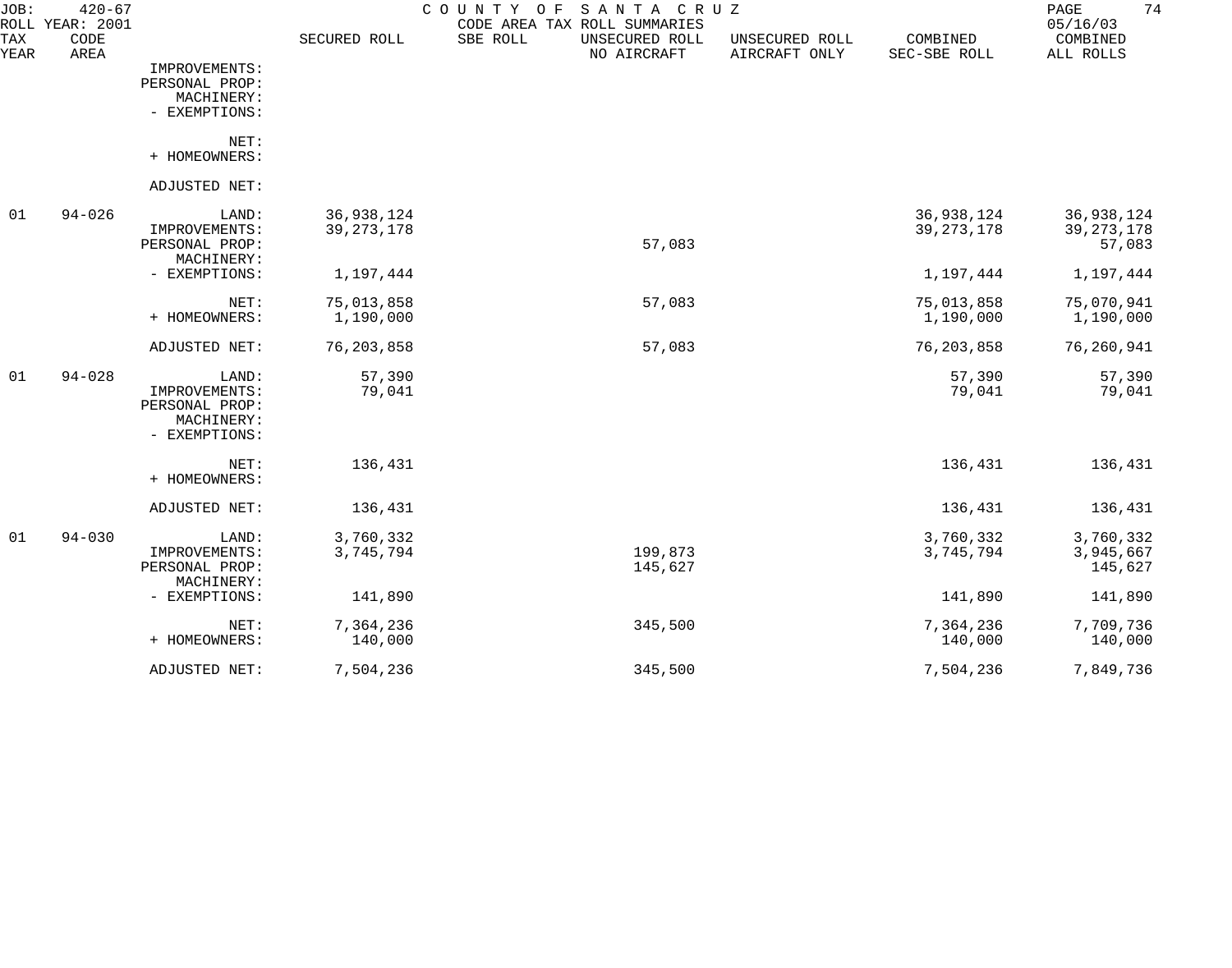JOB: 420-67 COUNTY OF SANTA CRUZ
ROLL YEAR: 2001 CODE AREA TAX ROLL SUMMARIES 05/16/03

| TAX YEAR | CODE AREA | | SECURED ROLL | SBE ROLL | UNSECURED ROLL NO AIRCRAFT | UNSECURED ROLL AIRCRAFT ONLY | COMBINED SEC-SBE ROLL | COMBINED ALL ROLLS |
|---|---|---|---|---|---|---|---|---|
| | | IMPROVEMENTS: | | | | | | |
| | | PERSONAL PROP: | | | | | | |
| | | MACHINERY: | | | | | | |
| | | - EXEMPTIONS: | | | | | | |
| | | NET: | | | | | | |
| | | + HOMEOWNERS: | | | | | | |
| | | ADJUSTED NET: | | | | | | |
| 01 | 94-026 | LAND: | 36,938,124 | | | | 36,938,124 | 36,938,124 |
| | | IMPROVEMENTS: | 39,273,178 | | | | 39,273,178 | 39,273,178 |
| | | PERSONAL PROP: | | | 57,083 | | | 57,083 |
| | | MACHINERY: | | | | | | |
| | | - EXEMPTIONS: | 1,197,444 | | | | 1,197,444 | 1,197,444 |
| | | NET: | 75,013,858 | | 57,083 | | 75,013,858 | 75,070,941 |
| | | + HOMEOWNERS: | 1,190,000 | | | | 1,190,000 | 1,190,000 |
| | | ADJUSTED NET: | 76,203,858 | | 57,083 | | 76,203,858 | 76,260,941 |
| 01 | 94-028 | LAND: | 57,390 | | | | 57,390 | 57,390 |
| | | IMPROVEMENTS: | 79,041 | | | | 79,041 | 79,041 |
| | | PERSONAL PROP: | | | | | | |
| | | MACHINERY: | | | | | | |
| | | - EXEMPTIONS: | | | | | | |
| | | NET: | 136,431 | | | | 136,431 | 136,431 |
| | | + HOMEOWNERS: | | | | | | |
| | | ADJUSTED NET: | 136,431 | | | | 136,431 | 136,431 |
| 01 | 94-030 | LAND: | 3,760,332 | | | | 3,760,332 | 3,760,332 |
| | | IMPROVEMENTS: | 3,745,794 | | 199,873 | | 3,745,794 | 3,945,667 |
| | | PERSONAL PROP: | | | 145,627 | | | 145,627 |
| | | MACHINERY: | | | | | | |
| | | - EXEMPTIONS: | 141,890 | | | | 141,890 | 141,890 |
| | | NET: | 7,364,236 | | 345,500 | | 7,364,236 | 7,709,736 |
| | | + HOMEOWNERS: | 140,000 | | | | 140,000 | 140,000 |
| | | ADJUSTED NET: | 7,504,236 | | 345,500 | | 7,504,236 | 7,849,736 |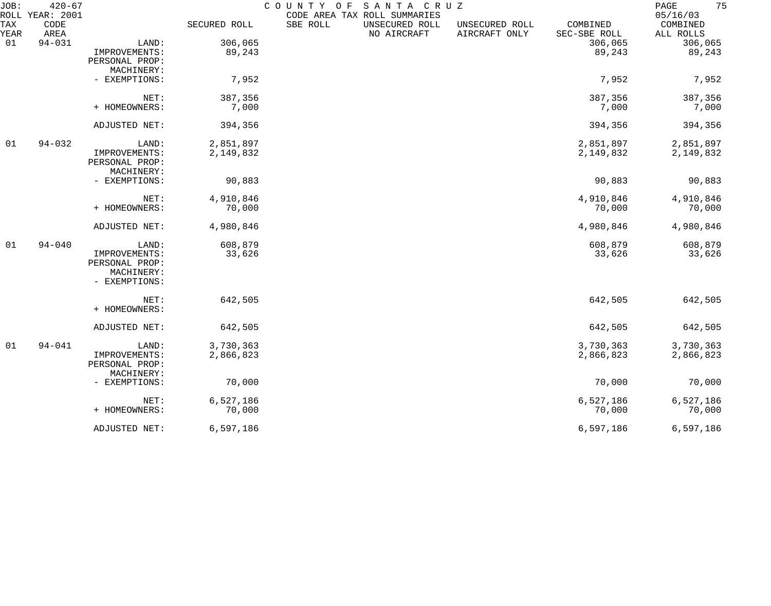JOB: 420-67 COUNTY OF SANTA CRUZ
ROLL YEAR: 2001 CODE AREA TAX ROLL SUMMARIES 05/16/03

| TAX YEAR | CODE AREA | | SECURED ROLL | SBE ROLL | UNSECURED ROLL NO AIRCRAFT | UNSECURED ROLL AIRCRAFT ONLY | COMBINED SEC-SBE ROLL | COMBINED ALL ROLLS |
|---|---|---|---|---|---|---|---|---|
| 01 | 94-031 | LAND: | 306,065 | | | | 306,065 | 306,065 |
| | | IMPROVEMENTS: | 89,243 | | | | 89,243 | 89,243 |
| | | PERSONAL PROP: | | | | | | |
| | | MACHINERY: | | | | | | |
| | | - EXEMPTIONS: | 7,952 | | | | 7,952 | 7,952 |
| | | NET: | 387,356 | | | | 387,356 | 387,356 |
| | | + HOMEOWNERS: | 7,000 | | | | 7,000 | 7,000 |
| | | ADJUSTED NET: | 394,356 | | | | 394,356 | 394,356 |
| 01 | 94-032 | LAND: | 2,851,897 | | | | 2,851,897 | 2,851,897 |
| | | IMPROVEMENTS: | 2,149,832 | | | | 2,149,832 | 2,149,832 |
| | | PERSONAL PROP: | | | | | | |
| | | MACHINERY: | | | | | | |
| | | - EXEMPTIONS: | 90,883 | | | | 90,883 | 90,883 |
| | | NET: | 4,910,846 | | | | 4,910,846 | 4,910,846 |
| | | + HOMEOWNERS: | 70,000 | | | | 70,000 | 70,000 |
| | | ADJUSTED NET: | 4,980,846 | | | | 4,980,846 | 4,980,846 |
| 01 | 94-040 | LAND: | 608,879 | | | | 608,879 | 608,879 |
| | | IMPROVEMENTS: | 33,626 | | | | 33,626 | 33,626 |
| | | PERSONAL PROP: | | | | | | |
| | | MACHINERY: | | | | | | |
| | | - EXEMPTIONS: | | | | | | |
| | | NET: | 642,505 | | | | 642,505 | 642,505 |
| | | + HOMEOWNERS: | | | | | | |
| | | ADJUSTED NET: | 642,505 | | | | 642,505 | 642,505 |
| 01 | 94-041 | LAND: | 3,730,363 | | | | 3,730,363 | 3,730,363 |
| | | IMPROVEMENTS: | 2,866,823 | | | | 2,866,823 | 2,866,823 |
| | | PERSONAL PROP: | | | | | | |
| | | MACHINERY: | | | | | | |
| | | - EXEMPTIONS: | 70,000 | | | | 70,000 | 70,000 |
| | | NET: | 6,527,186 | | | | 6,527,186 | 6,527,186 |
| | | + HOMEOWNERS: | 70,000 | | | | 70,000 | 70,000 |
| | | ADJUSTED NET: | 6,597,186 | | | | 6,597,186 | 6,597,186 |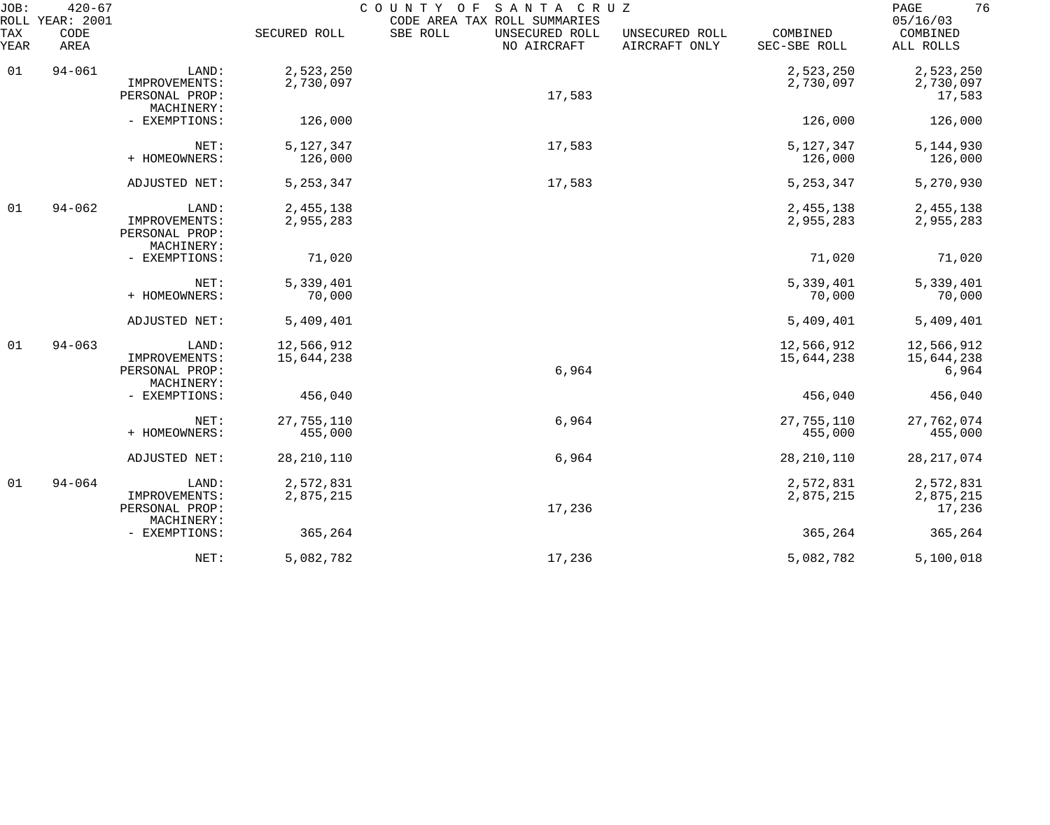JOB: 420-67 COUNTY OF SANTA CRUZ
ROLL YEAR: 2001 CODE AREA TAX ROLL SUMMARIES 05/16/03

| TAX YEAR | CODE AREA | | SECURED ROLL | SBE ROLL | UNSECURED ROLL NO AIRCRAFT | UNSECURED ROLL AIRCRAFT ONLY | COMBINED SEC-SBE ROLL | COMBINED ALL ROLLS |
|---|---|---|---|---|---|---|---|---|
| 01 | 94-061 | LAND: | 2,523,250 | | | | 2,523,250 | 2,523,250 |
| | | IMPROVEMENTS: | 2,730,097 | | | | 2,730,097 | 2,730,097 |
| | | PERSONAL PROP: | | | 17,583 | | | 17,583 |
| | | MACHINERY: | | | | | | |
| | | - EXEMPTIONS: | 126,000 | | | | 126,000 | 126,000 |
| | | NET: | 5,127,347 | | 17,583 | | 5,127,347 | 5,144,930 |
| | | + HOMEOWNERS: | 126,000 | | | | 126,000 | 126,000 |
| | | ADJUSTED NET: | 5,253,347 | | 17,583 | | 5,253,347 | 5,270,930 |
| 01 | 94-062 | LAND: | 2,455,138 | | | | 2,455,138 | 2,455,138 |
| | | IMPROVEMENTS: | 2,955,283 | | | | 2,955,283 | 2,955,283 |
| | | PERSONAL PROP: | | | | | | |
| | | MACHINERY: | | | | | | |
| | | - EXEMPTIONS: | 71,020 | | | | 71,020 | 71,020 |
| | | NET: | 5,339,401 | | | | 5,339,401 | 5,339,401 |
| | | + HOMEOWNERS: | 70,000 | | | | 70,000 | 70,000 |
| | | ADJUSTED NET: | 5,409,401 | | | | 5,409,401 | 5,409,401 |
| 01 | 94-063 | LAND: | 12,566,912 | | | | 12,566,912 | 12,566,912 |
| | | IMPROVEMENTS: | 15,644,238 | | | | 15,644,238 | 15,644,238 |
| | | PERSONAL PROP: | | | 6,964 | | | 6,964 |
| | | MACHINERY: | | | | | | |
| | | - EXEMPTIONS: | 456,040 | | | | 456,040 | 456,040 |
| | | NET: | 27,755,110 | | 6,964 | | 27,755,110 | 27,762,074 |
| | | + HOMEOWNERS: | 455,000 | | | | 455,000 | 455,000 |
| | | ADJUSTED NET: | 28,210,110 | | 6,964 | | 28,210,110 | 28,217,074 |
| 01 | 94-064 | LAND: | 2,572,831 | | | | 2,572,831 | 2,572,831 |
| | | IMPROVEMENTS: | 2,875,215 | | | | 2,875,215 | 2,875,215 |
| | | PERSONAL PROP: | | | 17,236 | | | 17,236 |
| | | MACHINERY: | | | | | | |
| | | - EXEMPTIONS: | 365,264 | | | | 365,264 | 365,264 |
| | | NET: | 5,082,782 | | 17,236 | | 5,082,782 | 5,100,018 |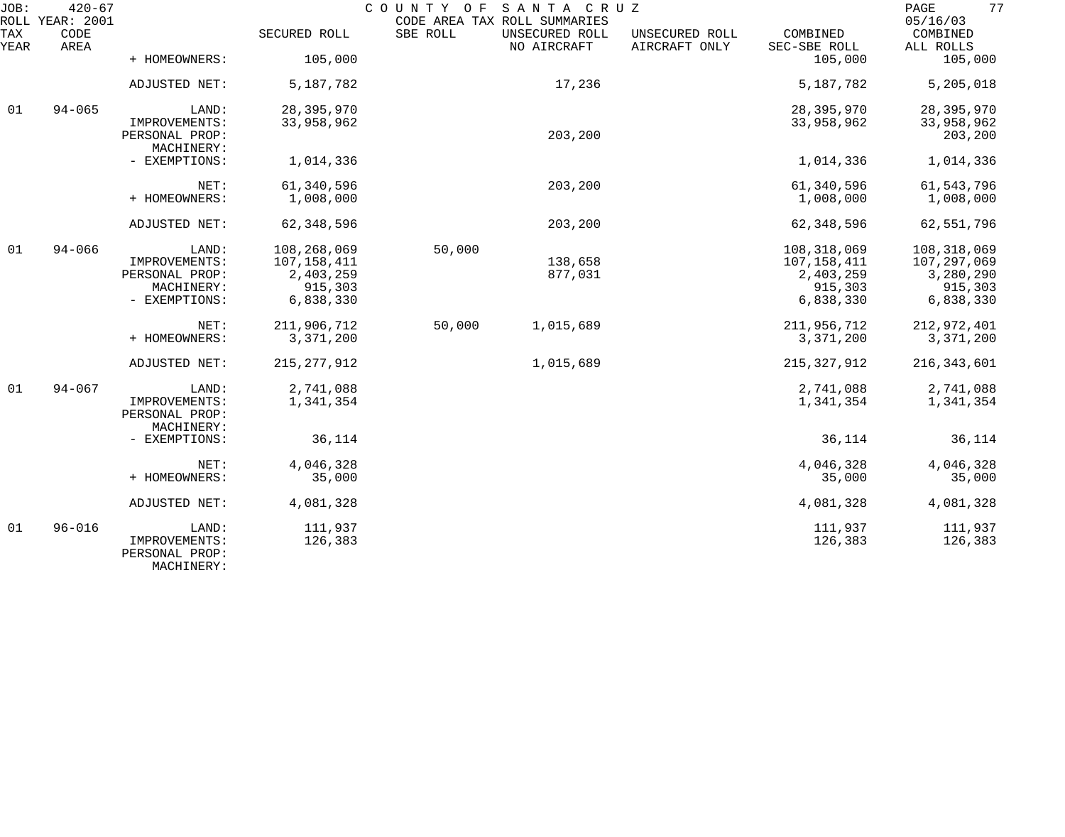JOB: 420-67 COUNTY OF SANTA CRUZ
ROLL YEAR: 2001 CODE AREA TAX ROLL SUMMARIES 05/16/03

| TAX YEAR | CODE AREA | | SECURED ROLL | SBE ROLL | UNSECURED ROLL NO AIRCRAFT | UNSECURED ROLL AIRCRAFT ONLY | COMBINED SEC-SBE ROLL | COMBINED ALL ROLLS |
|---|---|---|---|---|---|---|---|---|
| | | + HOMEOWNERS: | 105,000 | | | | 105,000 | 105,000 |
| | | ADJUSTED NET: | 5,187,782 | | 17,236 | | 5,187,782 | 5,205,018 |
| 01 | 94-065 | LAND: | 28,395,970 | | | | 28,395,970 | 28,395,970 |
| | | IMPROVEMENTS: | 33,958,962 | | | | 33,958,962 | 33,958,962 |
| | | PERSONAL PROP: | | | 203,200 | | | 203,200 |
| | | MACHINERY: | | | | | | |
| | | - EXEMPTIONS: | 1,014,336 | | | | 1,014,336 | 1,014,336 |
| | | NET: | 61,340,596 | | 203,200 | | 61,340,596 | 61,543,796 |
| | | + HOMEOWNERS: | 1,008,000 | | | | 1,008,000 | 1,008,000 |
| | | ADJUSTED NET: | 62,348,596 | | 203,200 | | 62,348,596 | 62,551,796 |
| 01 | 94-066 | LAND: | 108,268,069 | 50,000 | | | 108,318,069 | 108,318,069 |
| | | IMPROVEMENTS: | 107,158,411 | | 138,658 | | 107,158,411 | 107,297,069 |
| | | PERSONAL PROP: | 2,403,259 | | 877,031 | | 2,403,259 | 3,280,290 |
| | | MACHINERY: | 915,303 | | | | 915,303 | 915,303 |
| | | - EXEMPTIONS: | 6,838,330 | | | | 6,838,330 | 6,838,330 |
| | | NET: | 211,906,712 | 50,000 | 1,015,689 | | 211,956,712 | 212,972,401 |
| | | + HOMEOWNERS: | 3,371,200 | | | | 3,371,200 | 3,371,200 |
| | | ADJUSTED NET: | 215,277,912 | | 1,015,689 | | 215,327,912 | 216,343,601 |
| 01 | 94-067 | LAND: | 2,741,088 | | | | 2,741,088 | 2,741,088 |
| | | IMPROVEMENTS: | 1,341,354 | | | | 1,341,354 | 1,341,354 |
| | | PERSONAL PROP: | | | | | | |
| | | MACHINERY: | | | | | | |
| | | - EXEMPTIONS: | 36,114 | | | | 36,114 | 36,114 |
| | | NET: | 4,046,328 | | | | 4,046,328 | 4,046,328 |
| | | + HOMEOWNERS: | 35,000 | | | | 35,000 | 35,000 |
| | | ADJUSTED NET: | 4,081,328 | | | | 4,081,328 | 4,081,328 |
| 01 | 96-016 | LAND: | 111,937 | | | | 111,937 | 111,937 |
| | | IMPROVEMENTS: | 126,383 | | | | 126,383 | 126,383 |
| | | PERSONAL PROP: | | | | | | |
| | | MACHINERY: | | | | | | |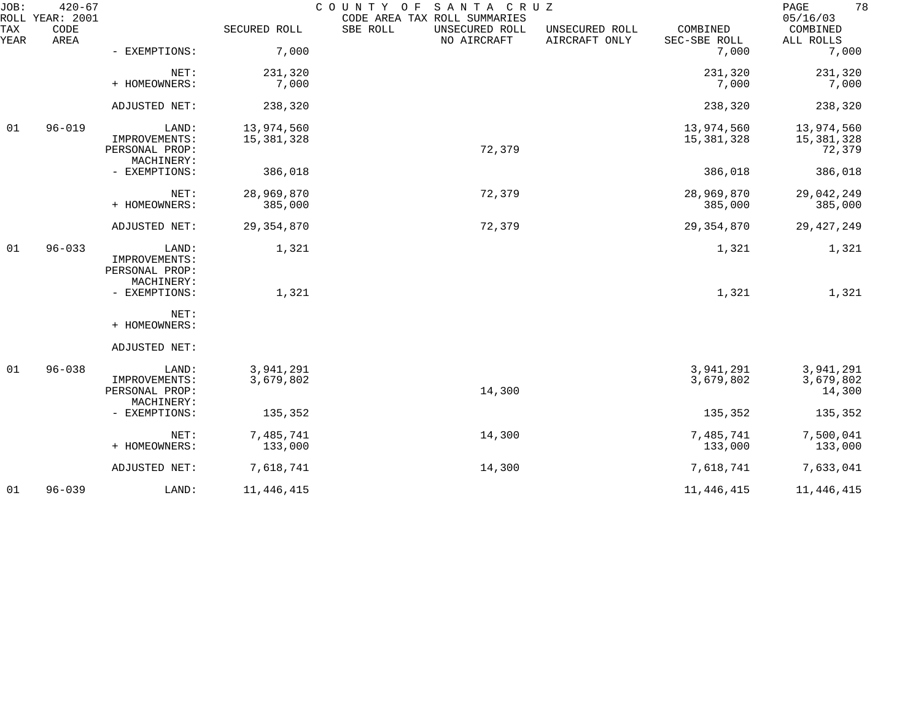JOB: 420-67 COUNTY OF SANTA CRUZ
ROLL YEAR: 2001 CODE AREA TAX ROLL SUMMARIES 05/16/03

| TAX YEAR | CODE AREA | | SECURED ROLL | SBE ROLL | UNSECURED ROLL NO AIRCRAFT | UNSECURED ROLL AIRCRAFT ONLY | COMBINED SEC-SBE ROLL | COMBINED ALL ROLLS |
|---|---|---|---|---|---|---|---|---|
| | | - EXEMPTIONS: | 7,000 | | | | 7,000 | 7,000 |
| | | NET: | 231,320 | | | | 231,320 | 231,320 |
| | | + HOMEOWNERS: | 7,000 | | | | 7,000 | 7,000 |
| | | ADJUSTED NET: | 238,320 | | | | 238,320 | 238,320 |
| 01 | 96-019 | LAND: | 13,974,560 | | | | 13,974,560 | 13,974,560 |
| | | IMPROVEMENTS: | 15,381,328 | | | | 15,381,328 | 15,381,328 |
| | | PERSONAL PROP: | | | 72,379 | | | 72,379 |
| | | MACHINERY: | | | | | | |
| | | - EXEMPTIONS: | 386,018 | | | | 386,018 | 386,018 |
| | | NET: | 28,969,870 | | 72,379 | | 28,969,870 | 29,042,249 |
| | | + HOMEOWNERS: | 385,000 | | | | 385,000 | 385,000 |
| | | ADJUSTED NET: | 29,354,870 | | 72,379 | | 29,354,870 | 29,427,249 |
| 01 | 96-033 | LAND: | 1,321 | | | | 1,321 | 1,321 |
| | | IMPROVEMENTS: | | | | | | |
| | | PERSONAL PROP: | | | | | | |
| | | MACHINERY: | | | | | | |
| | | - EXEMPTIONS: | 1,321 | | | | 1,321 | 1,321 |
| | | NET: | | | | | | |
| | | + HOMEOWNERS: | | | | | | |
| | | ADJUSTED NET: | | | | | | |
| 01 | 96-038 | LAND: | 3,941,291 | | | | 3,941,291 | 3,941,291 |
| | | IMPROVEMENTS: | 3,679,802 | | | | 3,679,802 | 3,679,802 |
| | | PERSONAL PROP: | | | 14,300 | | | 14,300 |
| | | MACHINERY: | | | | | | |
| | | - EXEMPTIONS: | 135,352 | | | | 135,352 | 135,352 |
| | | NET: | 7,485,741 | | 14,300 | | 7,485,741 | 7,500,041 |
| | | + HOMEOWNERS: | 133,000 | | | | 133,000 | 133,000 |
| | | ADJUSTED NET: | 7,618,741 | | 14,300 | | 7,618,741 | 7,633,041 |
| 01 | 96-039 | LAND: | 11,446,415 | | | | 11,446,415 | 11,446,415 |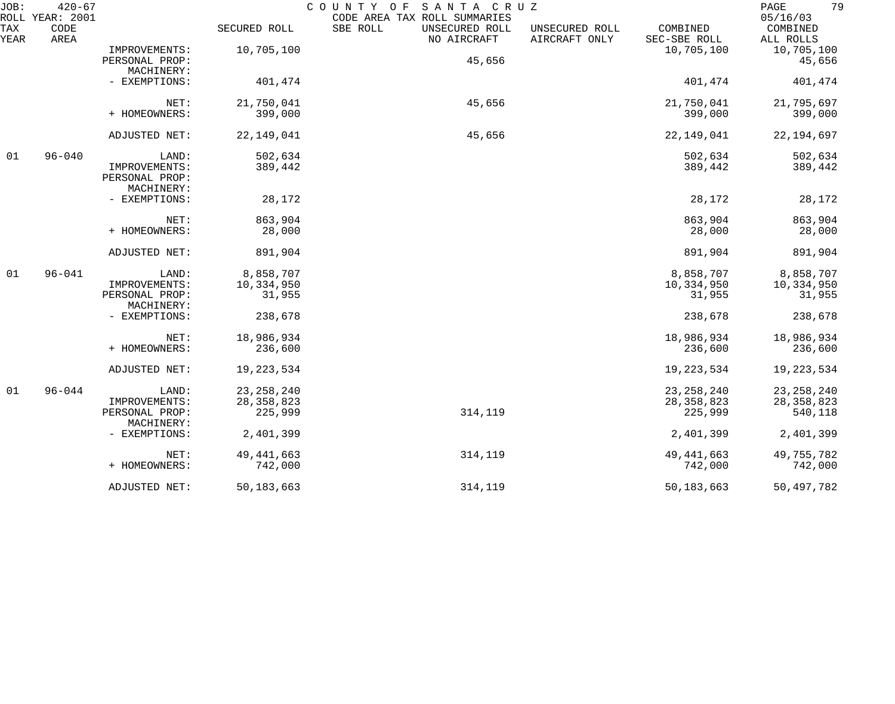JOB: 420-67 COUNTY OF SANTA CRUZ PAGE 79
ROLL YEAR: 2001 CODE AREA TAX ROLL SUMMARIES 05/16/03

| TAX YEAR | CODE AREA | | SECURED ROLL | SBE ROLL | UNSECURED ROLL NO AIRCRAFT | UNSECURED ROLL AIRCRAFT ONLY | COMBINED SEC-SBE ROLL | COMBINED ALL ROLLS |
|---|---|---|---|---|---|---|---|---|
| | | IMPROVEMENTS: | 10,705,100 | | | | 10,705,100 | 10,705,100 |
| | | PERSONAL PROP: | | | 45,656 | | | 45,656 |
| | | MACHINERY: | | | | | | |
| | | - EXEMPTIONS: | 401,474 | | | | 401,474 | 401,474 |
| | | NET: | 21,750,041 | | 45,656 | | 21,750,041 | 21,795,697 |
| | | + HOMEOWNERS: | 399,000 | | | | 399,000 | 399,000 |
| | | ADJUSTED NET: | 22,149,041 | | 45,656 | | 22,149,041 | 22,194,697 |
| 01 | 96-040 | LAND: | 502,634 | | | | 502,634 | 502,634 |
| | | IMPROVEMENTS: | 389,442 | | | | 389,442 | 389,442 |
| | | PERSONAL PROP: | | | | | | |
| | | MACHINERY: | | | | | | |
| | | - EXEMPTIONS: | 28,172 | | | | 28,172 | 28,172 |
| | | NET: | 863,904 | | | | 863,904 | 863,904 |
| | | + HOMEOWNERS: | 28,000 | | | | 28,000 | 28,000 |
| | | ADJUSTED NET: | 891,904 | | | | 891,904 | 891,904 |
| 01 | 96-041 | LAND: | 8,858,707 | | | | 8,858,707 | 8,858,707 |
| | | IMPROVEMENTS: | 10,334,950 | | | | 10,334,950 | 10,334,950 |
| | | PERSONAL PROP: | 31,955 | | | | 31,955 | 31,955 |
| | | MACHINERY: | | | | | | |
| | | - EXEMPTIONS: | 238,678 | | | | 238,678 | 238,678 |
| | | NET: | 18,986,934 | | | | 18,986,934 | 18,986,934 |
| | | + HOMEOWNERS: | 236,600 | | | | 236,600 | 236,600 |
| | | ADJUSTED NET: | 19,223,534 | | | | 19,223,534 | 19,223,534 |
| 01 | 96-044 | LAND: | 23,258,240 | | | | 23,258,240 | 23,258,240 |
| | | IMPROVEMENTS: | 28,358,823 | | | | 28,358,823 | 28,358,823 |
| | | PERSONAL PROP: | 225,999 | | 314,119 | | 225,999 | 540,118 |
| | | MACHINERY: | | | | | | |
| | | - EXEMPTIONS: | 2,401,399 | | | | 2,401,399 | 2,401,399 |
| | | NET: | 49,441,663 | | 314,119 | | 49,441,663 | 49,755,782 |
| | | + HOMEOWNERS: | 742,000 | | | | 742,000 | 742,000 |
| | | ADJUSTED NET: | 50,183,663 | | 314,119 | | 50,183,663 | 50,497,782 |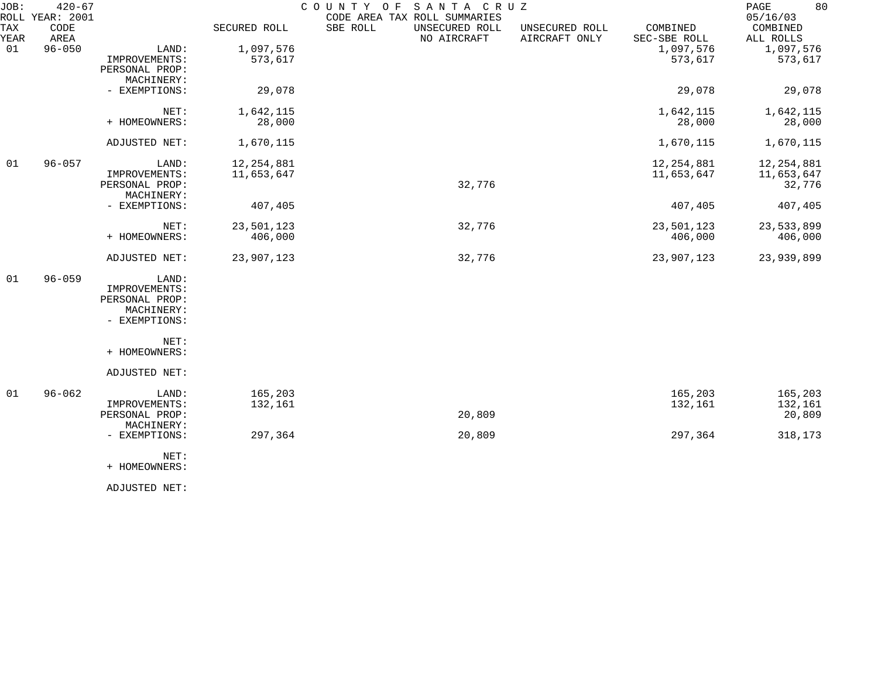JOB: 420-67 COUNTY OF SANTA CRUZ
ROLL YEAR: 2001 CODE AREA TAX ROLL SUMMARIES 05/16/03

| TAX YEAR | CODE AREA | | SECURED ROLL | SBE ROLL | UNSECURED ROLL NO AIRCRAFT | UNSECURED ROLL AIRCRAFT ONLY | COMBINED SEC-SBE ROLL | COMBINED ALL ROLLS |
|---|---|---|---|---|---|---|---|---|
| 01 | 96-050 | LAND: | 1,097,576 | | | | 1,097,576 | 1,097,576 |
| | | IMPROVEMENTS: | 573,617 | | | | 573,617 | 573,617 |
| | | PERSONAL PROP: | | | | | | |
| | | MACHINERY: | | | | | | |
| | | - EXEMPTIONS: | 29,078 | | | | 29,078 | 29,078 |
| | | NET: | 1,642,115 | | | | 1,642,115 | 1,642,115 |
| | | + HOMEOWNERS: | 28,000 | | | | 28,000 | 28,000 |
| | | ADJUSTED NET: | 1,670,115 | | | | 1,670,115 | 1,670,115 |
| 01 | 96-057 | LAND: | 12,254,881 | | | | 12,254,881 | 12,254,881 |
| | | IMPROVEMENTS: | 11,653,647 | | | | 11,653,647 | 11,653,647 |
| | | PERSONAL PROP: | | | 32,776 | | | 32,776 |
| | | MACHINERY: | | | | | | |
| | | - EXEMPTIONS: | 407,405 | | | | 407,405 | 407,405 |
| | | NET: | 23,501,123 | | 32,776 | | 23,501,123 | 23,533,899 |
| | | + HOMEOWNERS: | 406,000 | | | | 406,000 | 406,000 |
| | | ADJUSTED NET: | 23,907,123 | | 32,776 | | 23,907,123 | 23,939,899 |
| 01 | 96-059 | LAND: | | | | | | |
| | | IMPROVEMENTS: | | | | | | |
| | | PERSONAL PROP: | | | | | | |
| | | MACHINERY: | | | | | | |
| | | - EXEMPTIONS: | | | | | | |
| | | NET: | | | | | | |
| | | + HOMEOWNERS: | | | | | | |
| | | ADJUSTED NET: | | | | | | |
| 01 | 96-062 | LAND: | 165,203 | | | | 165,203 | 165,203 |
| | | IMPROVEMENTS: | 132,161 | | | | 132,161 | 132,161 |
| | | PERSONAL PROP: | | | 20,809 | | | 20,809 |
| | | MACHINERY: | | | | | | |
| | | - EXEMPTIONS: | 297,364 | | 20,809 | | 297,364 | 318,173 |
| | | NET: | | | | | | |
| | | + HOMEOWNERS: | | | | | | |
| | | ADJUSTED NET: | | | | | | |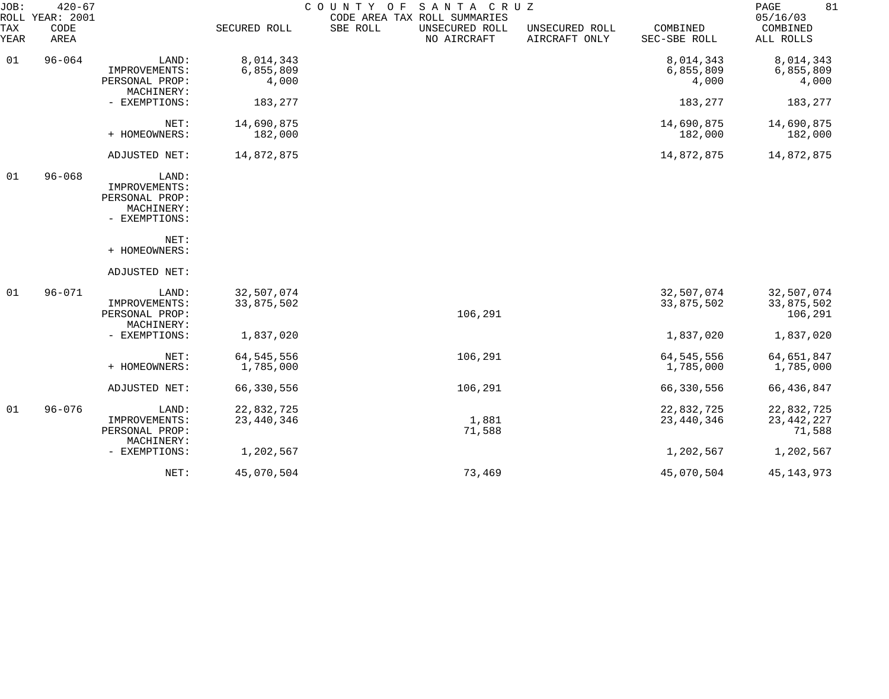JOB: 420-67 COUNTY OF SANTA CRUZ
ROLL YEAR: 2001 CODE AREA TAX ROLL SUMMARIES 05/16/03

| TAX YEAR | CODE AREA | | SECURED ROLL | SBE ROLL | UNSECURED ROLL NO AIRCRAFT | UNSECURED ROLL AIRCRAFT ONLY | COMBINED SEC-SBE ROLL | COMBINED ALL ROLLS |
|---|---|---|---|---|---|---|---|---|
| 01 | 96-064 | LAND: | 8,014,343 | | | | 8,014,343 | 8,014,343 |
| | | IMPROVEMENTS: | 6,855,809 | | | | 6,855,809 | 6,855,809 |
| | | PERSONAL PROP: | 4,000 | | | | 4,000 | 4,000 |
| | | MACHINERY: | | | | | | |
| | | - EXEMPTIONS: | 183,277 | | | | 183,277 | 183,277 |
| | | NET: | 14,690,875 | | | | 14,690,875 | 14,690,875 |
| | | + HOMEOWNERS: | 182,000 | | | | 182,000 | 182,000 |
| | | ADJUSTED NET: | 14,872,875 | | | | 14,872,875 | 14,872,875 |
| 01 | 96-068 | LAND: | | | | | | |
| | | IMPROVEMENTS: | | | | | | |
| | | PERSONAL PROP: | | | | | | |
| | | MACHINERY: | | | | | | |
| | | - EXEMPTIONS: | | | | | | |
| | | NET: | | | | | | |
| | | + HOMEOWNERS: | | | | | | |
| | | ADJUSTED NET: | | | | | | |
| 01 | 96-071 | LAND: | 32,507,074 | | | | 32,507,074 | 32,507,074 |
| | | IMPROVEMENTS: | 33,875,502 | | | | 33,875,502 | 33,875,502 |
| | | PERSONAL PROP: | | | 106,291 | | | 106,291 |
| | | MACHINERY: | | | | | | |
| | | - EXEMPTIONS: | 1,837,020 | | | | 1,837,020 | 1,837,020 |
| | | NET: | 64,545,556 | | 106,291 | | 64,545,556 | 64,651,847 |
| | | + HOMEOWNERS: | 1,785,000 | | | | 1,785,000 | 1,785,000 |
| | | ADJUSTED NET: | 66,330,556 | | 106,291 | | 66,330,556 | 66,436,847 |
| 01 | 96-076 | LAND: | 22,832,725 | | | | 22,832,725 | 22,832,725 |
| | | IMPROVEMENTS: | 23,440,346 | | 1,881 | | 23,440,346 | 23,442,227 |
| | | PERSONAL PROP: | | | 71,588 | | | 71,588 |
| | | MACHINERY: | | | | | | |
| | | - EXEMPTIONS: | 1,202,567 | | | | 1,202,567 | 1,202,567 |
| | | NET: | 45,070,504 | | 73,469 | | 45,070,504 | 45,143,973 |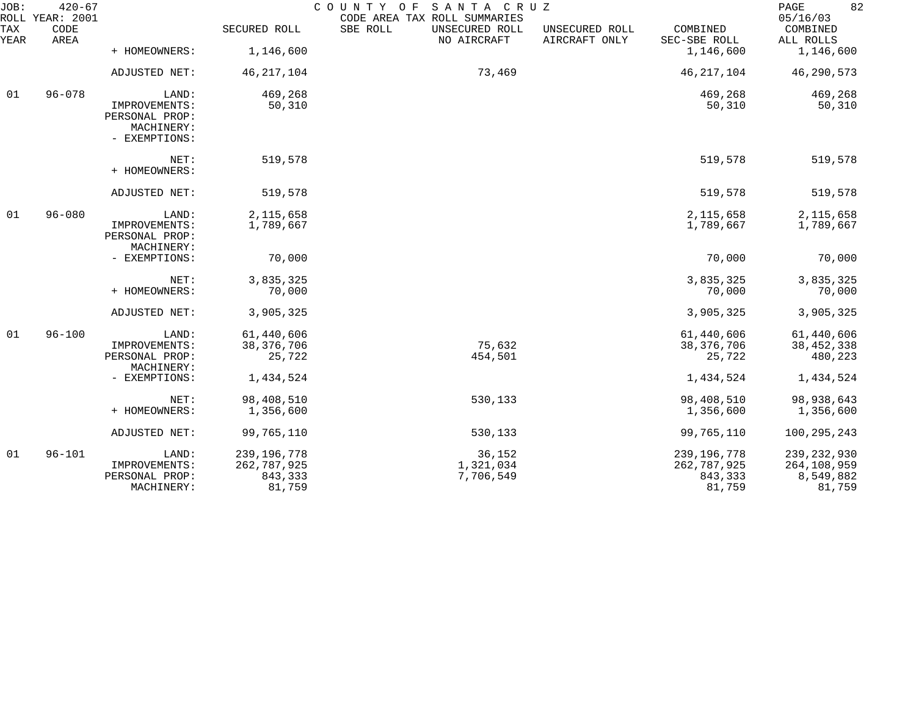JOB: 420-67 COUNTY OF SANTA CRUZ
ROLL YEAR: 2001 CODE AREA TAX ROLL SUMMARIES 05/16/03

| TAX YEAR | CODE AREA | | SECURED ROLL | SBE ROLL | UNSECURED ROLL NO AIRCRAFT | UNSECURED ROLL AIRCRAFT ONLY | COMBINED SEC-SBE ROLL | COMBINED ALL ROLLS |
|---|---|---|---|---|---|---|---|---|
| | | + HOMEOWNERS: | 1,146,600 | | | | 1,146,600 | 1,146,600 |
| | | ADJUSTED NET: | 46,217,104 | | 73,469 | | 46,217,104 | 46,290,573 |
| 01 | 96-078 | LAND: | 469,268 | | | | 469,268 | 469,268 |
| | | IMPROVEMENTS: | 50,310 | | | | 50,310 | 50,310 |
| | | PERSONAL PROP: | | | | | | |
| | | MACHINERY: | | | | | | |
| | | - EXEMPTIONS: | | | | | | |
| | | NET: | 519,578 | | | | 519,578 | 519,578 |
| | | + HOMEOWNERS: | | | | | | |
| | | ADJUSTED NET: | 519,578 | | | | 519,578 | 519,578 |
| 01 | 96-080 | LAND: | 2,115,658 | | | | 2,115,658 | 2,115,658 |
| | | IMPROVEMENTS: | 1,789,667 | | | | 1,789,667 | 1,789,667 |
| | | PERSONAL PROP: | | | | | | |
| | | MACHINERY: | | | | | | |
| | | - EXEMPTIONS: | 70,000 | | | | 70,000 | 70,000 |
| | | NET: | 3,835,325 | | | | 3,835,325 | 3,835,325 |
| | | + HOMEOWNERS: | 70,000 | | | | 70,000 | 70,000 |
| | | ADJUSTED NET: | 3,905,325 | | | | 3,905,325 | 3,905,325 |
| 01 | 96-100 | LAND: | 61,440,606 | | | | 61,440,606 | 61,440,606 |
| | | IMPROVEMENTS: | 38,376,706 | | 75,632 | | 38,376,706 | 38,452,338 |
| | | PERSONAL PROP: | 25,722 | | 454,501 | | 25,722 | 480,223 |
| | | MACHINERY: | | | | | | |
| | | - EXEMPTIONS: | 1,434,524 | | | | 1,434,524 | 1,434,524 |
| | | NET: | 98,408,510 | | 530,133 | | 98,408,510 | 98,938,643 |
| | | + HOMEOWNERS: | 1,356,600 | | | | 1,356,600 | 1,356,600 |
| | | ADJUSTED NET: | 99,765,110 | | 530,133 | | 99,765,110 | 100,295,243 |
| 01 | 96-101 | LAND: | 239,196,778 | | 36,152 | | 239,196,778 | 239,232,930 |
| | | IMPROVEMENTS: | 262,787,925 | | 1,321,034 | | 262,787,925 | 264,108,959 |
| | | PERSONAL PROP: | 843,333 | | 7,706,549 | | 843,333 | 8,549,882 |
| | | MACHINERY: | 81,759 | | | | 81,759 | 81,759 |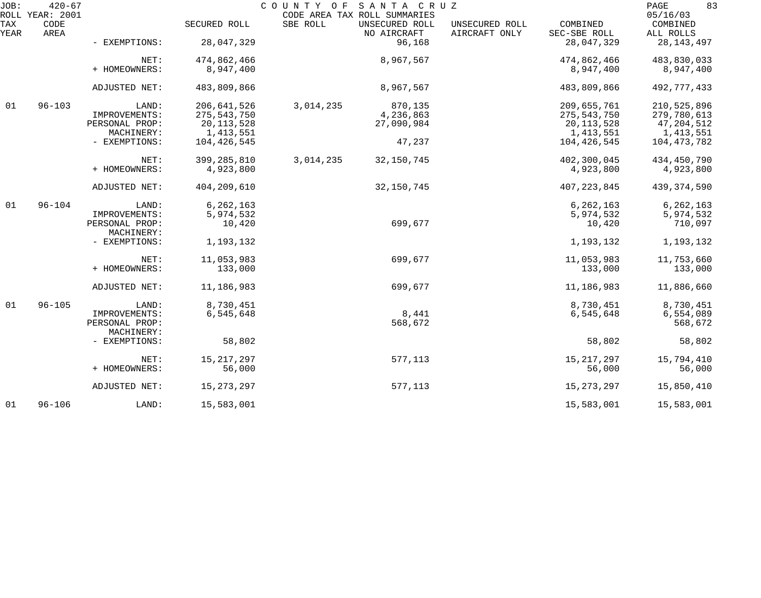JOB: 420-67 COUNTY OF SANTA CRUZ PAGE 83
ROLL YEAR: 2001 CODE AREA TAX ROLL SUMMARIES 05/16/03

| TAX YEAR | CODE AREA | | SECURED ROLL | SBE ROLL | UNSECURED ROLL NO AIRCRAFT | UNSECURED ROLL AIRCRAFT ONLY | COMBINED SEC-SBE ROLL | COMBINED ALL ROLLS |
|---|---|---|---|---|---|---|---|---|
| | | - EXEMPTIONS: | 28,047,329 | | 96,168 | | 28,047,329 | 28,143,497 |
| | | NET: | 474,862,466 | | 8,967,567 | | 474,862,466 | 483,830,033 |
| | | + HOMEOWNERS: | 8,947,400 | | | | 8,947,400 | 8,947,400 |
| | | ADJUSTED NET: | 483,809,866 | | 8,967,567 | | 483,809,866 | 492,777,433 |
| 01 | 96-103 | LAND: | 206,641,526 | 3,014,235 | 870,135 | | 209,655,761 | 210,525,896 |
| | | IMPROVEMENTS: | 275,543,750 | | 4,236,863 | | 275,543,750 | 279,780,613 |
| | | PERSONAL PROP: | 20,113,528 | | 27,090,984 | | 20,113,528 | 47,204,512 |
| | | MACHINERY: | 1,413,551 | | | | 1,413,551 | 1,413,551 |
| | | - EXEMPTIONS: | 104,426,545 | | 47,237 | | 104,426,545 | 104,473,782 |
| | | NET: | 399,285,810 | 3,014,235 | 32,150,745 | | 402,300,045 | 434,450,790 |
| | | + HOMEOWNERS: | 4,923,800 | | | | 4,923,800 | 4,923,800 |
| | | ADJUSTED NET: | 404,209,610 | | 32,150,745 | | 407,223,845 | 439,374,590 |
| 01 | 96-104 | LAND: | 6,262,163 | | | | 6,262,163 | 6,262,163 |
| | | IMPROVEMENTS: | 5,974,532 | | | | 5,974,532 | 5,974,532 |
| | | PERSONAL PROP: | 10,420 | | 699,677 | | 10,420 | 710,097 |
| | | MACHINERY: | | | | | | |
| | | - EXEMPTIONS: | 1,193,132 | | | | 1,193,132 | 1,193,132 |
| | | NET: | 11,053,983 | | 699,677 | | 11,053,983 | 11,753,660 |
| | | + HOMEOWNERS: | 133,000 | | | | 133,000 | 133,000 |
| | | ADJUSTED NET: | 11,186,983 | | 699,677 | | 11,186,983 | 11,886,660 |
| 01 | 96-105 | LAND: | 8,730,451 | | | | 8,730,451 | 8,730,451 |
| | | IMPROVEMENTS: | 6,545,648 | | 8,441 | | 6,545,648 | 6,554,089 |
| | | PERSONAL PROP: | | | 568,672 | | | 568,672 |
| | | MACHINERY: | | | | | | |
| | | - EXEMPTIONS: | 58,802 | | | | 58,802 | 58,802 |
| | | NET: | 15,217,297 | | 577,113 | | 15,217,297 | 15,794,410 |
| | | + HOMEOWNERS: | 56,000 | | | | 56,000 | 56,000 |
| | | ADJUSTED NET: | 15,273,297 | | 577,113 | | 15,273,297 | 15,850,410 |
| 01 | 96-106 | LAND: | 15,583,001 | | | | 15,583,001 | 15,583,001 |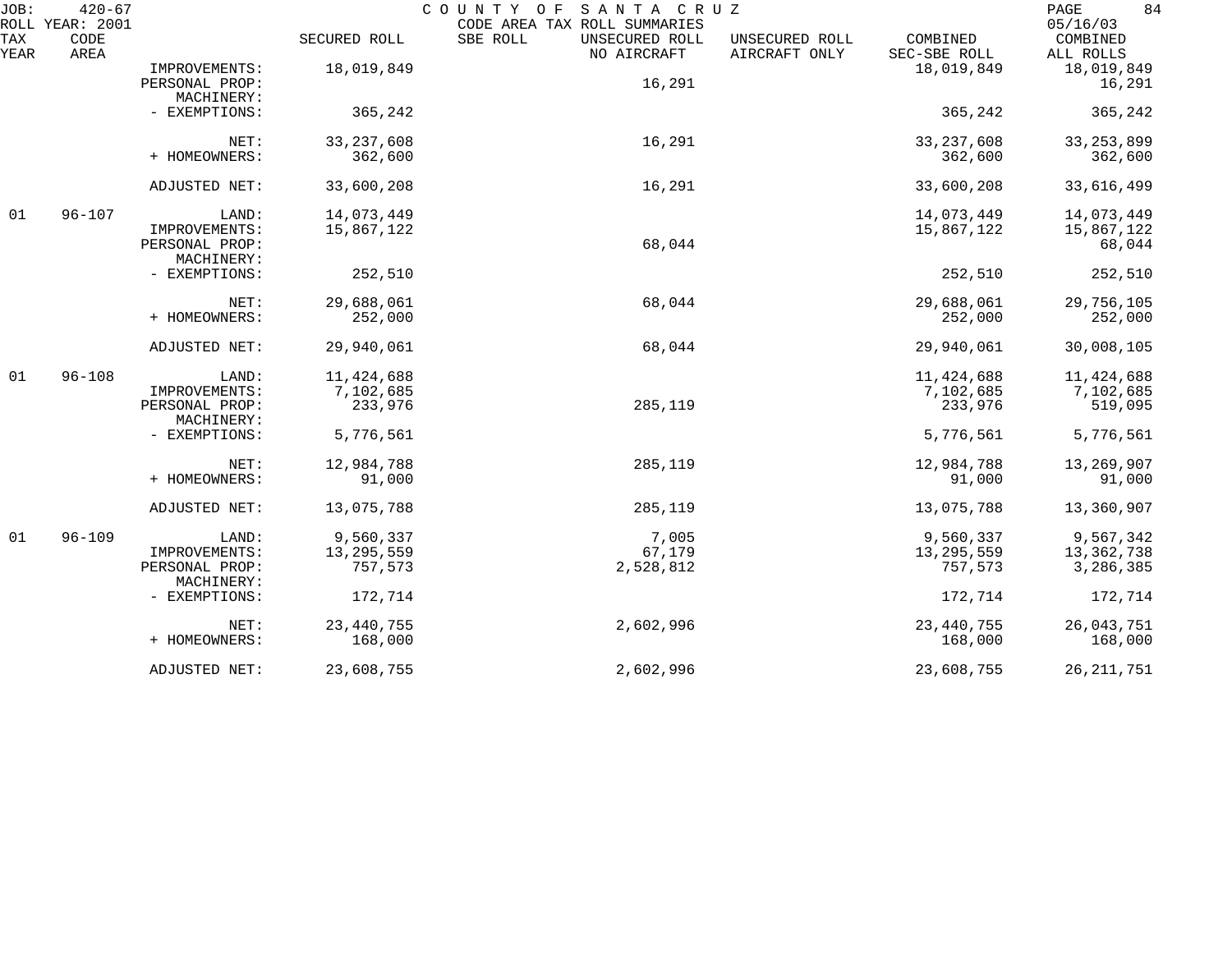JOB: 420-67 COUNTY OF SANTA CRUZ
ROLL YEAR: 2001 CODE AREA TAX ROLL SUMMARIES 05/16/03

| TAX YEAR | CODE AREA | | SECURED ROLL | SBE ROLL | UNSECURED ROLL NO AIRCRAFT | UNSECURED ROLL AIRCRAFT ONLY | COMBINED SEC-SBE ROLL | COMBINED ALL ROLLS |
|---|---|---|---|---|---|---|---|---|
| | | IMPROVEMENTS: | 18,019,849 | | | | 18,019,849 | 18,019,849 |
| | | PERSONAL PROP: | | | 16,291 | | | 16,291 |
| | | MACHINERY: | | | | | | |
| | | - EXEMPTIONS: | 365,242 | | | | 365,242 | 365,242 |
| | | NET: | 33,237,608 | | 16,291 | | 33,237,608 | 33,253,899 |
| | | + HOMEOWNERS: | 362,600 | | | | 362,600 | 362,600 |
| | | ADJUSTED NET: | 33,600,208 | | 16,291 | | 33,600,208 | 33,616,499 |
| 01 | 96-107 | LAND: | 14,073,449 | | | | 14,073,449 | 14,073,449 |
| | | IMPROVEMENTS: | 15,867,122 | | | | 15,867,122 | 15,867,122 |
| | | PERSONAL PROP: | | | 68,044 | | | 68,044 |
| | | MACHINERY: | | | | | | |
| | | - EXEMPTIONS: | 252,510 | | | | 252,510 | 252,510 |
| | | NET: | 29,688,061 | | 68,044 | | 29,688,061 | 29,756,105 |
| | | + HOMEOWNERS: | 252,000 | | | | 252,000 | 252,000 |
| | | ADJUSTED NET: | 29,940,061 | | 68,044 | | 29,940,061 | 30,008,105 |
| 01 | 96-108 | LAND: | 11,424,688 | | | | 11,424,688 | 11,424,688 |
| | | IMPROVEMENTS: | 7,102,685 | | | | 7,102,685 | 7,102,685 |
| | | PERSONAL PROP: | 233,976 | | 285,119 | | 233,976 | 519,095 |
| | | MACHINERY: | | | | | | |
| | | - EXEMPTIONS: | 5,776,561 | | | | 5,776,561 | 5,776,561 |
| | | NET: | 12,984,788 | | 285,119 | | 12,984,788 | 13,269,907 |
| | | + HOMEOWNERS: | 91,000 | | | | 91,000 | 91,000 |
| | | ADJUSTED NET: | 13,075,788 | | 285,119 | | 13,075,788 | 13,360,907 |
| 01 | 96-109 | LAND: | 9,560,337 | | 7,005 | | 9,560,337 | 9,567,342 |
| | | IMPROVEMENTS: | 13,295,559 | | 67,179 | | 13,295,559 | 13,362,738 |
| | | PERSONAL PROP: | 757,573 | | 2,528,812 | | 757,573 | 3,286,385 |
| | | MACHINERY: | | | | | | |
| | | - EXEMPTIONS: | 172,714 | | | | 172,714 | 172,714 |
| | | NET: | 23,440,755 | | 2,602,996 | | 23,440,755 | 26,043,751 |
| | | + HOMEOWNERS: | 168,000 | | | | 168,000 | 168,000 |
| | | ADJUSTED NET: | 23,608,755 | | 2,602,996 | | 23,608,755 | 26,211,751 |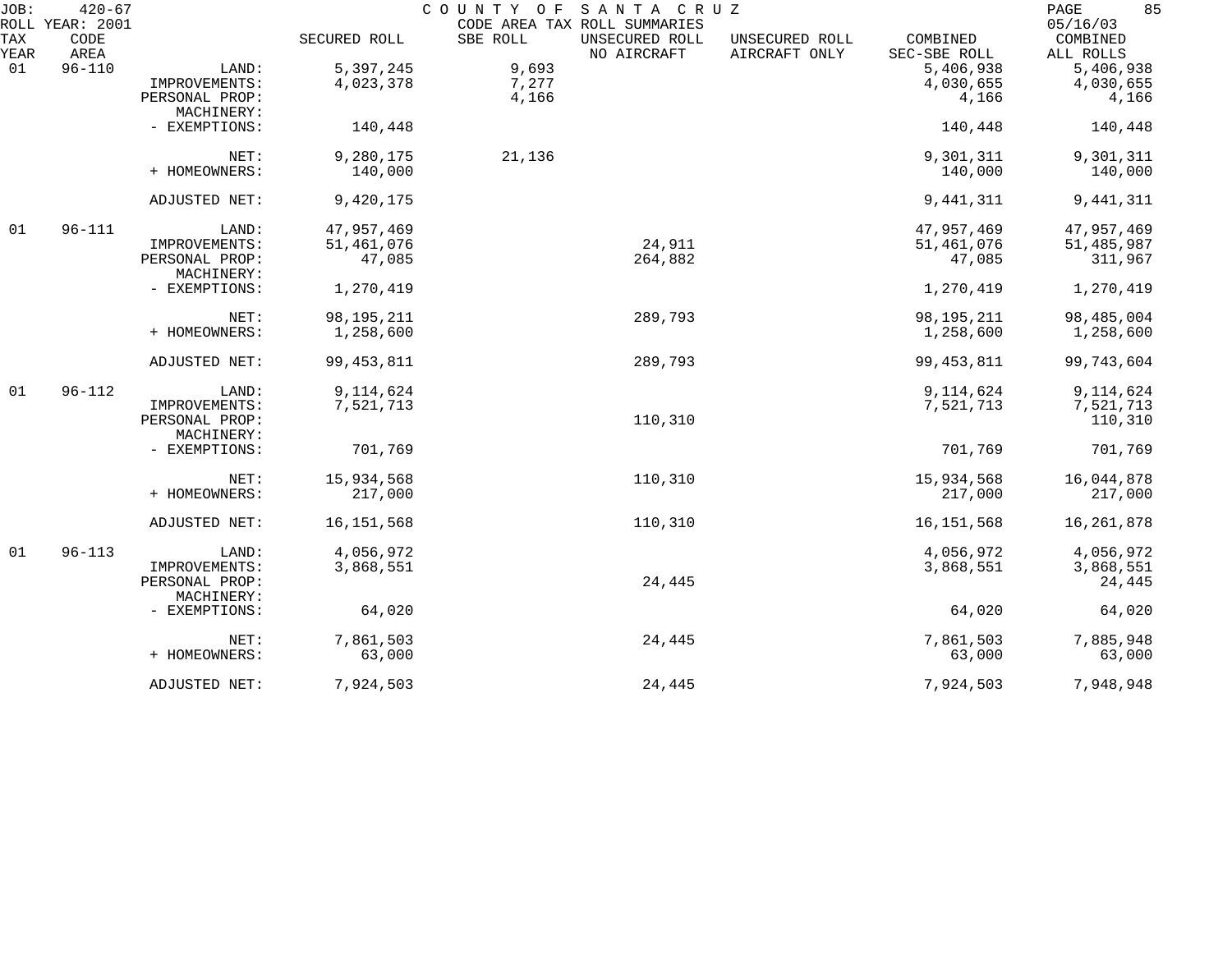JOB: 420-67 COUNTY OF SANTA CRUZ
ROLL YEAR: 2001 CODE AREA TAX ROLL SUMMARIES 05/16/03

| TAX YEAR | CODE AREA | | SECURED ROLL | SBE ROLL | UNSECURED ROLL NO AIRCRAFT | UNSECURED ROLL AIRCRAFT ONLY | COMBINED SEC-SBE ROLL | COMBINED ALL ROLLS |
|---|---|---|---|---|---|---|---|---|
| 01 | 96-110 | LAND: | 5,397,245 | 9,693 | | | 5,406,938 | 5,406,938 |
| | | IMPROVEMENTS: | 4,023,378 | 7,277 | | | 4,030,655 | 4,030,655 |
| | | PERSONAL PROP: | | 4,166 | | | 4,166 | 4,166 |
| | | MACHINERY: | | | | | | |
| | | - EXEMPTIONS: | 140,448 | | | | 140,448 | 140,448 |
| | | NET: | 9,280,175 | 21,136 | | | 9,301,311 | 9,301,311 |
| | | + HOMEOWNERS: | 140,000 | | | | 140,000 | 140,000 |
| | | ADJUSTED NET: | 9,420,175 | | | | 9,441,311 | 9,441,311 |
| 01 | 96-111 | LAND: | 47,957,469 | | | | 47,957,469 | 47,957,469 |
| | | IMPROVEMENTS: | 51,461,076 | | 24,911 | | 51,461,076 | 51,485,987 |
| | | PERSONAL PROP: | 47,085 | | 264,882 | | 47,085 | 311,967 |
| | | MACHINERY: | | | | | | |
| | | - EXEMPTIONS: | 1,270,419 | | | | 1,270,419 | 1,270,419 |
| | | NET: | 98,195,211 | | 289,793 | | 98,195,211 | 98,485,004 |
| | | + HOMEOWNERS: | 1,258,600 | | | | 1,258,600 | 1,258,600 |
| | | ADJUSTED NET: | 99,453,811 | | 289,793 | | 99,453,811 | 99,743,604 |
| 01 | 96-112 | LAND: | 9,114,624 | | | | 9,114,624 | 9,114,624 |
| | | IMPROVEMENTS: | 7,521,713 | | | | 7,521,713 | 7,521,713 |
| | | PERSONAL PROP: | | | 110,310 | | | 110,310 |
| | | MACHINERY: | | | | | | |
| | | - EXEMPTIONS: | 701,769 | | | | 701,769 | 701,769 |
| | | NET: | 15,934,568 | | 110,310 | | 15,934,568 | 16,044,878 |
| | | + HOMEOWNERS: | 217,000 | | | | 217,000 | 217,000 |
| | | ADJUSTED NET: | 16,151,568 | | 110,310 | | 16,151,568 | 16,261,878 |
| 01 | 96-113 | LAND: | 4,056,972 | | | | 4,056,972 | 4,056,972 |
| | | IMPROVEMENTS: | 3,868,551 | | | | 3,868,551 | 3,868,551 |
| | | PERSONAL PROP: | | | 24,445 | | | 24,445 |
| | | MACHINERY: | | | | | | |
| | | - EXEMPTIONS: | 64,020 | | | | 64,020 | 64,020 |
| | | NET: | 7,861,503 | | 24,445 | | 7,861,503 | 7,885,948 |
| | | + HOMEOWNERS: | 63,000 | | | | 63,000 | 63,000 |
| | | ADJUSTED NET: | 7,924,503 | | 24,445 | | 7,924,503 | 7,948,948 |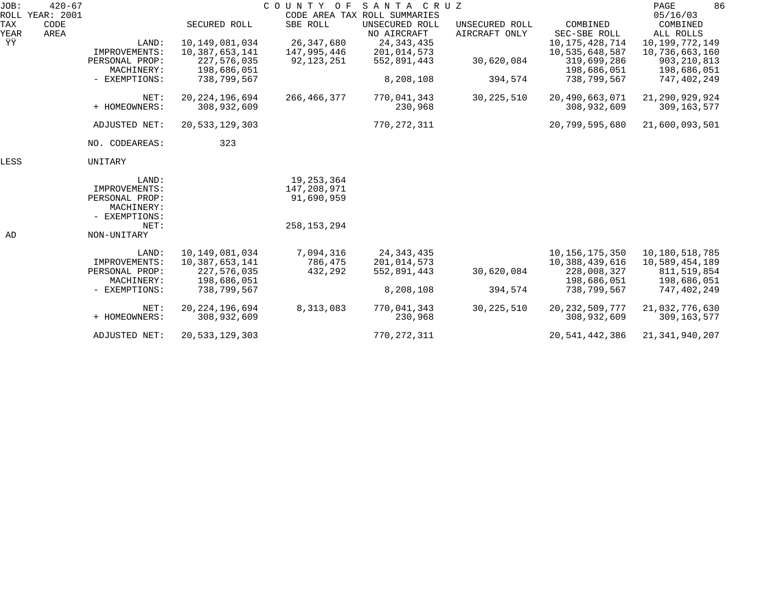JOB: 420-67 COUNTY OF SANTA CRUZ
ROLL YEAR: 2001 CODE AREA TAX ROLL SUMMARIES 05/16/03

| TAX YEAR | CODE AREA | | SECURED ROLL | SBE ROLL | UNSECURED ROLL NO AIRCRAFT | UNSECURED ROLL AIRCRAFT ONLY | COMBINED SEC-SBE ROLL | COMBINED ALL ROLLS |
|---|---|---|---|---|---|---|---|---|
| ÿÿ | | LAND: | 10,149,081,034 | 26,347,680 | 24,343,435 | | 10,175,428,714 | 10,199,772,149 |
| | | IMPROVEMENTS: | 10,387,653,141 | 147,995,446 | 201,014,573 | | 10,535,648,587 | 10,736,663,160 |
| | | PERSONAL PROP: | 227,576,035 | 92,123,251 | 552,891,443 | 30,620,084 | 319,699,286 | 903,210,813 |
| | | MACHINERY: | 198,686,051 | | | | 198,686,051 | 198,686,051 |
| | | - EXEMPTIONS: | 738,799,567 | | 8,208,108 | 394,574 | 738,799,567 | 747,402,249 |
| | | NET: | 20,224,196,694 | 266,466,377 | 770,041,343 | 30,225,510 | 20,490,663,071 | 21,290,929,924 |
| | | + HOMEOWNERS: | 308,932,609 | | 230,968 | | 308,932,609 | 309,163,577 |
| | | ADJUSTED NET: | 20,533,129,303 | | 770,272,311 | | 20,799,595,680 | 21,600,093,501 |
| | | NO. CODEAREAS: | 323 | | | | | |
| LESS | | UNITARY | | | | | | |
| | | LAND: | | 19,253,364 | | | | |
| | | IMPROVEMENTS: | | 147,208,971 | | | | |
| | | PERSONAL PROP: | | 91,690,959 | | | | |
| | | MACHINERY: | | | | | | |
| | | - EXEMPTIONS: | | | | | | |
| | | NET: | | 258,153,294 | | | | |
| AD | | NON-UNITARY | | | | | | |
| | | LAND: | 10,149,081,034 | 7,094,316 | 24,343,435 | | 10,156,175,350 | 10,180,518,785 |
| | | IMPROVEMENTS: | 10,387,653,141 | 786,475 | 201,014,573 | | 10,388,439,616 | 10,589,454,189 |
| | | PERSONAL PROP: | 227,576,035 | 432,292 | 552,891,443 | 30,620,084 | 228,008,327 | 811,519,854 |
| | | MACHINERY: | 198,686,051 | | | | 198,686,051 | 198,686,051 |
| | | - EXEMPTIONS: | 738,799,567 | | 8,208,108 | 394,574 | 738,799,567 | 747,402,249 |
| | | NET: | 20,224,196,694 | 8,313,083 | 770,041,343 | 30,225,510 | 20,232,509,777 | 21,032,776,630 |
| | | + HOMEOWNERS: | 308,932,609 | | 230,968 | | 308,932,609 | 309,163,577 |
| | | ADJUSTED NET: | 20,533,129,303 | | 770,272,311 | | 20,541,442,386 | 21,341,940,207 |